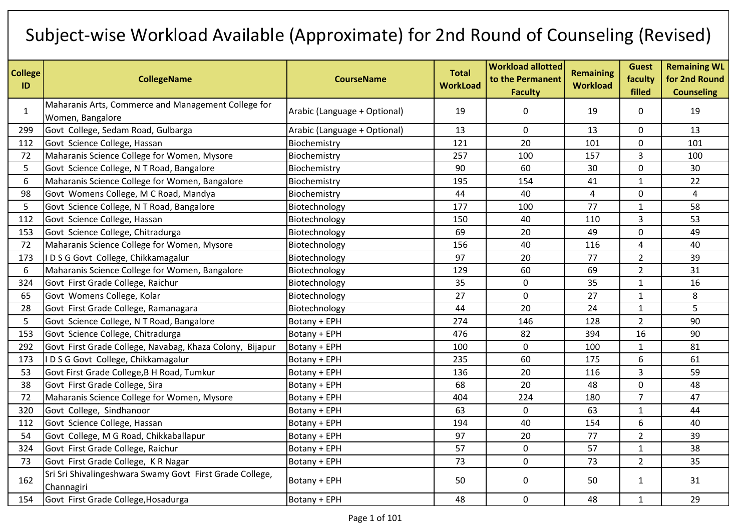# Subject-wise Workload Available (Approximate) for 2nd Round of Counseling (Revised)

| College ID | CollegeName | CourseName | Total WorkLoad | Workload allotted to the Permanent Faculty | Remaining Workload | Guest faculty filled | Remaining WL for 2nd Round Counseling |
|---|---|---|---|---|---|---|---|
| 1 | Maharanis Arts, Commerce and Management College for Women, Bangalore | Arabic (Language + Optional) | 19 | 0 | 19 | 0 | 19 |
| 299 | Govt College, Sedam Road, Gulbarga | Arabic (Language + Optional) | 13 | 0 | 13 | 0 | 13 |
| 112 | Govt Science College, Hassan | Biochemistry | 121 | 20 | 101 | 0 | 101 |
| 72 | Maharanis Science College for Women, Mysore | Biochemistry | 257 | 100 | 157 | 3 | 100 |
| 5 | Govt Science College, N T Road, Bangalore | Biochemistry | 90 | 60 | 30 | 0 | 30 |
| 6 | Maharanis Science College for Women, Bangalore | Biochemistry | 195 | 154 | 41 | 1 | 22 |
| 98 | Govt Womens College, M C Road, Mandya | Biochemistry | 44 | 40 | 4 | 0 | 4 |
| 5 | Govt Science College, N T Road, Bangalore | Biotechnology | 177 | 100 | 77 | 1 | 58 |
| 112 | Govt Science College, Hassan | Biotechnology | 150 | 40 | 110 | 3 | 53 |
| 153 | Govt Science College, Chitradurga | Biotechnology | 69 | 20 | 49 | 0 | 49 |
| 72 | Maharanis Science College for Women, Mysore | Biotechnology | 156 | 40 | 116 | 4 | 40 |
| 173 | I D S G Govt College, Chikkamagalur | Biotechnology | 97 | 20 | 77 | 2 | 39 |
| 6 | Maharanis Science College for Women, Bangalore | Biotechnology | 129 | 60 | 69 | 2 | 31 |
| 324 | Govt First Grade College, Raichur | Biotechnology | 35 | 0 | 35 | 1 | 16 |
| 65 | Govt Womens College, Kolar | Biotechnology | 27 | 0 | 27 | 1 | 8 |
| 28 | Govt First Grade College, Ramanagara | Biotechnology | 44 | 20 | 24 | 1 | 5 |
| 5 | Govt Science College, N T Road, Bangalore | Botany + EPH | 274 | 146 | 128 | 2 | 90 |
| 153 | Govt Science College, Chitradurga | Botany + EPH | 476 | 82 | 394 | 16 | 90 |
| 292 | Govt First Grade College, Navabag, Khaza Colony, Bijapur | Botany + EPH | 100 | 0 | 100 | 1 | 81 |
| 173 | I D S G Govt College, Chikkamagalur | Botany + EPH | 235 | 60 | 175 | 6 | 61 |
| 53 | Govt First Grade College,B H Road, Tumkur | Botany + EPH | 136 | 20 | 116 | 3 | 59 |
| 38 | Govt First Grade College, Sira | Botany + EPH | 68 | 20 | 48 | 0 | 48 |
| 72 | Maharanis Science College for Women, Mysore | Botany + EPH | 404 | 224 | 180 | 7 | 47 |
| 320 | Govt College, Sindhanoor | Botany + EPH | 63 | 0 | 63 | 1 | 44 |
| 112 | Govt Science College, Hassan | Botany + EPH | 194 | 40 | 154 | 6 | 40 |
| 54 | Govt College, M G Road, Chikkaballapur | Botany + EPH | 97 | 20 | 77 | 2 | 39 |
| 324 | Govt First Grade College, Raichur | Botany + EPH | 57 | 0 | 57 | 1 | 38 |
| 73 | Govt First Grade College, K R Nagar | Botany + EPH | 73 | 0 | 73 | 2 | 35 |
| 162 | Sri Sri Shivalingeshwara Swamy Govt First Grade College, Channagiri | Botany + EPH | 50 | 0 | 50 | 1 | 31 |
| 154 | Govt First Grade College,Hosadurga | Botany + EPH | 48 | 0 | 48 | 1 | 29 |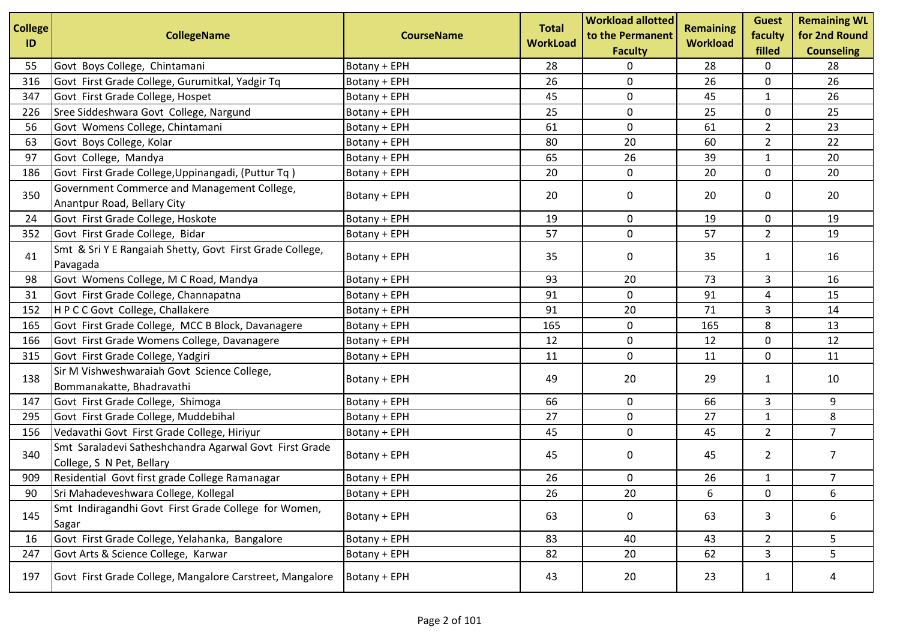| College ID | CollegeName | CourseName | Total WorkLoad | Workload allotted to the Permanent Faculty | Remaining Workload | Guest faculty filled | Remaining WL for 2nd Round Counseling |
|---|---|---|---|---|---|---|---|
| 55 | Govt Boys College, Chintamani | Botany + EPH | 28 | 0 | 28 | 0 | 28 |
| 316 | Govt First Grade College, Gurumitkal, Yadgir Tq | Botany + EPH | 26 | 0 | 26 | 0 | 26 |
| 347 | Govt First Grade College, Hospet | Botany + EPH | 45 | 0 | 45 | 1 | 26 |
| 226 | Sree Siddeshwara Govt College, Nargund | Botany + EPH | 25 | 0 | 25 | 0 | 25 |
| 56 | Govt Womens College, Chintamani | Botany + EPH | 61 | 0 | 61 | 2 | 23 |
| 63 | Govt Boys College, Kolar | Botany + EPH | 80 | 20 | 60 | 2 | 22 |
| 97 | Govt College, Mandya | Botany + EPH | 65 | 26 | 39 | 1 | 20 |
| 186 | Govt First Grade College,Uppinangadi, (Puttur Tq ) | Botany + EPH | 20 | 0 | 20 | 0 | 20 |
| 350 | Government Commerce and Management College, Anantpur Road, Bellary City | Botany + EPH | 20 | 0 | 20 | 0 | 20 |
| 24 | Govt First Grade College, Hoskote | Botany + EPH | 19 | 0 | 19 | 0 | 19 |
| 352 | Govt First Grade College, Bidar | Botany + EPH | 57 | 0 | 57 | 2 | 19 |
| 41 | Smt & Sri Y E Rangaiah Shetty, Govt First Grade College, Pavagada | Botany + EPH | 35 | 0 | 35 | 1 | 16 |
| 98 | Govt Womens College, M C Road, Mandya | Botany + EPH | 93 | 20 | 73 | 3 | 16 |
| 31 | Govt First Grade College, Channapatna | Botany + EPH | 91 | 0 | 91 | 4 | 15 |
| 152 | H P C C Govt College, Challakere | Botany + EPH | 91 | 20 | 71 | 3 | 14 |
| 165 | Govt First Grade College, MCC B Block, Davanagere | Botany + EPH | 165 | 0 | 165 | 8 | 13 |
| 166 | Govt First Grade Womens College, Davanagere | Botany + EPH | 12 | 0 | 12 | 0 | 12 |
| 315 | Govt First Grade College, Yadgiri | Botany + EPH | 11 | 0 | 11 | 0 | 11 |
| 138 | Sir M Vishweshwaraiah Govt Science College, Bommanakatte, Bhadravathi | Botany + EPH | 49 | 20 | 29 | 1 | 10 |
| 147 | Govt First Grade College, Shimoga | Botany + EPH | 66 | 0 | 66 | 3 | 9 |
| 295 | Govt First Grade College, Muddebihal | Botany + EPH | 27 | 0 | 27 | 1 | 8 |
| 156 | Vedavathi Govt First Grade College, Hiriyur | Botany + EPH | 45 | 0 | 45 | 2 | 7 |
| 340 | Smt Saraladevi Satheshchandra Agarwal Govt First Grade College, S N Pet, Bellary | Botany + EPH | 45 | 0 | 45 | 2 | 7 |
| 909 | Residential Govt first grade College Ramanagar | Botany + EPH | 26 | 0 | 26 | 1 | 7 |
| 90 | Sri Mahadeveshwara College, Kollegal | Botany + EPH | 26 | 20 | 6 | 0 | 6 |
| 145 | Smt Indiragandhi Govt First Grade College for Women, Sagar | Botany + EPH | 63 | 0 | 63 | 3 | 6 |
| 16 | Govt First Grade College, Yelahanka, Bangalore | Botany + EPH | 83 | 40 | 43 | 2 | 5 |
| 247 | Govt Arts & Science College, Karwar | Botany + EPH | 82 | 20 | 62 | 3 | 5 |
| 197 | Govt First Grade College, Mangalore Carstreet, Mangalore | Botany + EPH | 43 | 20 | 23 | 1 | 4 |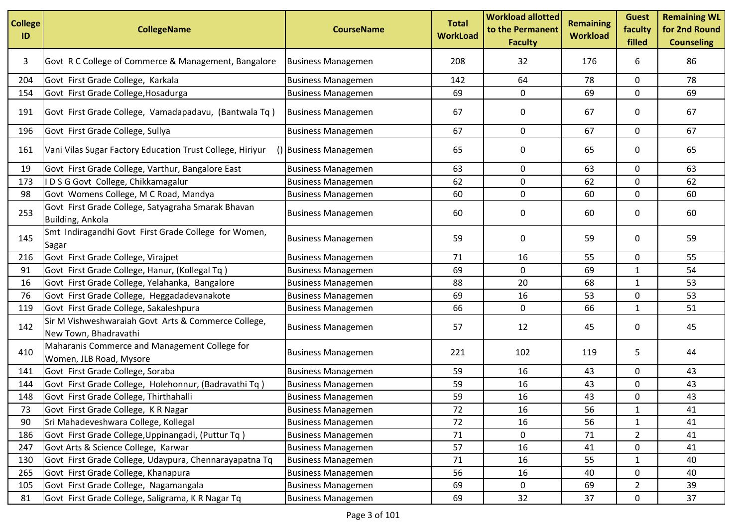| College ID | CollegeName | CourseName | Total WorkLoad | Workload allotted to the Permanent Faculty | Remaining Workload | Guest faculty filled | Remaining WL for 2nd Round Counseling |
|---|---|---|---|---|---|---|---|
| 3 | Govt R C College of Commerce & Management, Bangalore | Business Managemen | 208 | 32 | 176 | 6 | 86 |
| 204 | Govt First Grade College, Karkala | Business Managemen | 142 | 64 | 78 | 0 | 78 |
| 154 | Govt First Grade College,Hosadurga | Business Managemen | 69 | 0 | 69 | 0 | 69 |
| 191 | Govt First Grade College, Vamadapadavu, (Bantwala Tq ) | Business Managemen | 67 | 0 | 67 | 0 | 67 |
| 196 | Govt First Grade College, Sullya | Business Managemen | 67 | 0 | 67 | 0 | 67 |
| 161 | Vani Vilas Sugar Factory Education Trust College, Hiriyur () | Business Managemen | 65 | 0 | 65 | 0 | 65 |
| 19 | Govt First Grade College, Varthur, Bangalore East | Business Managemen | 63 | 0 | 63 | 0 | 63 |
| 173 | I D S G Govt College, Chikkamagalur | Business Managemen | 62 | 0 | 62 | 0 | 62 |
| 98 | Govt Womens College, M C Road, Mandya | Business Managemen | 60 | 0 | 60 | 0 | 60 |
| 253 | Govt First Grade College, Satyagraha Smarak Bhavan Building, Ankola | Business Managemen | 60 | 0 | 60 | 0 | 60 |
| 145 | Smt Indiragandhi Govt First Grade College for Women, Sagar | Business Managemen | 59 | 0 | 59 | 0 | 59 |
| 216 | Govt First Grade College, Virajpet | Business Managemen | 71 | 16 | 55 | 0 | 55 |
| 91 | Govt First Grade College, Hanur, (Kollegal Tq ) | Business Managemen | 69 | 0 | 69 | 1 | 54 |
| 16 | Govt First Grade College, Yelahanka, Bangalore | Business Managemen | 88 | 20 | 68 | 1 | 53 |
| 76 | Govt First Grade College, Heggadadevanakote | Business Managemen | 69 | 16 | 53 | 0 | 53 |
| 119 | Govt First Grade College, Sakaleshpura | Business Managemen | 66 | 0 | 66 | 1 | 51 |
| 142 | Sir M Vishweshwaraiah Govt Arts & Commerce College, New Town, Bhadravathi | Business Managemen | 57 | 12 | 45 | 0 | 45 |
| 410 | Maharanis Commerce and Management College for Women, JLB Road, Mysore | Business Managemen | 221 | 102 | 119 | 5 | 44 |
| 141 | Govt First Grade College, Soraba | Business Managemen | 59 | 16 | 43 | 0 | 43 |
| 144 | Govt First Grade College, Holehonnur, (Badravathi Tq ) | Business Managemen | 59 | 16 | 43 | 0 | 43 |
| 148 | Govt First Grade College, Thirthahalli | Business Managemen | 59 | 16 | 43 | 0 | 43 |
| 73 | Govt First Grade College, K R Nagar | Business Managemen | 72 | 16 | 56 | 1 | 41 |
| 90 | Sri Mahadeveshwara College, Kollegal | Business Managemen | 72 | 16 | 56 | 1 | 41 |
| 186 | Govt First Grade College,Uppinangadi, (Puttur Tq ) | Business Managemen | 71 | 0 | 71 | 2 | 41 |
| 247 | Govt Arts & Science College, Karwar | Business Managemen | 57 | 16 | 41 | 0 | 41 |
| 130 | Govt First Grade College, Udaypura, Chennarayapatna Tq | Business Managemen | 71 | 16 | 55 | 1 | 40 |
| 265 | Govt First Grade College, Khanapura | Business Managemen | 56 | 16 | 40 | 0 | 40 |
| 105 | Govt First Grade College, Nagamangala | Business Managemen | 69 | 0 | 69 | 2 | 39 |
| 81 | Govt First Grade College, Saligrama, K R Nagar Tq | Business Managemen | 69 | 32 | 37 | 0 | 37 |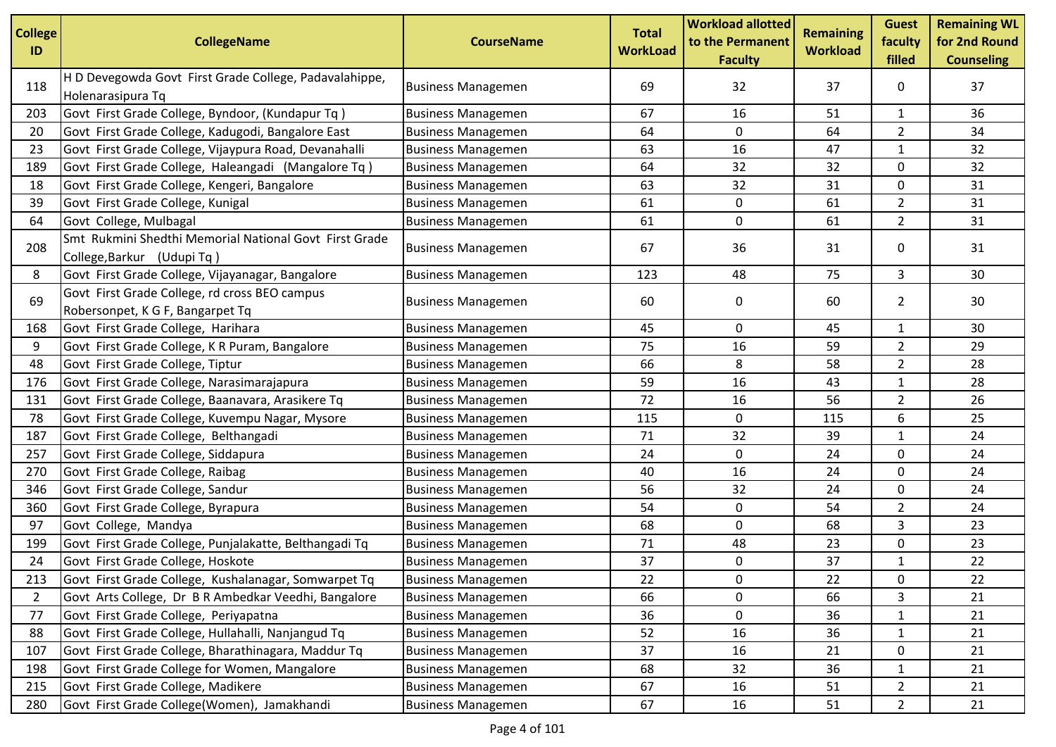| College ID | CollegeName | CourseName | Total WorkLoad | Workload allotted to the Permanent Faculty | Remaining Workload | Guest faculty filled | Remaining WL for 2nd Round Counseling |
|---|---|---|---|---|---|---|---|
| 118 | H D Devegowda Govt First Grade College, Padavalahippe, Holenarasipura Tq | Business Managemen | 69 | 32 | 37 | 0 | 37 |
| 203 | Govt First Grade College, Byndoor, (Kundapur Tq ) | Business Managemen | 67 | 16 | 51 | 1 | 36 |
| 20 | Govt First Grade College, Kadugodi, Bangalore East | Business Managemen | 64 | 0 | 64 | 2 | 34 |
| 23 | Govt First Grade College, Vijaypura Road, Devanahalli | Business Managemen | 63 | 16 | 47 | 1 | 32 |
| 189 | Govt First Grade College, Haleangadi (Mangalore Tq ) | Business Managemen | 64 | 32 | 32 | 0 | 32 |
| 18 | Govt First Grade College, Kengeri, Bangalore | Business Managemen | 63 | 32 | 31 | 0 | 31 |
| 39 | Govt First Grade College, Kunigal | Business Managemen | 61 | 0 | 61 | 2 | 31 |
| 64 | Govt College, Mulbagal | Business Managemen | 61 | 0 | 61 | 2 | 31 |
| 208 | Smt Rukmini Shedthi Memorial National Govt First Grade College,Barkur (Udupi Tq ) | Business Managemen | 67 | 36 | 31 | 0 | 31 |
| 8 | Govt First Grade College, Vijayanagar, Bangalore | Business Managemen | 123 | 48 | 75 | 3 | 30 |
| 69 | Govt First Grade College, rd cross BEO campus Robersonpet, K G F, Bangarpet Tq | Business Managemen | 60 | 0 | 60 | 2 | 30 |
| 168 | Govt First Grade College, Harihara | Business Managemen | 45 | 0 | 45 | 1 | 30 |
| 9 | Govt First Grade College, K R Puram, Bangalore | Business Managemen | 75 | 16 | 59 | 2 | 29 |
| 48 | Govt First Grade College, Tiptur | Business Managemen | 66 | 8 | 58 | 2 | 28 |
| 176 | Govt First Grade College, Narasimarajapura | Business Managemen | 59 | 16 | 43 | 1 | 28 |
| 131 | Govt First Grade College, Baanavara, Arasikere Tq | Business Managemen | 72 | 16 | 56 | 2 | 26 |
| 78 | Govt First Grade College, Kuvempu Nagar, Mysore | Business Managemen | 115 | 0 | 115 | 6 | 25 |
| 187 | Govt First Grade College, Belthangadi | Business Managemen | 71 | 32 | 39 | 1 | 24 |
| 257 | Govt First Grade College, Siddapura | Business Managemen | 24 | 0 | 24 | 0 | 24 |
| 270 | Govt First Grade College, Raibag | Business Managemen | 40 | 16 | 24 | 0 | 24 |
| 346 | Govt First Grade College, Sandur | Business Managemen | 56 | 32 | 24 | 0 | 24 |
| 360 | Govt First Grade College, Byrapura | Business Managemen | 54 | 0 | 54 | 2 | 24 |
| 97 | Govt College, Mandya | Business Managemen | 68 | 0 | 68 | 3 | 23 |
| 199 | Govt First Grade College, Punjalakatte, Belthangadi Tq | Business Managemen | 71 | 48 | 23 | 0 | 23 |
| 24 | Govt First Grade College, Hoskote | Business Managemen | 37 | 0 | 37 | 1 | 22 |
| 213 | Govt First Grade College, Kushalanagar, Somwarpet Tq | Business Managemen | 22 | 0 | 22 | 0 | 22 |
| 2 | Govt Arts College, Dr B R Ambedkar Veedhi, Bangalore | Business Managemen | 66 | 0 | 66 | 3 | 21 |
| 77 | Govt First Grade College, Periyapatna | Business Managemen | 36 | 0 | 36 | 1 | 21 |
| 88 | Govt First Grade College, Hullahalli, Nanjangud Tq | Business Managemen | 52 | 16 | 36 | 1 | 21 |
| 107 | Govt First Grade College, Bharathinagara, Maddur Tq | Business Managemen | 37 | 16 | 21 | 0 | 21 |
| 198 | Govt First Grade College for Women, Mangalore | Business Managemen | 68 | 32 | 36 | 1 | 21 |
| 215 | Govt First Grade College, Madikere | Business Managemen | 67 | 16 | 51 | 2 | 21 |
| 280 | Govt First Grade College(Women), Jamakhandi | Business Managemen | 67 | 16 | 51 | 2 | 21 |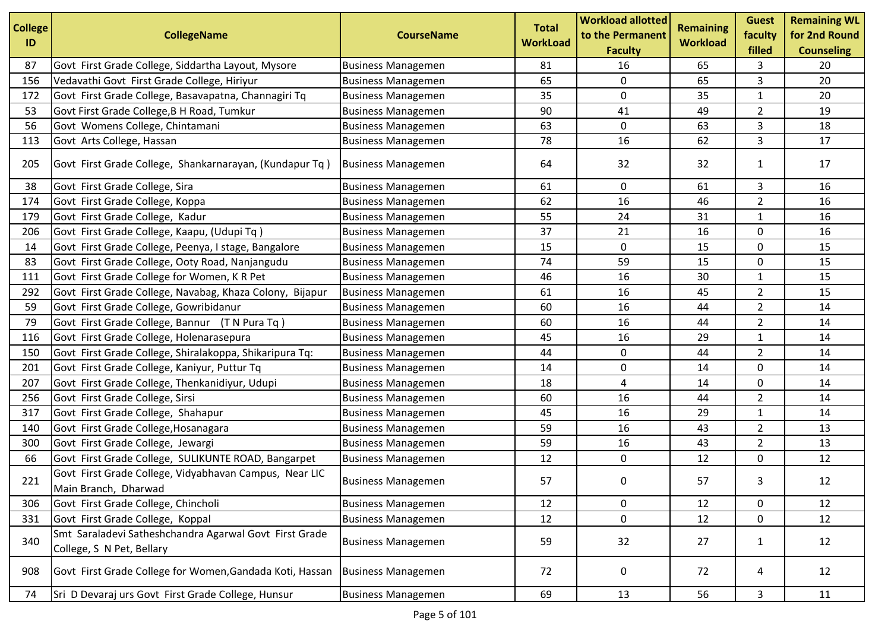| College ID | CollegeName | CourseName | Total WorkLoad | Workload allotted to the Permanent Faculty | Remaining Workload | Guest faculty filled | Remaining WL for 2nd Round Counseling |
|---|---|---|---|---|---|---|---|
| 87 | Govt First Grade College, Siddartha Layout, Mysore | Business Managemen | 81 | 16 | 65 | 3 | 20 |
| 156 | Vedavathi Govt First Grade College, Hiriyur | Business Managemen | 65 | 0 | 65 | 3 | 20 |
| 172 | Govt First Grade College, Basavapatna, Channagiri Tq | Business Managemen | 35 | 0 | 35 | 1 | 20 |
| 53 | Govt First Grade College,B H Road, Tumkur | Business Managemen | 90 | 41 | 49 | 2 | 19 |
| 56 | Govt Womens College, Chintamani | Business Managemen | 63 | 0 | 63 | 3 | 18 |
| 113 | Govt Arts College, Hassan | Business Managemen | 78 | 16 | 62 | 3 | 17 |
| 205 | Govt First Grade College, Shankarnarayan, (Kundapur Tq ) | Business Managemen | 64 | 32 | 32 | 1 | 17 |
| 38 | Govt First Grade College, Sira | Business Managemen | 61 | 0 | 61 | 3 | 16 |
| 174 | Govt First Grade College, Koppa | Business Managemen | 62 | 16 | 46 | 2 | 16 |
| 179 | Govt First Grade College, Kadur | Business Managemen | 55 | 24 | 31 | 1 | 16 |
| 206 | Govt First Grade College, Kaapu, (Udupi Tq ) | Business Managemen | 37 | 21 | 16 | 0 | 16 |
| 14 | Govt First Grade College, Peenya, I stage, Bangalore | Business Managemen | 15 | 0 | 15 | 0 | 15 |
| 83 | Govt First Grade College, Ooty Road, Nanjangudu | Business Managemen | 74 | 59 | 15 | 0 | 15 |
| 111 | Govt First Grade College for Women, K R Pet | Business Managemen | 46 | 16 | 30 | 1 | 15 |
| 292 | Govt First Grade College, Navabag, Khaza Colony, Bijapur | Business Managemen | 61 | 16 | 45 | 2 | 15 |
| 59 | Govt First Grade College, Gowribidanur | Business Managemen | 60 | 16 | 44 | 2 | 14 |
| 79 | Govt First Grade College, Bannur (T N Pura Tq ) | Business Managemen | 60 | 16 | 44 | 2 | 14 |
| 116 | Govt First Grade College, Holenarasepura | Business Managemen | 45 | 16 | 29 | 1 | 14 |
| 150 | Govt First Grade College, Shiralakoppa, Shikaripura Tq: | Business Managemen | 44 | 0 | 44 | 2 | 14 |
| 201 | Govt First Grade College, Kaniyur, Puttur Tq | Business Managemen | 14 | 0 | 14 | 0 | 14 |
| 207 | Govt First Grade College, Thenkanidiyur, Udupi | Business Managemen | 18 | 4 | 14 | 0 | 14 |
| 256 | Govt First Grade College, Sirsi | Business Managemen | 60 | 16 | 44 | 2 | 14 |
| 317 | Govt First Grade College, Shahapur | Business Managemen | 45 | 16 | 29 | 1 | 14 |
| 140 | Govt First Grade College,Hosanagara | Business Managemen | 59 | 16 | 43 | 2 | 13 |
| 300 | Govt First Grade College, Jewargi | Business Managemen | 59 | 16 | 43 | 2 | 13 |
| 66 | Govt First Grade College, SULIKUNTE ROAD, Bangarpet | Business Managemen | 12 | 0 | 12 | 0 | 12 |
| 221 | Govt First Grade College, Vidyabhavan Campus, Near LIC Main Branch, Dharwad | Business Managemen | 57 | 0 | 57 | 3 | 12 |
| 306 | Govt First Grade College, Chincholi | Business Managemen | 12 | 0 | 12 | 0 | 12 |
| 331 | Govt First Grade College, Koppal | Business Managemen | 12 | 0 | 12 | 0 | 12 |
| 340 | Smt Saraladevi Satheshchandra Agarwal Govt First Grade College, S N Pet, Bellary | Business Managemen | 59 | 32 | 27 | 1 | 12 |
| 908 | Govt First Grade College for Women,Gandada Koti, Hassan | Business Managemen | 72 | 0 | 72 | 4 | 12 |
| 74 | Sri D Devaraj urs Govt First Grade College, Hunsur | Business Managemen | 69 | 13 | 56 | 3 | 11 |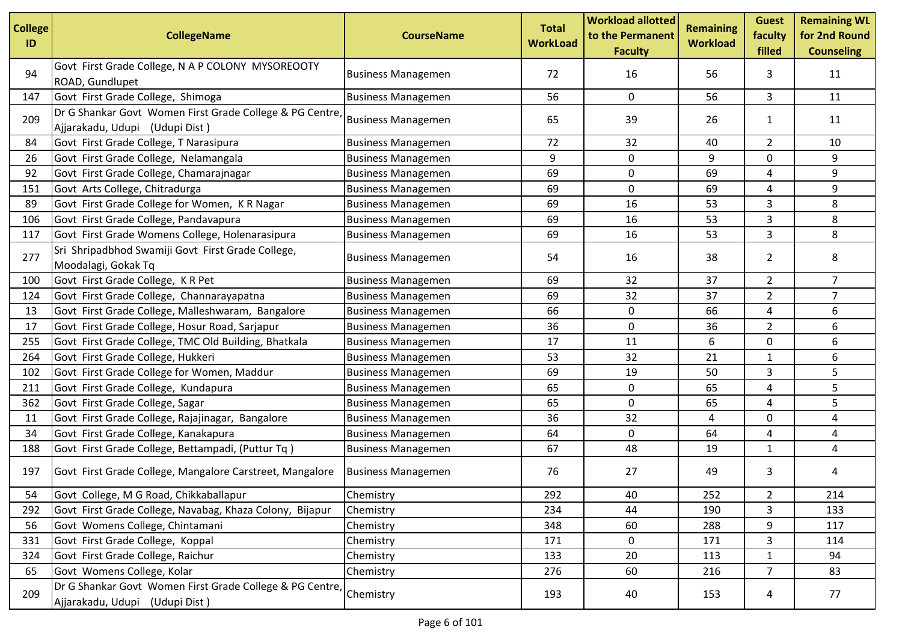| College ID | CollegeName | CourseName | Total WorkLoad | Workload allotted to the Permanent Faculty | Remaining Workload | Guest faculty filled | Remaining WL for 2nd Round Counseling |
|---|---|---|---|---|---|---|---|
| 94 | Govt First Grade College, N A P COLONY MYSOREOOTY ROAD, Gundlupet | Business Managemen | 72 | 16 | 56 | 3 | 11 |
| 147 | Govt First Grade College, Shimoga | Business Managemen | 56 | 0 | 56 | 3 | 11 |
| 209 | Dr G Shankar Govt Women First Grade College & PG Centre, Ajjarakadu, Udupi (Udupi Dist ) | Business Managemen | 65 | 39 | 26 | 1 | 11 |
| 84 | Govt First Grade College, T Narasipura | Business Managemen | 72 | 32 | 40 | 2 | 10 |
| 26 | Govt First Grade College, Nelamangala | Business Managemen | 9 | 0 | 9 | 0 | 9 |
| 92 | Govt First Grade College, Chamarajnagar | Business Managemen | 69 | 0 | 69 | 4 | 9 |
| 151 | Govt Arts College, Chitradurga | Business Managemen | 69 | 0 | 69 | 4 | 9 |
| 89 | Govt First Grade College for Women, K R Nagar | Business Managemen | 69 | 16 | 53 | 3 | 8 |
| 106 | Govt First Grade College, Pandavapura | Business Managemen | 69 | 16 | 53 | 3 | 8 |
| 117 | Govt First Grade Womens College, Holenarasipura | Business Managemen | 69 | 16 | 53 | 3 | 8 |
| 277 | Sri Shripadbhod Swamiji Govt First Grade College, Moodalagi, Gokak Tq | Business Managemen | 54 | 16 | 38 | 2 | 8 |
| 100 | Govt First Grade College, K R Pet | Business Managemen | 69 | 32 | 37 | 2 | 7 |
| 124 | Govt First Grade College, Channarayapatna | Business Managemen | 69 | 32 | 37 | 2 | 7 |
| 13 | Govt First Grade College, Malleshwaram, Bangalore | Business Managemen | 66 | 0 | 66 | 4 | 6 |
| 17 | Govt First Grade College, Hosur Road, Sarjapur | Business Managemen | 36 | 0 | 36 | 2 | 6 |
| 255 | Govt First Grade College, TMC Old Building, Bhatkala | Business Managemen | 17 | 11 | 6 | 0 | 6 |
| 264 | Govt First Grade College, Hukkeri | Business Managemen | 53 | 32 | 21 | 1 | 6 |
| 102 | Govt First Grade College for Women, Maddur | Business Managemen | 69 | 19 | 50 | 3 | 5 |
| 211 | Govt First Grade College, Kundapura | Business Managemen | 65 | 0 | 65 | 4 | 5 |
| 362 | Govt First Grade College, Sagar | Business Managemen | 65 | 0 | 65 | 4 | 5 |
| 11 | Govt First Grade College, Rajajinagar, Bangalore | Business Managemen | 36 | 32 | 4 | 0 | 4 |
| 34 | Govt First Grade College, Kanakapura | Business Managemen | 64 | 0 | 64 | 4 | 4 |
| 188 | Govt First Grade College, Bettampadi, (Puttur Tq ) | Business Managemen | 67 | 48 | 19 | 1 | 4 |
| 197 | Govt First Grade College, Mangalore Carstreet, Mangalore | Business Managemen | 76 | 27 | 49 | 3 | 4 |
| 54 | Govt College, M G Road, Chikkaballapur | Chemistry | 292 | 40 | 252 | 2 | 214 |
| 292 | Govt First Grade College, Navabag, Khaza Colony, Bijapur | Chemistry | 234 | 44 | 190 | 3 | 133 |
| 56 | Govt Womens College, Chintamani | Chemistry | 348 | 60 | 288 | 9 | 117 |
| 331 | Govt First Grade College, Koppal | Chemistry | 171 | 0 | 171 | 3 | 114 |
| 324 | Govt First Grade College, Raichur | Chemistry | 133 | 20 | 113 | 1 | 94 |
| 65 | Govt Womens College, Kolar | Chemistry | 276 | 60 | 216 | 7 | 83 |
| 209 | Dr G Shankar Govt Women First Grade College & PG Centre, Ajjarakadu, Udupi (Udupi Dist ) | Chemistry | 193 | 40 | 153 | 4 | 77 |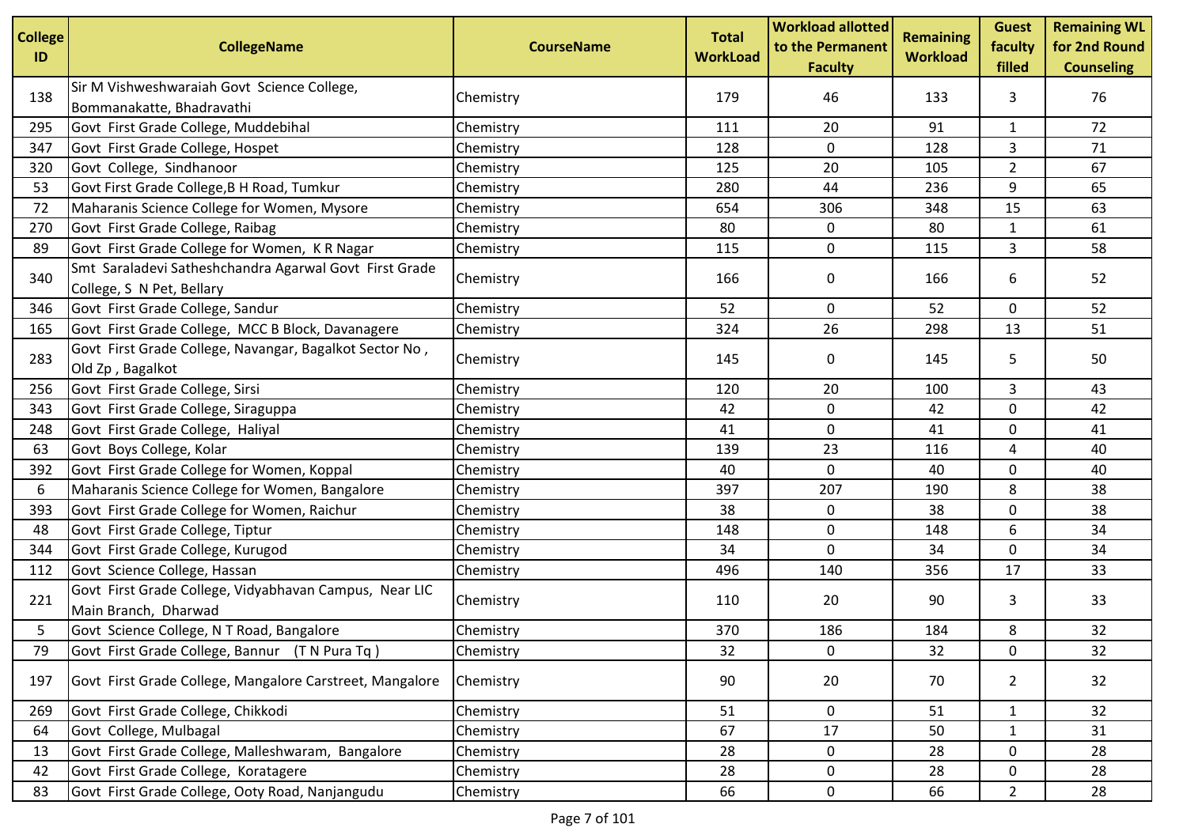| College ID | CollegeName | CourseName | Total WorkLoad | Workload allotted to the Permanent Faculty | Remaining Workload | Guest faculty filled | Remaining WL for 2nd Round Counseling |
|---|---|---|---|---|---|---|---|
| 138 | Sir M Vishweshwaraiah Govt Science College, Bommanakatte, Bhadravathi | Chemistry | 179 | 46 | 133 | 3 | 76 |
| 295 | Govt First Grade College, Muddebihal | Chemistry | 111 | 20 | 91 | 1 | 72 |
| 347 | Govt First Grade College, Hospet | Chemistry | 128 | 0 | 128 | 3 | 71 |
| 320 | Govt College, Sindhanoor | Chemistry | 125 | 20 | 105 | 2 | 67 |
| 53 | Govt First Grade College,B H Road, Tumkur | Chemistry | 280 | 44 | 236 | 9 | 65 |
| 72 | Maharanis Science College for Women, Mysore | Chemistry | 654 | 306 | 348 | 15 | 63 |
| 270 | Govt First Grade College, Raibag | Chemistry | 80 | 0 | 80 | 1 | 61 |
| 89 | Govt First Grade College for Women, K R Nagar | Chemistry | 115 | 0 | 115 | 3 | 58 |
| 340 | Smt Saraladevi Satheshchandra Agarwal Govt First Grade College, S N Pet, Bellary | Chemistry | 166 | 0 | 166 | 6 | 52 |
| 346 | Govt First Grade College, Sandur | Chemistry | 52 | 0 | 52 | 0 | 52 |
| 165 | Govt First Grade College, MCC B Block, Davanagere | Chemistry | 324 | 26 | 298 | 13 | 51 |
| 283 | Govt First Grade College, Navangar, Bagalkot Sector No , Old Zp , Bagalkot | Chemistry | 145 | 0 | 145 | 5 | 50 |
| 256 | Govt First Grade College, Sirsi | Chemistry | 120 | 20 | 100 | 3 | 43 |
| 343 | Govt First Grade College, Siraguppa | Chemistry | 42 | 0 | 42 | 0 | 42 |
| 248 | Govt First Grade College, Haliyal | Chemistry | 41 | 0 | 41 | 0 | 41 |
| 63 | Govt Boys College, Kolar | Chemistry | 139 | 23 | 116 | 4 | 40 |
| 392 | Govt First Grade College for Women, Koppal | Chemistry | 40 | 0 | 40 | 0 | 40 |
| 6 | Maharanis Science College for Women, Bangalore | Chemistry | 397 | 207 | 190 | 8 | 38 |
| 393 | Govt First Grade College for Women, Raichur | Chemistry | 38 | 0 | 38 | 0 | 38 |
| 48 | Govt First Grade College, Tiptur | Chemistry | 148 | 0 | 148 | 6 | 34 |
| 344 | Govt First Grade College, Kurugod | Chemistry | 34 | 0 | 34 | 0 | 34 |
| 112 | Govt Science College, Hassan | Chemistry | 496 | 140 | 356 | 17 | 33 |
| 221 | Govt First Grade College, Vidyabhavan Campus, Near LIC Main Branch, Dharwad | Chemistry | 110 | 20 | 90 | 3 | 33 |
| 5 | Govt Science College, N T Road, Bangalore | Chemistry | 370 | 186 | 184 | 8 | 32 |
| 79 | Govt First Grade College, Bannur (T N Pura Tq ) | Chemistry | 32 | 0 | 32 | 0 | 32 |
| 197 | Govt First Grade College, Mangalore Carstreet, Mangalore | Chemistry | 90 | 20 | 70 | 2 | 32 |
| 269 | Govt First Grade College, Chikkodi | Chemistry | 51 | 0 | 51 | 1 | 32 |
| 64 | Govt College, Mulbagal | Chemistry | 67 | 17 | 50 | 1 | 31 |
| 13 | Govt First Grade College, Malleshwaram, Bangalore | Chemistry | 28 | 0 | 28 | 0 | 28 |
| 42 | Govt First Grade College, Koratagere | Chemistry | 28 | 0 | 28 | 0 | 28 |
| 83 | Govt First Grade College, Ooty Road, Nanjangudu | Chemistry | 66 | 0 | 66 | 2 | 28 |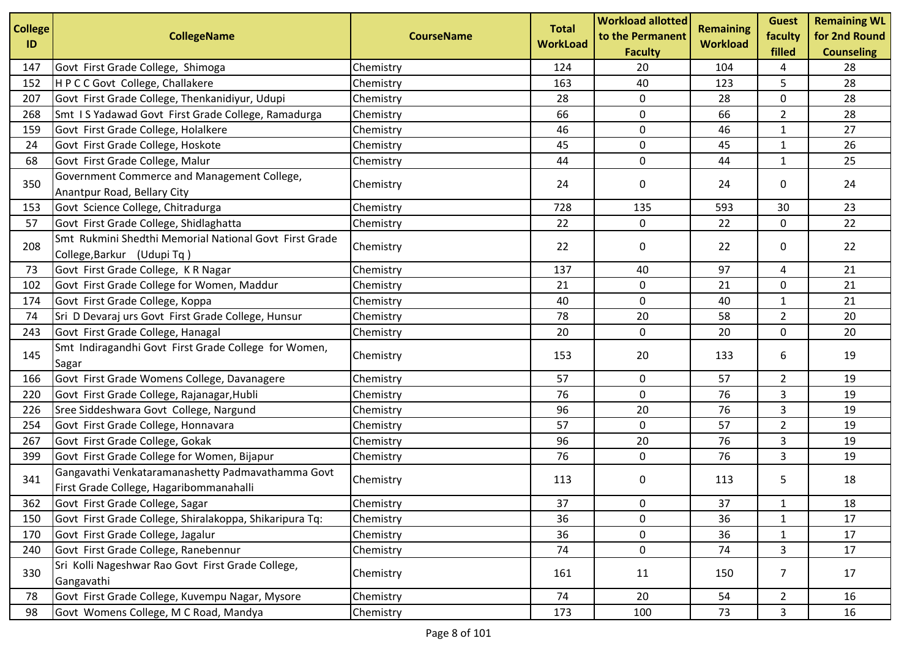| College ID | CollegeName | CourseName | Total WorkLoad | Workload allotted to the Permanent Faculty | Remaining Workload | Guest faculty filled | Remaining WL for 2nd Round Counseling |
|---|---|---|---|---|---|---|---|
| 147 | Govt First Grade College, Shimoga | Chemistry | 124 | 20 | 104 | 4 | 28 |
| 152 | H P C C Govt College, Challakere | Chemistry | 163 | 40 | 123 | 5 | 28 |
| 207 | Govt First Grade College, Thenkanidiyur, Udupi | Chemistry | 28 | 0 | 28 | 0 | 28 |
| 268 | Smt I S Yadawad Govt First Grade College, Ramadurga | Chemistry | 66 | 0 | 66 | 2 | 28 |
| 159 | Govt First Grade College, Holalkere | Chemistry | 46 | 0 | 46 | 1 | 27 |
| 24 | Govt First Grade College, Hoskote | Chemistry | 45 | 0 | 45 | 1 | 26 |
| 68 | Govt First Grade College, Malur | Chemistry | 44 | 0 | 44 | 1 | 25 |
| 350 | Government Commerce and Management College, Anantpur Road, Bellary City | Chemistry | 24 | 0 | 24 | 0 | 24 |
| 153 | Govt Science College, Chitradurga | Chemistry | 728 | 135 | 593 | 30 | 23 |
| 57 | Govt First Grade College, Shidlaghatta | Chemistry | 22 | 0 | 22 | 0 | 22 |
| 208 | Smt Rukmini Shedthi Memorial National Govt First Grade College,Barkur (Udupi Tq ) | Chemistry | 22 | 0 | 22 | 0 | 22 |
| 73 | Govt First Grade College, K R Nagar | Chemistry | 137 | 40 | 97 | 4 | 21 |
| 102 | Govt First Grade College for Women, Maddur | Chemistry | 21 | 0 | 21 | 0 | 21 |
| 174 | Govt First Grade College, Koppa | Chemistry | 40 | 0 | 40 | 1 | 21 |
| 74 | Sri D Devaraj urs Govt First Grade College, Hunsur | Chemistry | 78 | 20 | 58 | 2 | 20 |
| 243 | Govt First Grade College, Hanagal | Chemistry | 20 | 0 | 20 | 0 | 20 |
| 145 | Smt Indiragandhi Govt First Grade College for Women, Sagar | Chemistry | 153 | 20 | 133 | 6 | 19 |
| 166 | Govt First Grade Womens College, Davanagere | Chemistry | 57 | 0 | 57 | 2 | 19 |
| 220 | Govt First Grade College, Rajanagar,Hubli | Chemistry | 76 | 0 | 76 | 3 | 19 |
| 226 | Sree Siddeshwara Govt College, Nargund | Chemistry | 96 | 20 | 76 | 3 | 19 |
| 254 | Govt First Grade College, Honnavara | Chemistry | 57 | 0 | 57 | 2 | 19 |
| 267 | Govt First Grade College, Gokak | Chemistry | 96 | 20 | 76 | 3 | 19 |
| 399 | Govt First Grade College for Women, Bijapur | Chemistry | 76 | 0 | 76 | 3 | 19 |
| 341 | Gangavathi Venkataramanashetty Padmavathamma Govt First Grade College, Hagaribommanahalli | Chemistry | 113 | 0 | 113 | 5 | 18 |
| 362 | Govt First Grade College, Sagar | Chemistry | 37 | 0 | 37 | 1 | 18 |
| 150 | Govt First Grade College, Shiralakoppa, Shikaripura Tq: | Chemistry | 36 | 0 | 36 | 1 | 17 |
| 170 | Govt First Grade College, Jagalur | Chemistry | 36 | 0 | 36 | 1 | 17 |
| 240 | Govt First Grade College, Ranebennur | Chemistry | 74 | 0 | 74 | 3 | 17 |
| 330 | Sri Kolli Nageshwar Rao Govt First Grade College, Gangavathi | Chemistry | 161 | 11 | 150 | 7 | 17 |
| 78 | Govt First Grade College, Kuvempu Nagar, Mysore | Chemistry | 74 | 20 | 54 | 2 | 16 |
| 98 | Govt Womens College, M C Road, Mandya | Chemistry | 173 | 100 | 73 | 3 | 16 |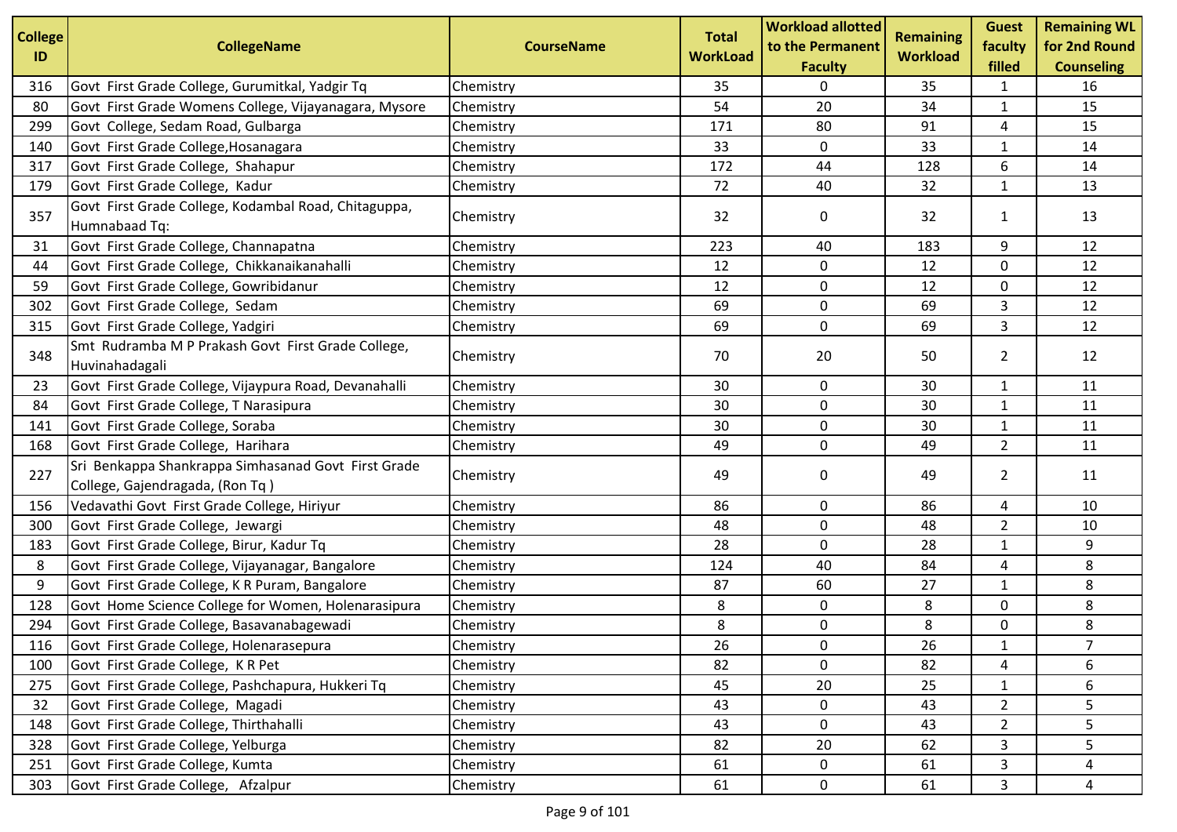| College ID | CollegeName | CourseName | Total WorkLoad | Workload allotted to the Permanent Faculty | Remaining Workload | Guest faculty filled | Remaining WL for 2nd Round Counseling |
|---|---|---|---|---|---|---|---|
| 316 | Govt First Grade College, Gurumitkal, Yadgir Tq | Chemistry | 35 | 0 | 35 | 1 | 16 |
| 80 | Govt First Grade Womens College, Vijayanagara, Mysore | Chemistry | 54 | 20 | 34 | 1 | 15 |
| 299 | Govt College, Sedam Road, Gulbarga | Chemistry | 171 | 80 | 91 | 4 | 15 |
| 140 | Govt First Grade College,Hosanagara | Chemistry | 33 | 0 | 33 | 1 | 14 |
| 317 | Govt First Grade College, Shahapur | Chemistry | 172 | 44 | 128 | 6 | 14 |
| 179 | Govt First Grade College, Kadur | Chemistry | 72 | 40 | 32 | 1 | 13 |
| 357 | Govt First Grade College, Kodambal Road, Chitaguppa, Humnabaad Tq: | Chemistry | 32 | 0 | 32 | 1 | 13 |
| 31 | Govt First Grade College, Channapatna | Chemistry | 223 | 40 | 183 | 9 | 12 |
| 44 | Govt First Grade College, Chikkanaikanahalli | Chemistry | 12 | 0 | 12 | 0 | 12 |
| 59 | Govt First Grade College, Gowribidanur | Chemistry | 12 | 0 | 12 | 0 | 12 |
| 302 | Govt First Grade College, Sedam | Chemistry | 69 | 0 | 69 | 3 | 12 |
| 315 | Govt First Grade College, Yadgiri | Chemistry | 69 | 0 | 69 | 3 | 12 |
| 348 | Smt Rudramba M P Prakash Govt First Grade College, Huvinahadagali | Chemistry | 70 | 20 | 50 | 2 | 12 |
| 23 | Govt First Grade College, Vijaypura Road, Devanahalli | Chemistry | 30 | 0 | 30 | 1 | 11 |
| 84 | Govt First Grade College, T Narasipura | Chemistry | 30 | 0 | 30 | 1 | 11 |
| 141 | Govt First Grade College, Soraba | Chemistry | 30 | 0 | 30 | 1 | 11 |
| 168 | Govt First Grade College, Harihara | Chemistry | 49 | 0 | 49 | 2 | 11 |
| 227 | Sri Benkappa Shankrappa Simhasanad Govt First Grade College, Gajendragada, (Ron Tq ) | Chemistry | 49 | 0 | 49 | 2 | 11 |
| 156 | Vedavathi Govt First Grade College, Hiriyur | Chemistry | 86 | 0 | 86 | 4 | 10 |
| 300 | Govt First Grade College, Jewargi | Chemistry | 48 | 0 | 48 | 2 | 10 |
| 183 | Govt First Grade College, Birur, Kadur Tq | Chemistry | 28 | 0 | 28 | 1 | 9 |
| 8 | Govt First Grade College, Vijayanagar, Bangalore | Chemistry | 124 | 40 | 84 | 4 | 8 |
| 9 | Govt First Grade College, K R Puram, Bangalore | Chemistry | 87 | 60 | 27 | 1 | 8 |
| 128 | Govt Home Science College for Women, Holenarasipura | Chemistry | 8 | 0 | 8 | 0 | 8 |
| 294 | Govt First Grade College, Basavanabagewadi | Chemistry | 8 | 0 | 8 | 0 | 8 |
| 116 | Govt First Grade College, Holenarasepura | Chemistry | 26 | 0 | 26 | 1 | 7 |
| 100 | Govt First Grade College, K R Pet | Chemistry | 82 | 0 | 82 | 4 | 6 |
| 275 | Govt First Grade College, Pashchapura, Hukkeri Tq | Chemistry | 45 | 20 | 25 | 1 | 6 |
| 32 | Govt First Grade College, Magadi | Chemistry | 43 | 0 | 43 | 2 | 5 |
| 148 | Govt First Grade College, Thirthahalli | Chemistry | 43 | 0 | 43 | 2 | 5 |
| 328 | Govt First Grade College, Yelburga | Chemistry | 82 | 20 | 62 | 3 | 5 |
| 251 | Govt First Grade College, Kumta | Chemistry | 61 | 0 | 61 | 3 | 4 |
| 303 | Govt First Grade College, Afzalpur | Chemistry | 61 | 0 | 61 | 3 | 4 |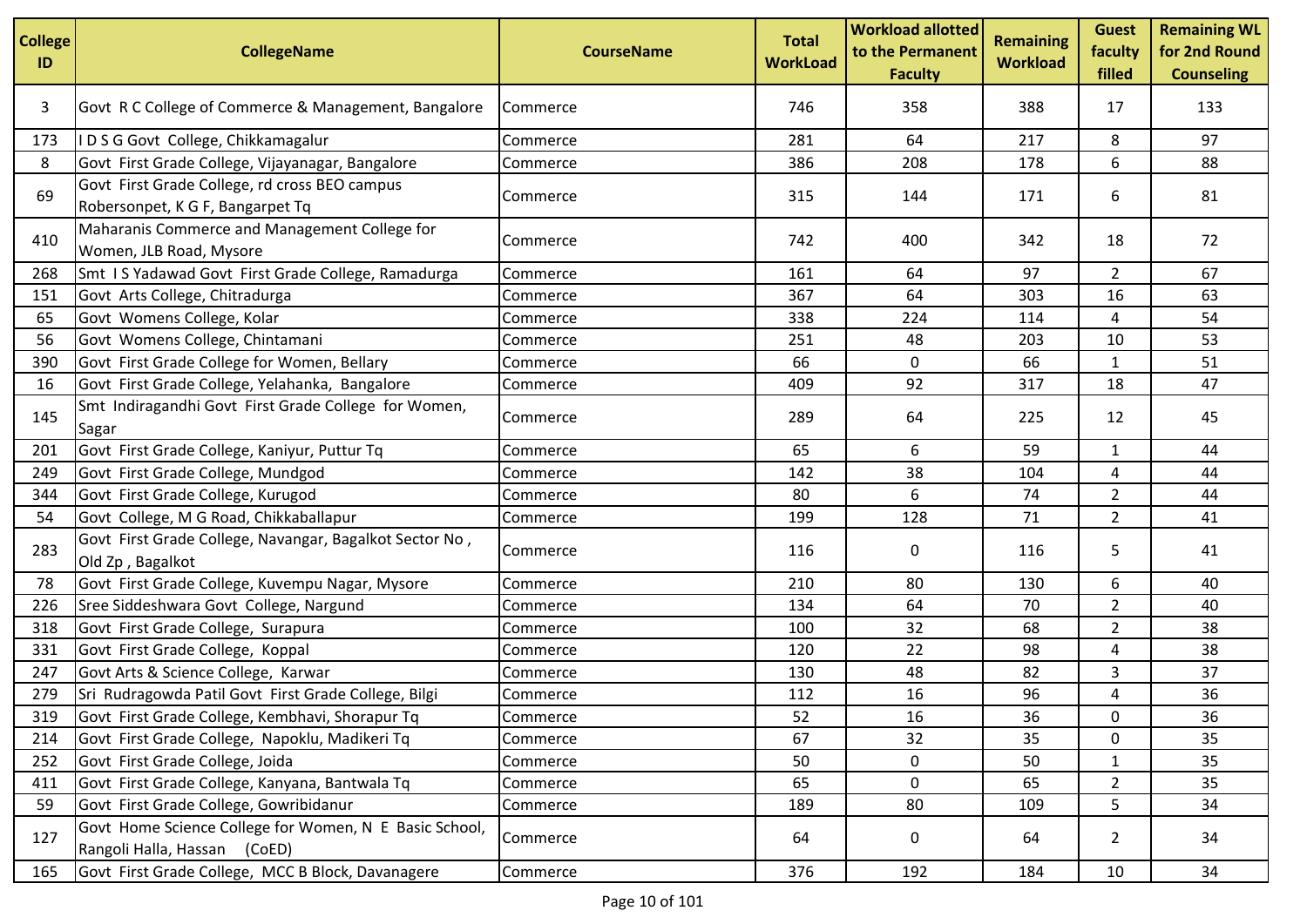| College ID | CollegeName | CourseName | Total WorkLoad | Workload allotted to the Permanent Faculty | Remaining Workload | Guest faculty filled | Remaining WL for 2nd Round Counseling |
|---|---|---|---|---|---|---|---|
| 3 | Govt R C College of Commerce & Management, Bangalore | Commerce | 746 | 358 | 388 | 17 | 133 |
| 173 | I D S G Govt College, Chikkamagalur | Commerce | 281 | 64 | 217 | 8 | 97 |
| 8 | Govt First Grade College, Vijayanagar, Bangalore | Commerce | 386 | 208 | 178 | 6 | 88 |
| 69 | Govt First Grade College, rd cross BEO campus Robersonpet, K G F, Bangarpet Tq | Commerce | 315 | 144 | 171 | 6 | 81 |
| 410 | Maharanis Commerce and Management College for Women, JLB Road, Mysore | Commerce | 742 | 400 | 342 | 18 | 72 |
| 268 | Smt I S Yadawad Govt First Grade College, Ramadurga | Commerce | 161 | 64 | 97 | 2 | 67 |
| 151 | Govt Arts College, Chitradurga | Commerce | 367 | 64 | 303 | 16 | 63 |
| 65 | Govt Womens College, Kolar | Commerce | 338 | 224 | 114 | 4 | 54 |
| 56 | Govt Womens College, Chintamani | Commerce | 251 | 48 | 203 | 10 | 53 |
| 390 | Govt First Grade College for Women, Bellary | Commerce | 66 | 0 | 66 | 1 | 51 |
| 16 | Govt First Grade College, Yelahanka, Bangalore | Commerce | 409 | 92 | 317 | 18 | 47 |
| 145 | Smt Indiragandhi Govt First Grade College for Women, Sagar | Commerce | 289 | 64 | 225 | 12 | 45 |
| 201 | Govt First Grade College, Kaniyur, Puttur Tq | Commerce | 65 | 6 | 59 | 1 | 44 |
| 249 | Govt First Grade College, Mundgod | Commerce | 142 | 38 | 104 | 4 | 44 |
| 344 | Govt First Grade College, Kurugod | Commerce | 80 | 6 | 74 | 2 | 44 |
| 54 | Govt College, M G Road, Chikkaballapur | Commerce | 199 | 128 | 71 | 2 | 41 |
| 283 | Govt First Grade College, Navangar, Bagalkot Sector No , Old Zp , Bagalkot | Commerce | 116 | 0 | 116 | 5 | 41 |
| 78 | Govt First Grade College, Kuvempu Nagar, Mysore | Commerce | 210 | 80 | 130 | 6 | 40 |
| 226 | Sree Siddeshwara Govt College, Nargund | Commerce | 134 | 64 | 70 | 2 | 40 |
| 318 | Govt First Grade College, Surapura | Commerce | 100 | 32 | 68 | 2 | 38 |
| 331 | Govt First Grade College, Koppal | Commerce | 120 | 22 | 98 | 4 | 38 |
| 247 | Govt Arts & Science College, Karwar | Commerce | 130 | 48 | 82 | 3 | 37 |
| 279 | Sri Rudragowda Patil Govt First Grade College, Bilgi | Commerce | 112 | 16 | 96 | 4 | 36 |
| 319 | Govt First Grade College, Kembhavi, Shorapur Tq | Commerce | 52 | 16 | 36 | 0 | 36 |
| 214 | Govt First Grade College, Napoklu, Madikeri Tq | Commerce | 67 | 32 | 35 | 0 | 35 |
| 252 | Govt First Grade College, Joida | Commerce | 50 | 0 | 50 | 1 | 35 |
| 411 | Govt First Grade College, Kanyana, Bantwala Tq | Commerce | 65 | 0 | 65 | 2 | 35 |
| 59 | Govt First Grade College, Gowribidanur | Commerce | 189 | 80 | 109 | 5 | 34 |
| 127 | Govt Home Science College for Women, N E Basic School, Rangoli Halla, Hassan (CoED) | Commerce | 64 | 0 | 64 | 2 | 34 |
| 165 | Govt First Grade College, MCC B Block, Davanagere | Commerce | 376 | 192 | 184 | 10 | 34 |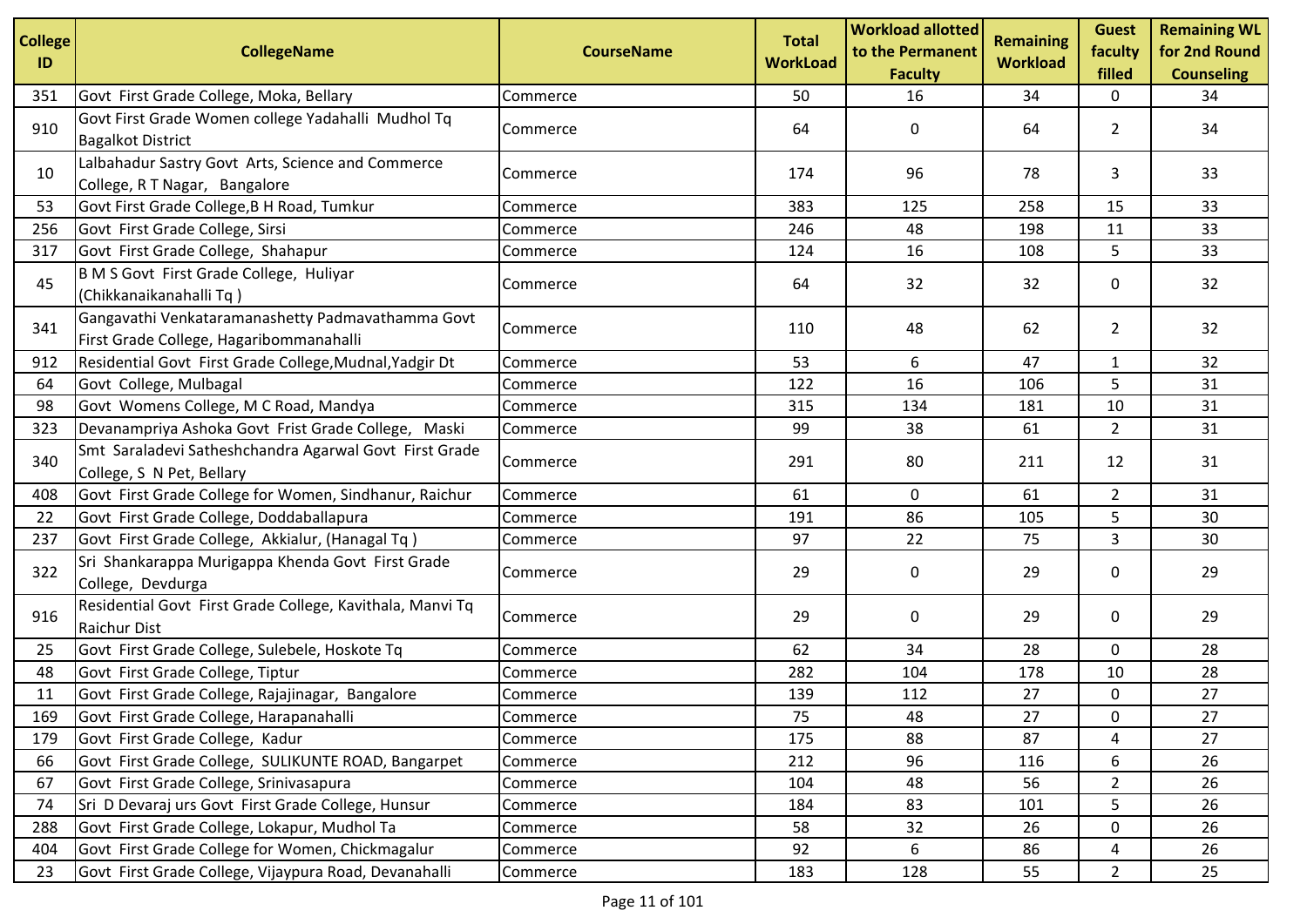| College ID | CollegeName | CourseName | Total WorkLoad | Workload allotted to the Permanent Faculty | Remaining Workload | Guest faculty filled | Remaining WL for 2nd Round Counseling |
|---|---|---|---|---|---|---|---|
| 351 | Govt First Grade College, Moka, Bellary | Commerce | 50 | 16 | 34 | 0 | 34 |
| 910 | Govt First Grade Women college Yadahalli Mudhol Tq Bagalkot District | Commerce | 64 | 0 | 64 | 2 | 34 |
| 10 | Lalbahadur Sastry Govt Arts, Science and Commerce College, R T Nagar, Bangalore | Commerce | 174 | 96 | 78 | 3 | 33 |
| 53 | Govt First Grade College,B H Road, Tumkur | Commerce | 383 | 125 | 258 | 15 | 33 |
| 256 | Govt First Grade College, Sirsi | Commerce | 246 | 48 | 198 | 11 | 33 |
| 317 | Govt First Grade College, Shahapur | Commerce | 124 | 16 | 108 | 5 | 33 |
| 45 | B M S Govt First Grade College, Huliyar (Chikkanaikanahalli Tq ) | Commerce | 64 | 32 | 32 | 0 | 32 |
| 341 | Gangavathi Venkataramanashetty Padmavathamma Govt First Grade College, Hagaribommanahalli | Commerce | 110 | 48 | 62 | 2 | 32 |
| 912 | Residential Govt First Grade College,Mudnal,Yadgir Dt | Commerce | 53 | 6 | 47 | 1 | 32 |
| 64 | Govt College, Mulbagal | Commerce | 122 | 16 | 106 | 5 | 31 |
| 98 | Govt Womens College, M C Road, Mandya | Commerce | 315 | 134 | 181 | 10 | 31 |
| 323 | Devanampriya Ashoka Govt Frist Grade College, Maski | Commerce | 99 | 38 | 61 | 2 | 31 |
| 340 | Smt Saraladevi Satheshchandra Agarwal Govt First Grade College, S N Pet, Bellary | Commerce | 291 | 80 | 211 | 12 | 31 |
| 408 | Govt First Grade College for Women, Sindhanur, Raichur | Commerce | 61 | 0 | 61 | 2 | 31 |
| 22 | Govt First Grade College, Doddaballapura | Commerce | 191 | 86 | 105 | 5 | 30 |
| 237 | Govt First Grade College, Akkialur, (Hanagal Tq ) | Commerce | 97 | 22 | 75 | 3 | 30 |
| 322 | Sri Shankarappa Murigappa Khenda Govt First Grade College, Devdurga | Commerce | 29 | 0 | 29 | 0 | 29 |
| 916 | Residential Govt First Grade College, Kavithala, Manvi Tq Raichur Dist | Commerce | 29 | 0 | 29 | 0 | 29 |
| 25 | Govt First Grade College, Sulebele, Hoskote Tq | Commerce | 62 | 34 | 28 | 0 | 28 |
| 48 | Govt First Grade College, Tiptur | Commerce | 282 | 104 | 178 | 10 | 28 |
| 11 | Govt First Grade College, Rajajinagar, Bangalore | Commerce | 139 | 112 | 27 | 0 | 27 |
| 169 | Govt First Grade College, Harapanahalli | Commerce | 75 | 48 | 27 | 0 | 27 |
| 179 | Govt First Grade College, Kadur | Commerce | 175 | 88 | 87 | 4 | 27 |
| 66 | Govt First Grade College, SULIKUNTE ROAD, Bangarpet | Commerce | 212 | 96 | 116 | 6 | 26 |
| 67 | Govt First Grade College, Srinivasapura | Commerce | 104 | 48 | 56 | 2 | 26 |
| 74 | Sri D Devaraj urs Govt First Grade College, Hunsur | Commerce | 184 | 83 | 101 | 5 | 26 |
| 288 | Govt First Grade College, Lokapur, Mudhol Ta | Commerce | 58 | 32 | 26 | 0 | 26 |
| 404 | Govt First Grade College for Women, Chickmagalur | Commerce | 92 | 6 | 86 | 4 | 26 |
| 23 | Govt First Grade College, Vijaypura Road, Devanahalli | Commerce | 183 | 128 | 55 | 2 | 25 |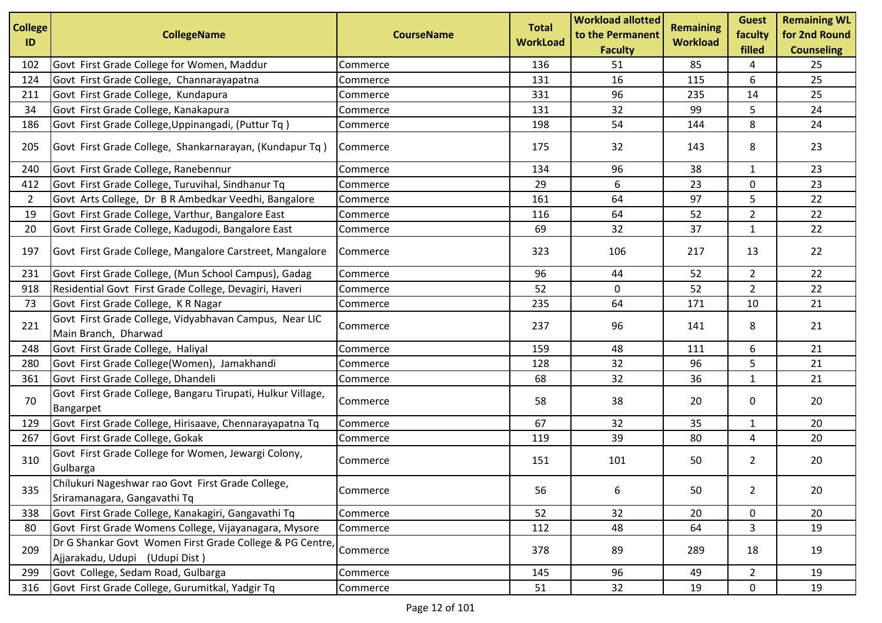| College ID | CollegeName | CourseName | Total WorkLoad | Workload allotted to the Permanent Faculty | Remaining Workload | Guest faculty filled | Remaining WL for 2nd Round Counseling |
|---|---|---|---|---|---|---|---|
| 102 | Govt First Grade College for Women, Maddur | Commerce | 136 | 51 | 85 | 4 | 25 |
| 124 | Govt First Grade College, Channarayapatna | Commerce | 131 | 16 | 115 | 6 | 25 |
| 211 | Govt First Grade College, Kundapura | Commerce | 331 | 96 | 235 | 14 | 25 |
| 34 | Govt First Grade College, Kanakapura | Commerce | 131 | 32 | 99 | 5 | 24 |
| 186 | Govt First Grade College,Uppinangadi, (Puttur Tq ) | Commerce | 198 | 54 | 144 | 8 | 24 |
| 205 | Govt First Grade College, Shankarnarayan, (Kundapur Tq ) | Commerce | 175 | 32 | 143 | 8 | 23 |
| 240 | Govt First Grade College, Ranebennur | Commerce | 134 | 96 | 38 | 1 | 23 |
| 412 | Govt First Grade College, Turuvihal, Sindhanur Tq | Commerce | 29 | 6 | 23 | 0 | 23 |
| 2 | Govt Arts College, Dr B R Ambedkar Veedhi, Bangalore | Commerce | 161 | 64 | 97 | 5 | 22 |
| 19 | Govt First Grade College, Varthur, Bangalore East | Commerce | 116 | 64 | 52 | 2 | 22 |
| 20 | Govt First Grade College, Kadugodi, Bangalore East | Commerce | 69 | 32 | 37 | 1 | 22 |
| 197 | Govt First Grade College, Mangalore Carstreet, Mangalore | Commerce | 323 | 106 | 217 | 13 | 22 |
| 231 | Govt First Grade College, (Mun School Campus), Gadag | Commerce | 96 | 44 | 52 | 2 | 22 |
| 918 | Residential Govt First Grade College, Devagiri, Haveri | Commerce | 52 | 0 | 52 | 2 | 22 |
| 73 | Govt First Grade College, K R Nagar | Commerce | 235 | 64 | 171 | 10 | 21 |
| 221 | Govt First Grade College, Vidyabhavan Campus, Near LIC Main Branch, Dharwad | Commerce | 237 | 96 | 141 | 8 | 21 |
| 248 | Govt First Grade College, Haliyal | Commerce | 159 | 48 | 111 | 6 | 21 |
| 280 | Govt First Grade College(Women), Jamakhandi | Commerce | 128 | 32 | 96 | 5 | 21 |
| 361 | Govt First Grade College, Dhandeli | Commerce | 68 | 32 | 36 | 1 | 21 |
| 70 | Govt First Grade College, Bangaru Tirupati, Hulkur Village, Bangarpet | Commerce | 58 | 38 | 20 | 0 | 20 |
| 129 | Govt First Grade College, Hirisaave, Chennarayapatna Tq | Commerce | 67 | 32 | 35 | 1 | 20 |
| 267 | Govt First Grade College, Gokak | Commerce | 119 | 39 | 80 | 4 | 20 |
| 310 | Govt First Grade College for Women, Jewargi Colony, Gulbarga | Commerce | 151 | 101 | 50 | 2 | 20 |
| 335 | Chilukuri Nageshwar rao Govt First Grade College, Sriramanagara, Gangavathi Tq | Commerce | 56 | 6 | 50 | 2 | 20 |
| 338 | Govt First Grade College, Kanakagiri, Gangavathi Tq | Commerce | 52 | 32 | 20 | 0 | 20 |
| 80 | Govt First Grade Womens College, Vijayanagara, Mysore | Commerce | 112 | 48 | 64 | 3 | 19 |
| 209 | Dr G Shankar Govt Women First Grade College & PG Centre, Ajjarakadu, Udupi (Udupi Dist ) | Commerce | 378 | 89 | 289 | 18 | 19 |
| 299 | Govt College, Sedam Road, Gulbarga | Commerce | 145 | 96 | 49 | 2 | 19 |
| 316 | Govt First Grade College, Gurumitkal, Yadgir Tq | Commerce | 51 | 32 | 19 | 0 | 19 |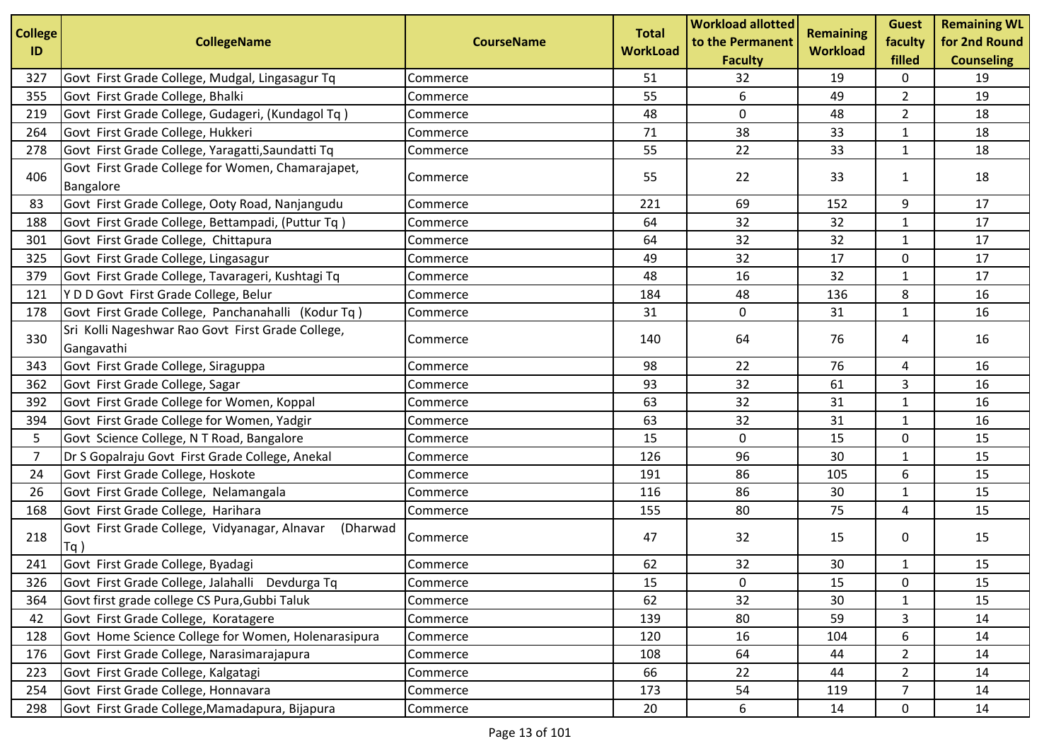| College ID | CollegeName | CourseName | Total WorkLoad | Workload allotted to the Permanent Faculty | Remaining Workload | Guest faculty filled | Remaining WL for 2nd Round Counseling |
|---|---|---|---|---|---|---|---|
| 327 | Govt First Grade College, Mudgal, Lingasagur Tq | Commerce | 51 | 32 | 19 | 0 | 19 |
| 355 | Govt First Grade College, Bhalki | Commerce | 55 | 6 | 49 | 2 | 19 |
| 219 | Govt First Grade College, Gudageri, (Kundagol Tq ) | Commerce | 48 | 0 | 48 | 2 | 18 |
| 264 | Govt First Grade College, Hukkeri | Commerce | 71 | 38 | 33 | 1 | 18 |
| 278 | Govt First Grade College, Yaragatti,Saundatti Tq | Commerce | 55 | 22 | 33 | 1 | 18 |
| 406 | Govt First Grade College for Women, Chamarajapet, Bangalore | Commerce | 55 | 22 | 33 | 1 | 18 |
| 83 | Govt First Grade College, Ooty Road, Nanjangudu | Commerce | 221 | 69 | 152 | 9 | 17 |
| 188 | Govt First Grade College, Bettampadi, (Puttur Tq ) | Commerce | 64 | 32 | 32 | 1 | 17 |
| 301 | Govt First Grade College, Chittapura | Commerce | 64 | 32 | 32 | 1 | 17 |
| 325 | Govt First Grade College, Lingasagur | Commerce | 49 | 32 | 17 | 0 | 17 |
| 379 | Govt First Grade College, Tavarageri, Kushtagi Tq | Commerce | 48 | 16 | 32 | 1 | 17 |
| 121 | Y D D Govt First Grade College, Belur | Commerce | 184 | 48 | 136 | 8 | 16 |
| 178 | Govt First Grade College, Panchanahalli (Kodur Tq ) | Commerce | 31 | 0 | 31 | 1 | 16 |
| 330 | Sri Kolli Nageshwar Rao Govt First Grade College, Gangavathi | Commerce | 140 | 64 | 76 | 4 | 16 |
| 343 | Govt First Grade College, Siraguppa | Commerce | 98 | 22 | 76 | 4 | 16 |
| 362 | Govt First Grade College, Sagar | Commerce | 93 | 32 | 61 | 3 | 16 |
| 392 | Govt First Grade College for Women, Koppal | Commerce | 63 | 32 | 31 | 1 | 16 |
| 394 | Govt First Grade College for Women, Yadgir | Commerce | 63 | 32 | 31 | 1 | 16 |
| 5 | Govt Science College, N T Road, Bangalore | Commerce | 15 | 0 | 15 | 0 | 15 |
| 7 | Dr S Gopalraju Govt First Grade College, Anekal | Commerce | 126 | 96 | 30 | 1 | 15 |
| 24 | Govt First Grade College, Hoskote | Commerce | 191 | 86 | 105 | 6 | 15 |
| 26 | Govt First Grade College, Nelamangala | Commerce | 116 | 86 | 30 | 1 | 15 |
| 168 | Govt First Grade College, Harihara | Commerce | 155 | 80 | 75 | 4 | 15 |
| 218 | Govt First Grade College, Vidyanagar, Alnavar (Dharwad Tq ) | Commerce | 47 | 32 | 15 | 0 | 15 |
| 241 | Govt First Grade College, Byadagi | Commerce | 62 | 32 | 30 | 1 | 15 |
| 326 | Govt First Grade College, Jalahalli Devdurga Tq | Commerce | 15 | 0 | 15 | 0 | 15 |
| 364 | Govt first grade college CS Pura,Gubbi Taluk | Commerce | 62 | 32 | 30 | 1 | 15 |
| 42 | Govt First Grade College, Koratagere | Commerce | 139 | 80 | 59 | 3 | 14 |
| 128 | Govt Home Science College for Women, Holenarasipura | Commerce | 120 | 16 | 104 | 6 | 14 |
| 176 | Govt First Grade College, Narasimarajapura | Commerce | 108 | 64 | 44 | 2 | 14 |
| 223 | Govt First Grade College, Kalgatagi | Commerce | 66 | 22 | 44 | 2 | 14 |
| 254 | Govt First Grade College, Honnavara | Commerce | 173 | 54 | 119 | 7 | 14 |
| 298 | Govt First Grade College,Mamadapura, Bijapura | Commerce | 20 | 6 | 14 | 0 | 14 |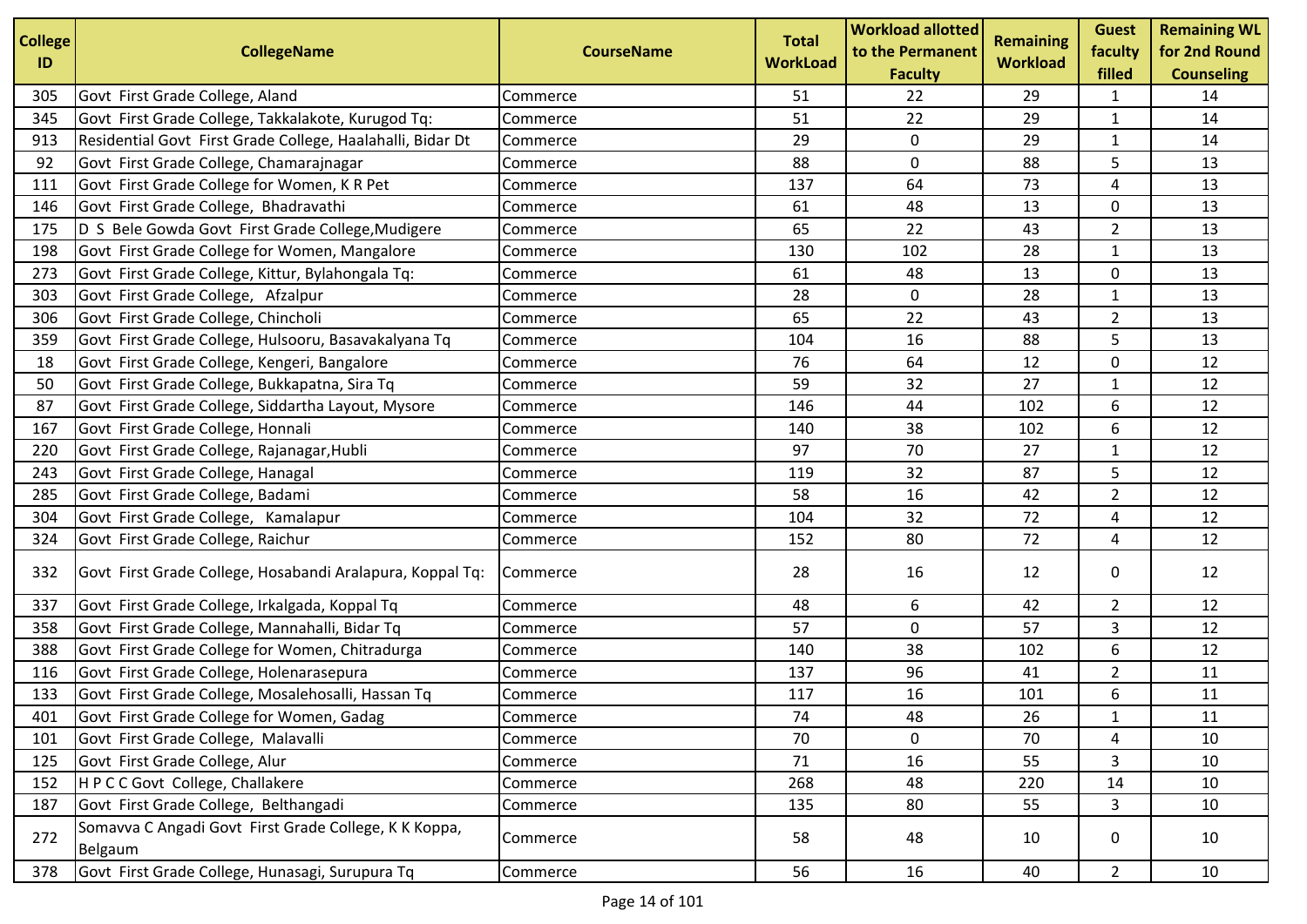| College ID | CollegeName | CourseName | Total WorkLoad | Workload allotted to the Permanent Faculty | Remaining Workload | Guest faculty filled | Remaining WL for 2nd Round Counseling |
|---|---|---|---|---|---|---|---|
| 305 | Govt First Grade College, Aland | Commerce | 51 | 22 | 29 | 1 | 14 |
| 345 | Govt First Grade College, Takkalakote, Kurugod Tq: | Commerce | 51 | 22 | 29 | 1 | 14 |
| 913 | Residential Govt First Grade College, Haalahalli, Bidar Dt | Commerce | 29 | 0 | 29 | 1 | 14 |
| 92 | Govt First Grade College, Chamarajnagar | Commerce | 88 | 0 | 88 | 5 | 13 |
| 111 | Govt First Grade College for Women, K R Pet | Commerce | 137 | 64 | 73 | 4 | 13 |
| 146 | Govt First Grade College, Bhadravathi | Commerce | 61 | 48 | 13 | 0 | 13 |
| 175 | D S Bele Gowda Govt First Grade College,Mudigere | Commerce | 65 | 22 | 43 | 2 | 13 |
| 198 | Govt First Grade College for Women, Mangalore | Commerce | 130 | 102 | 28 | 1 | 13 |
| 273 | Govt First Grade College, Kittur, Bylahongala Tq: | Commerce | 61 | 48 | 13 | 0 | 13 |
| 303 | Govt First Grade College, Afzalpur | Commerce | 28 | 0 | 28 | 1 | 13 |
| 306 | Govt First Grade College, Chincholi | Commerce | 65 | 22 | 43 | 2 | 13 |
| 359 | Govt First Grade College, Hulsooru, Basavakalyana Tq | Commerce | 104 | 16 | 88 | 5 | 13 |
| 18 | Govt First Grade College, Kengeri, Bangalore | Commerce | 76 | 64 | 12 | 0 | 12 |
| 50 | Govt First Grade College, Bukkapatna, Sira Tq | Commerce | 59 | 32 | 27 | 1 | 12 |
| 87 | Govt First Grade College, Siddartha Layout, Mysore | Commerce | 146 | 44 | 102 | 6 | 12 |
| 167 | Govt First Grade College, Honnali | Commerce | 140 | 38 | 102 | 6 | 12 |
| 220 | Govt First Grade College, Rajanagar,Hubli | Commerce | 97 | 70 | 27 | 1 | 12 |
| 243 | Govt First Grade College, Hanagal | Commerce | 119 | 32 | 87 | 5 | 12 |
| 285 | Govt First Grade College, Badami | Commerce | 58 | 16 | 42 | 2 | 12 |
| 304 | Govt First Grade College, Kamalapur | Commerce | 104 | 32 | 72 | 4 | 12 |
| 324 | Govt First Grade College, Raichur | Commerce | 152 | 80 | 72 | 4 | 12 |
| 332 | Govt First Grade College, Hosabandi Aralapura, Koppal Tq: | Commerce | 28 | 16 | 12 | 0 | 12 |
| 337 | Govt First Grade College, Irkalgada, Koppal Tq | Commerce | 48 | 6 | 42 | 2 | 12 |
| 358 | Govt First Grade College, Mannahalli, Bidar Tq | Commerce | 57 | 0 | 57 | 3 | 12 |
| 388 | Govt First Grade College for Women, Chitradurga | Commerce | 140 | 38 | 102 | 6 | 12 |
| 116 | Govt First Grade College, Holenarasepura | Commerce | 137 | 96 | 41 | 2 | 11 |
| 133 | Govt First Grade College, Mosalehosalli, Hassan Tq | Commerce | 117 | 16 | 101 | 6 | 11 |
| 401 | Govt First Grade College for Women, Gadag | Commerce | 74 | 48 | 26 | 1 | 11 |
| 101 | Govt First Grade College, Malavalli | Commerce | 70 | 0 | 70 | 4 | 10 |
| 125 | Govt First Grade College, Alur | Commerce | 71 | 16 | 55 | 3 | 10 |
| 152 | H P C C Govt College, Challakere | Commerce | 268 | 48 | 220 | 14 | 10 |
| 187 | Govt First Grade College, Belthangadi | Commerce | 135 | 80 | 55 | 3 | 10 |
| 272 | Somavva C Angadi Govt First Grade College, K K Koppa, Belgaum | Commerce | 58 | 48 | 10 | 0 | 10 |
| 378 | Govt First Grade College, Hunasagi, Surupura Tq | Commerce | 56 | 16 | 40 | 2 | 10 |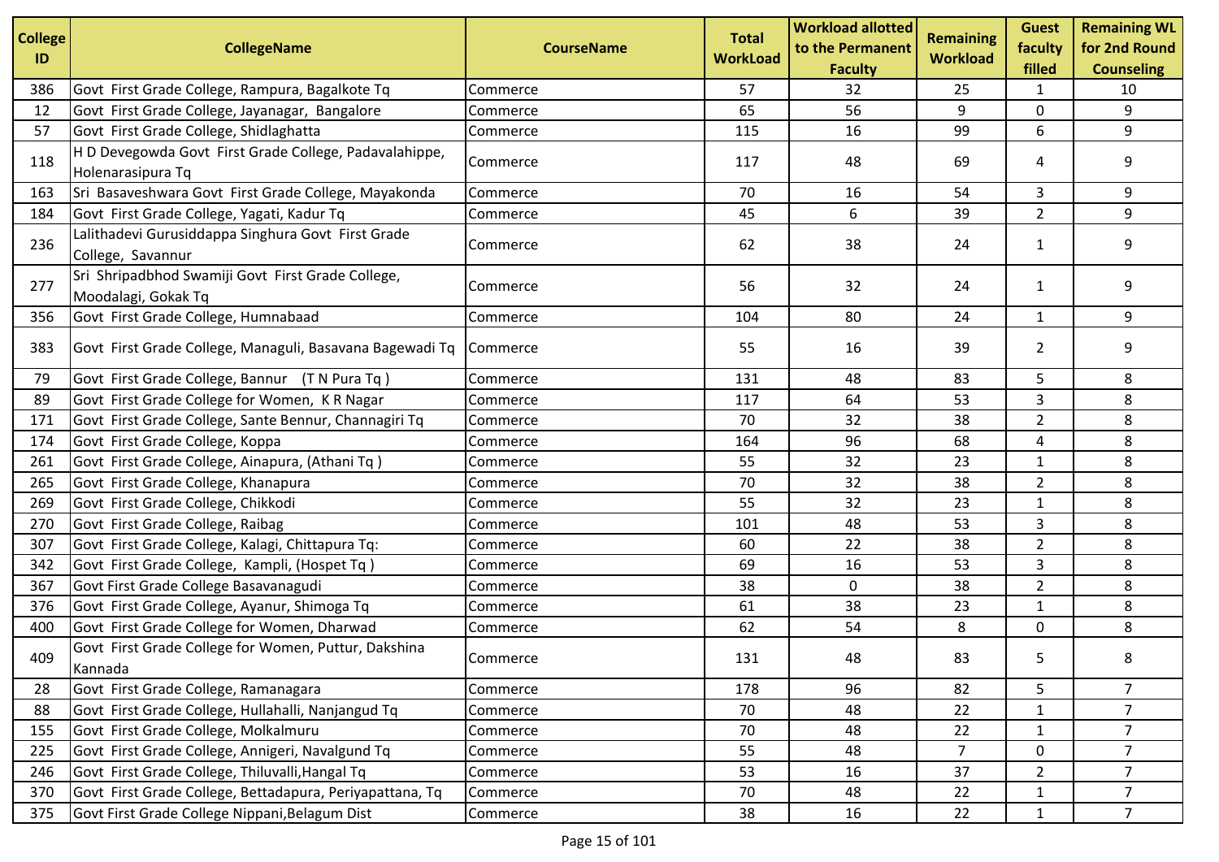| College ID | CollegeName | CourseName | Total WorkLoad | Workload allotted to the Permanent Faculty | Remaining Workload | Guest faculty filled | Remaining WL for 2nd Round Counseling |
|---|---|---|---|---|---|---|---|
| 386 | Govt First Grade College, Rampura, Bagalkote Tq | Commerce | 57 | 32 | 25 | 1 | 10 |
| 12 | Govt First Grade College, Jayanagar, Bangalore | Commerce | 65 | 56 | 9 | 0 | 9 |
| 57 | Govt First Grade College, Shidlaghatta | Commerce | 115 | 16 | 99 | 6 | 9 |
| 118 | H D Devegowda Govt First Grade College, Padavalahippe, Holenarasipura Tq | Commerce | 117 | 48 | 69 | 4 | 9 |
| 163 | Sri Basaveshwara Govt First Grade College, Mayakonda | Commerce | 70 | 16 | 54 | 3 | 9 |
| 184 | Govt First Grade College, Yagati, Kadur Tq | Commerce | 45 | 6 | 39 | 2 | 9 |
| 236 | Lalithadevi Gurusiddappa Singhura Govt First Grade College, Savannur | Commerce | 62 | 38 | 24 | 1 | 9 |
| 277 | Sri Shripadbhod Swamiji Govt First Grade College, Moodalagi, Gokak Tq | Commerce | 56 | 32 | 24 | 1 | 9 |
| 356 | Govt First Grade College, Humnabaad | Commerce | 104 | 80 | 24 | 1 | 9 |
| 383 | Govt First Grade College, Managuli, Basavana Bagewadi Tq | Commerce | 55 | 16 | 39 | 2 | 9 |
| 79 | Govt First Grade College, Bannur (T N Pura Tq ) | Commerce | 131 | 48 | 83 | 5 | 8 |
| 89 | Govt First Grade College for Women, K R Nagar | Commerce | 117 | 64 | 53 | 3 | 8 |
| 171 | Govt First Grade College, Sante Bennur, Channagiri Tq | Commerce | 70 | 32 | 38 | 2 | 8 |
| 174 | Govt First Grade College, Koppa | Commerce | 164 | 96 | 68 | 4 | 8 |
| 261 | Govt First Grade College, Ainapura, (Athani Tq ) | Commerce | 55 | 32 | 23 | 1 | 8 |
| 265 | Govt First Grade College, Khanapura | Commerce | 70 | 32 | 38 | 2 | 8 |
| 269 | Govt First Grade College, Chikkodi | Commerce | 55 | 32 | 23 | 1 | 8 |
| 270 | Govt First Grade College, Raibag | Commerce | 101 | 48 | 53 | 3 | 8 |
| 307 | Govt First Grade College, Kalagi, Chittapura Tq: | Commerce | 60 | 22 | 38 | 2 | 8 |
| 342 | Govt First Grade College, Kampli, (Hospet Tq ) | Commerce | 69 | 16 | 53 | 3 | 8 |
| 367 | Govt First Grade College Basavanagudi | Commerce | 38 | 0 | 38 | 2 | 8 |
| 376 | Govt First Grade College, Ayanur, Shimoga Tq | Commerce | 61 | 38 | 23 | 1 | 8 |
| 400 | Govt First Grade College for Women, Dharwad | Commerce | 62 | 54 | 8 | 0 | 8 |
| 409 | Govt First Grade College for Women, Puttur, Dakshina Kannada | Commerce | 131 | 48 | 83 | 5 | 8 |
| 28 | Govt First Grade College, Ramanagara | Commerce | 178 | 96 | 82 | 5 | 7 |
| 88 | Govt First Grade College, Hullahalli, Nanjangud Tq | Commerce | 70 | 48 | 22 | 1 | 7 |
| 155 | Govt First Grade College, Molkalmuru | Commerce | 70 | 48 | 22 | 1 | 7 |
| 225 | Govt First Grade College, Annigeri, Navalgund Tq | Commerce | 55 | 48 | 7 | 0 | 7 |
| 246 | Govt First Grade College, Thiluvalli,Hangal Tq | Commerce | 53 | 16 | 37 | 2 | 7 |
| 370 | Govt First Grade College, Bettadapura, Periyapattana, Tq | Commerce | 70 | 48 | 22 | 1 | 7 |
| 375 | Govt First Grade College Nippani,Belagum Dist | Commerce | 38 | 16 | 22 | 1 | 7 |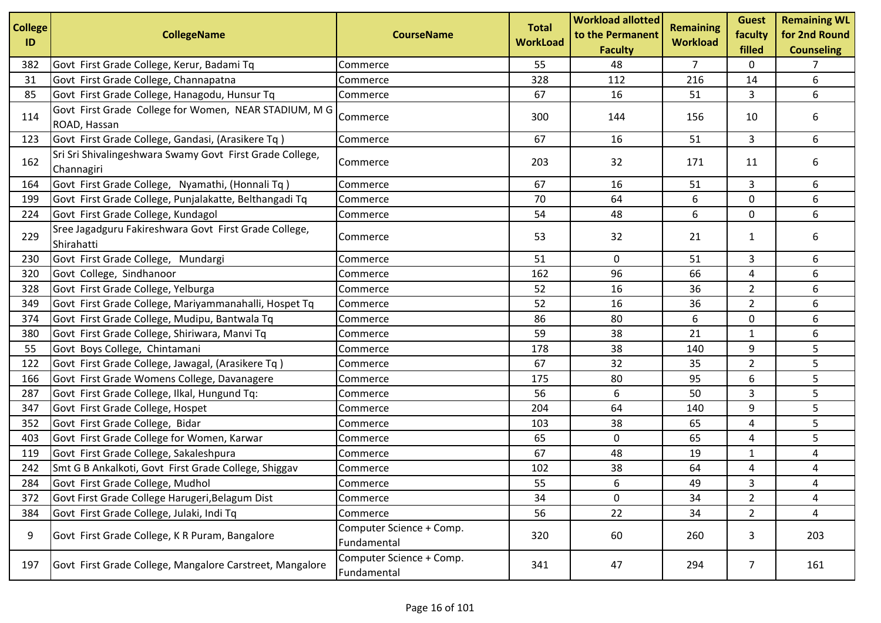| College ID | CollegeName | CourseName | Total WorkLoad | Workload allotted to the Permanent Faculty | Remaining Workload | Guest faculty filled | Remaining WL for 2nd Round Counseling |
|---|---|---|---|---|---|---|---|
| 382 | Govt First Grade College, Kerur, Badami Tq | Commerce | 55 | 48 | 7 | 0 | 7 |
| 31 | Govt First Grade College, Channapatna | Commerce | 328 | 112 | 216 | 14 | 6 |
| 85 | Govt First Grade College, Hanagodu, Hunsur Tq | Commerce | 67 | 16 | 51 | 3 | 6 |
| 114 | Govt First Grade College for Women, NEAR STADIUM, M G ROAD, Hassan | Commerce | 300 | 144 | 156 | 10 | 6 |
| 123 | Govt First Grade College, Gandasi, (Arasikere Tq ) | Commerce | 67 | 16 | 51 | 3 | 6 |
| 162 | Sri Sri Shivalingeshwara Swamy Govt First Grade College, Channagiri | Commerce | 203 | 32 | 171 | 11 | 6 |
| 164 | Govt First Grade College, Nyamathi, (Honnali Tq ) | Commerce | 67 | 16 | 51 | 3 | 6 |
| 199 | Govt First Grade College, Punjalakatte, Belthangadi Tq | Commerce | 70 | 64 | 6 | 0 | 6 |
| 224 | Govt First Grade College, Kundagol | Commerce | 54 | 48 | 6 | 0 | 6 |
| 229 | Sree Jagadguru Fakireshwara Govt First Grade College, Shirahatti | Commerce | 53 | 32 | 21 | 1 | 6 |
| 230 | Govt First Grade College, Mundargi | Commerce | 51 | 0 | 51 | 3 | 6 |
| 320 | Govt College, Sindhanoor | Commerce | 162 | 96 | 66 | 4 | 6 |
| 328 | Govt First Grade College, Yelburga | Commerce | 52 | 16 | 36 | 2 | 6 |
| 349 | Govt First Grade College, Mariyammanahalli, Hospet Tq | Commerce | 52 | 16 | 36 | 2 | 6 |
| 374 | Govt First Grade College, Mudipu, Bantwala Tq | Commerce | 86 | 80 | 6 | 0 | 6 |
| 380 | Govt First Grade College, Shiriwara, Manvi Tq | Commerce | 59 | 38 | 21 | 1 | 6 |
| 55 | Govt Boys College, Chintamani | Commerce | 178 | 38 | 140 | 9 | 5 |
| 122 | Govt First Grade College, Jawagal, (Arasikere Tq ) | Commerce | 67 | 32 | 35 | 2 | 5 |
| 166 | Govt First Grade Womens College, Davanagere | Commerce | 175 | 80 | 95 | 6 | 5 |
| 287 | Govt First Grade College, Ilkal, Hungund Tq: | Commerce | 56 | 6 | 50 | 3 | 5 |
| 347 | Govt First Grade College, Hospet | Commerce | 204 | 64 | 140 | 9 | 5 |
| 352 | Govt First Grade College, Bidar | Commerce | 103 | 38 | 65 | 4 | 5 |
| 403 | Govt First Grade College for Women, Karwar | Commerce | 65 | 0 | 65 | 4 | 5 |
| 119 | Govt First Grade College, Sakaleshpura | Commerce | 67 | 48 | 19 | 1 | 4 |
| 242 | Smt G B Ankalkoti, Govt First Grade College, Shiggav | Commerce | 102 | 38 | 64 | 4 | 4 |
| 284 | Govt First Grade College, Mudhol | Commerce | 55 | 6 | 49 | 3 | 4 |
| 372 | Govt First Grade College Harugeri,Belagum Dist | Commerce | 34 | 0 | 34 | 2 | 4 |
| 384 | Govt First Grade College, Julaki, Indi Tq | Commerce | 56 | 22 | 34 | 2 | 4 |
| 9 | Govt First Grade College, K R Puram, Bangalore | Computer Science + Comp. Fundamental | 320 | 60 | 260 | 3 | 203 |
| 197 | Govt First Grade College, Mangalore Carstreet, Mangalore | Computer Science + Comp. Fundamental | 341 | 47 | 294 | 7 | 161 |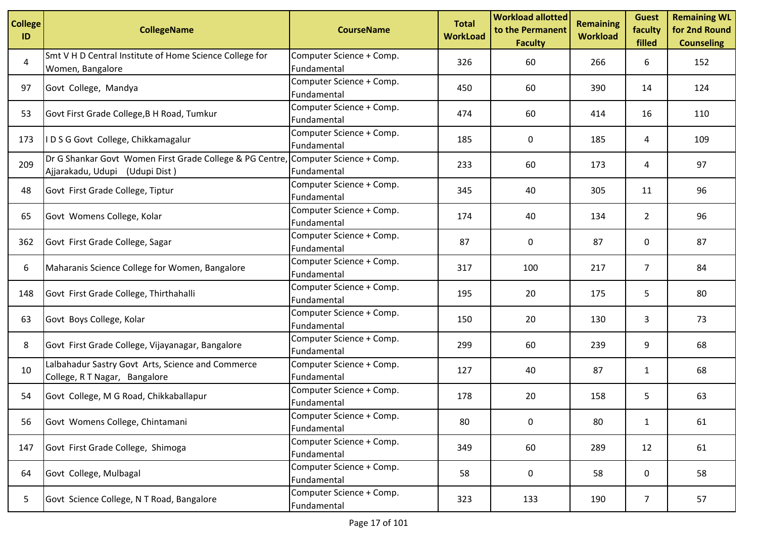| College ID | CollegeName | CourseName | Total WorkLoad | Workload allotted to the Permanent Faculty | Remaining Workload | Guest faculty filled | Remaining WL for 2nd Round Counseling |
|---|---|---|---|---|---|---|---|
| 4 | Smt V H D Central Institute of Home Science College for Women, Bangalore | Computer Science + Comp. Fundamental | 326 | 60 | 266 | 6 | 152 |
| 97 | Govt College, Mandya | Computer Science + Comp. Fundamental | 450 | 60 | 390 | 14 | 124 |
| 53 | Govt First Grade College,B H Road, Tumkur | Computer Science + Comp. Fundamental | 474 | 60 | 414 | 16 | 110 |
| 173 | I D S G Govt College, Chikkamagalur | Computer Science + Comp. Fundamental | 185 | 0 | 185 | 4 | 109 |
| 209 | Dr G Shankar Govt Women First Grade College & PG Centre, Ajjarakadu, Udupi (Udupi Dist ) | Computer Science + Comp. Fundamental | 233 | 60 | 173 | 4 | 97 |
| 48 | Govt First Grade College, Tiptur | Computer Science + Comp. Fundamental | 345 | 40 | 305 | 11 | 96 |
| 65 | Govt Womens College, Kolar | Computer Science + Comp. Fundamental | 174 | 40 | 134 | 2 | 96 |
| 362 | Govt First Grade College, Sagar | Computer Science + Comp. Fundamental | 87 | 0 | 87 | 0 | 87 |
| 6 | Maharanis Science College for Women, Bangalore | Computer Science + Comp. Fundamental | 317 | 100 | 217 | 7 | 84 |
| 148 | Govt First Grade College, Thirthahalli | Computer Science + Comp. Fundamental | 195 | 20 | 175 | 5 | 80 |
| 63 | Govt Boys College, Kolar | Computer Science + Comp. Fundamental | 150 | 20 | 130 | 3 | 73 |
| 8 | Govt First Grade College, Vijayanagar, Bangalore | Computer Science + Comp. Fundamental | 299 | 60 | 239 | 9 | 68 |
| 10 | Lalbahadur Sastry Govt Arts, Science and Commerce College, R T Nagar, Bangalore | Computer Science + Comp. Fundamental | 127 | 40 | 87 | 1 | 68 |
| 54 | Govt College, M G Road, Chikkaballapur | Computer Science + Comp. Fundamental | 178 | 20 | 158 | 5 | 63 |
| 56 | Govt Womens College, Chintamani | Computer Science + Comp. Fundamental | 80 | 0 | 80 | 1 | 61 |
| 147 | Govt First Grade College, Shimoga | Computer Science + Comp. Fundamental | 349 | 60 | 289 | 12 | 61 |
| 64 | Govt College, Mulbagal | Computer Science + Comp. Fundamental | 58 | 0 | 58 | 0 | 58 |
| 5 | Govt Science College, N T Road, Bangalore | Computer Science + Comp. Fundamental | 323 | 133 | 190 | 7 | 57 |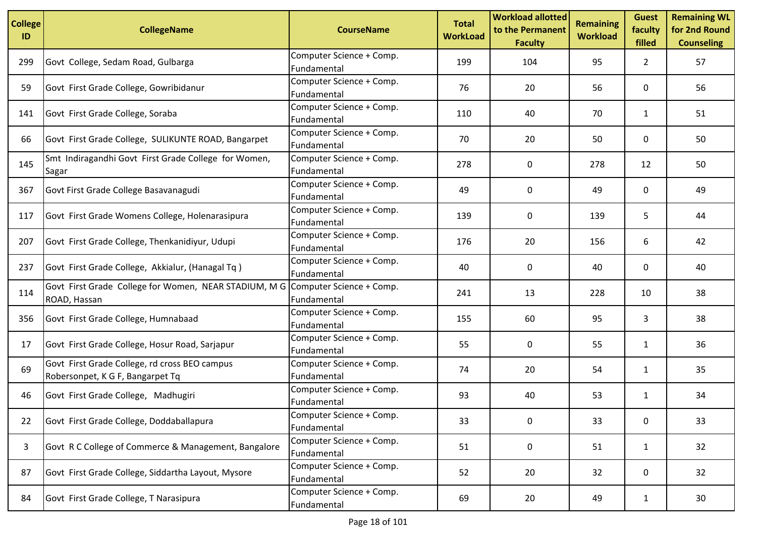| College ID | CollegeName | CourseName | Total WorkLoad | Workload allotted to the Permanent Faculty | Remaining Workload | Guest faculty filled | Remaining WL for 2nd Round Counseling |
|---|---|---|---|---|---|---|---|
| 299 | Govt College, Sedam Road, Gulbarga | Computer Science + Comp. Fundamental | 199 | 104 | 95 | 2 | 57 |
| 59 | Govt First Grade College, Gowribidanur | Computer Science + Comp. Fundamental | 76 | 20 | 56 | 0 | 56 |
| 141 | Govt First Grade College, Soraba | Computer Science + Comp. Fundamental | 110 | 40 | 70 | 1 | 51 |
| 66 | Govt First Grade College, SULIKUNTE ROAD, Bangarpet | Computer Science + Comp. Fundamental | 70 | 20 | 50 | 0 | 50 |
| 145 | Smt Indiragandhi Govt First Grade College for Women, Sagar | Computer Science + Comp. Fundamental | 278 | 0 | 278 | 12 | 50 |
| 367 | Govt First Grade College Basavanagudi | Computer Science + Comp. Fundamental | 49 | 0 | 49 | 0 | 49 |
| 117 | Govt First Grade Womens College, Holenarasipura | Computer Science + Comp. Fundamental | 139 | 0 | 139 | 5 | 44 |
| 207 | Govt First Grade College, Thenkanidiyur, Udupi | Computer Science + Comp. Fundamental | 176 | 20 | 156 | 6 | 42 |
| 237 | Govt First Grade College, Akkialur, (Hanagal Tq ) | Computer Science + Comp. Fundamental | 40 | 0 | 40 | 0 | 40 |
| 114 | Govt First Grade College for Women, NEAR STADIUM, M G ROAD, Hassan | Computer Science + Comp. Fundamental | 241 | 13 | 228 | 10 | 38 |
| 356 | Govt First Grade College, Humnabaad | Computer Science + Comp. Fundamental | 155 | 60 | 95 | 3 | 38 |
| 17 | Govt First Grade College, Hosur Road, Sarjapur | Computer Science + Comp. Fundamental | 55 | 0 | 55 | 1 | 36 |
| 69 | Govt First Grade College, rd cross BEO campus Robersonpet, K G F, Bangarpet Tq | Computer Science + Comp. Fundamental | 74 | 20 | 54 | 1 | 35 |
| 46 | Govt First Grade College, Madhugiri | Computer Science + Comp. Fundamental | 93 | 40 | 53 | 1 | 34 |
| 22 | Govt First Grade College, Doddaballapura | Computer Science + Comp. Fundamental | 33 | 0 | 33 | 0 | 33 |
| 3 | Govt R C College of Commerce & Management, Bangalore | Computer Science + Comp. Fundamental | 51 | 0 | 51 | 1 | 32 |
| 87 | Govt First Grade College, Siddartha Layout, Mysore | Computer Science + Comp. Fundamental | 52 | 20 | 32 | 0 | 32 |
| 84 | Govt First Grade College, T Narasipura | Computer Science + Comp. Fundamental | 69 | 20 | 49 | 1 | 30 |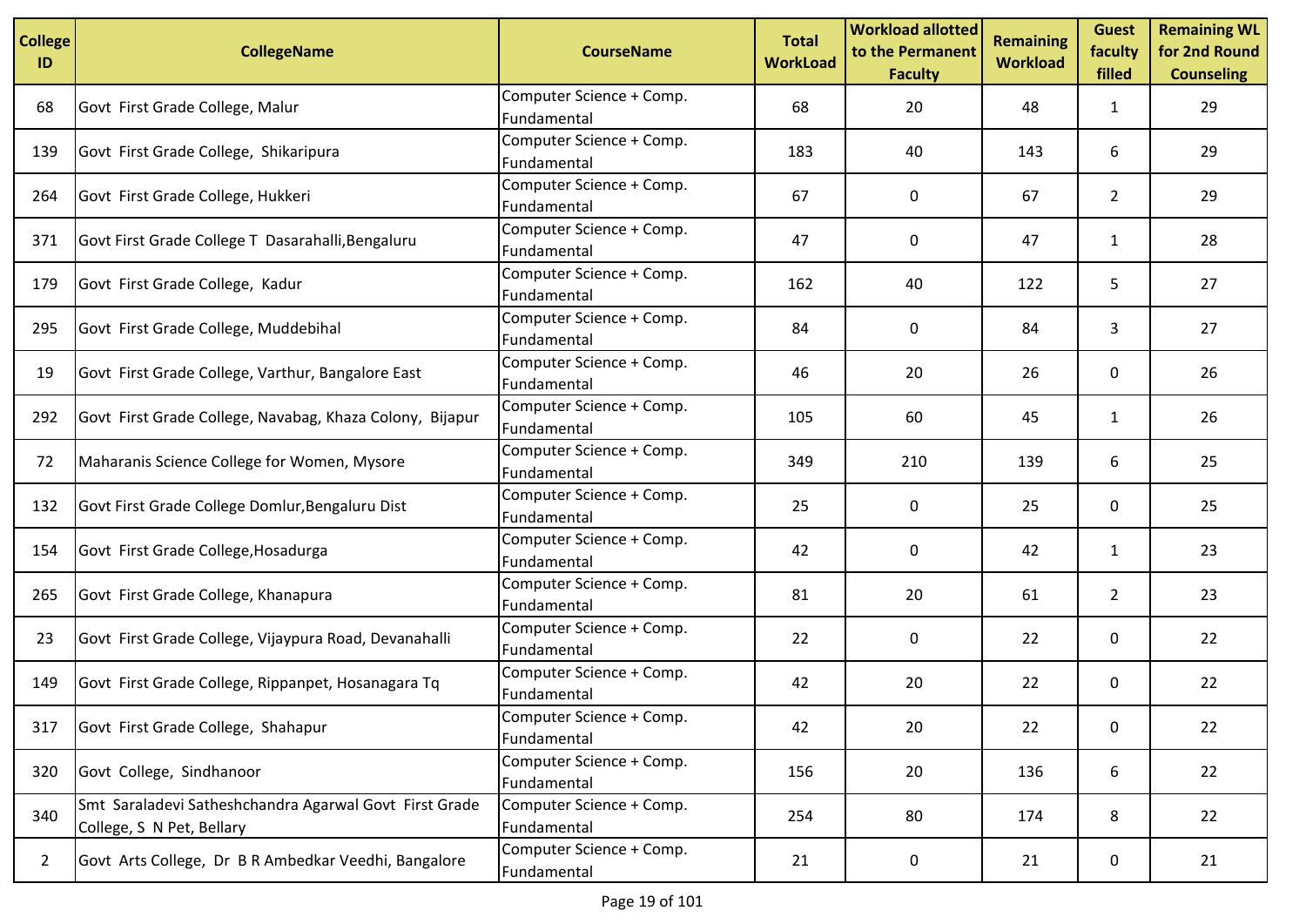| College ID | CollegeName | CourseName | Total WorkLoad | Workload allotted to the Permanent Faculty | Remaining Workload | Guest faculty filled | Remaining WL for 2nd Round Counseling |
|---|---|---|---|---|---|---|---|
| 68 | Govt First Grade College, Malur | Computer Science + Comp. Fundamental | 68 | 20 | 48 | 1 | 29 |
| 139 | Govt First Grade College, Shikaripura | Computer Science + Comp. Fundamental | 183 | 40 | 143 | 6 | 29 |
| 264 | Govt First Grade College, Hukkeri | Computer Science + Comp. Fundamental | 67 | 0 | 67 | 2 | 29 |
| 371 | Govt First Grade College T Dasarahalli,Bengaluru | Computer Science + Comp. Fundamental | 47 | 0 | 47 | 1 | 28 |
| 179 | Govt First Grade College, Kadur | Computer Science + Comp. Fundamental | 162 | 40 | 122 | 5 | 27 |
| 295 | Govt First Grade College, Muddebihal | Computer Science + Comp. Fundamental | 84 | 0 | 84 | 3 | 27 |
| 19 | Govt First Grade College, Varthur, Bangalore East | Computer Science + Comp. Fundamental | 46 | 20 | 26 | 0 | 26 |
| 292 | Govt First Grade College, Navabag, Khaza Colony, Bijapur | Computer Science + Comp. Fundamental | 105 | 60 | 45 | 1 | 26 |
| 72 | Maharanis Science College for Women, Mysore | Computer Science + Comp. Fundamental | 349 | 210 | 139 | 6 | 25 |
| 132 | Govt First Grade College Domlur,Bengaluru Dist | Computer Science + Comp. Fundamental | 25 | 0 | 25 | 0 | 25 |
| 154 | Govt First Grade College,Hosadurga | Computer Science + Comp. Fundamental | 42 | 0 | 42 | 1 | 23 |
| 265 | Govt First Grade College, Khanapura | Computer Science + Comp. Fundamental | 81 | 20 | 61 | 2 | 23 |
| 23 | Govt First Grade College, Vijaypura Road, Devanahalli | Computer Science + Comp. Fundamental | 22 | 0 | 22 | 0 | 22 |
| 149 | Govt First Grade College, Rippanpet, Hosanagara Tq | Computer Science + Comp. Fundamental | 42 | 20 | 22 | 0 | 22 |
| 317 | Govt First Grade College, Shahapur | Computer Science + Comp. Fundamental | 42 | 20 | 22 | 0 | 22 |
| 320 | Govt College, Sindhanoor | Computer Science + Comp. Fundamental | 156 | 20 | 136 | 6 | 22 |
| 340 | Smt Saraladevi Satheshchandra Agarwal Govt First Grade College, S N Pet, Bellary | Computer Science + Comp. Fundamental | 254 | 80 | 174 | 8 | 22 |
| 2 | Govt Arts College, Dr B R Ambedkar Veedhi, Bangalore | Computer Science + Comp. Fundamental | 21 | 0 | 21 | 0 | 21 |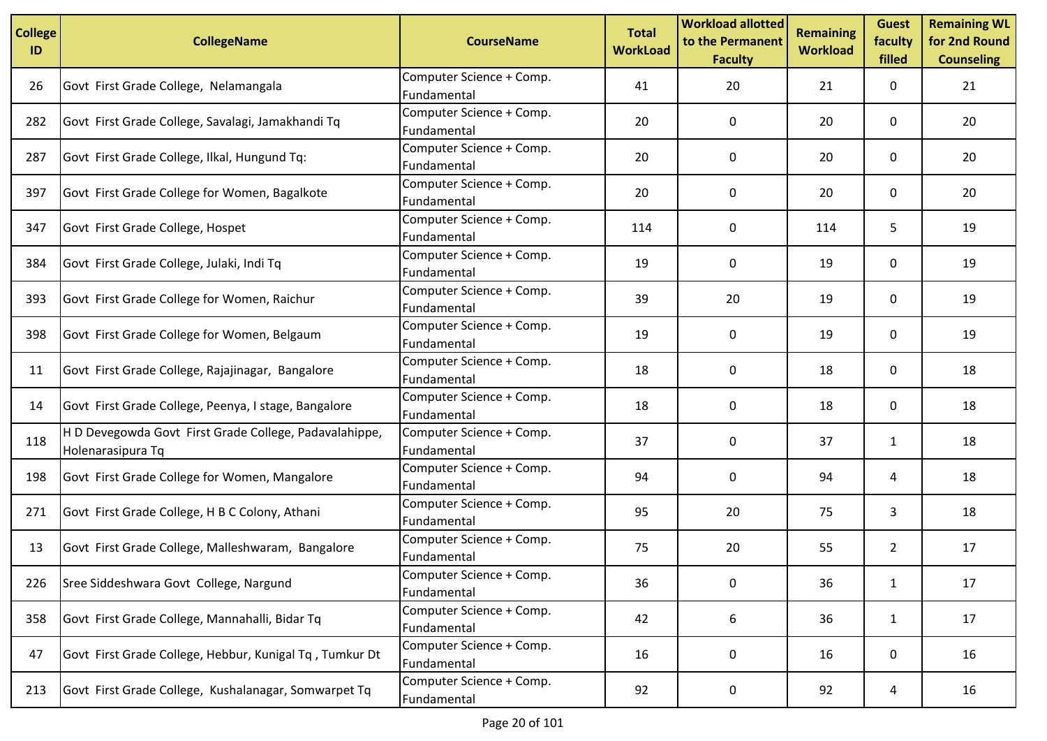| College ID | CollegeName | CourseName | Total WorkLoad | Workload allotted to the Permanent Faculty | Remaining Workload | Guest faculty filled | Remaining WL for 2nd Round Counseling |
|---|---|---|---|---|---|---|---|
| 26 | Govt First Grade College, Nelamangala | Computer Science + Comp. Fundamental | 41 | 20 | 21 | 0 | 21 |
| 282 | Govt First Grade College, Savalagi, Jamakhandi Tq | Computer Science + Comp. Fundamental | 20 | 0 | 20 | 0 | 20 |
| 287 | Govt First Grade College, Ilkal, Hungund Tq: | Computer Science + Comp. Fundamental | 20 | 0 | 20 | 0 | 20 |
| 397 | Govt First Grade College for Women, Bagalkote | Computer Science + Comp. Fundamental | 20 | 0 | 20 | 0 | 20 |
| 347 | Govt First Grade College, Hospet | Computer Science + Comp. Fundamental | 114 | 0 | 114 | 5 | 19 |
| 384 | Govt First Grade College, Julaki, Indi Tq | Computer Science + Comp. Fundamental | 19 | 0 | 19 | 0 | 19 |
| 393 | Govt First Grade College for Women, Raichur | Computer Science + Comp. Fundamental | 39 | 20 | 19 | 0 | 19 |
| 398 | Govt First Grade College for Women, Belgaum | Computer Science + Comp. Fundamental | 19 | 0 | 19 | 0 | 19 |
| 11 | Govt First Grade College, Rajajinagar, Bangalore | Computer Science + Comp. Fundamental | 18 | 0 | 18 | 0 | 18 |
| 14 | Govt First Grade College, Peenya, I stage, Bangalore | Computer Science + Comp. Fundamental | 18 | 0 | 18 | 0 | 18 |
| 118 | H D Devegowda Govt First Grade College, Padavalahippe, Holenarasipura Tq | Computer Science + Comp. Fundamental | 37 | 0 | 37 | 1 | 18 |
| 198 | Govt First Grade College for Women, Mangalore | Computer Science + Comp. Fundamental | 94 | 0 | 94 | 4 | 18 |
| 271 | Govt First Grade College, H B C Colony, Athani | Computer Science + Comp. Fundamental | 95 | 20 | 75 | 3 | 18 |
| 13 | Govt First Grade College, Malleshwaram, Bangalore | Computer Science + Comp. Fundamental | 75 | 20 | 55 | 2 | 17 |
| 226 | Sree Siddeshwara Govt College, Nargund | Computer Science + Comp. Fundamental | 36 | 0 | 36 | 1 | 17 |
| 358 | Govt First Grade College, Mannahalli, Bidar Tq | Computer Science + Comp. Fundamental | 42 | 6 | 36 | 1 | 17 |
| 47 | Govt First Grade College, Hebbur, Kunigal Tq , Tumkur Dt | Computer Science + Comp. Fundamental | 16 | 0 | 16 | 0 | 16 |
| 213 | Govt First Grade College, Kushalanagar, Somwarpet Tq | Computer Science + Comp. Fundamental | 92 | 0 | 92 | 4 | 16 |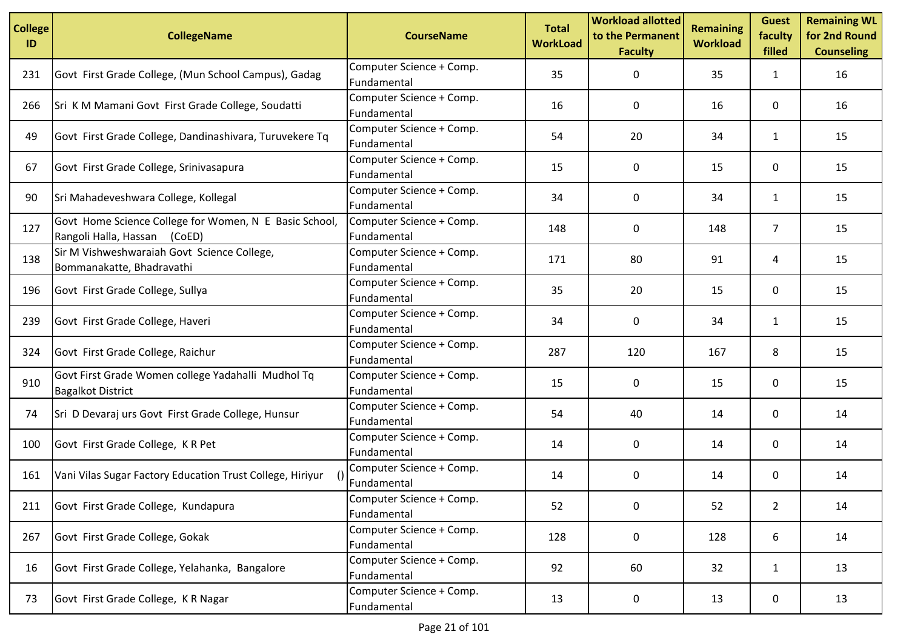| College ID | CollegeName | CourseName | Total WorkLoad | Workload allotted to the Permanent Faculty | Remaining Workload | Guest faculty filled | Remaining WL for 2nd Round Counseling |
|---|---|---|---|---|---|---|---|
| 231 | Govt First Grade College, (Mun School Campus), Gadag | Computer Science + Comp. Fundamental | 35 | 0 | 35 | 1 | 16 |
| 266 | Sri K M Mamani Govt First Grade College, Soudatti | Computer Science + Comp. Fundamental | 16 | 0 | 16 | 0 | 16 |
| 49 | Govt First Grade College, Dandinashivara, Turuvekere Tq | Computer Science + Comp. Fundamental | 54 | 20 | 34 | 1 | 15 |
| 67 | Govt First Grade College, Srinivasapura | Computer Science + Comp. Fundamental | 15 | 0 | 15 | 0 | 15 |
| 90 | Sri Mahadeveshwara College, Kollegal | Computer Science + Comp. Fundamental | 34 | 0 | 34 | 1 | 15 |
| 127 | Govt Home Science College for Women, N E Basic School, Rangoli Halla, Hassan (CoED) | Computer Science + Comp. Fundamental | 148 | 0 | 148 | 7 | 15 |
| 138 | Sir M Vishweshwaraiah Govt Science College, Bommanakatte, Bhadravathi | Computer Science + Comp. Fundamental | 171 | 80 | 91 | 4 | 15 |
| 196 | Govt First Grade College, Sullya | Computer Science + Comp. Fundamental | 35 | 20 | 15 | 0 | 15 |
| 239 | Govt First Grade College, Haveri | Computer Science + Comp. Fundamental | 34 | 0 | 34 | 1 | 15 |
| 324 | Govt First Grade College, Raichur | Computer Science + Comp. Fundamental | 287 | 120 | 167 | 8 | 15 |
| 910 | Govt First Grade Women college Yadahalli Mudhol Tq Bagalkot District | Computer Science + Comp. Fundamental | 15 | 0 | 15 | 0 | 15 |
| 74 | Sri D Devaraj urs Govt First Grade College, Hunsur | Computer Science + Comp. Fundamental | 54 | 40 | 14 | 0 | 14 |
| 100 | Govt First Grade College, K R Pet | Computer Science + Comp. Fundamental | 14 | 0 | 14 | 0 | 14 |
| 161 | Vani Vilas Sugar Factory Education Trust College, Hiriyur () | Computer Science + Comp. Fundamental | 14 | 0 | 14 | 0 | 14 |
| 211 | Govt First Grade College, Kundapura | Computer Science + Comp. Fundamental | 52 | 0 | 52 | 2 | 14 |
| 267 | Govt First Grade College, Gokak | Computer Science + Comp. Fundamental | 128 | 0 | 128 | 6 | 14 |
| 16 | Govt First Grade College, Yelahanka, Bangalore | Computer Science + Comp. Fundamental | 92 | 60 | 32 | 1 | 13 |
| 73 | Govt First Grade College, K R Nagar | Computer Science + Comp. Fundamental | 13 | 0 | 13 | 0 | 13 |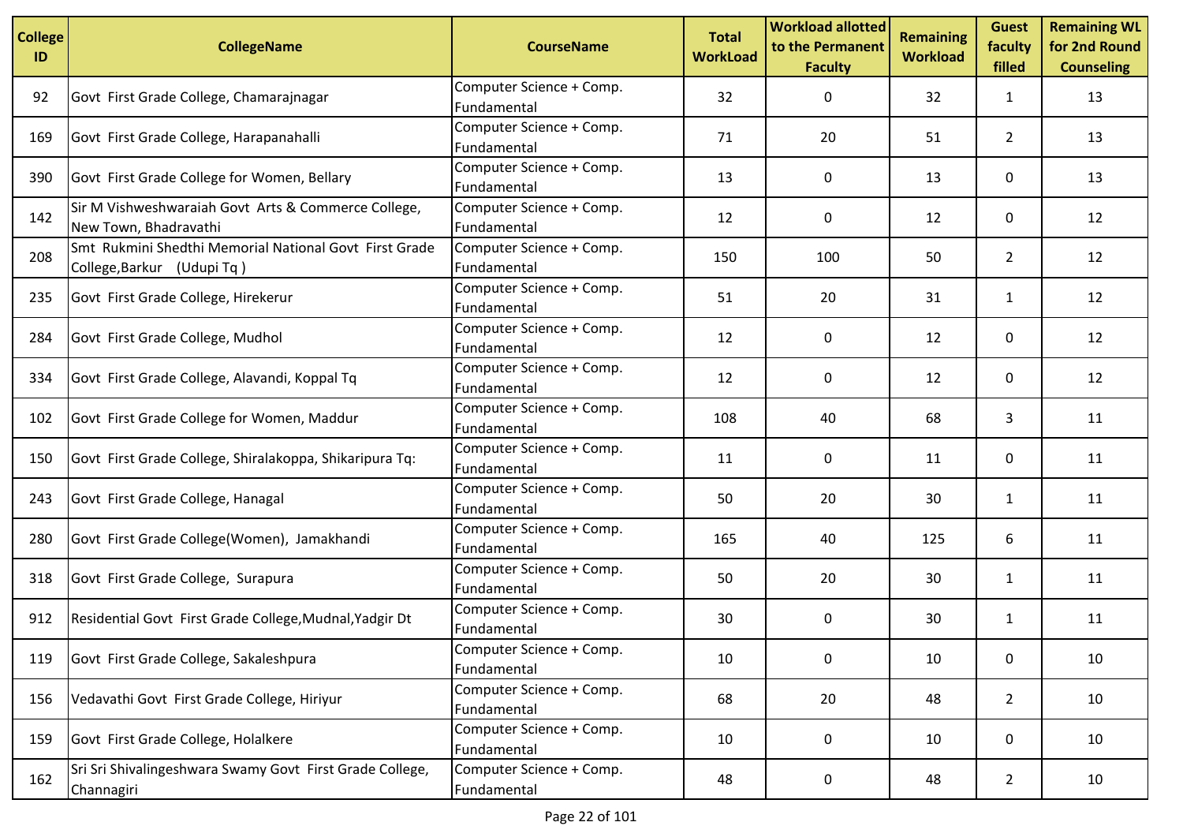| College ID | CollegeName | CourseName | Total WorkLoad | Workload allotted to the Permanent Faculty | Remaining Workload | Guest faculty filled | Remaining WL for 2nd Round Counseling |
|---|---|---|---|---|---|---|---|
| 92 | Govt First Grade College, Chamarajnagar | Computer Science + Comp. Fundamental | 32 | 0 | 32 | 1 | 13 |
| 169 | Govt First Grade College, Harapanahalli | Computer Science + Comp. Fundamental | 71 | 20 | 51 | 2 | 13 |
| 390 | Govt First Grade College for Women, Bellary | Computer Science + Comp. Fundamental | 13 | 0 | 13 | 0 | 13 |
| 142 | Sir M Vishweshwaraiah Govt Arts & Commerce College, New Town, Bhadravathi | Computer Science + Comp. Fundamental | 12 | 0 | 12 | 0 | 12 |
| 208 | Smt Rukmini Shedthi Memorial National Govt First Grade College,Barkur (Udupi Tq ) | Computer Science + Comp. Fundamental | 150 | 100 | 50 | 2 | 12 |
| 235 | Govt First Grade College, Hirekerur | Computer Science + Comp. Fundamental | 51 | 20 | 31 | 1 | 12 |
| 284 | Govt First Grade College, Mudhol | Computer Science + Comp. Fundamental | 12 | 0 | 12 | 0 | 12 |
| 334 | Govt First Grade College, Alavandi, Koppal Tq | Computer Science + Comp. Fundamental | 12 | 0 | 12 | 0 | 12 |
| 102 | Govt First Grade College for Women, Maddur | Computer Science + Comp. Fundamental | 108 | 40 | 68 | 3 | 11 |
| 150 | Govt First Grade College, Shiralakoppa, Shikaripura Tq: | Computer Science + Comp. Fundamental | 11 | 0 | 11 | 0 | 11 |
| 243 | Govt First Grade College, Hanagal | Computer Science + Comp. Fundamental | 50 | 20 | 30 | 1 | 11 |
| 280 | Govt First Grade College(Women), Jamakhandi | Computer Science + Comp. Fundamental | 165 | 40 | 125 | 6 | 11 |
| 318 | Govt First Grade College, Surapura | Computer Science + Comp. Fundamental | 50 | 20 | 30 | 1 | 11 |
| 912 | Residential Govt First Grade College,Mudnal,Yadgir Dt | Computer Science + Comp. Fundamental | 30 | 0 | 30 | 1 | 11 |
| 119 | Govt First Grade College, Sakaleshpura | Computer Science + Comp. Fundamental | 10 | 0 | 10 | 0 | 10 |
| 156 | Vedavathi Govt First Grade College, Hiriyur | Computer Science + Comp. Fundamental | 68 | 20 | 48 | 2 | 10 |
| 159 | Govt First Grade College, Holalkere | Computer Science + Comp. Fundamental | 10 | 0 | 10 | 0 | 10 |
| 162 | Sri Sri Shivalingeshwara Swamy Govt First Grade College, Channagiri | Computer Science + Comp. Fundamental | 48 | 0 | 48 | 2 | 10 |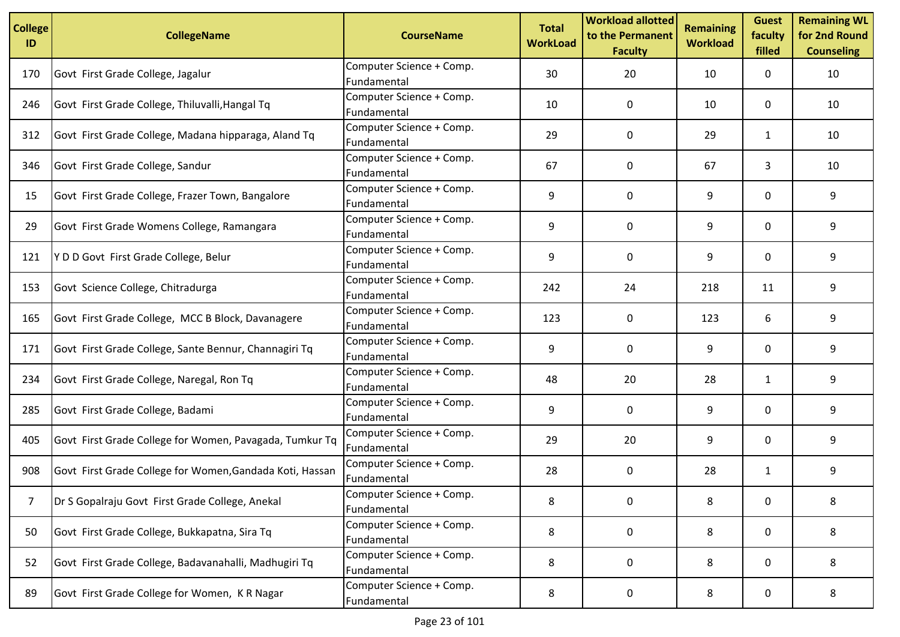| College ID | CollegeName | CourseName | Total WorkLoad | Workload allotted to the Permanent Faculty | Remaining Workload | Guest faculty filled | Remaining WL for 2nd Round Counseling |
|---|---|---|---|---|---|---|---|
| 170 | Govt First Grade College, Jagalur | Computer Science + Comp. Fundamental | 30 | 20 | 10 | 0 | 10 |
| 246 | Govt First Grade College, Thiluvalli,Hangal Tq | Computer Science + Comp. Fundamental | 10 | 0 | 10 | 0 | 10 |
| 312 | Govt First Grade College, Madana hipparaga, Aland Tq | Computer Science + Comp. Fundamental | 29 | 0 | 29 | 1 | 10 |
| 346 | Govt First Grade College, Sandur | Computer Science + Comp. Fundamental | 67 | 0 | 67 | 3 | 10 |
| 15 | Govt First Grade College, Frazer Town, Bangalore | Computer Science + Comp. Fundamental | 9 | 0 | 9 | 0 | 9 |
| 29 | Govt First Grade Womens College, Ramangara | Computer Science + Comp. Fundamental | 9 | 0 | 9 | 0 | 9 |
| 121 | Y D D Govt First Grade College, Belur | Computer Science + Comp. Fundamental | 9 | 0 | 9 | 0 | 9 |
| 153 | Govt Science College, Chitradurga | Computer Science + Comp. Fundamental | 242 | 24 | 218 | 11 | 9 |
| 165 | Govt First Grade College, MCC B Block, Davanagere | Computer Science + Comp. Fundamental | 123 | 0 | 123 | 6 | 9 |
| 171 | Govt First Grade College, Sante Bennur, Channagiri Tq | Computer Science + Comp. Fundamental | 9 | 0 | 9 | 0 | 9 |
| 234 | Govt First Grade College, Naregal, Ron Tq | Computer Science + Comp. Fundamental | 48 | 20 | 28 | 1 | 9 |
| 285 | Govt First Grade College, Badami | Computer Science + Comp. Fundamental | 9 | 0 | 9 | 0 | 9 |
| 405 | Govt First Grade College for Women, Pavagada, Tumkur Tq | Computer Science + Comp. Fundamental | 29 | 20 | 9 | 0 | 9 |
| 908 | Govt First Grade College for Women,Gandada Koti, Hassan | Computer Science + Comp. Fundamental | 28 | 0 | 28 | 1 | 9 |
| 7 | Dr S Gopalraju Govt First Grade College, Anekal | Computer Science + Comp. Fundamental | 8 | 0 | 8 | 0 | 8 |
| 50 | Govt First Grade College, Bukkapatna, Sira Tq | Computer Science + Comp. Fundamental | 8 | 0 | 8 | 0 | 8 |
| 52 | Govt First Grade College, Badavanahalli, Madhugiri Tq | Computer Science + Comp. Fundamental | 8 | 0 | 8 | 0 | 8 |
| 89 | Govt First Grade College for Women, K R Nagar | Computer Science + Comp. Fundamental | 8 | 0 | 8 | 0 | 8 |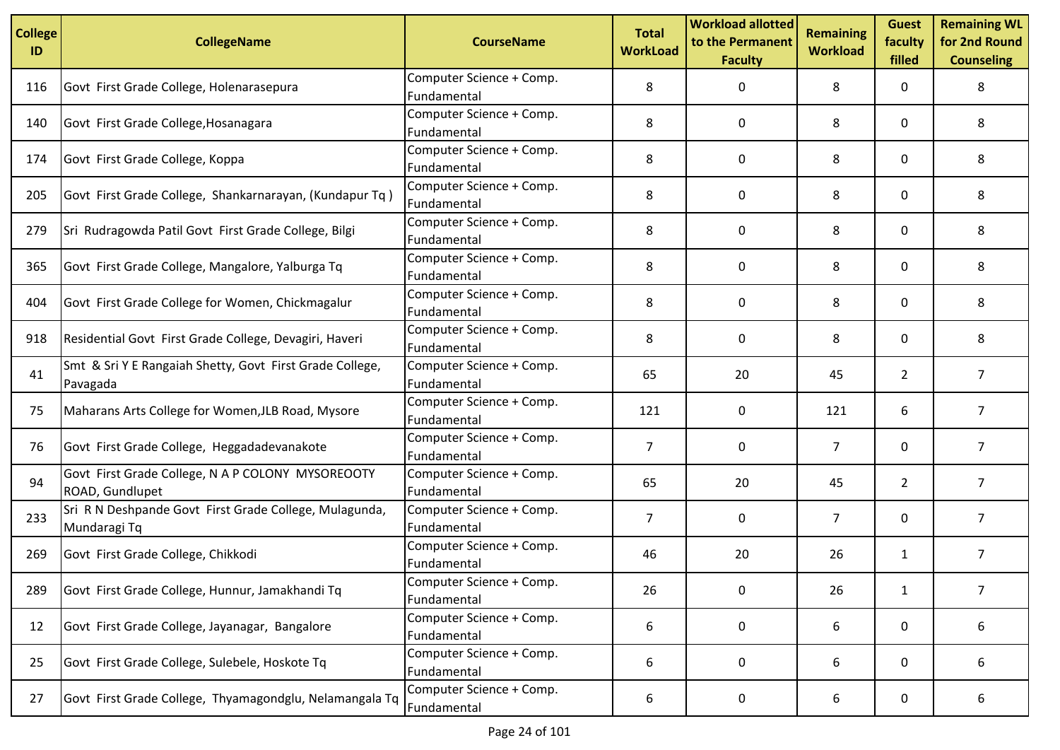| College ID | CollegeName | CourseName | Total WorkLoad | Workload allotted to the Permanent Faculty | Remaining Workload | Guest faculty filled | Remaining WL for 2nd Round Counseling |
|---|---|---|---|---|---|---|---|
| 116 | Govt First Grade College, Holenarasepura | Computer Science + Comp. Fundamental | 8 | 0 | 8 | 0 | 8 |
| 140 | Govt First Grade College,Hosanagara | Computer Science + Comp. Fundamental | 8 | 0 | 8 | 0 | 8 |
| 174 | Govt First Grade College, Koppa | Computer Science + Comp. Fundamental | 8 | 0 | 8 | 0 | 8 |
| 205 | Govt First Grade College, Shankarnarayan, (Kundapur Tq ) | Computer Science + Comp. Fundamental | 8 | 0 | 8 | 0 | 8 |
| 279 | Sri Rudragowda Patil Govt First Grade College, Bilgi | Computer Science + Comp. Fundamental | 8 | 0 | 8 | 0 | 8 |
| 365 | Govt First Grade College, Mangalore, Yalburga Tq | Computer Science + Comp. Fundamental | 8 | 0 | 8 | 0 | 8 |
| 404 | Govt First Grade College for Women, Chickmagalur | Computer Science + Comp. Fundamental | 8 | 0 | 8 | 0 | 8 |
| 918 | Residential Govt First Grade College, Devagiri, Haveri | Computer Science + Comp. Fundamental | 8 | 0 | 8 | 0 | 8 |
| 41 | Smt & Sri Y E Rangaiah Shetty, Govt First Grade College, Pavagada | Computer Science + Comp. Fundamental | 65 | 20 | 45 | 2 | 7 |
| 75 | Maharans Arts College for Women,JLB Road, Mysore | Computer Science + Comp. Fundamental | 121 | 0 | 121 | 6 | 7 |
| 76 | Govt First Grade College, Heggadadevanakote | Computer Science + Comp. Fundamental | 7 | 0 | 7 | 0 | 7 |
| 94 | Govt First Grade College, N A P COLONY MYSOREOOTY ROAD, Gundlupet | Computer Science + Comp. Fundamental | 65 | 20 | 45 | 2 | 7 |
| 233 | Sri R N Deshpande Govt First Grade College, Mulagunda, Mundaragi Tq | Computer Science + Comp. Fundamental | 7 | 0 | 7 | 0 | 7 |
| 269 | Govt First Grade College, Chikkodi | Computer Science + Comp. Fundamental | 46 | 20 | 26 | 1 | 7 |
| 289 | Govt First Grade College, Hunnur, Jamakhandi Tq | Computer Science + Comp. Fundamental | 26 | 0 | 26 | 1 | 7 |
| 12 | Govt First Grade College, Jayanagar, Bangalore | Computer Science + Comp. Fundamental | 6 | 0 | 6 | 0 | 6 |
| 25 | Govt First Grade College, Sulebele, Hoskote Tq | Computer Science + Comp. Fundamental | 6 | 0 | 6 | 0 | 6 |
| 27 | Govt First Grade College, Thyamagondglu, Nelamangala Tq | Computer Science + Comp. Fundamental | 6 | 0 | 6 | 0 | 6 |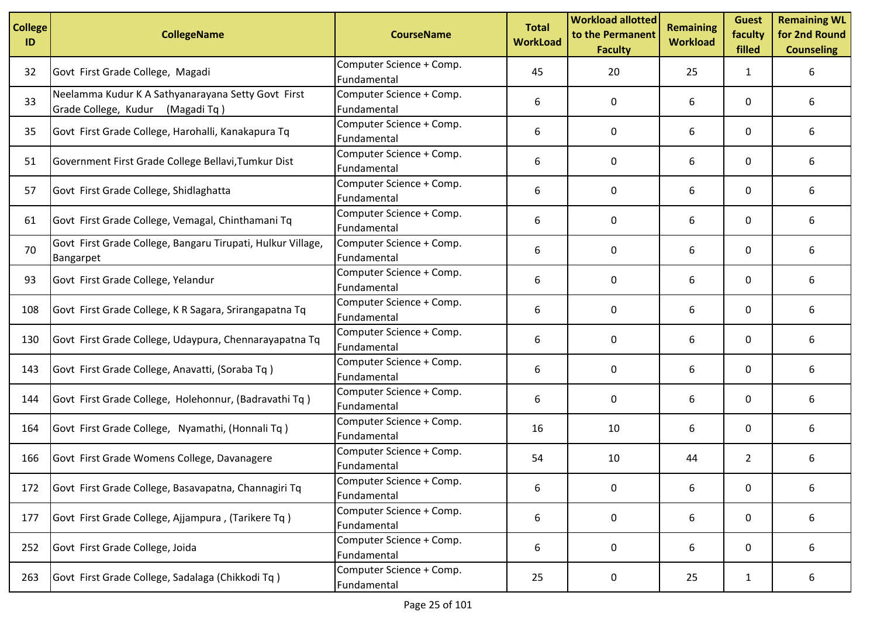| College ID | CollegeName | CourseName | Total WorkLoad | Workload allotted to the Permanent Faculty | Remaining Workload | Guest faculty filled | Remaining WL for 2nd Round Counseling |
|---|---|---|---|---|---|---|---|
| 32 | Govt First Grade College, Magadi | Computer Science + Comp. Fundamental | 45 | 20 | 25 | 1 | 6 |
| 33 | Neelamma Kudur K A Sathyanarayana Setty Govt First Grade College, Kudur (Magadi Tq ) | Computer Science + Comp. Fundamental | 6 | 0 | 6 | 0 | 6 |
| 35 | Govt First Grade College, Harohalli, Kanakapura Tq | Computer Science + Comp. Fundamental | 6 | 0 | 6 | 0 | 6 |
| 51 | Government First Grade College Bellavi,Tumkur Dist | Computer Science + Comp. Fundamental | 6 | 0 | 6 | 0 | 6 |
| 57 | Govt First Grade College, Shidlaghatta | Computer Science + Comp. Fundamental | 6 | 0 | 6 | 0 | 6 |
| 61 | Govt First Grade College, Vemagal, Chinthamani Tq | Computer Science + Comp. Fundamental | 6 | 0 | 6 | 0 | 6 |
| 70 | Govt First Grade College, Bangaru Tirupati, Hulkur Village, Bangarpet | Computer Science + Comp. Fundamental | 6 | 0 | 6 | 0 | 6 |
| 93 | Govt First Grade College, Yelandur | Computer Science + Comp. Fundamental | 6 | 0 | 6 | 0 | 6 |
| 108 | Govt First Grade College, K R Sagara, Srirangapatna Tq | Computer Science + Comp. Fundamental | 6 | 0 | 6 | 0 | 6 |
| 130 | Govt First Grade College, Udaypura, Chennarayapatna Tq | Computer Science + Comp. Fundamental | 6 | 0 | 6 | 0 | 6 |
| 143 | Govt First Grade College, Anavatti, (Soraba Tq ) | Computer Science + Comp. Fundamental | 6 | 0 | 6 | 0 | 6 |
| 144 | Govt First Grade College, Holehonnur, (Badravathi Tq ) | Computer Science + Comp. Fundamental | 6 | 0 | 6 | 0 | 6 |
| 164 | Govt First Grade College, Nyamathi, (Honnali Tq ) | Computer Science + Comp. Fundamental | 16 | 10 | 6 | 0 | 6 |
| 166 | Govt First Grade Womens College, Davanagere | Computer Science + Comp. Fundamental | 54 | 10 | 44 | 2 | 6 |
| 172 | Govt First Grade College, Basavapatna, Channagiri Tq | Computer Science + Comp. Fundamental | 6 | 0 | 6 | 0 | 6 |
| 177 | Govt First Grade College, Ajjampura , (Tarikere Tq ) | Computer Science + Comp. Fundamental | 6 | 0 | 6 | 0 | 6 |
| 252 | Govt First Grade College, Joida | Computer Science + Comp. Fundamental | 6 | 0 | 6 | 0 | 6 |
| 263 | Govt First Grade College, Sadalaga (Chikkodi Tq ) | Computer Science + Comp. Fundamental | 25 | 0 | 25 | 1 | 6 |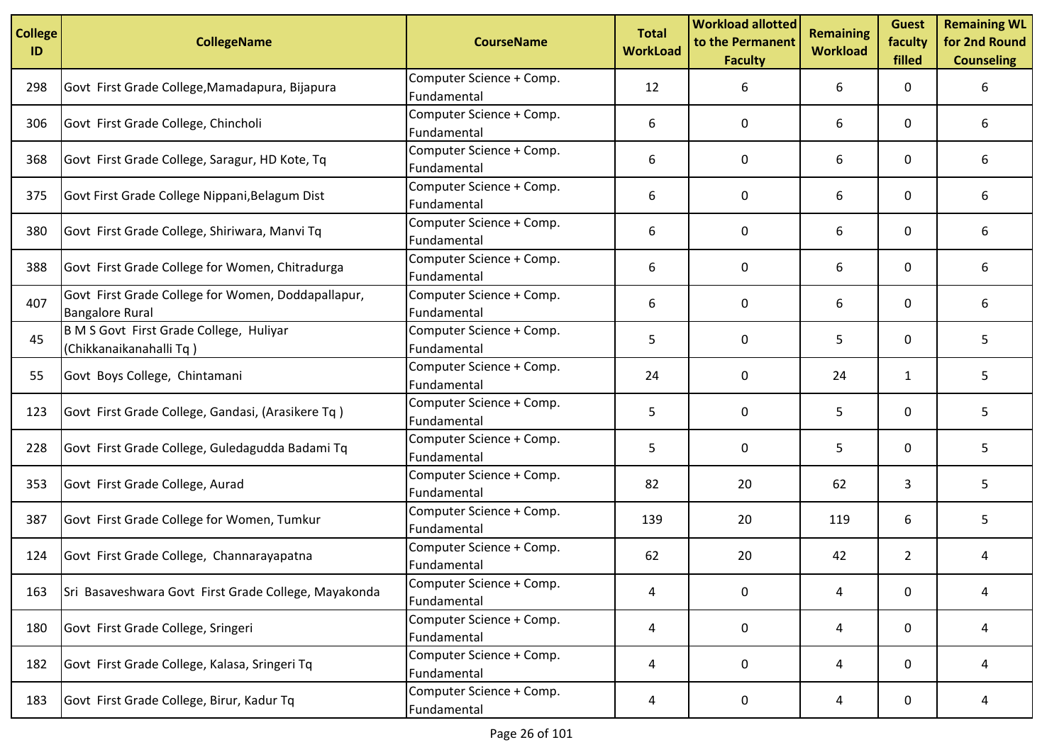| College ID | CollegeName | CourseName | Total WorkLoad | Workload allotted to the Permanent Faculty | Remaining Workload | Guest faculty filled | Remaining WL for 2nd Round Counseling |
|---|---|---|---|---|---|---|---|
| 298 | Govt First Grade College,Mamadapura, Bijapura | Computer Science + Comp. Fundamental | 12 | 6 | 6 | 0 | 6 |
| 306 | Govt First Grade College, Chincholi | Computer Science + Comp. Fundamental | 6 | 0 | 6 | 0 | 6 |
| 368 | Govt First Grade College, Saragur, HD Kote, Tq | Computer Science + Comp. Fundamental | 6 | 0 | 6 | 0 | 6 |
| 375 | Govt First Grade College Nippani,Belagum Dist | Computer Science + Comp. Fundamental | 6 | 0 | 6 | 0 | 6 |
| 380 | Govt First Grade College, Shiriwara, Manvi Tq | Computer Science + Comp. Fundamental | 6 | 0 | 6 | 0 | 6 |
| 388 | Govt First Grade College for Women, Chitradurga | Computer Science + Comp. Fundamental | 6 | 0 | 6 | 0 | 6 |
| 407 | Govt First Grade College for Women, Doddapallapur, Bangalore Rural | Computer Science + Comp. Fundamental | 6 | 0 | 6 | 0 | 6 |
| 45 | B M S Govt First Grade College, Huliyar (Chikkanaikanahalli Tq ) | Computer Science + Comp. Fundamental | 5 | 0 | 5 | 0 | 5 |
| 55 | Govt Boys College, Chintamani | Computer Science + Comp. Fundamental | 24 | 0 | 24 | 1 | 5 |
| 123 | Govt First Grade College, Gandasi, (Arasikere Tq ) | Computer Science + Comp. Fundamental | 5 | 0 | 5 | 0 | 5 |
| 228 | Govt First Grade College, Guledagudda Badami Tq | Computer Science + Comp. Fundamental | 5 | 0 | 5 | 0 | 5 |
| 353 | Govt First Grade College, Aurad | Computer Science + Comp. Fundamental | 82 | 20 | 62 | 3 | 5 |
| 387 | Govt First Grade College for Women, Tumkur | Computer Science + Comp. Fundamental | 139 | 20 | 119 | 6 | 5 |
| 124 | Govt First Grade College, Channarayapatna | Computer Science + Comp. Fundamental | 62 | 20 | 42 | 2 | 4 |
| 163 | Sri Basaveshwara Govt First Grade College, Mayakonda | Computer Science + Comp. Fundamental | 4 | 0 | 4 | 0 | 4 |
| 180 | Govt First Grade College, Sringeri | Computer Science + Comp. Fundamental | 4 | 0 | 4 | 0 | 4 |
| 182 | Govt First Grade College, Kalasa, Sringeri Tq | Computer Science + Comp. Fundamental | 4 | 0 | 4 | 0 | 4 |
| 183 | Govt First Grade College, Birur, Kadur Tq | Computer Science + Comp. Fundamental | 4 | 0 | 4 | 0 | 4 |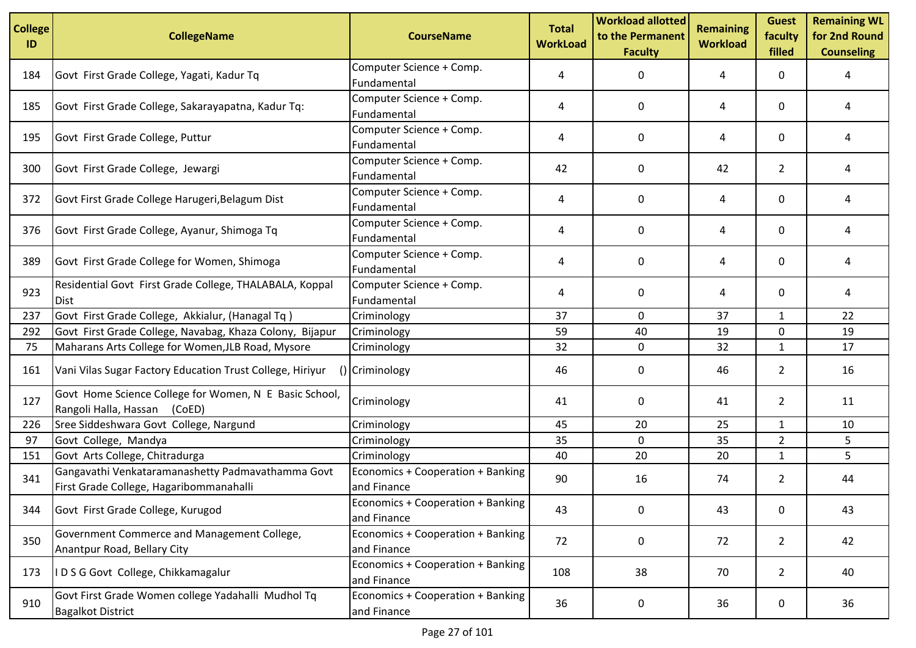| College ID | CollegeName | CourseName | Total WorkLoad | Workload allotted to the Permanent Faculty | Remaining Workload | Guest faculty filled | Remaining WL for 2nd Round Counseling |
|---|---|---|---|---|---|---|---|
| 184 | Govt First Grade College, Yagati, Kadur Tq | Computer Science + Comp. Fundamental | 4 | 0 | 4 | 0 | 4 |
| 185 | Govt First Grade College, Sakarayapatna, Kadur Tq: | Computer Science + Comp. Fundamental | 4 | 0 | 4 | 0 | 4 |
| 195 | Govt First Grade College, Puttur | Computer Science + Comp. Fundamental | 4 | 0 | 4 | 0 | 4 |
| 300 | Govt First Grade College, Jewargi | Computer Science + Comp. Fundamental | 42 | 0 | 42 | 2 | 4 |
| 372 | Govt First Grade College Harugeri,Belagum Dist | Computer Science + Comp. Fundamental | 4 | 0 | 4 | 0 | 4 |
| 376 | Govt First Grade College, Ayanur, Shimoga Tq | Computer Science + Comp. Fundamental | 4 | 0 | 4 | 0 | 4 |
| 389 | Govt First Grade College for Women, Shimoga | Computer Science + Comp. Fundamental | 4 | 0 | 4 | 0 | 4 |
| 923 | Residential Govt First Grade College, THALABALA, Koppal Dist | Computer Science + Comp. Fundamental | 4 | 0 | 4 | 0 | 4 |
| 237 | Govt First Grade College, Akkialur, (Hanagal Tq ) | Criminology | 37 | 0 | 37 | 1 | 22 |
| 292 | Govt First Grade College, Navabag, Khaza Colony, Bijapur | Criminology | 59 | 40 | 19 | 0 | 19 |
| 75 | Maharans Arts College for Women,JLB Road, Mysore | Criminology | 32 | 0 | 32 | 1 | 17 |
| 161 | Vani Vilas Sugar Factory Education Trust College, Hiriyur () | Criminology | 46 | 0 | 46 | 2 | 16 |
| 127 | Govt Home Science College for Women, N E Basic School, Rangoli Halla, Hassan (CoED) | Criminology | 41 | 0 | 41 | 2 | 11 |
| 226 | Sree Siddeshwara Govt College, Nargund | Criminology | 45 | 20 | 25 | 1 | 10 |
| 97 | Govt College, Mandya | Criminology | 35 | 0 | 35 | 2 | 5 |
| 151 | Govt Arts College, Chitradurga | Criminology | 40 | 20 | 20 | 1 | 5 |
| 341 | Gangavathi Venkataramanashetty Padmavathamma Govt First Grade College, Hagaribommanahalli | Economics + Cooperation + Banking and Finance | 90 | 16 | 74 | 2 | 44 |
| 344 | Govt First Grade College, Kurugod | Economics + Cooperation + Banking and Finance | 43 | 0 | 43 | 0 | 43 |
| 350 | Government Commerce and Management College, Anantpur Road, Bellary City | Economics + Cooperation + Banking and Finance | 72 | 0 | 72 | 2 | 42 |
| 173 | I D S G Govt College, Chikkamagalur | Economics + Cooperation + Banking and Finance | 108 | 38 | 70 | 2 | 40 |
| 910 | Govt First Grade Women college Yadahalli Mudhol Tq Bagalkot District | Economics + Cooperation + Banking and Finance | 36 | 0 | 36 | 0 | 36 |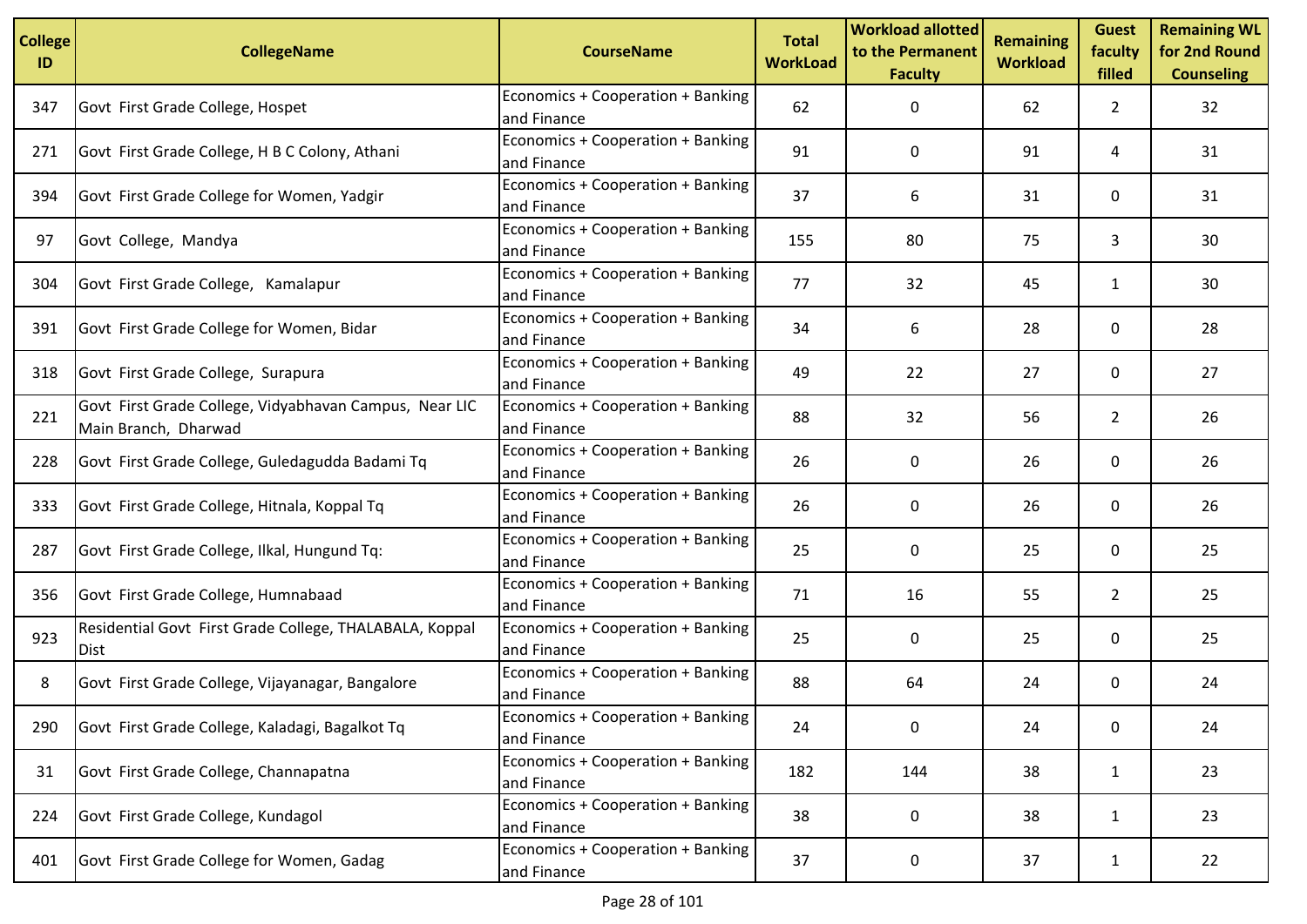| College ID | CollegeName | CourseName | Total WorkLoad | Workload allotted to the Permanent Faculty | Remaining Workload | Guest faculty filled | Remaining WL for 2nd Round Counseling |
|---|---|---|---|---|---|---|---|
| 347 | Govt First Grade College, Hospet | Economics + Cooperation + Banking and Finance | 62 | 0 | 62 | 2 | 32 |
| 271 | Govt First Grade College, H B C Colony, Athani | Economics + Cooperation + Banking and Finance | 91 | 0 | 91 | 4 | 31 |
| 394 | Govt First Grade College for Women, Yadgir | Economics + Cooperation + Banking and Finance | 37 | 6 | 31 | 0 | 31 |
| 97 | Govt College, Mandya | Economics + Cooperation + Banking and Finance | 155 | 80 | 75 | 3 | 30 |
| 304 | Govt First Grade College, Kamalapur | Economics + Cooperation + Banking and Finance | 77 | 32 | 45 | 1 | 30 |
| 391 | Govt First Grade College for Women, Bidar | Economics + Cooperation + Banking and Finance | 34 | 6 | 28 | 0 | 28 |
| 318 | Govt First Grade College, Surapura | Economics + Cooperation + Banking and Finance | 49 | 22 | 27 | 0 | 27 |
| 221 | Govt First Grade College, Vidyabhavan Campus, Near LIC Main Branch, Dharwad | Economics + Cooperation + Banking and Finance | 88 | 32 | 56 | 2 | 26 |
| 228 | Govt First Grade College, Guledagudda Badami Tq | Economics + Cooperation + Banking and Finance | 26 | 0 | 26 | 0 | 26 |
| 333 | Govt First Grade College, Hitnala, Koppal Tq | Economics + Cooperation + Banking and Finance | 26 | 0 | 26 | 0 | 26 |
| 287 | Govt First Grade College, Ilkal, Hungund Tq: | Economics + Cooperation + Banking and Finance | 25 | 0 | 25 | 0 | 25 |
| 356 | Govt First Grade College, Humnabaad | Economics + Cooperation + Banking and Finance | 71 | 16 | 55 | 2 | 25 |
| 923 | Residential Govt First Grade College, THALABALA, Koppal Dist | Economics + Cooperation + Banking and Finance | 25 | 0 | 25 | 0 | 25 |
| 8 | Govt First Grade College, Vijayanagar, Bangalore | Economics + Cooperation + Banking and Finance | 88 | 64 | 24 | 0 | 24 |
| 290 | Govt First Grade College, Kaladagi, Bagalkot Tq | Economics + Cooperation + Banking and Finance | 24 | 0 | 24 | 0 | 24 |
| 31 | Govt First Grade College, Channapatna | Economics + Cooperation + Banking and Finance | 182 | 144 | 38 | 1 | 23 |
| 224 | Govt First Grade College, Kundagol | Economics + Cooperation + Banking and Finance | 38 | 0 | 38 | 1 | 23 |
| 401 | Govt First Grade College for Women, Gadag | Economics + Cooperation + Banking and Finance | 37 | 0 | 37 | 1 | 22 |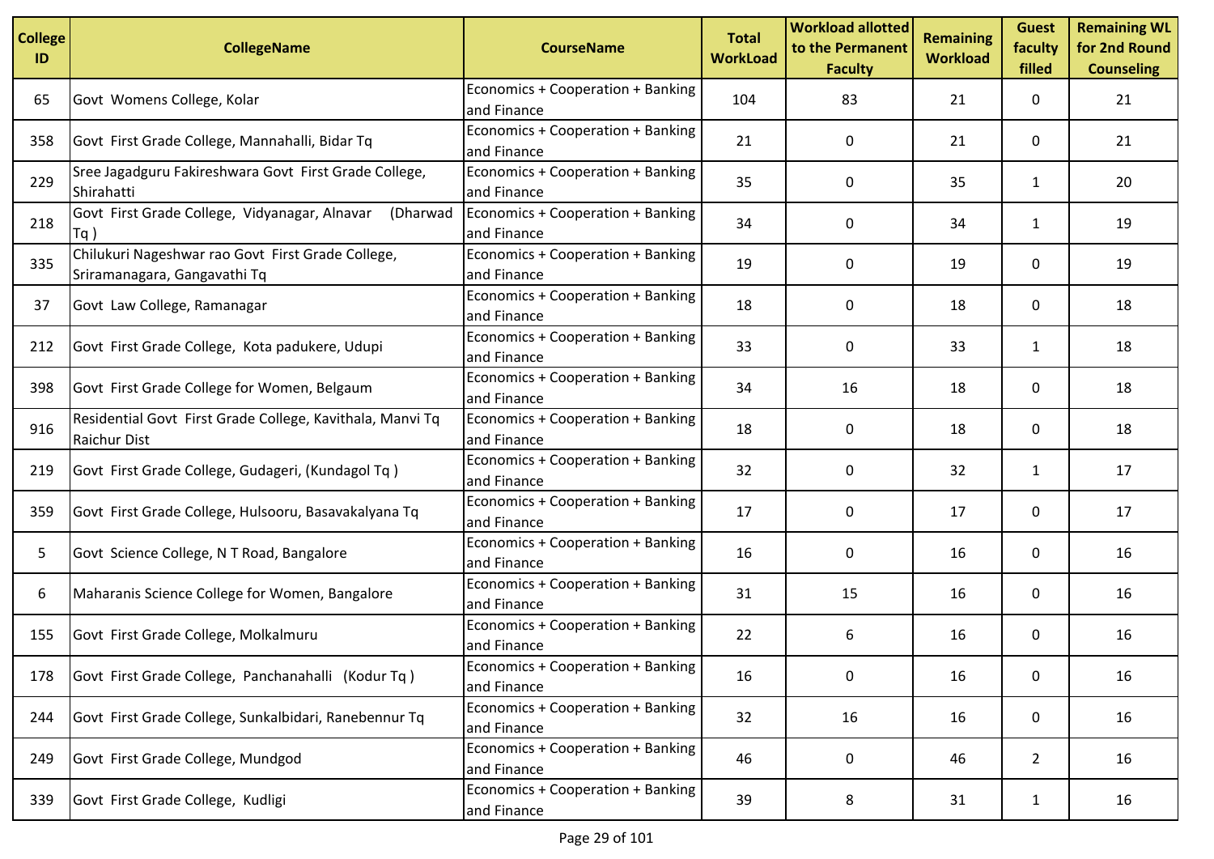| College ID | CollegeName | CourseName | Total WorkLoad | Workload allotted to the Permanent Faculty | Remaining Workload | Guest faculty filled | Remaining WL for 2nd Round Counseling |
|---|---|---|---|---|---|---|---|
| 65 | Govt Womens College, Kolar | Economics + Cooperation + Banking and Finance | 104 | 83 | 21 | 0 | 21 |
| 358 | Govt First Grade College, Mannahalli, Bidar Tq | Economics + Cooperation + Banking and Finance | 21 | 0 | 21 | 0 | 21 |
| 229 | Sree Jagadguru Fakireshwara Govt First Grade College, Shirahatti | Economics + Cooperation + Banking and Finance | 35 | 0 | 35 | 1 | 20 |
| 218 | Govt First Grade College, Vidyanagar, Alnavar (Dharwad Tq ) | Economics + Cooperation + Banking and Finance | 34 | 0 | 34 | 1 | 19 |
| 335 | Chilukuri Nageshwar rao Govt First Grade College, Sriramanagara, Gangavathi Tq | Economics + Cooperation + Banking and Finance | 19 | 0 | 19 | 0 | 19 |
| 37 | Govt Law College, Ramanagar | Economics + Cooperation + Banking and Finance | 18 | 0 | 18 | 0 | 18 |
| 212 | Govt First Grade College, Kota padukere, Udupi | Economics + Cooperation + Banking and Finance | 33 | 0 | 33 | 1 | 18 |
| 398 | Govt First Grade College for Women, Belgaum | Economics + Cooperation + Banking and Finance | 34 | 16 | 18 | 0 | 18 |
| 916 | Residential Govt First Grade College, Kavithala, Manvi Tq Raichur Dist | Economics + Cooperation + Banking and Finance | 18 | 0 | 18 | 0 | 18 |
| 219 | Govt First Grade College, Gudageri, (Kundagol Tq ) | Economics + Cooperation + Banking and Finance | 32 | 0 | 32 | 1 | 17 |
| 359 | Govt First Grade College, Hulsooru, Basavakalyana Tq | Economics + Cooperation + Banking and Finance | 17 | 0 | 17 | 0 | 17 |
| 5 | Govt Science College, N T Road, Bangalore | Economics + Cooperation + Banking and Finance | 16 | 0 | 16 | 0 | 16 |
| 6 | Maharanis Science College for Women, Bangalore | Economics + Cooperation + Banking and Finance | 31 | 15 | 16 | 0 | 16 |
| 155 | Govt First Grade College, Molkalmuru | Economics + Cooperation + Banking and Finance | 22 | 6 | 16 | 0 | 16 |
| 178 | Govt First Grade College, Panchanahalli (Kodur Tq ) | Economics + Cooperation + Banking and Finance | 16 | 0 | 16 | 0 | 16 |
| 244 | Govt First Grade College, Sunkalbidari, Ranebennur Tq | Economics + Cooperation + Banking and Finance | 32 | 16 | 16 | 0 | 16 |
| 249 | Govt First Grade College, Mundgod | Economics + Cooperation + Banking and Finance | 46 | 0 | 46 | 2 | 16 |
| 339 | Govt First Grade College, Kudligi | Economics + Cooperation + Banking and Finance | 39 | 8 | 31 | 1 | 16 |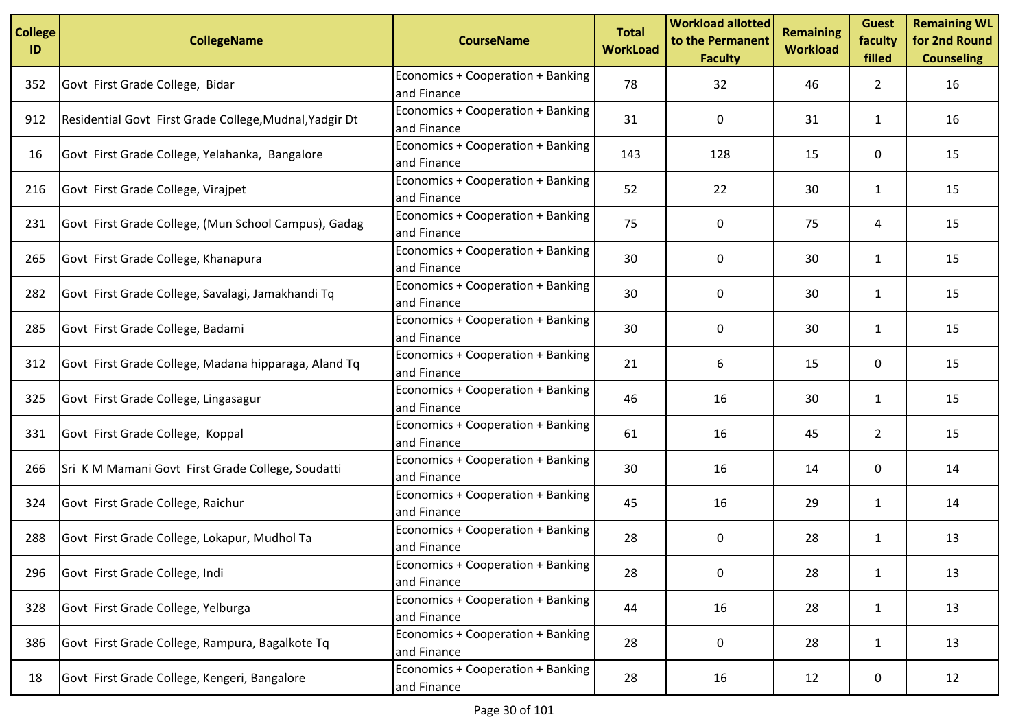| College ID | CollegeName | CourseName | Total WorkLoad | Workload allotted to the Permanent Faculty | Remaining Workload | Guest faculty filled | Remaining WL for 2nd Round Counseling |
|---|---|---|---|---|---|---|---|
| 352 | Govt First Grade College, Bidar | Economics + Cooperation + Banking and Finance | 78 | 32 | 46 | 2 | 16 |
| 912 | Residential Govt First Grade College,Mudnal,Yadgir Dt | Economics + Cooperation + Banking and Finance | 31 | 0 | 31 | 1 | 16 |
| 16 | Govt First Grade College, Yelahanka, Bangalore | Economics + Cooperation + Banking and Finance | 143 | 128 | 15 | 0 | 15 |
| 216 | Govt First Grade College, Virajpet | Economics + Cooperation + Banking and Finance | 52 | 22 | 30 | 1 | 15 |
| 231 | Govt First Grade College, (Mun School Campus), Gadag | Economics + Cooperation + Banking and Finance | 75 | 0 | 75 | 4 | 15 |
| 265 | Govt First Grade College, Khanapura | Economics + Cooperation + Banking and Finance | 30 | 0 | 30 | 1 | 15 |
| 282 | Govt First Grade College, Savalagi, Jamakhandi Tq | Economics + Cooperation + Banking and Finance | 30 | 0 | 30 | 1 | 15 |
| 285 | Govt First Grade College, Badami | Economics + Cooperation + Banking and Finance | 30 | 0 | 30 | 1 | 15 |
| 312 | Govt First Grade College, Madana hipparaga, Aland Tq | Economics + Cooperation + Banking and Finance | 21 | 6 | 15 | 0 | 15 |
| 325 | Govt First Grade College, Lingasagur | Economics + Cooperation + Banking and Finance | 46 | 16 | 30 | 1 | 15 |
| 331 | Govt First Grade College, Koppal | Economics + Cooperation + Banking and Finance | 61 | 16 | 45 | 2 | 15 |
| 266 | Sri K M Mamani Govt First Grade College, Soudatti | Economics + Cooperation + Banking and Finance | 30 | 16 | 14 | 0 | 14 |
| 324 | Govt First Grade College, Raichur | Economics + Cooperation + Banking and Finance | 45 | 16 | 29 | 1 | 14 |
| 288 | Govt First Grade College, Lokapur, Mudhol Ta | Economics + Cooperation + Banking and Finance | 28 | 0 | 28 | 1 | 13 |
| 296 | Govt First Grade College, Indi | Economics + Cooperation + Banking and Finance | 28 | 0 | 28 | 1 | 13 |
| 328 | Govt First Grade College, Yelburga | Economics + Cooperation + Banking and Finance | 44 | 16 | 28 | 1 | 13 |
| 386 | Govt First Grade College, Rampura, Bagalkote Tq | Economics + Cooperation + Banking and Finance | 28 | 0 | 28 | 1 | 13 |
| 18 | Govt First Grade College, Kengeri, Bangalore | Economics + Cooperation + Banking and Finance | 28 | 16 | 12 | 0 | 12 |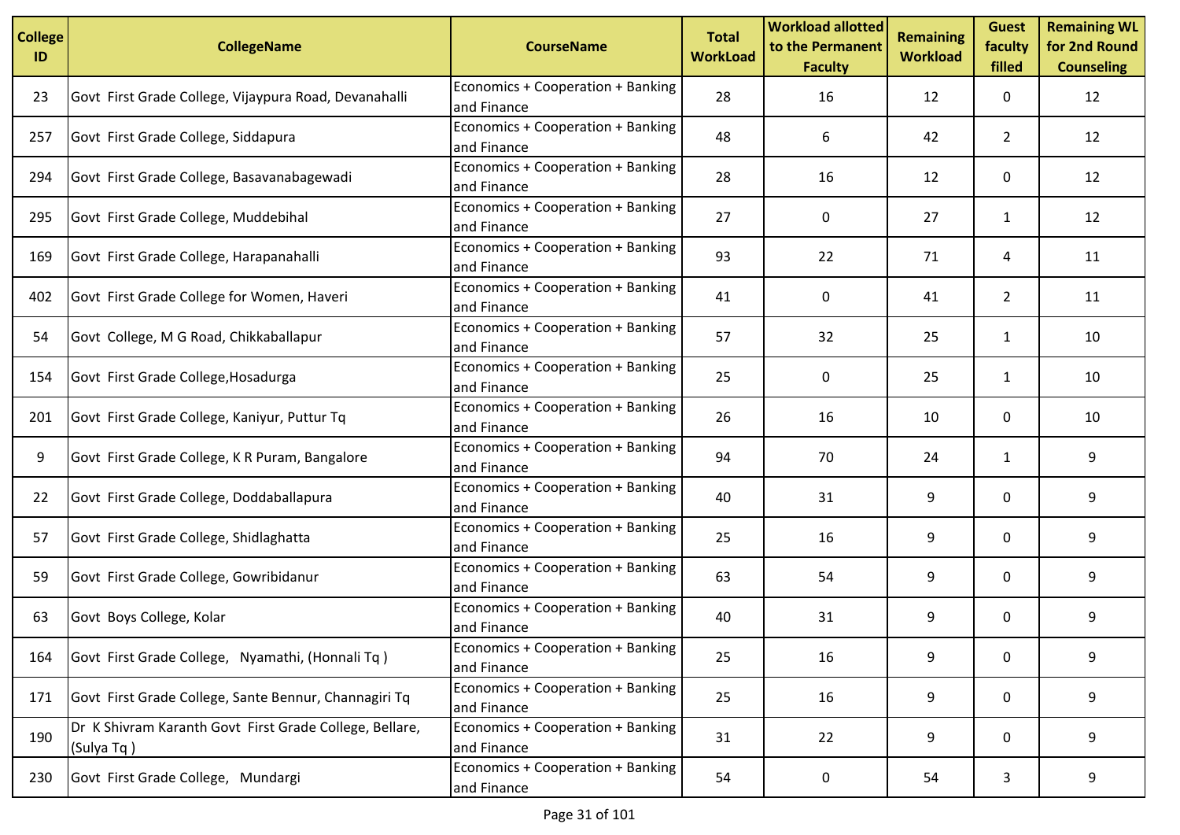| College ID | CollegeName | CourseName | Total WorkLoad | Workload allotted to the Permanent Faculty | Remaining Workload | Guest faculty filled | Remaining WL for 2nd Round Counseling |
|---|---|---|---|---|---|---|---|
| 23 | Govt First Grade College, Vijaypura Road, Devanahalli | Economics + Cooperation + Banking and Finance | 28 | 16 | 12 | 0 | 12 |
| 257 | Govt First Grade College, Siddapura | Economics + Cooperation + Banking and Finance | 48 | 6 | 42 | 2 | 12 |
| 294 | Govt First Grade College, Basavanabagewadi | Economics + Cooperation + Banking and Finance | 28 | 16 | 12 | 0 | 12 |
| 295 | Govt First Grade College, Muddebihal | Economics + Cooperation + Banking and Finance | 27 | 0 | 27 | 1 | 12 |
| 169 | Govt First Grade College, Harapanahalli | Economics + Cooperation + Banking and Finance | 93 | 22 | 71 | 4 | 11 |
| 402 | Govt First Grade College for Women, Haveri | Economics + Cooperation + Banking and Finance | 41 | 0 | 41 | 2 | 11 |
| 54 | Govt College, M G Road, Chikkaballapur | Economics + Cooperation + Banking and Finance | 57 | 32 | 25 | 1 | 10 |
| 154 | Govt First Grade College,Hosadurga | Economics + Cooperation + Banking and Finance | 25 | 0 | 25 | 1 | 10 |
| 201 | Govt First Grade College, Kaniyur, Puttur Tq | Economics + Cooperation + Banking and Finance | 26 | 16 | 10 | 0 | 10 |
| 9 | Govt First Grade College, K R Puram, Bangalore | Economics + Cooperation + Banking and Finance | 94 | 70 | 24 | 1 | 9 |
| 22 | Govt First Grade College, Doddaballapura | Economics + Cooperation + Banking and Finance | 40 | 31 | 9 | 0 | 9 |
| 57 | Govt First Grade College, Shidlaghatta | Economics + Cooperation + Banking and Finance | 25 | 16 | 9 | 0 | 9 |
| 59 | Govt First Grade College, Gowribidanur | Economics + Cooperation + Banking and Finance | 63 | 54 | 9 | 0 | 9 |
| 63 | Govt Boys College, Kolar | Economics + Cooperation + Banking and Finance | 40 | 31 | 9 | 0 | 9 |
| 164 | Govt First Grade College, Nyamathi, (Honnali Tq ) | Economics + Cooperation + Banking and Finance | 25 | 16 | 9 | 0 | 9 |
| 171 | Govt First Grade College, Sante Bennur, Channagiri Tq | Economics + Cooperation + Banking and Finance | 25 | 16 | 9 | 0 | 9 |
| 190 | Dr K Shivram Karanth Govt First Grade College, Bellare, (Sulya Tq ) | Economics + Cooperation + Banking and Finance | 31 | 22 | 9 | 0 | 9 |
| 230 | Govt First Grade College, Mundargi | Economics + Cooperation + Banking and Finance | 54 | 0 | 54 | 3 | 9 |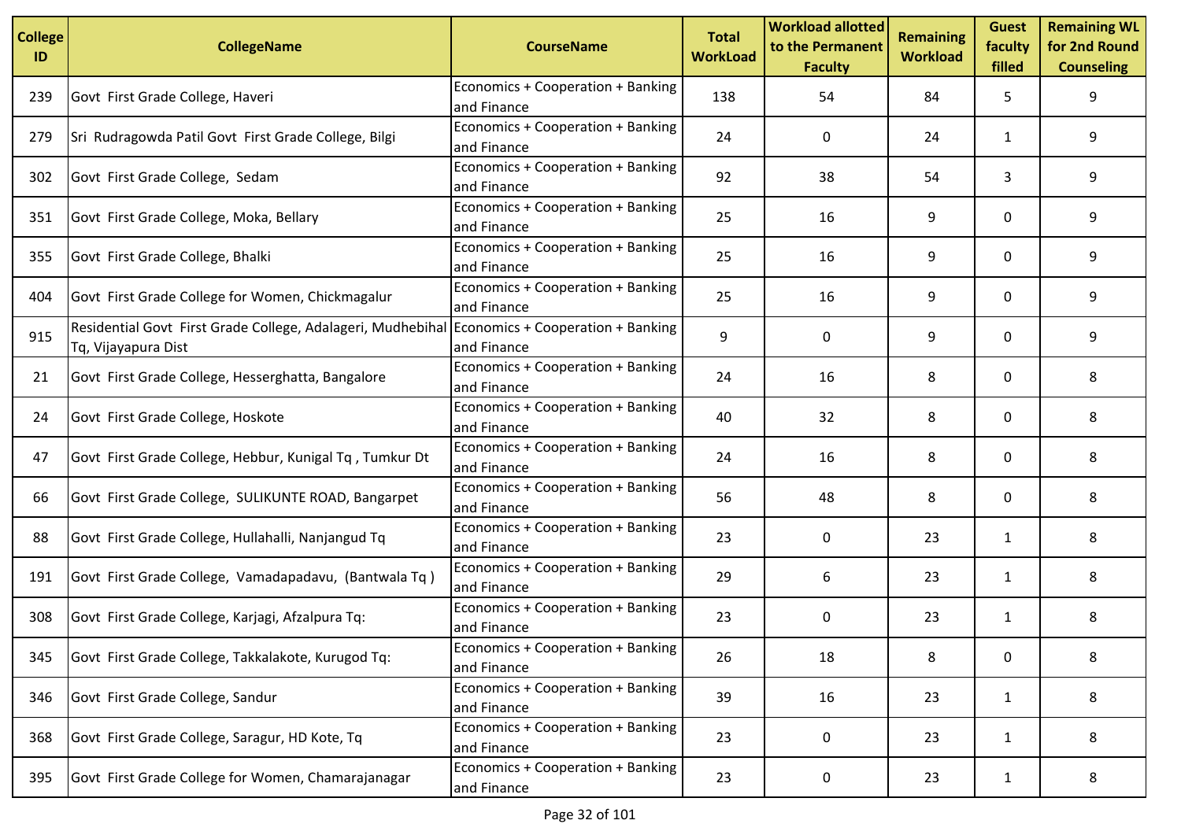| College ID | CollegeName | CourseName | Total WorkLoad | Workload allotted to the Permanent Faculty | Remaining Workload | Guest faculty filled | Remaining WL for 2nd Round Counseling |
|---|---|---|---|---|---|---|---|
| 239 | Govt First Grade College, Haveri | Economics + Cooperation + Banking and Finance | 138 | 54 | 84 | 5 | 9 |
| 279 | Sri Rudragowda Patil Govt First Grade College, Bilgi | Economics + Cooperation + Banking and Finance | 24 | 0 | 24 | 1 | 9 |
| 302 | Govt First Grade College, Sedam | Economics + Cooperation + Banking and Finance | 92 | 38 | 54 | 3 | 9 |
| 351 | Govt First Grade College, Moka, Bellary | Economics + Cooperation + Banking and Finance | 25 | 16 | 9 | 0 | 9 |
| 355 | Govt First Grade College, Bhalki | Economics + Cooperation + Banking and Finance | 25 | 16 | 9 | 0 | 9 |
| 404 | Govt First Grade College for Women, Chickmagalur | Economics + Cooperation + Banking and Finance | 25 | 16 | 9 | 0 | 9 |
| 915 | Residential Govt First Grade College, Adalageri, Mudhebihal Tq, Vijayapura Dist | Economics + Cooperation + Banking and Finance | 9 | 0 | 9 | 0 | 9 |
| 21 | Govt First Grade College, Hesserghatta, Bangalore | Economics + Cooperation + Banking and Finance | 24 | 16 | 8 | 0 | 8 |
| 24 | Govt First Grade College, Hoskote | Economics + Cooperation + Banking and Finance | 40 | 32 | 8 | 0 | 8 |
| 47 | Govt First Grade College, Hebbur, Kunigal Tq , Tumkur Dt | Economics + Cooperation + Banking and Finance | 24 | 16 | 8 | 0 | 8 |
| 66 | Govt First Grade College, SULIKUNTE ROAD, Bangarpet | Economics + Cooperation + Banking and Finance | 56 | 48 | 8 | 0 | 8 |
| 88 | Govt First Grade College, Hullahalli, Nanjangud Tq | Economics + Cooperation + Banking and Finance | 23 | 0 | 23 | 1 | 8 |
| 191 | Govt First Grade College, Vamadapadavu, (Bantwala Tq ) | Economics + Cooperation + Banking and Finance | 29 | 6 | 23 | 1 | 8 |
| 308 | Govt First Grade College, Karjagi, Afzalpura Tq: | Economics + Cooperation + Banking and Finance | 23 | 0 | 23 | 1 | 8 |
| 345 | Govt First Grade College, Takkalakote, Kurugod Tq: | Economics + Cooperation + Banking and Finance | 26 | 18 | 8 | 0 | 8 |
| 346 | Govt First Grade College, Sandur | Economics + Cooperation + Banking and Finance | 39 | 16 | 23 | 1 | 8 |
| 368 | Govt First Grade College, Saragur, HD Kote, Tq | Economics + Cooperation + Banking and Finance | 23 | 0 | 23 | 1 | 8 |
| 395 | Govt First Grade College for Women, Chamarajanagar | Economics + Cooperation + Banking and Finance | 23 | 0 | 23 | 1 | 8 |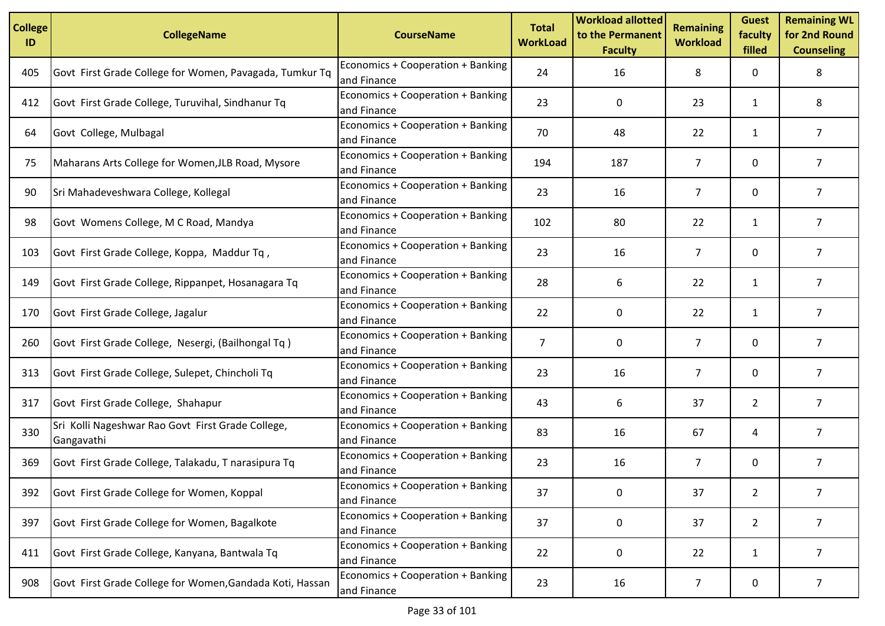| College ID | CollegeName | CourseName | Total WorkLoad | Workload allotted to the Permanent Faculty | Remaining Workload | Guest faculty filled | Remaining WL for 2nd Round Counseling |
|---|---|---|---|---|---|---|---|
| 405 | Govt First Grade College for Women, Pavagada, Tumkur Tq | Economics + Cooperation + Banking and Finance | 24 | 16 | 8 | 0 | 8 |
| 412 | Govt First Grade College, Turuvihal, Sindhanur Tq | Economics + Cooperation + Banking and Finance | 23 | 0 | 23 | 1 | 8 |
| 64 | Govt College, Mulbagal | Economics + Cooperation + Banking and Finance | 70 | 48 | 22 | 1 | 7 |
| 75 | Maharans Arts College for Women,JLB Road, Mysore | Economics + Cooperation + Banking and Finance | 194 | 187 | 7 | 0 | 7 |
| 90 | Sri Mahadeveshwara College, Kollegal | Economics + Cooperation + Banking and Finance | 23 | 16 | 7 | 0 | 7 |
| 98 | Govt Womens College, M C Road, Mandya | Economics + Cooperation + Banking and Finance | 102 | 80 | 22 | 1 | 7 |
| 103 | Govt First Grade College, Koppa, Maddur Tq , | Economics + Cooperation + Banking and Finance | 23 | 16 | 7 | 0 | 7 |
| 149 | Govt First Grade College, Rippanpet, Hosanagara Tq | Economics + Cooperation + Banking and Finance | 28 | 6 | 22 | 1 | 7 |
| 170 | Govt First Grade College, Jagalur | Economics + Cooperation + Banking and Finance | 22 | 0 | 22 | 1 | 7 |
| 260 | Govt First Grade College, Nesergi, (Bailhongal Tq ) | Economics + Cooperation + Banking and Finance | 7 | 0 | 7 | 0 | 7 |
| 313 | Govt First Grade College, Sulepet, Chincholi Tq | Economics + Cooperation + Banking and Finance | 23 | 16 | 7 | 0 | 7 |
| 317 | Govt First Grade College, Shahapur | Economics + Cooperation + Banking and Finance | 43 | 6 | 37 | 2 | 7 |
| 330 | Sri Kolli Nageshwar Rao Govt First Grade College, Gangavathi | Economics + Cooperation + Banking and Finance | 83 | 16 | 67 | 4 | 7 |
| 369 | Govt First Grade College, Talakadu, T narasipura Tq | Economics + Cooperation + Banking and Finance | 23 | 16 | 7 | 0 | 7 |
| 392 | Govt First Grade College for Women, Koppal | Economics + Cooperation + Banking and Finance | 37 | 0 | 37 | 2 | 7 |
| 397 | Govt First Grade College for Women, Bagalkote | Economics + Cooperation + Banking and Finance | 37 | 0 | 37 | 2 | 7 |
| 411 | Govt First Grade College, Kanyana, Bantwala Tq | Economics + Cooperation + Banking and Finance | 22 | 0 | 22 | 1 | 7 |
| 908 | Govt First Grade College for Women,Gandada Koti, Hassan | Economics + Cooperation + Banking and Finance | 23 | 16 | 7 | 0 | 7 |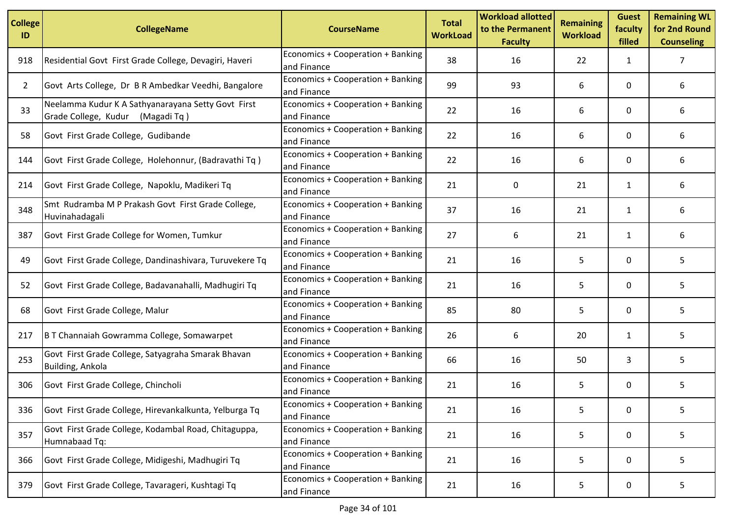| College ID | CollegeName | CourseName | Total WorkLoad | Workload allotted to the Permanent Faculty | Remaining Workload | Guest faculty filled | Remaining WL for 2nd Round Counseling |
|---|---|---|---|---|---|---|---|
| 918 | Residential Govt First Grade College, Devagiri, Haveri | Economics + Cooperation + Banking and Finance | 38 | 16 | 22 | 1 | 7 |
| 2 | Govt Arts College, Dr B R Ambedkar Veedhi, Bangalore | Economics + Cooperation + Banking and Finance | 99 | 93 | 6 | 0 | 6 |
| 33 | Neelamma Kudur K A Sathyanarayana Setty Govt First Grade College, Kudur (Magadi Tq ) | Economics + Cooperation + Banking and Finance | 22 | 16 | 6 | 0 | 6 |
| 58 | Govt First Grade College, Gudibande | Economics + Cooperation + Banking and Finance | 22 | 16 | 6 | 0 | 6 |
| 144 | Govt First Grade College, Holehonnur, (Badravathi Tq ) | Economics + Cooperation + Banking and Finance | 22 | 16 | 6 | 0 | 6 |
| 214 | Govt First Grade College, Napoklu, Madikeri Tq | Economics + Cooperation + Banking and Finance | 21 | 0 | 21 | 1 | 6 |
| 348 | Smt Rudramba M P Prakash Govt First Grade College, Huvinahadagali | Economics + Cooperation + Banking and Finance | 37 | 16 | 21 | 1 | 6 |
| 387 | Govt First Grade College for Women, Tumkur | Economics + Cooperation + Banking and Finance | 27 | 6 | 21 | 1 | 6 |
| 49 | Govt First Grade College, Dandinashivara, Turuvekere Tq | Economics + Cooperation + Banking and Finance | 21 | 16 | 5 | 0 | 5 |
| 52 | Govt First Grade College, Badavanahalli, Madhugiri Tq | Economics + Cooperation + Banking and Finance | 21 | 16 | 5 | 0 | 5 |
| 68 | Govt First Grade College, Malur | Economics + Cooperation + Banking and Finance | 85 | 80 | 5 | 0 | 5 |
| 217 | B T Channaiah Gowramma College, Somawarpet | Economics + Cooperation + Banking and Finance | 26 | 6 | 20 | 1 | 5 |
| 253 | Govt First Grade College, Satyagraha Smarak Bhavan Building, Ankola | Economics + Cooperation + Banking and Finance | 66 | 16 | 50 | 3 | 5 |
| 306 | Govt First Grade College, Chincholi | Economics + Cooperation + Banking and Finance | 21 | 16 | 5 | 0 | 5 |
| 336 | Govt First Grade College, Hirevankalkunta, Yelburga Tq | Economics + Cooperation + Banking and Finance | 21 | 16 | 5 | 0 | 5 |
| 357 | Govt First Grade College, Kodambal Road, Chitaguppa, Humnabaad Tq: | Economics + Cooperation + Banking and Finance | 21 | 16 | 5 | 0 | 5 |
| 366 | Govt First Grade College, Midigeshi, Madhugiri Tq | Economics + Cooperation + Banking and Finance | 21 | 16 | 5 | 0 | 5 |
| 379 | Govt First Grade College, Tavarageri, Kushtagi Tq | Economics + Cooperation + Banking and Finance | 21 | 16 | 5 | 0 | 5 |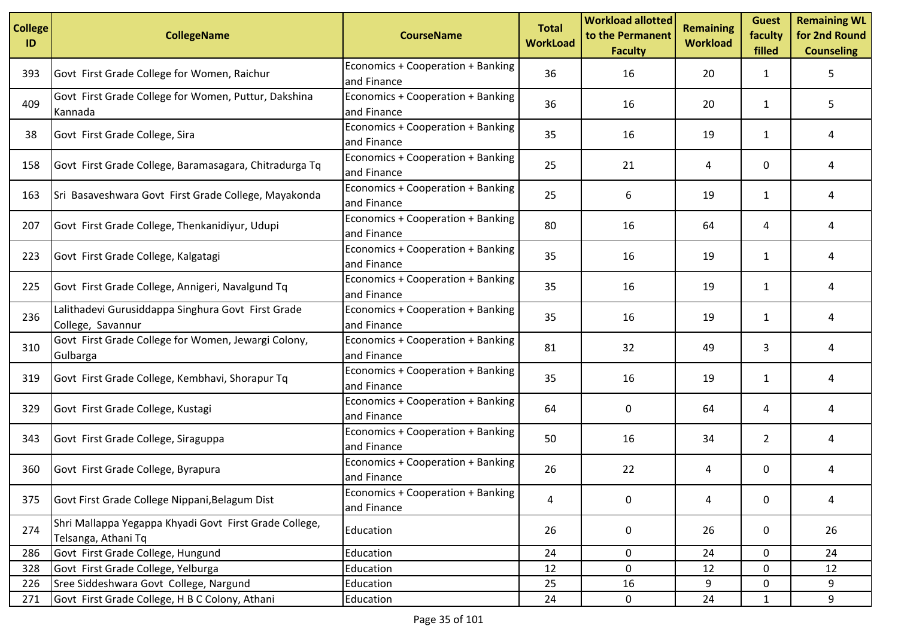| College ID | CollegeName | CourseName | Total WorkLoad | Workload allotted to the Permanent Faculty | Remaining Workload | Guest faculty filled | Remaining WL for 2nd Round Counseling |
|---|---|---|---|---|---|---|---|
| 393 | Govt  First Grade College for Women, Raichur | Economics + Cooperation + Banking and Finance | 36 | 16 | 20 | 1 | 5 |
| 409 | Govt  First Grade College for Women, Puttur, Dakshina Kannada | Economics + Cooperation + Banking and Finance | 36 | 16 | 20 | 1 | 5 |
| 38 | Govt  First Grade College, Sira | Economics + Cooperation + Banking and Finance | 35 | 16 | 19 | 1 | 4 |
| 158 | Govt  First Grade College, Baramasagara, Chitradurga Tq | Economics + Cooperation + Banking and Finance | 25 | 21 | 4 | 0 | 4 |
| 163 | Sri  Basaveshwara Govt  First Grade College, Mayakonda | Economics + Cooperation + Banking and Finance | 25 | 6 | 19 | 1 | 4 |
| 207 | Govt  First Grade College, Thenkanidiyur, Udupi | Economics + Cooperation + Banking and Finance | 80 | 16 | 64 | 4 | 4 |
| 223 | Govt  First Grade College, Kalgatagi | Economics + Cooperation + Banking and Finance | 35 | 16 | 19 | 1 | 4 |
| 225 | Govt  First Grade College, Annigeri, Navalgund Tq | Economics + Cooperation + Banking and Finance | 35 | 16 | 19 | 1 | 4 |
| 236 | Lalithadevi Gurusiddappa Singhura Govt  First Grade College,  Savannur | Economics + Cooperation + Banking and Finance | 35 | 16 | 19 | 1 | 4 |
| 310 | Govt  First Grade College for Women, Jewargi Colony, Gulbarga | Economics + Cooperation + Banking and Finance | 81 | 32 | 49 | 3 | 4 |
| 319 | Govt  First Grade College, Kembhavi, Shorapur Tq | Economics + Cooperation + Banking and Finance | 35 | 16 | 19 | 1 | 4 |
| 329 | Govt  First Grade College, Kustagi | Economics + Cooperation + Banking and Finance | 64 | 0 | 64 | 4 | 4 |
| 343 | Govt  First Grade College, Siraguppa | Economics + Cooperation + Banking and Finance | 50 | 16 | 34 | 2 | 4 |
| 360 | Govt  First Grade College, Byrapura | Economics + Cooperation + Banking and Finance | 26 | 22 | 4 | 0 | 4 |
| 375 | Govt First Grade College Nippani,Belagum Dist | Economics + Cooperation + Banking and Finance | 4 | 0 | 4 | 0 | 4 |
| 274 | Shri Mallappa Yegappa Khyadi Govt  First Grade College, Telsanga, Athani Tq | Education | 26 | 0 | 26 | 0 | 26 |
| 286 | Govt  First Grade College, Hungund | Education | 24 | 0 | 24 | 0 | 24 |
| 328 | Govt  First Grade College, Yelburga | Education | 12 | 0 | 12 | 0 | 12 |
| 226 | Sree Siddeshwara Govt  College, Nargund | Education | 25 | 16 | 9 | 0 | 9 |
| 271 | Govt  First Grade College, H B C Colony, Athani | Education | 24 | 0 | 24 | 1 | 9 |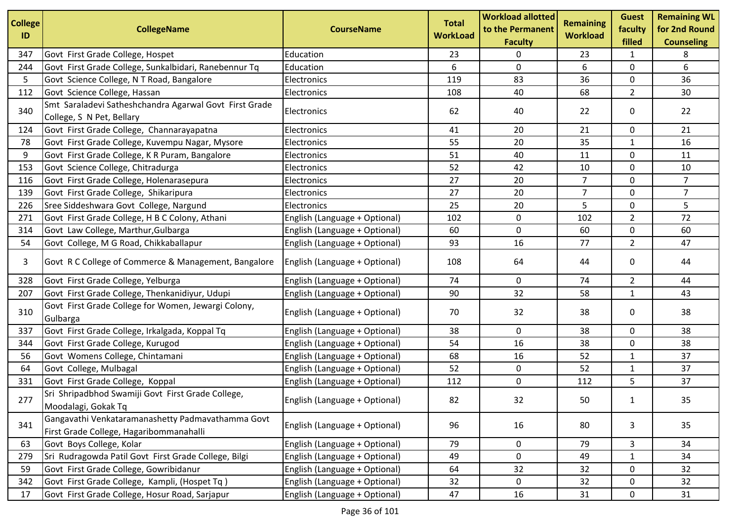| College ID | CollegeName | CourseName | Total WorkLoad | Workload allotted to the Permanent Faculty | Remaining Workload | Guest faculty filled | Remaining WL for 2nd Round Counseling |
|---|---|---|---|---|---|---|---|
| 347 | Govt First Grade College, Hospet | Education | 23 | 0 | 23 | 1 | 8 |
| 244 | Govt First Grade College, Sunkalbidari, Ranebennur Tq | Education | 6 | 0 | 6 | 0 | 6 |
| 5 | Govt Science College, N T Road, Bangalore | Electronics | 119 | 83 | 36 | 0 | 36 |
| 112 | Govt Science College, Hassan | Electronics | 108 | 40 | 68 | 2 | 30 |
| 340 | Smt Saraladevi Satheshchandra Agarwal Govt First Grade College, S N Pet, Bellary | Electronics | 62 | 40 | 22 | 0 | 22 |
| 124 | Govt First Grade College, Channarayapatna | Electronics | 41 | 20 | 21 | 0 | 21 |
| 78 | Govt First Grade College, Kuvempu Nagar, Mysore | Electronics | 55 | 20 | 35 | 1 | 16 |
| 9 | Govt First Grade College, K R Puram, Bangalore | Electronics | 51 | 40 | 11 | 0 | 11 |
| 153 | Govt Science College, Chitradurga | Electronics | 52 | 42 | 10 | 0 | 10 |
| 116 | Govt First Grade College, Holenarasepura | Electronics | 27 | 20 | 7 | 0 | 7 |
| 139 | Govt First Grade College, Shikaripura | Electronics | 27 | 20 | 7 | 0 | 7 |
| 226 | Sree Siddeshwara Govt College, Nargund | Electronics | 25 | 20 | 5 | 0 | 5 |
| 271 | Govt First Grade College, H B C Colony, Athani | English (Language + Optional) | 102 | 0 | 102 | 2 | 72 |
| 314 | Govt Law College, Marthur,Gulbarga | English (Language + Optional) | 60 | 0 | 60 | 0 | 60 |
| 54 | Govt College, M G Road, Chikkaballapur | English (Language + Optional) | 93 | 16 | 77 | 2 | 47 |
| 3 | Govt R C College of Commerce & Management, Bangalore | English (Language + Optional) | 108 | 64 | 44 | 0 | 44 |
| 328 | Govt First Grade College, Yelburga | English (Language + Optional) | 74 | 0 | 74 | 2 | 44 |
| 207 | Govt First Grade College, Thenkanidiyur, Udupi | English (Language + Optional) | 90 | 32 | 58 | 1 | 43 |
| 310 | Govt First Grade College for Women, Jewargi Colony, Gulbarga | English (Language + Optional) | 70 | 32 | 38 | 0 | 38 |
| 337 | Govt First Grade College, Irkalgada, Koppal Tq | English (Language + Optional) | 38 | 0 | 38 | 0 | 38 |
| 344 | Govt First Grade College, Kurugod | English (Language + Optional) | 54 | 16 | 38 | 0 | 38 |
| 56 | Govt Womens College, Chintamani | English (Language + Optional) | 68 | 16 | 52 | 1 | 37 |
| 64 | Govt College, Mulbagal | English (Language + Optional) | 52 | 0 | 52 | 1 | 37 |
| 331 | Govt First Grade College, Koppal | English (Language + Optional) | 112 | 0 | 112 | 5 | 37 |
| 277 | Sri Shripadbhod Swamiji Govt First Grade College, Moodalagi, Gokak Tq | English (Language + Optional) | 82 | 32 | 50 | 1 | 35 |
| 341 | Gangavathi Venkataramanashetty Padmavathamma Govt First Grade College, Hagaribommanahalli | English (Language + Optional) | 96 | 16 | 80 | 3 | 35 |
| 63 | Govt Boys College, Kolar | English (Language + Optional) | 79 | 0 | 79 | 3 | 34 |
| 279 | Sri Rudragowda Patil Govt First Grade College, Bilgi | English (Language + Optional) | 49 | 0 | 49 | 1 | 34 |
| 59 | Govt First Grade College, Gowribidanur | English (Language + Optional) | 64 | 32 | 32 | 0 | 32 |
| 342 | Govt First Grade College, Kampli, (Hospet Tq ) | English (Language + Optional) | 32 | 0 | 32 | 0 | 32 |
| 17 | Govt First Grade College, Hosur Road, Sarjapur | English (Language + Optional) | 47 | 16 | 31 | 0 | 31 |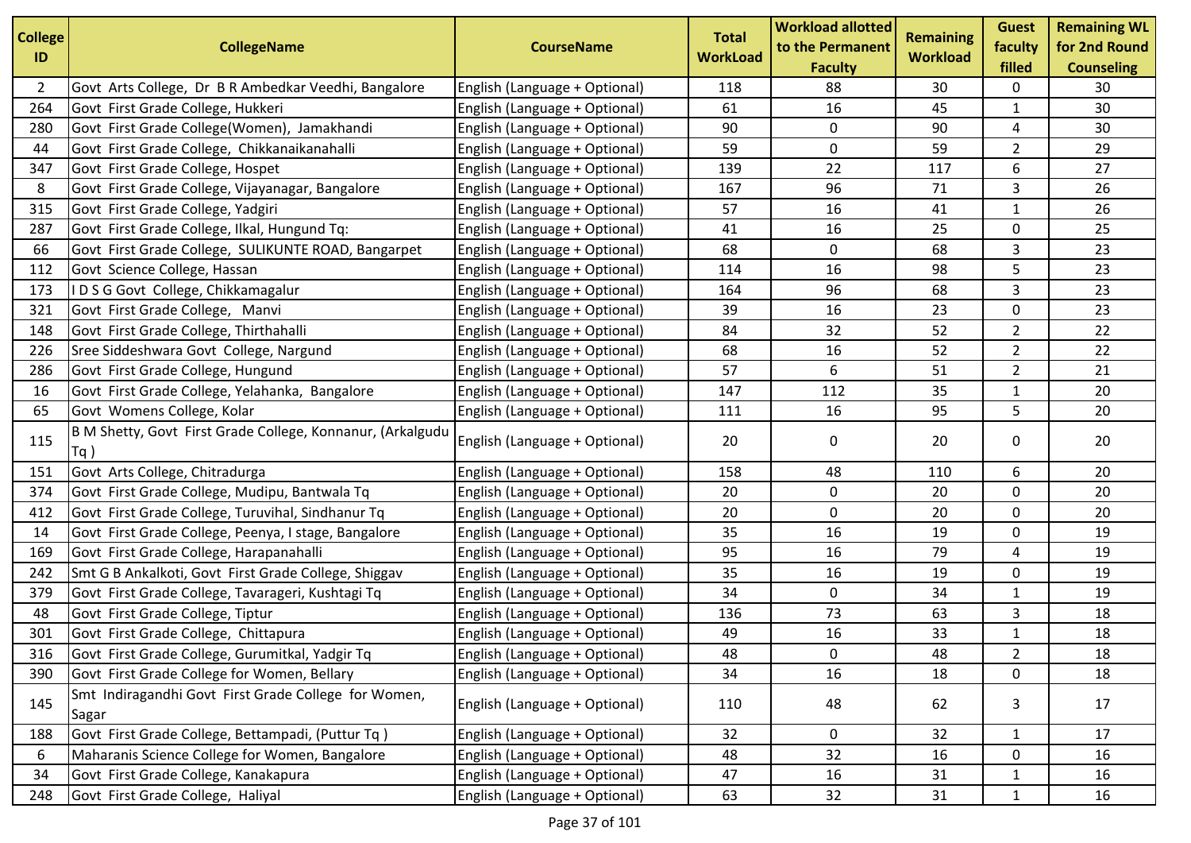| College ID | CollegeName | CourseName | Total WorkLoad | Workload allotted to the Permanent Faculty | Remaining Workload | Guest faculty filled | Remaining WL for 2nd Round Counseling |
|---|---|---|---|---|---|---|---|
| 2 | Govt Arts College, Dr B R Ambedkar Veedhi, Bangalore | English (Language + Optional) | 118 | 88 | 30 | 0 | 30 |
| 264 | Govt First Grade College, Hukkeri | English (Language + Optional) | 61 | 16 | 45 | 1 | 30 |
| 280 | Govt First Grade College(Women), Jamakhandi | English (Language + Optional) | 90 | 0 | 90 | 4 | 30 |
| 44 | Govt First Grade College, Chikkanaikanahalli | English (Language + Optional) | 59 | 0 | 59 | 2 | 29 |
| 347 | Govt First Grade College, Hospet | English (Language + Optional) | 139 | 22 | 117 | 6 | 27 |
| 8 | Govt First Grade College, Vijayanagar, Bangalore | English (Language + Optional) | 167 | 96 | 71 | 3 | 26 |
| 315 | Govt First Grade College, Yadgiri | English (Language + Optional) | 57 | 16 | 41 | 1 | 26 |
| 287 | Govt First Grade College, Ilkal, Hungund Tq: | English (Language + Optional) | 41 | 16 | 25 | 0 | 25 |
| 66 | Govt First Grade College, SULIKUNTE ROAD, Bangarpet | English (Language + Optional) | 68 | 0 | 68 | 3 | 23 |
| 112 | Govt Science College, Hassan | English (Language + Optional) | 114 | 16 | 98 | 5 | 23 |
| 173 | I D S G Govt College, Chikkamagalur | English (Language + Optional) | 164 | 96 | 68 | 3 | 23 |
| 321 | Govt First Grade College, Manvi | English (Language + Optional) | 39 | 16 | 23 | 0 | 23 |
| 148 | Govt First Grade College, Thirthahalli | English (Language + Optional) | 84 | 32 | 52 | 2 | 22 |
| 226 | Sree Siddeshwara Govt College, Nargund | English (Language + Optional) | 68 | 16 | 52 | 2 | 22 |
| 286 | Govt First Grade College, Hungund | English (Language + Optional) | 57 | 6 | 51 | 2 | 21 |
| 16 | Govt First Grade College, Yelahanka, Bangalore | English (Language + Optional) | 147 | 112 | 35 | 1 | 20 |
| 65 | Govt Womens College, Kolar | English (Language + Optional) | 111 | 16 | 95 | 5 | 20 |
| 115 | B M Shetty, Govt First Grade College, Konnanur, (Arkalgudu Tq ) | English (Language + Optional) | 20 | 0 | 20 | 0 | 20 |
| 151 | Govt Arts College, Chitradurga | English (Language + Optional) | 158 | 48 | 110 | 6 | 20 |
| 374 | Govt First Grade College, Mudipu, Bantwala Tq | English (Language + Optional) | 20 | 0 | 20 | 0 | 20 |
| 412 | Govt First Grade College, Turuvihal, Sindhanur Tq | English (Language + Optional) | 20 | 0 | 20 | 0 | 20 |
| 14 | Govt First Grade College, Peenya, I stage, Bangalore | English (Language + Optional) | 35 | 16 | 19 | 0 | 19 |
| 169 | Govt First Grade College, Harapanahalli | English (Language + Optional) | 95 | 16 | 79 | 4 | 19 |
| 242 | Smt G B Ankalkoti, Govt First Grade College, Shiggav | English (Language + Optional) | 35 | 16 | 19 | 0 | 19 |
| 379 | Govt First Grade College, Tavarageri, Kushtagi Tq | English (Language + Optional) | 34 | 0 | 34 | 1 | 19 |
| 48 | Govt First Grade College, Tiptur | English (Language + Optional) | 136 | 73 | 63 | 3 | 18 |
| 301 | Govt First Grade College, Chittapura | English (Language + Optional) | 49 | 16 | 33 | 1 | 18 |
| 316 | Govt First Grade College, Gurumitkal, Yadgir Tq | English (Language + Optional) | 48 | 0 | 48 | 2 | 18 |
| 390 | Govt First Grade College for Women, Bellary | English (Language + Optional) | 34 | 16 | 18 | 0 | 18 |
| 145 | Smt Indiragandhi Govt First Grade College for Women, Sagar | English (Language + Optional) | 110 | 48 | 62 | 3 | 17 |
| 188 | Govt First Grade College, Bettampadi, (Puttur Tq ) | English (Language + Optional) | 32 | 0 | 32 | 1 | 17 |
| 6 | Maharanis Science College for Women, Bangalore | English (Language + Optional) | 48 | 32 | 16 | 0 | 16 |
| 34 | Govt First Grade College, Kanakapura | English (Language + Optional) | 47 | 16 | 31 | 1 | 16 |
| 248 | Govt First Grade College, Haliyal | English (Language + Optional) | 63 | 32 | 31 | 1 | 16 |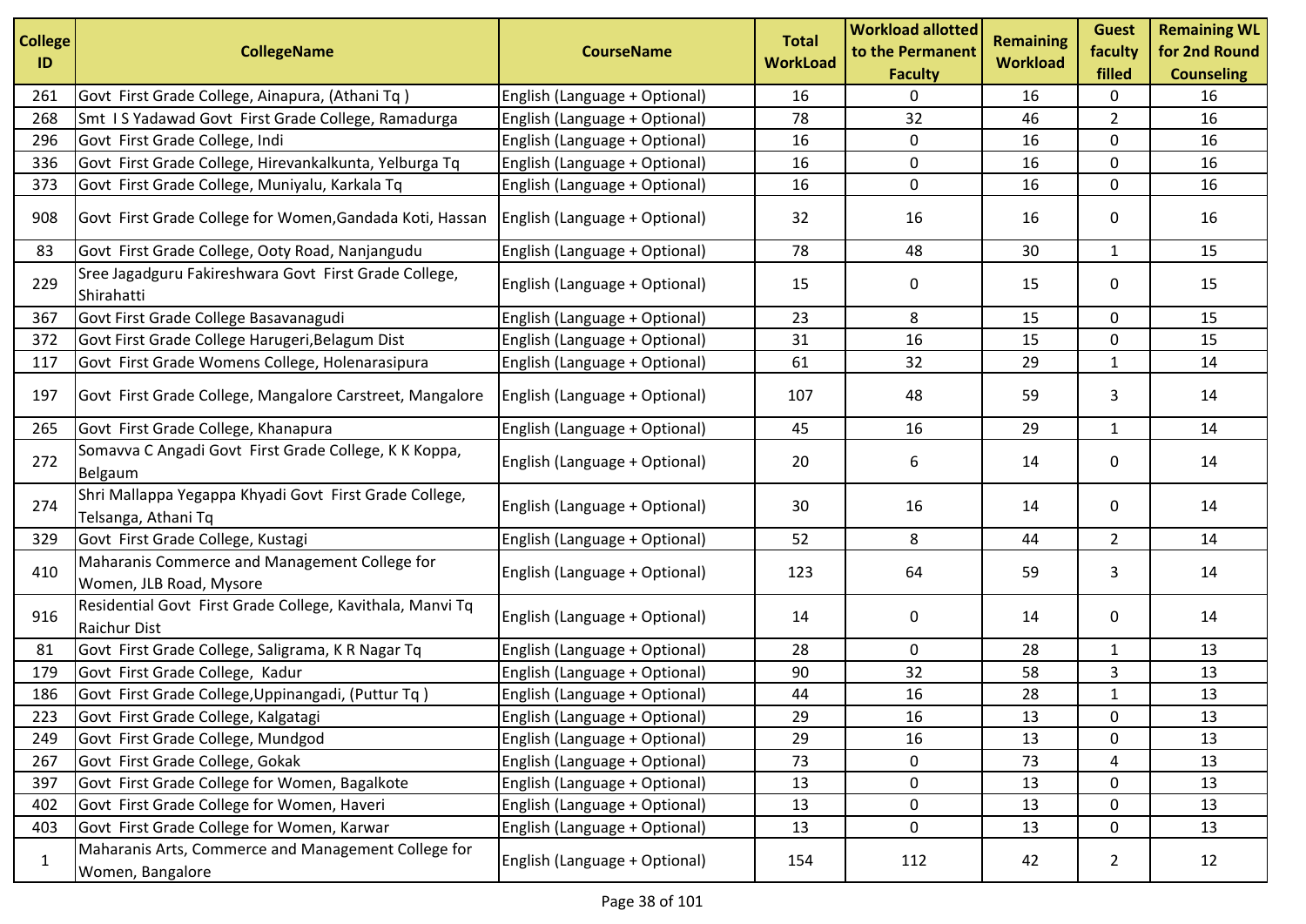| College ID | CollegeName | CourseName | Total WorkLoad | Workload allotted to the Permanent Faculty | Remaining Workload | Guest faculty filled | Remaining WL for 2nd Round Counseling |
|---|---|---|---|---|---|---|---|
| 261 | Govt First Grade College, Ainapura, (Athani Tq ) | English (Language + Optional) | 16 | 0 | 16 | 0 | 16 |
| 268 | Smt I S Yadawad Govt First Grade College, Ramadurga | English (Language + Optional) | 78 | 32 | 46 | 2 | 16 |
| 296 | Govt First Grade College, Indi | English (Language + Optional) | 16 | 0 | 16 | 0 | 16 |
| 336 | Govt First Grade College, Hirevankalkunta, Yelburga Tq | English (Language + Optional) | 16 | 0 | 16 | 0 | 16 |
| 373 | Govt First Grade College, Muniyalu, Karkala Tq | English (Language + Optional) | 16 | 0 | 16 | 0 | 16 |
| 908 | Govt First Grade College for Women,Gandada Koti, Hassan | English (Language + Optional) | 32 | 16 | 16 | 0 | 16 |
| 83 | Govt First Grade College, Ooty Road, Nanjangudu | English (Language + Optional) | 78 | 48 | 30 | 1 | 15 |
| 229 | Sree Jagadguru Fakireshwara Govt First Grade College, Shirahatti | English (Language + Optional) | 15 | 0 | 15 | 0 | 15 |
| 367 | Govt First Grade College Basavanagudi | English (Language + Optional) | 23 | 8 | 15 | 0 | 15 |
| 372 | Govt First Grade College Harugeri,Belagum Dist | English (Language + Optional) | 31 | 16 | 15 | 0 | 15 |
| 117 | Govt First Grade Womens College, Holenarasipura | English (Language + Optional) | 61 | 32 | 29 | 1 | 14 |
| 197 | Govt First Grade College, Mangalore Carstreet, Mangalore | English (Language + Optional) | 107 | 48 | 59 | 3 | 14 |
| 265 | Govt First Grade College, Khanapura | English (Language + Optional) | 45 | 16 | 29 | 1 | 14 |
| 272 | Somavva C Angadi Govt First Grade College, K K Koppa, Belgaum | English (Language + Optional) | 20 | 6 | 14 | 0 | 14 |
| 274 | Shri Mallappa Yegappa Khyadi Govt First Grade College, Telsanga, Athani Tq | English (Language + Optional) | 30 | 16 | 14 | 0 | 14 |
| 329 | Govt First Grade College, Kustagi | English (Language + Optional) | 52 | 8 | 44 | 2 | 14 |
| 410 | Maharanis Commerce and Management College for Women, JLB Road, Mysore | English (Language + Optional) | 123 | 64 | 59 | 3 | 14 |
| 916 | Residential Govt First Grade College, Kavithala, Manvi Tq Raichur Dist | English (Language + Optional) | 14 | 0 | 14 | 0 | 14 |
| 81 | Govt First Grade College, Saligrama, K R Nagar Tq | English (Language + Optional) | 28 | 0 | 28 | 1 | 13 |
| 179 | Govt First Grade College, Kadur | English (Language + Optional) | 90 | 32 | 58 | 3 | 13 |
| 186 | Govt First Grade College,Uppinangadi, (Puttur Tq ) | English (Language + Optional) | 44 | 16 | 28 | 1 | 13 |
| 223 | Govt First Grade College, Kalgatagi | English (Language + Optional) | 29 | 16 | 13 | 0 | 13 |
| 249 | Govt First Grade College, Mundgod | English (Language + Optional) | 29 | 16 | 13 | 0 | 13 |
| 267 | Govt First Grade College, Gokak | English (Language + Optional) | 73 | 0 | 73 | 4 | 13 |
| 397 | Govt First Grade College for Women, Bagalkote | English (Language + Optional) | 13 | 0 | 13 | 0 | 13 |
| 402 | Govt First Grade College for Women, Haveri | English (Language + Optional) | 13 | 0 | 13 | 0 | 13 |
| 403 | Govt First Grade College for Women, Karwar | English (Language + Optional) | 13 | 0 | 13 | 0 | 13 |
| 1 | Maharanis Arts, Commerce and Management College for Women, Bangalore | English (Language + Optional) | 154 | 112 | 42 | 2 | 12 |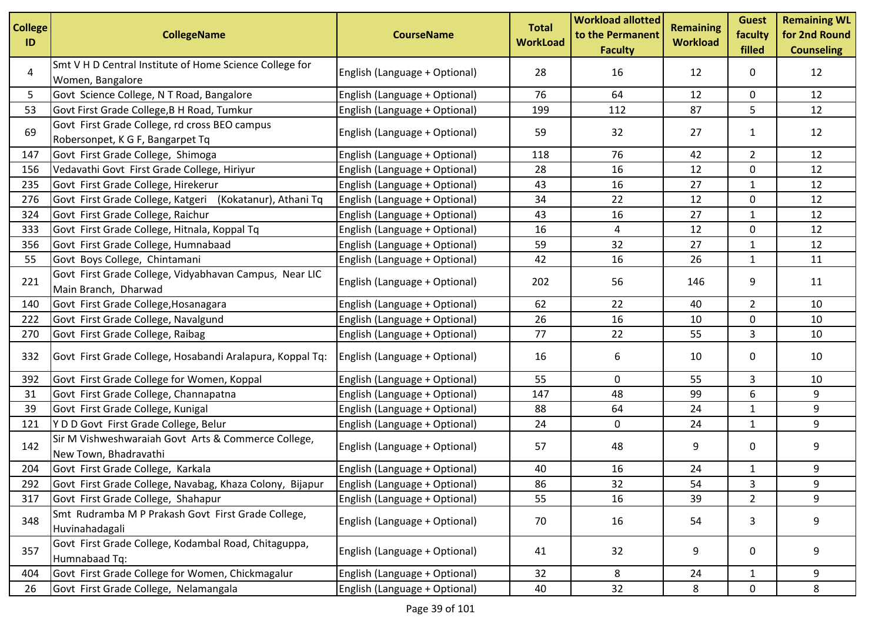| College ID | CollegeName | CourseName | Total WorkLoad | Workload allotted to the Permanent Faculty | Remaining Workload | Guest faculty filled | Remaining WL for 2nd Round Counseling |
|---|---|---|---|---|---|---|---|
| 4 | Smt V H D Central Institute of Home Science College for Women, Bangalore | English (Language + Optional) | 28 | 16 | 12 | 0 | 12 |
| 5 | Govt Science College, N T Road, Bangalore | English (Language + Optional) | 76 | 64 | 12 | 0 | 12 |
| 53 | Govt First Grade College,B H Road, Tumkur | English (Language + Optional) | 199 | 112 | 87 | 5 | 12 |
| 69 | Govt First Grade College, rd cross BEO campus Robersonpet, K G F, Bangarpet Tq | English (Language + Optional) | 59 | 32 | 27 | 1 | 12 |
| 147 | Govt First Grade College, Shimoga | English (Language + Optional) | 118 | 76 | 42 | 2 | 12 |
| 156 | Vedavathi Govt First Grade College, Hiriyur | English (Language + Optional) | 28 | 16 | 12 | 0 | 12 |
| 235 | Govt First Grade College, Hirekerur | English (Language + Optional) | 43 | 16 | 27 | 1 | 12 |
| 276 | Govt First Grade College, Katgeri (Kokatanur), Athani Tq | English (Language + Optional) | 34 | 22 | 12 | 0 | 12 |
| 324 | Govt First Grade College, Raichur | English (Language + Optional) | 43 | 16 | 27 | 1 | 12 |
| 333 | Govt First Grade College, Hitnala, Koppal Tq | English (Language + Optional) | 16 | 4 | 12 | 0 | 12 |
| 356 | Govt First Grade College, Humnabaad | English (Language + Optional) | 59 | 32 | 27 | 1 | 12 |
| 55 | Govt Boys College, Chintamani | English (Language + Optional) | 42 | 16 | 26 | 1 | 11 |
| 221 | Govt First Grade College, Vidyabhavan Campus, Near LIC Main Branch, Dharwad | English (Language + Optional) | 202 | 56 | 146 | 9 | 11 |
| 140 | Govt First Grade College,Hosanagara | English (Language + Optional) | 62 | 22 | 40 | 2 | 10 |
| 222 | Govt First Grade College, Navalgund | English (Language + Optional) | 26 | 16 | 10 | 0 | 10 |
| 270 | Govt First Grade College, Raibag | English (Language + Optional) | 77 | 22 | 55 | 3 | 10 |
| 332 | Govt First Grade College, Hosabandi Aralapura, Koppal Tq: | English (Language + Optional) | 16 | 6 | 10 | 0 | 10 |
| 392 | Govt First Grade College for Women, Koppal | English (Language + Optional) | 55 | 0 | 55 | 3 | 10 |
| 31 | Govt First Grade College, Channapatna | English (Language + Optional) | 147 | 48 | 99 | 6 | 9 |
| 39 | Govt First Grade College, Kunigal | English (Language + Optional) | 88 | 64 | 24 | 1 | 9 |
| 121 | Y D D Govt First Grade College, Belur | English (Language + Optional) | 24 | 0 | 24 | 1 | 9 |
| 142 | Sir M Vishweshwaraiah Govt Arts & Commerce College, New Town, Bhadravathi | English (Language + Optional) | 57 | 48 | 9 | 0 | 9 |
| 204 | Govt First Grade College, Karkala | English (Language + Optional) | 40 | 16 | 24 | 1 | 9 |
| 292 | Govt First Grade College, Navabag, Khaza Colony, Bijapur | English (Language + Optional) | 86 | 32 | 54 | 3 | 9 |
| 317 | Govt First Grade College, Shahapur | English (Language + Optional) | 55 | 16 | 39 | 2 | 9 |
| 348 | Smt Rudramba M P Prakash Govt First Grade College, Huvinahadagali | English (Language + Optional) | 70 | 16 | 54 | 3 | 9 |
| 357 | Govt First Grade College, Kodambal Road, Chitaguppa, Humnabaad Tq: | English (Language + Optional) | 41 | 32 | 9 | 0 | 9 |
| 404 | Govt First Grade College for Women, Chickmagalur | English (Language + Optional) | 32 | 8 | 24 | 1 | 9 |
| 26 | Govt First Grade College, Nelamangala | English (Language + Optional) | 40 | 32 | 8 | 0 | 8 |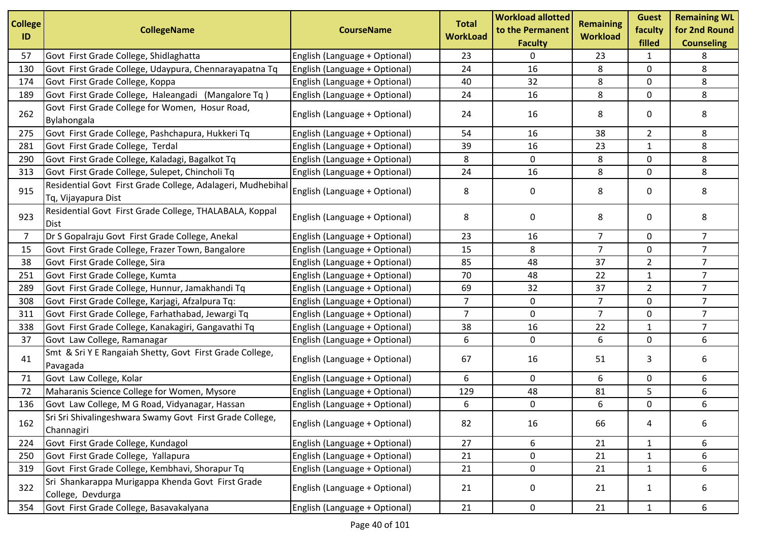| College ID | CollegeName | CourseName | Total WorkLoad | Workload allotted to the Permanent Faculty | Remaining Workload | Guest faculty filled | Remaining WL for 2nd Round Counseling |
|---|---|---|---|---|---|---|---|
| 57 | Govt First Grade College, Shidlaghatta | English (Language + Optional) | 23 | 0 | 23 | 1 | 8 |
| 130 | Govt First Grade College, Udaypura, Chennarayapatna Tq | English (Language + Optional) | 24 | 16 | 8 | 0 | 8 |
| 174 | Govt First Grade College, Koppa | English (Language + Optional) | 40 | 32 | 8 | 0 | 8 |
| 189 | Govt First Grade College, Haleangadi (Mangalore Tq ) | English (Language + Optional) | 24 | 16 | 8 | 0 | 8 |
| 262 | Govt First Grade College for Women, Hosur Road, Bylahongala | English (Language + Optional) | 24 | 16 | 8 | 0 | 8 |
| 275 | Govt First Grade College, Pashchapura, Hukkeri Tq | English (Language + Optional) | 54 | 16 | 38 | 2 | 8 |
| 281 | Govt First Grade College, Terdal | English (Language + Optional) | 39 | 16 | 23 | 1 | 8 |
| 290 | Govt First Grade College, Kaladagi, Bagalkot Tq | English (Language + Optional) | 8 | 0 | 8 | 0 | 8 |
| 313 | Govt First Grade College, Sulepet, Chincholi Tq | English (Language + Optional) | 24 | 16 | 8 | 0 | 8 |
| 915 | Residential Govt First Grade College, Adalageri, Mudhebihal Tq, Vijayapura Dist | English (Language + Optional) | 8 | 0 | 8 | 0 | 8 |
| 923 | Residential Govt First Grade College, THALABALA, Koppal Dist | English (Language + Optional) | 8 | 0 | 8 | 0 | 8 |
| 7 | Dr S Gopalraju Govt First Grade College, Anekal | English (Language + Optional) | 23 | 16 | 7 | 0 | 7 |
| 15 | Govt First Grade College, Frazer Town, Bangalore | English (Language + Optional) | 15 | 8 | 7 | 0 | 7 |
| 38 | Govt First Grade College, Sira | English (Language + Optional) | 85 | 48 | 37 | 2 | 7 |
| 251 | Govt First Grade College, Kumta | English (Language + Optional) | 70 | 48 | 22 | 1 | 7 |
| 289 | Govt First Grade College, Hunnur, Jamakhandi Tq | English (Language + Optional) | 69 | 32 | 37 | 2 | 7 |
| 308 | Govt First Grade College, Karjagi, Afzalpura Tq: | English (Language + Optional) | 7 | 0 | 7 | 0 | 7 |
| 311 | Govt First Grade College, Farhathabad, Jewargi Tq | English (Language + Optional) | 7 | 0 | 7 | 0 | 7 |
| 338 | Govt First Grade College, Kanakagiri, Gangavathi Tq | English (Language + Optional) | 38 | 16 | 22 | 1 | 7 |
| 37 | Govt Law College, Ramanagar | English (Language + Optional) | 6 | 0 | 6 | 0 | 6 |
| 41 | Smt & Sri Y E Rangaiah Shetty, Govt First Grade College, Pavagada | English (Language + Optional) | 67 | 16 | 51 | 3 | 6 |
| 71 | Govt Law College, Kolar | English (Language + Optional) | 6 | 0 | 6 | 0 | 6 |
| 72 | Maharanis Science College for Women, Mysore | English (Language + Optional) | 129 | 48 | 81 | 5 | 6 |
| 136 | Govt Law College, M G Road, Vidyanagar, Hassan | English (Language + Optional) | 6 | 0 | 6 | 0 | 6 |
| 162 | Sri Sri Shivalingeshwara Swamy Govt First Grade College, Channagiri | English (Language + Optional) | 82 | 16 | 66 | 4 | 6 |
| 224 | Govt First Grade College, Kundagol | English (Language + Optional) | 27 | 6 | 21 | 1 | 6 |
| 250 | Govt First Grade College, Yallapura | English (Language + Optional) | 21 | 0 | 21 | 1 | 6 |
| 319 | Govt First Grade College, Kembhavi, Shorapur Tq | English (Language + Optional) | 21 | 0 | 21 | 1 | 6 |
| 322 | Sri Shankarappa Murigappa Khenda Govt First Grade College, Devdurga | English (Language + Optional) | 21 | 0 | 21 | 1 | 6 |
| 354 | Govt First Grade College, Basavakalyana | English (Language + Optional) | 21 | 0 | 21 | 1 | 6 |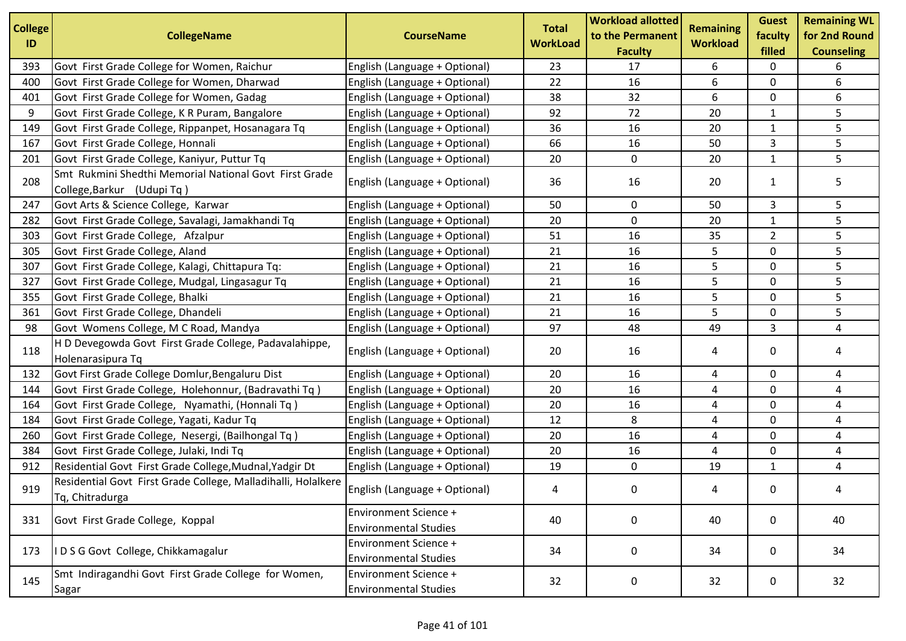| College ID | CollegeName | CourseName | Total WorkLoad | Workload allotted to the Permanent Faculty | Remaining Workload | Guest faculty filled | Remaining WL for 2nd Round Counseling |
|---|---|---|---|---|---|---|---|
| 393 | Govt First Grade College for Women, Raichur | English (Language + Optional) | 23 | 17 | 6 | 0 | 6 |
| 400 | Govt First Grade College for Women, Dharwad | English (Language + Optional) | 22 | 16 | 6 | 0 | 6 |
| 401 | Govt First Grade College for Women, Gadag | English (Language + Optional) | 38 | 32 | 6 | 0 | 6 |
| 9 | Govt First Grade College, K R Puram, Bangalore | English (Language + Optional) | 92 | 72 | 20 | 1 | 5 |
| 149 | Govt First Grade College, Rippanpet, Hosanagara Tq | English (Language + Optional) | 36 | 16 | 20 | 1 | 5 |
| 167 | Govt First Grade College, Honnali | English (Language + Optional) | 66 | 16 | 50 | 3 | 5 |
| 201 | Govt First Grade College, Kaniyur, Puttur Tq | English (Language + Optional) | 20 | 0 | 20 | 1 | 5 |
| 208 | Smt Rukmini Shedthi Memorial National Govt First Grade College,Barkur (Udupi Tq ) | English (Language + Optional) | 36 | 16 | 20 | 1 | 5 |
| 247 | Govt Arts & Science College, Karwar | English (Language + Optional) | 50 | 0 | 50 | 3 | 5 |
| 282 | Govt First Grade College, Savalagi, Jamakhandi Tq | English (Language + Optional) | 20 | 0 | 20 | 1 | 5 |
| 303 | Govt First Grade College, Afzalpur | English (Language + Optional) | 51 | 16 | 35 | 2 | 5 |
| 305 | Govt First Grade College, Aland | English (Language + Optional) | 21 | 16 | 5 | 0 | 5 |
| 307 | Govt First Grade College, Kalagi, Chittapura Tq: | English (Language + Optional) | 21 | 16 | 5 | 0 | 5 |
| 327 | Govt First Grade College, Mudgal, Lingasagur Tq | English (Language + Optional) | 21 | 16 | 5 | 0 | 5 |
| 355 | Govt First Grade College, Bhalki | English (Language + Optional) | 21 | 16 | 5 | 0 | 5 |
| 361 | Govt First Grade College, Dhandeli | English (Language + Optional) | 21 | 16 | 5 | 0 | 5 |
| 98 | Govt Womens College, M C Road, Mandya | English (Language + Optional) | 97 | 48 | 49 | 3 | 4 |
| 118 | H D Devegowda Govt First Grade College, Padavalahippe, Holenarasipura Tq | English (Language + Optional) | 20 | 16 | 4 | 0 | 4 |
| 132 | Govt First Grade College Domlur,Bengaluru Dist | English (Language + Optional) | 20 | 16 | 4 | 0 | 4 |
| 144 | Govt First Grade College, Holehonnur, (Badravathi Tq ) | English (Language + Optional) | 20 | 16 | 4 | 0 | 4 |
| 164 | Govt First Grade College, Nyamathi, (Honnali Tq ) | English (Language + Optional) | 20 | 16 | 4 | 0 | 4 |
| 184 | Govt First Grade College, Yagati, Kadur Tq | English (Language + Optional) | 12 | 8 | 4 | 0 | 4 |
| 260 | Govt First Grade College, Nesergi, (Bailhongal Tq ) | English (Language + Optional) | 20 | 16 | 4 | 0 | 4 |
| 384 | Govt First Grade College, Julaki, Indi Tq | English (Language + Optional) | 20 | 16 | 4 | 0 | 4 |
| 912 | Residential Govt First Grade College,Mudnal,Yadgir Dt | English (Language + Optional) | 19 | 0 | 19 | 1 | 4 |
| 919 | Residential Govt First Grade College, Malladihalli, Holalkere Tq, Chitradurga | English (Language + Optional) | 4 | 0 | 4 | 0 | 4 |
| 331 | Govt First Grade College, Koppal | Environment Science + Environmental Studies | 40 | 0 | 40 | 0 | 40 |
| 173 | I D S G Govt College, Chikkamagalur | Environment Science + Environmental Studies | 34 | 0 | 34 | 0 | 34 |
| 145 | Smt Indiragandhi Govt First Grade College for Women, Sagar | Environment Science + Environmental Studies | 32 | 0 | 32 | 0 | 32 |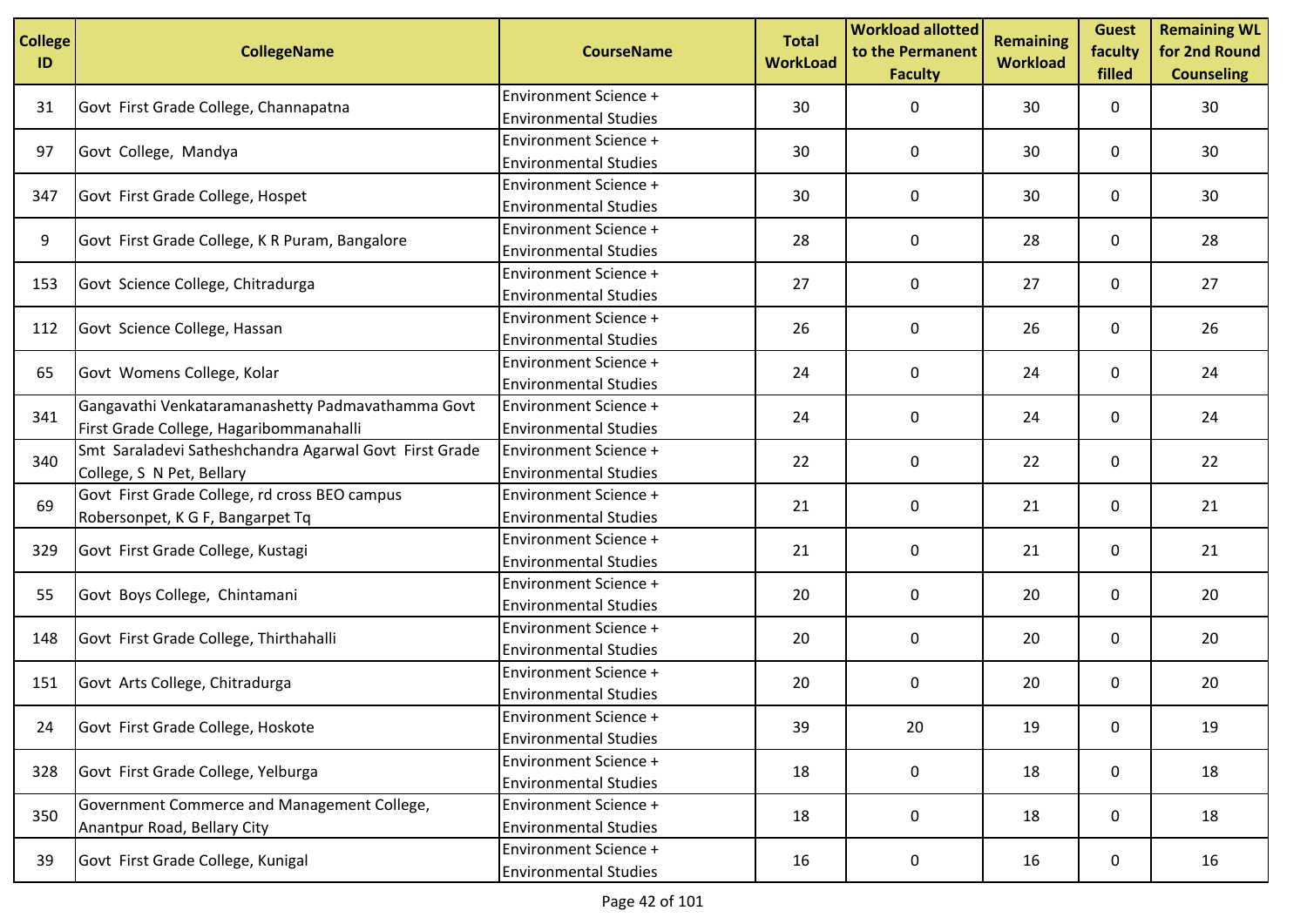| College ID | CollegeName | CourseName | Total WorkLoad | Workload allotted to the Permanent Faculty | Remaining Workload | Guest faculty filled | Remaining WL for 2nd Round Counseling |
|---|---|---|---|---|---|---|---|
| 31 | Govt First Grade College, Channapatna | Environment Science + Environmental Studies | 30 | 0 | 30 | 0 | 30 |
| 97 | Govt College, Mandya | Environment Science + Environmental Studies | 30 | 0 | 30 | 0 | 30 |
| 347 | Govt First Grade College, Hospet | Environment Science + Environmental Studies | 30 | 0 | 30 | 0 | 30 |
| 9 | Govt First Grade College, K R Puram, Bangalore | Environment Science + Environmental Studies | 28 | 0 | 28 | 0 | 28 |
| 153 | Govt Science College, Chitradurga | Environment Science + Environmental Studies | 27 | 0 | 27 | 0 | 27 |
| 112 | Govt Science College, Hassan | Environment Science + Environmental Studies | 26 | 0 | 26 | 0 | 26 |
| 65 | Govt Womens College, Kolar | Environment Science + Environmental Studies | 24 | 0 | 24 | 0 | 24 |
| 341 | Gangavathi Venkataramanashetty Padmavathamma Govt First Grade College, Hagaribommanahalli | Environment Science + Environmental Studies | 24 | 0 | 24 | 0 | 24 |
| 340 | Smt Saraladevi Satheshchandra Agarwal Govt First Grade College, S N Pet, Bellary | Environment Science + Environmental Studies | 22 | 0 | 22 | 0 | 22 |
| 69 | Govt First Grade College, rd cross BEO campus Robersonpet, K G F, Bangarpet Tq | Environment Science + Environmental Studies | 21 | 0 | 21 | 0 | 21 |
| 329 | Govt First Grade College, Kustagi | Environment Science + Environmental Studies | 21 | 0 | 21 | 0 | 21 |
| 55 | Govt Boys College, Chintamani | Environment Science + Environmental Studies | 20 | 0 | 20 | 0 | 20 |
| 148 | Govt First Grade College, Thirthahalli | Environment Science + Environmental Studies | 20 | 0 | 20 | 0 | 20 |
| 151 | Govt Arts College, Chitradurga | Environment Science + Environmental Studies | 20 | 0 | 20 | 0 | 20 |
| 24 | Govt First Grade College, Hoskote | Environment Science + Environmental Studies | 39 | 20 | 19 | 0 | 19 |
| 328 | Govt First Grade College, Yelburga | Environment Science + Environmental Studies | 18 | 0 | 18 | 0 | 18 |
| 350 | Government Commerce and Management College, Anantpur Road, Bellary City | Environment Science + Environmental Studies | 18 | 0 | 18 | 0 | 18 |
| 39 | Govt First Grade College, Kunigal | Environment Science + Environmental Studies | 16 | 0 | 16 | 0 | 16 |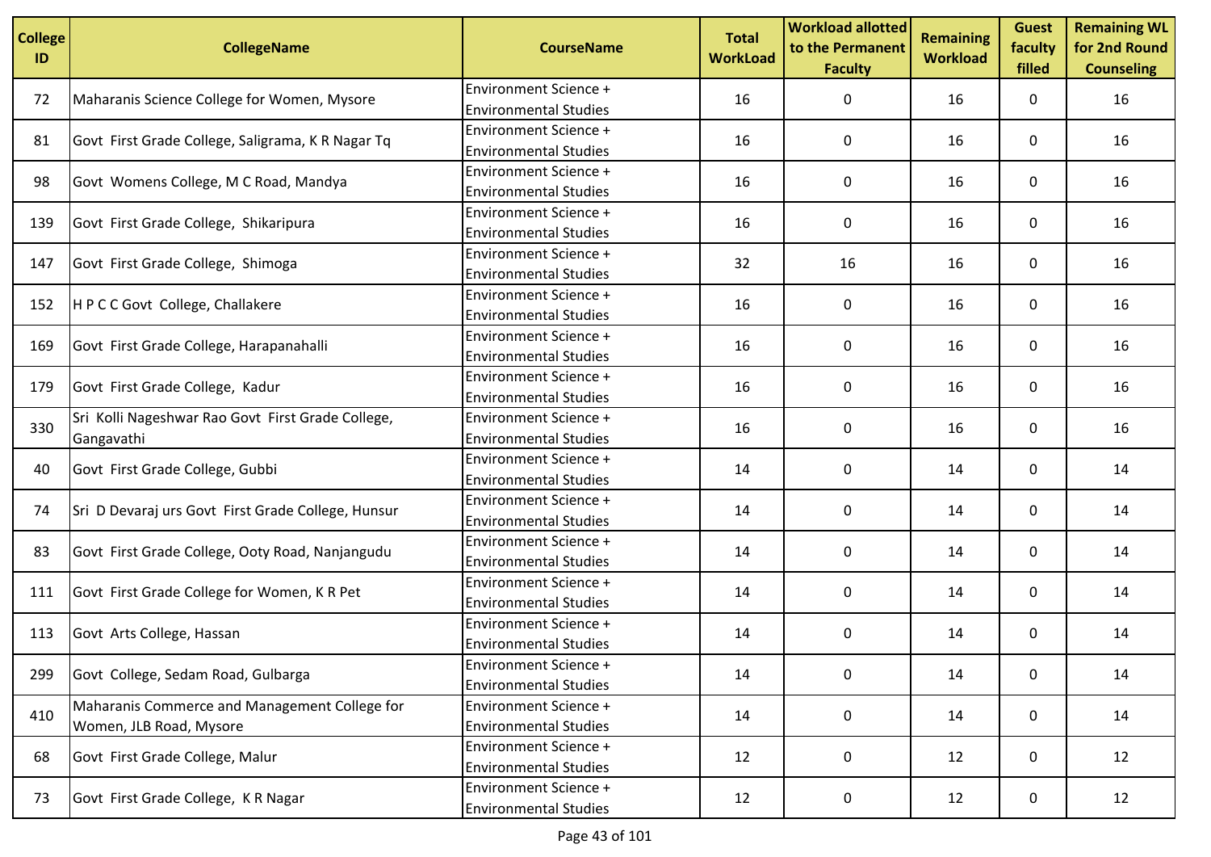| College ID | CollegeName | CourseName | Total WorkLoad | Workload allotted to the Permanent Faculty | Remaining Workload | Guest faculty filled | Remaining WL for 2nd Round Counseling |
|---|---|---|---|---|---|---|---|
| 72 | Maharanis Science College for Women, Mysore | Environment Science + Environmental Studies | 16 | 0 | 16 | 0 | 16 |
| 81 | Govt First Grade College, Saligrama, K R Nagar Tq | Environment Science + Environmental Studies | 16 | 0 | 16 | 0 | 16 |
| 98 | Govt Womens College, M C Road, Mandya | Environment Science + Environmental Studies | 16 | 0 | 16 | 0 | 16 |
| 139 | Govt First Grade College, Shikaripura | Environment Science + Environmental Studies | 16 | 0 | 16 | 0 | 16 |
| 147 | Govt First Grade College, Shimoga | Environment Science + Environmental Studies | 32 | 16 | 16 | 0 | 16 |
| 152 | H P C C Govt College, Challakere | Environment Science + Environmental Studies | 16 | 0 | 16 | 0 | 16 |
| 169 | Govt First Grade College, Harapanahalli | Environment Science + Environmental Studies | 16 | 0 | 16 | 0 | 16 |
| 179 | Govt First Grade College, Kadur | Environment Science + Environmental Studies | 16 | 0 | 16 | 0 | 16 |
| 330 | Sri Kolli Nageshwar Rao Govt First Grade College, Gangavathi | Environment Science + Environmental Studies | 16 | 0 | 16 | 0 | 16 |
| 40 | Govt First Grade College, Gubbi | Environment Science + Environmental Studies | 14 | 0 | 14 | 0 | 14 |
| 74 | Sri D Devaraj urs Govt First Grade College, Hunsur | Environment Science + Environmental Studies | 14 | 0 | 14 | 0 | 14 |
| 83 | Govt First Grade College, Ooty Road, Nanjangudu | Environment Science + Environmental Studies | 14 | 0 | 14 | 0 | 14 |
| 111 | Govt First Grade College for Women, K R Pet | Environment Science + Environmental Studies | 14 | 0 | 14 | 0 | 14 |
| 113 | Govt Arts College, Hassan | Environment Science + Environmental Studies | 14 | 0 | 14 | 0 | 14 |
| 299 | Govt College, Sedam Road, Gulbarga | Environment Science + Environmental Studies | 14 | 0 | 14 | 0 | 14 |
| 410 | Maharanis Commerce and Management College for Women, JLB Road, Mysore | Environment Science + Environmental Studies | 14 | 0 | 14 | 0 | 14 |
| 68 | Govt First Grade College, Malur | Environment Science + Environmental Studies | 12 | 0 | 12 | 0 | 12 |
| 73 | Govt First Grade College, K R Nagar | Environment Science + Environmental Studies | 12 | 0 | 12 | 0 | 12 |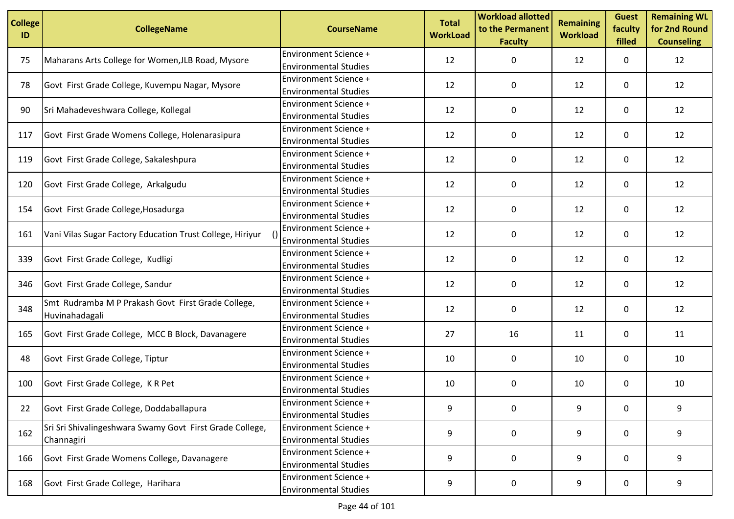| College ID | CollegeName | CourseName | Total WorkLoad | Workload allotted to the Permanent Faculty | Remaining Workload | Guest faculty filled | Remaining WL for 2nd Round Counseling |
|---|---|---|---|---|---|---|---|
| 75 | Maharans Arts College for Women,JLB Road, Mysore | Environment Science + Environmental Studies | 12 | 0 | 12 | 0 | 12 |
| 78 | Govt First Grade College, Kuvempu Nagar, Mysore | Environment Science + Environmental Studies | 12 | 0 | 12 | 0 | 12 |
| 90 | Sri Mahadeveshwara College, Kollegal | Environment Science + Environmental Studies | 12 | 0 | 12 | 0 | 12 |
| 117 | Govt First Grade Womens College, Holenarasipura | Environment Science + Environmental Studies | 12 | 0 | 12 | 0 | 12 |
| 119 | Govt First Grade College, Sakaleshpura | Environment Science + Environmental Studies | 12 | 0 | 12 | 0 | 12 |
| 120 | Govt First Grade College, Arkalgudu | Environment Science + Environmental Studies | 12 | 0 | 12 | 0 | 12 |
| 154 | Govt First Grade College,Hosadurga | Environment Science + Environmental Studies | 12 | 0 | 12 | 0 | 12 |
| 161 | Vani Vilas Sugar Factory Education Trust College, Hiriyur () | Environment Science + Environmental Studies | 12 | 0 | 12 | 0 | 12 |
| 339 | Govt First Grade College, Kudligi | Environment Science + Environmental Studies | 12 | 0 | 12 | 0 | 12 |
| 346 | Govt First Grade College, Sandur | Environment Science + Environmental Studies | 12 | 0 | 12 | 0 | 12 |
| 348 | Smt Rudramba M P Prakash Govt First Grade College, Huvinahadagali | Environment Science + Environmental Studies | 12 | 0 | 12 | 0 | 12 |
| 165 | Govt First Grade College, MCC B Block, Davanagere | Environment Science + Environmental Studies | 27 | 16 | 11 | 0 | 11 |
| 48 | Govt First Grade College, Tiptur | Environment Science + Environmental Studies | 10 | 0 | 10 | 0 | 10 |
| 100 | Govt First Grade College, K R Pet | Environment Science + Environmental Studies | 10 | 0 | 10 | 0 | 10 |
| 22 | Govt First Grade College, Doddaballapura | Environment Science + Environmental Studies | 9 | 0 | 9 | 0 | 9 |
| 162 | Sri Sri Shivalingeshwara Swamy Govt First Grade College, Channagiri | Environment Science + Environmental Studies | 9 | 0 | 9 | 0 | 9 |
| 166 | Govt First Grade Womens College, Davanagere | Environment Science + Environmental Studies | 9 | 0 | 9 | 0 | 9 |
| 168 | Govt First Grade College, Harihara | Environment Science + Environmental Studies | 9 | 0 | 9 | 0 | 9 |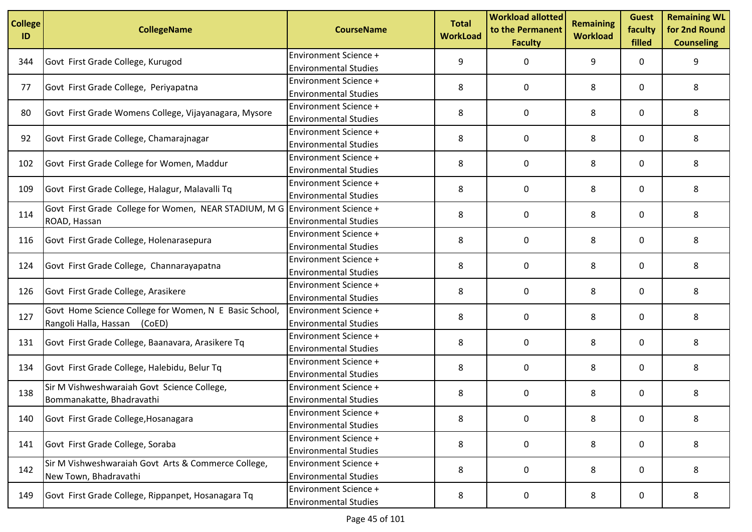| College ID | CollegeName | CourseName | Total WorkLoad | Workload allotted to the Permanent Faculty | Remaining Workload | Guest faculty filled | Remaining WL for 2nd Round Counseling |
|---|---|---|---|---|---|---|---|
| 344 | Govt First Grade College, Kurugod | Environment Science + Environmental Studies | 9 | 0 | 9 | 0 | 9 |
| 77 | Govt First Grade College, Periyapatna | Environment Science + Environmental Studies | 8 | 0 | 8 | 0 | 8 |
| 80 | Govt First Grade Womens College, Vijayanagara, Mysore | Environment Science + Environmental Studies | 8 | 0 | 8 | 0 | 8 |
| 92 | Govt First Grade College, Chamarajnagar | Environment Science + Environmental Studies | 8 | 0 | 8 | 0 | 8 |
| 102 | Govt First Grade College for Women, Maddur | Environment Science + Environmental Studies | 8 | 0 | 8 | 0 | 8 |
| 109 | Govt First Grade College, Halagur, Malavalli Tq | Environment Science + Environmental Studies | 8 | 0 | 8 | 0 | 8 |
| 114 | Govt First Grade College for Women, NEAR STADIUM, M G ROAD, Hassan | Environment Science + Environmental Studies | 8 | 0 | 8 | 0 | 8 |
| 116 | Govt First Grade College, Holenarasepura | Environment Science + Environmental Studies | 8 | 0 | 8 | 0 | 8 |
| 124 | Govt First Grade College, Channarayapatna | Environment Science + Environmental Studies | 8 | 0 | 8 | 0 | 8 |
| 126 | Govt First Grade College, Arasikere | Environment Science + Environmental Studies | 8 | 0 | 8 | 0 | 8 |
| 127 | Govt Home Science College for Women, N E Basic School, Rangoli Halla, Hassan (CoED) | Environment Science + Environmental Studies | 8 | 0 | 8 | 0 | 8 |
| 131 | Govt First Grade College, Baanavara, Arasikere Tq | Environment Science + Environmental Studies | 8 | 0 | 8 | 0 | 8 |
| 134 | Govt First Grade College, Halebidu, Belur Tq | Environment Science + Environmental Studies | 8 | 0 | 8 | 0 | 8 |
| 138 | Sir M Vishweshwaraiah Govt Science College, Bommanakatte, Bhadravathi | Environment Science + Environmental Studies | 8 | 0 | 8 | 0 | 8 |
| 140 | Govt First Grade College,Hosanagara | Environment Science + Environmental Studies | 8 | 0 | 8 | 0 | 8 |
| 141 | Govt First Grade College, Soraba | Environment Science + Environmental Studies | 8 | 0 | 8 | 0 | 8 |
| 142 | Sir M Vishweshwaraiah Govt Arts & Commerce College, New Town, Bhadravathi | Environment Science + Environmental Studies | 8 | 0 | 8 | 0 | 8 |
| 149 | Govt First Grade College, Rippanpet, Hosanagara Tq | Environment Science + Environmental Studies | 8 | 0 | 8 | 0 | 8 |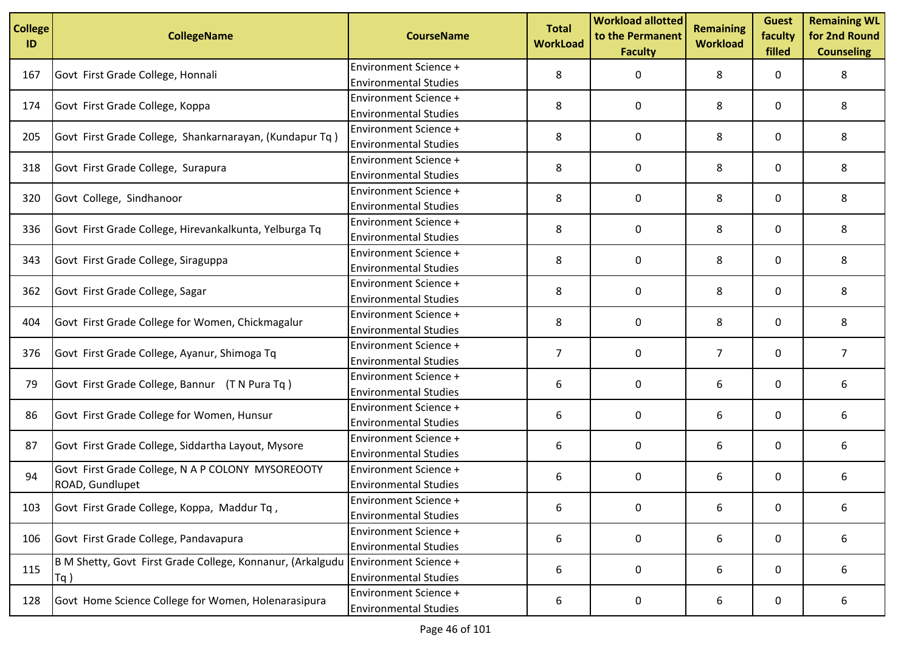| College ID | CollegeName | CourseName | Total WorkLoad | Workload allotted to the Permanent Faculty | Remaining Workload | Guest faculty filled | Remaining WL for 2nd Round Counseling |
|---|---|---|---|---|---|---|---|
| 167 | Govt First Grade College, Honnali | Environment Science + Environmental Studies | 8 | 0 | 8 | 0 | 8 |
| 174 | Govt First Grade College, Koppa | Environment Science + Environmental Studies | 8 | 0 | 8 | 0 | 8 |
| 205 | Govt First Grade College, Shankarnarayan, (Kundapur Tq ) | Environment Science + Environmental Studies | 8 | 0 | 8 | 0 | 8 |
| 318 | Govt First Grade College, Surapura | Environment Science + Environmental Studies | 8 | 0 | 8 | 0 | 8 |
| 320 | Govt College, Sindhanoor | Environment Science + Environmental Studies | 8 | 0 | 8 | 0 | 8 |
| 336 | Govt First Grade College, Hirevankalkunta, Yelburga Tq | Environment Science + Environmental Studies | 8 | 0 | 8 | 0 | 8 |
| 343 | Govt First Grade College, Siraguppa | Environment Science + Environmental Studies | 8 | 0 | 8 | 0 | 8 |
| 362 | Govt First Grade College, Sagar | Environment Science + Environmental Studies | 8 | 0 | 8 | 0 | 8 |
| 404 | Govt First Grade College for Women, Chickmagalur | Environment Science + Environmental Studies | 8 | 0 | 8 | 0 | 8 |
| 376 | Govt First Grade College, Ayanur, Shimoga Tq | Environment Science + Environmental Studies | 7 | 0 | 7 | 0 | 7 |
| 79 | Govt First Grade College, Bannur (T N Pura Tq ) | Environment Science + Environmental Studies | 6 | 0 | 6 | 0 | 6 |
| 86 | Govt First Grade College for Women, Hunsur | Environment Science + Environmental Studies | 6 | 0 | 6 | 0 | 6 |
| 87 | Govt First Grade College, Siddartha Layout, Mysore | Environment Science + Environmental Studies | 6 | 0 | 6 | 0 | 6 |
| 94 | Govt First Grade College, N A P COLONY MYSOREOOTY ROAD, Gundlupet | Environment Science + Environmental Studies | 6 | 0 | 6 | 0 | 6 |
| 103 | Govt First Grade College, Koppa, Maddur Tq , | Environment Science + Environmental Studies | 6 | 0 | 6 | 0 | 6 |
| 106 | Govt First Grade College, Pandavapura | Environment Science + Environmental Studies | 6 | 0 | 6 | 0 | 6 |
| 115 | B M Shetty, Govt First Grade College, Konnanur, (Arkalgudu Tq ) | Environment Science + Environmental Studies | 6 | 0 | 6 | 0 | 6 |
| 128 | Govt Home Science College for Women, Holenarasipura | Environment Science + Environmental Studies | 6 | 0 | 6 | 0 | 6 |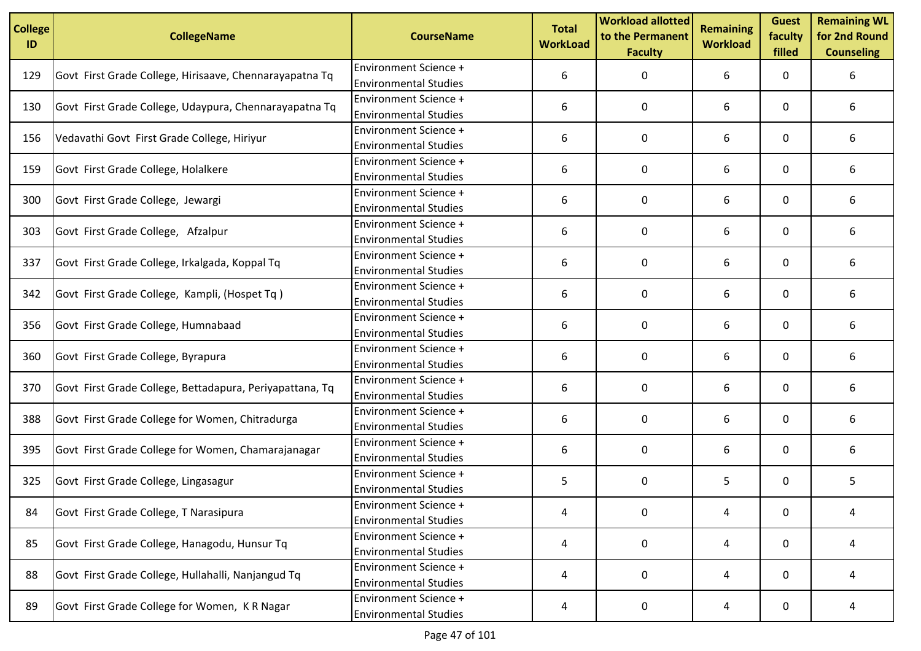| College ID | CollegeName | CourseName | Total WorkLoad | Workload allotted to the Permanent Faculty | Remaining Workload | Guest faculty filled | Remaining WL for 2nd Round Counseling |
|---|---|---|---|---|---|---|---|
| 129 | Govt First Grade College, Hirisaave, Chennarayapatna Tq | Environment Science + Environmental Studies | 6 | 0 | 6 | 0 | 6 |
| 130 | Govt First Grade College, Udaypura, Chennarayapatna Tq | Environment Science + Environmental Studies | 6 | 0 | 6 | 0 | 6 |
| 156 | Vedavathi Govt First Grade College, Hiriyur | Environment Science + Environmental Studies | 6 | 0 | 6 | 0 | 6 |
| 159 | Govt First Grade College, Holalkere | Environment Science + Environmental Studies | 6 | 0 | 6 | 0 | 6 |
| 300 | Govt First Grade College, Jewargi | Environment Science + Environmental Studies | 6 | 0 | 6 | 0 | 6 |
| 303 | Govt First Grade College, Afzalpur | Environment Science + Environmental Studies | 6 | 0 | 6 | 0 | 6 |
| 337 | Govt First Grade College, Irkalgada, Koppal Tq | Environment Science + Environmental Studies | 6 | 0 | 6 | 0 | 6 |
| 342 | Govt First Grade College, Kampli, (Hospet Tq ) | Environment Science + Environmental Studies | 6 | 0 | 6 | 0 | 6 |
| 356 | Govt First Grade College, Humnabaad | Environment Science + Environmental Studies | 6 | 0 | 6 | 0 | 6 |
| 360 | Govt First Grade College, Byrapura | Environment Science + Environmental Studies | 6 | 0 | 6 | 0 | 6 |
| 370 | Govt First Grade College, Bettadapura, Periyapattana, Tq | Environment Science + Environmental Studies | 6 | 0 | 6 | 0 | 6 |
| 388 | Govt First Grade College for Women, Chitradurga | Environment Science + Environmental Studies | 6 | 0 | 6 | 0 | 6 |
| 395 | Govt First Grade College for Women, Chamarajanagar | Environment Science + Environmental Studies | 6 | 0 | 6 | 0 | 6 |
| 325 | Govt First Grade College, Lingasagur | Environment Science + Environmental Studies | 5 | 0 | 5 | 0 | 5 |
| 84 | Govt First Grade College, T Narasipura | Environment Science + Environmental Studies | 4 | 0 | 4 | 0 | 4 |
| 85 | Govt First Grade College, Hanagodu, Hunsur Tq | Environment Science + Environmental Studies | 4 | 0 | 4 | 0 | 4 |
| 88 | Govt First Grade College, Hullahalli, Nanjangud Tq | Environment Science + Environmental Studies | 4 | 0 | 4 | 0 | 4 |
| 89 | Govt First Grade College for Women, K R Nagar | Environment Science + Environmental Studies | 4 | 0 | 4 | 0 | 4 |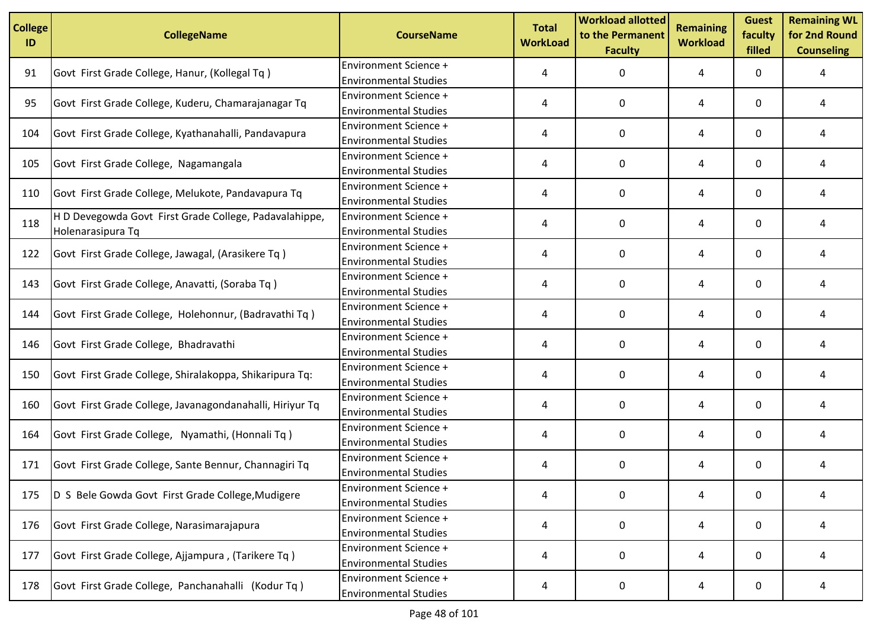| College ID | CollegeName | CourseName | Total WorkLoad | Workload allotted to the Permanent Faculty | Remaining Workload | Guest faculty filled | Remaining WL for 2nd Round Counseling |
|---|---|---|---|---|---|---|---|
| 91 | Govt First Grade College, Hanur, (Kollegal Tq ) | Environment Science + Environmental Studies | 4 | 0 | 4 | 0 | 4 |
| 95 | Govt First Grade College, Kuderu, Chamarajanagar Tq | Environment Science + Environmental Studies | 4 | 0 | 4 | 0 | 4 |
| 104 | Govt First Grade College, Kyathanahalli, Pandavapura | Environment Science + Environmental Studies | 4 | 0 | 4 | 0 | 4 |
| 105 | Govt First Grade College, Nagamangala | Environment Science + Environmental Studies | 4 | 0 | 4 | 0 | 4 |
| 110 | Govt First Grade College, Melukote, Pandavapura Tq | Environment Science + Environmental Studies | 4 | 0 | 4 | 0 | 4 |
| 118 | H D Devegowda Govt First Grade College, Padavalahippe, Holenarasipura Tq | Environment Science + Environmental Studies | 4 | 0 | 4 | 0 | 4 |
| 122 | Govt First Grade College, Jawagal, (Arasikere Tq ) | Environment Science + Environmental Studies | 4 | 0 | 4 | 0 | 4 |
| 143 | Govt First Grade College, Anavatti, (Soraba Tq ) | Environment Science + Environmental Studies | 4 | 0 | 4 | 0 | 4 |
| 144 | Govt First Grade College, Holehonnur, (Badravathi Tq ) | Environment Science + Environmental Studies | 4 | 0 | 4 | 0 | 4 |
| 146 | Govt First Grade College, Bhadravathi | Environment Science + Environmental Studies | 4 | 0 | 4 | 0 | 4 |
| 150 | Govt First Grade College, Shiralakoppa, Shikaripura Tq: | Environment Science + Environmental Studies | 4 | 0 | 4 | 0 | 4 |
| 160 | Govt First Grade College, Javanagondanahalli, Hiriyur Tq | Environment Science + Environmental Studies | 4 | 0 | 4 | 0 | 4 |
| 164 | Govt First Grade College, Nyamathi, (Honnali Tq ) | Environment Science + Environmental Studies | 4 | 0 | 4 | 0 | 4 |
| 171 | Govt First Grade College, Sante Bennur, Channagiri Tq | Environment Science + Environmental Studies | 4 | 0 | 4 | 0 | 4 |
| 175 | D S Bele Gowda Govt First Grade College,Mudigere | Environment Science + Environmental Studies | 4 | 0 | 4 | 0 | 4 |
| 176 | Govt First Grade College, Narasimarajapura | Environment Science + Environmental Studies | 4 | 0 | 4 | 0 | 4 |
| 177 | Govt First Grade College, Ajjampura , (Tarikere Tq ) | Environment Science + Environmental Studies | 4 | 0 | 4 | 0 | 4 |
| 178 | Govt First Grade College, Panchanahalli (Kodur Tq ) | Environment Science + Environmental Studies | 4 | 0 | 4 | 0 | 4 |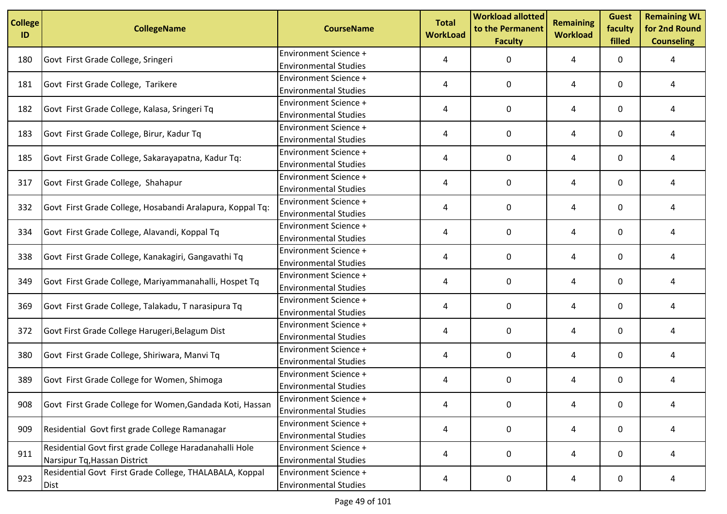| College ID | CollegeName | CourseName | Total WorkLoad | Workload allotted to the Permanent Faculty | Remaining Workload | Guest faculty filled | Remaining WL for 2nd Round Counseling |
|---|---|---|---|---|---|---|---|
| 180 | Govt First Grade College, Sringeri | Environment Science + Environmental Studies | 4 | 0 | 4 | 0 | 4 |
| 181 | Govt First Grade College, Tarikere | Environment Science + Environmental Studies | 4 | 0 | 4 | 0 | 4 |
| 182 | Govt First Grade College, Kalasa, Sringeri Tq | Environment Science + Environmental Studies | 4 | 0 | 4 | 0 | 4 |
| 183 | Govt First Grade College, Birur, Kadur Tq | Environment Science + Environmental Studies | 4 | 0 | 4 | 0 | 4 |
| 185 | Govt First Grade College, Sakarayapatna, Kadur Tq: | Environment Science + Environmental Studies | 4 | 0 | 4 | 0 | 4 |
| 317 | Govt First Grade College, Shahapur | Environment Science + Environmental Studies | 4 | 0 | 4 | 0 | 4 |
| 332 | Govt First Grade College, Hosabandi Aralapura, Koppal Tq: | Environment Science + Environmental Studies | 4 | 0 | 4 | 0 | 4 |
| 334 | Govt First Grade College, Alavandi, Koppal Tq | Environment Science + Environmental Studies | 4 | 0 | 4 | 0 | 4 |
| 338 | Govt First Grade College, Kanakagiri, Gangavathi Tq | Environment Science + Environmental Studies | 4 | 0 | 4 | 0 | 4 |
| 349 | Govt First Grade College, Mariyammanahalli, Hospet Tq | Environment Science + Environmental Studies | 4 | 0 | 4 | 0 | 4 |
| 369 | Govt First Grade College, Talakadu, T narasipura Tq | Environment Science + Environmental Studies | 4 | 0 | 4 | 0 | 4 |
| 372 | Govt First Grade College Harugeri,Belagum Dist | Environment Science + Environmental Studies | 4 | 0 | 4 | 0 | 4 |
| 380 | Govt First Grade College, Shiriwara, Manvi Tq | Environment Science + Environmental Studies | 4 | 0 | 4 | 0 | 4 |
| 389 | Govt First Grade College for Women, Shimoga | Environment Science + Environmental Studies | 4 | 0 | 4 | 0 | 4 |
| 908 | Govt First Grade College for Women,Gandada Koti, Hassan | Environment Science + Environmental Studies | 4 | 0 | 4 | 0 | 4 |
| 909 | Residential Govt first grade College Ramanagar | Environment Science + Environmental Studies | 4 | 0 | 4 | 0 | 4 |
| 911 | Residential Govt first grade College Haradanahalli Hole Narsipur Tq,Hassan District | Environment Science + Environmental Studies | 4 | 0 | 4 | 0 | 4 |
| 923 | Residential Govt First Grade College, THALABALA, Koppal Dist | Environment Science + Environmental Studies | 4 | 0 | 4 | 0 | 4 |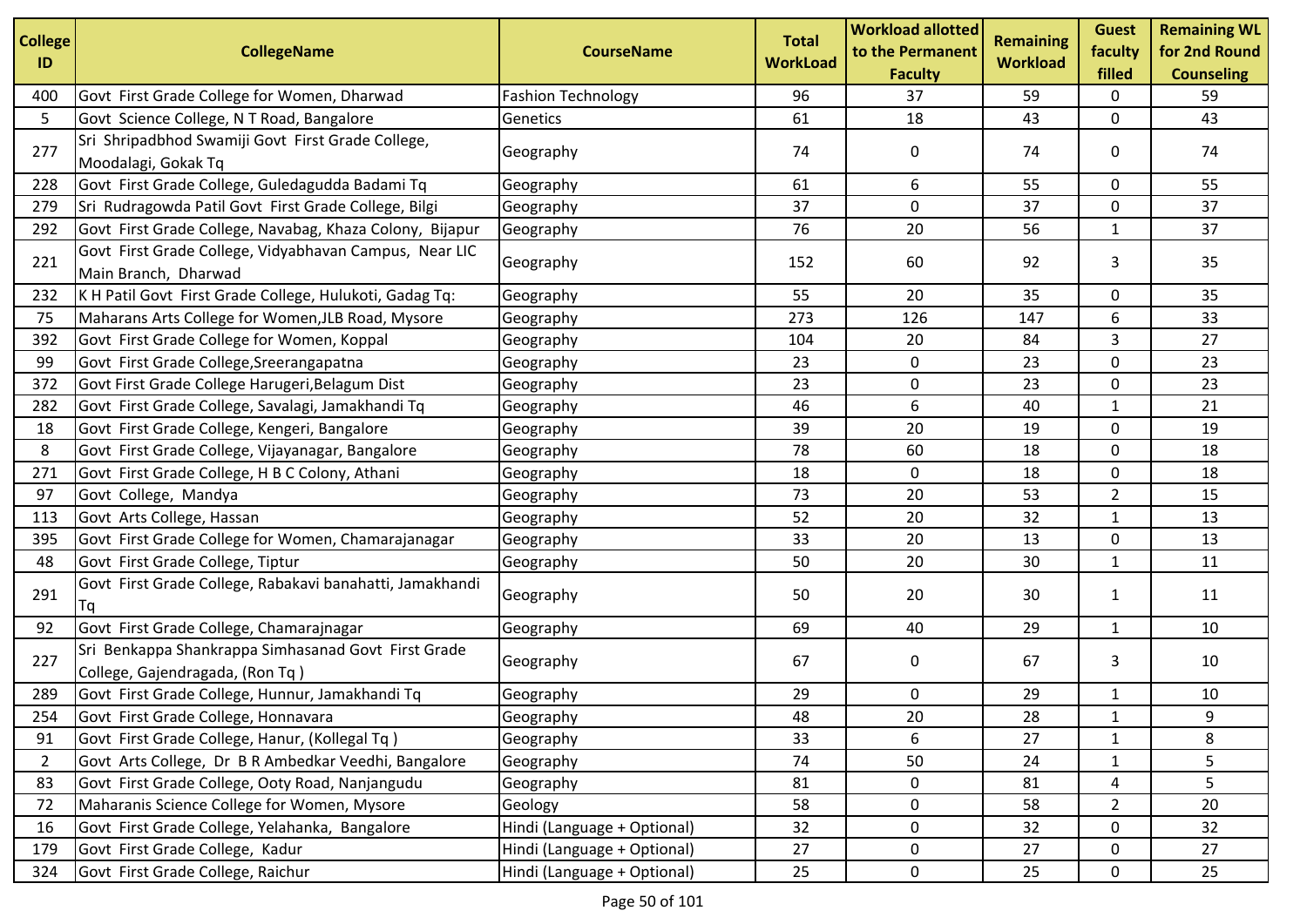| College ID | CollegeName | CourseName | Total WorkLoad | Workload allotted to the Permanent Faculty | Remaining Workload | Guest faculty filled | Remaining WL for 2nd Round Counseling |
|---|---|---|---|---|---|---|---|
| 400 | Govt First Grade College for Women, Dharwad | Fashion Technology | 96 | 37 | 59 | 0 | 59 |
| 5 | Govt Science College, N T Road, Bangalore | Genetics | 61 | 18 | 43 | 0 | 43 |
| 277 | Sri Shripadbhod Swamiji Govt First Grade College, Moodalagi, Gokak Tq | Geography | 74 | 0 | 74 | 0 | 74 |
| 228 | Govt First Grade College, Guledagudda Badami Tq | Geography | 61 | 6 | 55 | 0 | 55 |
| 279 | Sri Rudragowda Patil Govt First Grade College, Bilgi | Geography | 37 | 0 | 37 | 0 | 37 |
| 292 | Govt First Grade College, Navabag, Khaza Colony, Bijapur | Geography | 76 | 20 | 56 | 1 | 37 |
| 221 | Govt First Grade College, Vidyabhavan Campus, Near LIC Main Branch, Dharwad | Geography | 152 | 60 | 92 | 3 | 35 |
| 232 | K H Patil Govt First Grade College, Hulukoti, Gadag Tq: | Geography | 55 | 20 | 35 | 0 | 35 |
| 75 | Maharans Arts College for Women,JLB Road, Mysore | Geography | 273 | 126 | 147 | 6 | 33 |
| 392 | Govt First Grade College for Women, Koppal | Geography | 104 | 20 | 84 | 3 | 27 |
| 99 | Govt First Grade College,Sreerangapatna | Geography | 23 | 0 | 23 | 0 | 23 |
| 372 | Govt First Grade College Harugeri,Belagum Dist | Geography | 23 | 0 | 23 | 0 | 23 |
| 282 | Govt First Grade College, Savalagi, Jamakhandi Tq | Geography | 46 | 6 | 40 | 1 | 21 |
| 18 | Govt First Grade College, Kengeri, Bangalore | Geography | 39 | 20 | 19 | 0 | 19 |
| 8 | Govt First Grade College, Vijayanagar, Bangalore | Geography | 78 | 60 | 18 | 0 | 18 |
| 271 | Govt First Grade College, H B C Colony, Athani | Geography | 18 | 0 | 18 | 0 | 18 |
| 97 | Govt College, Mandya | Geography | 73 | 20 | 53 | 2 | 15 |
| 113 | Govt Arts College, Hassan | Geography | 52 | 20 | 32 | 1 | 13 |
| 395 | Govt First Grade College for Women, Chamarajanagar | Geography | 33 | 20 | 13 | 0 | 13 |
| 48 | Govt First Grade College, Tiptur | Geography | 50 | 20 | 30 | 1 | 11 |
| 291 | Govt First Grade College, Rabakavi banahatti, Jamakhandi Tq | Geography | 50 | 20 | 30 | 1 | 11 |
| 92 | Govt First Grade College, Chamarajnagar | Geography | 69 | 40 | 29 | 1 | 10 |
| 227 | Sri Benkappa Shankrappa Simhasanad Govt First Grade College, Gajendragada, (Ron Tq ) | Geography | 67 | 0 | 67 | 3 | 10 |
| 289 | Govt First Grade College, Hunnur, Jamakhandi Tq | Geography | 29 | 0 | 29 | 1 | 10 |
| 254 | Govt First Grade College, Honnavara | Geography | 48 | 20 | 28 | 1 | 9 |
| 91 | Govt First Grade College, Hanur, (Kollegal Tq ) | Geography | 33 | 6 | 27 | 1 | 8 |
| 2 | Govt Arts College, Dr B R Ambedkar Veedhi, Bangalore | Geography | 74 | 50 | 24 | 1 | 5 |
| 83 | Govt First Grade College, Ooty Road, Nanjangudu | Geography | 81 | 0 | 81 | 4 | 5 |
| 72 | Maharanis Science College for Women, Mysore | Geology | 58 | 0 | 58 | 2 | 20 |
| 16 | Govt First Grade College, Yelahanka, Bangalore | Hindi (Language + Optional) | 32 | 0 | 32 | 0 | 32 |
| 179 | Govt First Grade College, Kadur | Hindi (Language + Optional) | 27 | 0 | 27 | 0 | 27 |
| 324 | Govt First Grade College, Raichur | Hindi (Language + Optional) | 25 | 0 | 25 | 0 | 25 |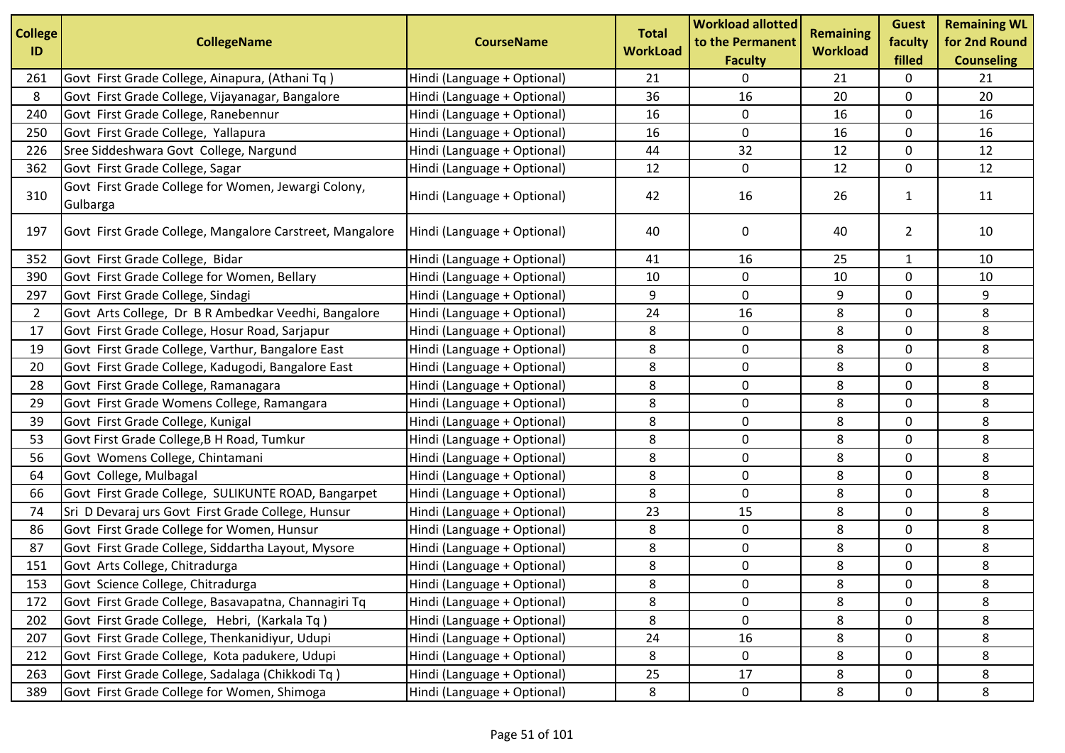| College ID | CollegeName | CourseName | Total WorkLoad | Workload allotted to the Permanent Faculty | Remaining Workload | Guest faculty filled | Remaining WL for 2nd Round Counseling |
|---|---|---|---|---|---|---|---|
| 261 | Govt First Grade College, Ainapura, (Athani Tq ) | Hindi (Language + Optional) | 21 | 0 | 21 | 0 | 21 |
| 8 | Govt First Grade College, Vijayanagar, Bangalore | Hindi (Language + Optional) | 36 | 16 | 20 | 0 | 20 |
| 240 | Govt First Grade College, Ranebennur | Hindi (Language + Optional) | 16 | 0 | 16 | 0 | 16 |
| 250 | Govt First Grade College, Yallapura | Hindi (Language + Optional) | 16 | 0 | 16 | 0 | 16 |
| 226 | Sree Siddeshwara Govt College, Nargund | Hindi (Language + Optional) | 44 | 32 | 12 | 0 | 12 |
| 362 | Govt First Grade College, Sagar | Hindi (Language + Optional) | 12 | 0 | 12 | 0 | 12 |
| 310 | Govt First Grade College for Women, Jewargi Colony, Gulbarga | Hindi (Language + Optional) | 42 | 16 | 26 | 1 | 11 |
| 197 | Govt First Grade College, Mangalore Carstreet, Mangalore | Hindi (Language + Optional) | 40 | 0 | 40 | 2 | 10 |
| 352 | Govt First Grade College, Bidar | Hindi (Language + Optional) | 41 | 16 | 25 | 1 | 10 |
| 390 | Govt First Grade College for Women, Bellary | Hindi (Language + Optional) | 10 | 0 | 10 | 0 | 10 |
| 297 | Govt First Grade College, Sindagi | Hindi (Language + Optional) | 9 | 0 | 9 | 0 | 9 |
| 2 | Govt Arts College, Dr B R Ambedkar Veedhi, Bangalore | Hindi (Language + Optional) | 24 | 16 | 8 | 0 | 8 |
| 17 | Govt First Grade College, Hosur Road, Sarjapur | Hindi (Language + Optional) | 8 | 0 | 8 | 0 | 8 |
| 19 | Govt First Grade College, Varthur, Bangalore East | Hindi (Language + Optional) | 8 | 0 | 8 | 0 | 8 |
| 20 | Govt First Grade College, Kadugodi, Bangalore East | Hindi (Language + Optional) | 8 | 0 | 8 | 0 | 8 |
| 28 | Govt First Grade College, Ramanagara | Hindi (Language + Optional) | 8 | 0 | 8 | 0 | 8 |
| 29 | Govt First Grade Womens College, Ramangara | Hindi (Language + Optional) | 8 | 0 | 8 | 0 | 8 |
| 39 | Govt First Grade College, Kunigal | Hindi (Language + Optional) | 8 | 0 | 8 | 0 | 8 |
| 53 | Govt First Grade College,B H Road, Tumkur | Hindi (Language + Optional) | 8 | 0 | 8 | 0 | 8 |
| 56 | Govt Womens College, Chintamani | Hindi (Language + Optional) | 8 | 0 | 8 | 0 | 8 |
| 64 | Govt College, Mulbagal | Hindi (Language + Optional) | 8 | 0 | 8 | 0 | 8 |
| 66 | Govt First Grade College, SULIKUNTE ROAD, Bangarpet | Hindi (Language + Optional) | 8 | 0 | 8 | 0 | 8 |
| 74 | Sri D Devaraj urs Govt First Grade College, Hunsur | Hindi (Language + Optional) | 23 | 15 | 8 | 0 | 8 |
| 86 | Govt First Grade College for Women, Hunsur | Hindi (Language + Optional) | 8 | 0 | 8 | 0 | 8 |
| 87 | Govt First Grade College, Siddartha Layout, Mysore | Hindi (Language + Optional) | 8 | 0 | 8 | 0 | 8 |
| 151 | Govt Arts College, Chitradurga | Hindi (Language + Optional) | 8 | 0 | 8 | 0 | 8 |
| 153 | Govt Science College, Chitradurga | Hindi (Language + Optional) | 8 | 0 | 8 | 0 | 8 |
| 172 | Govt First Grade College, Basavapatna, Channagiri Tq | Hindi (Language + Optional) | 8 | 0 | 8 | 0 | 8 |
| 202 | Govt First Grade College, Hebri, (Karkala Tq ) | Hindi (Language + Optional) | 8 | 0 | 8 | 0 | 8 |
| 207 | Govt First Grade College, Thenkanidiyur, Udupi | Hindi (Language + Optional) | 24 | 16 | 8 | 0 | 8 |
| 212 | Govt First Grade College, Kota padukere, Udupi | Hindi (Language + Optional) | 8 | 0 | 8 | 0 | 8 |
| 263 | Govt First Grade College, Sadalaga (Chikkodi Tq ) | Hindi (Language + Optional) | 25 | 17 | 8 | 0 | 8 |
| 389 | Govt First Grade College for Women, Shimoga | Hindi (Language + Optional) | 8 | 0 | 8 | 0 | 8 |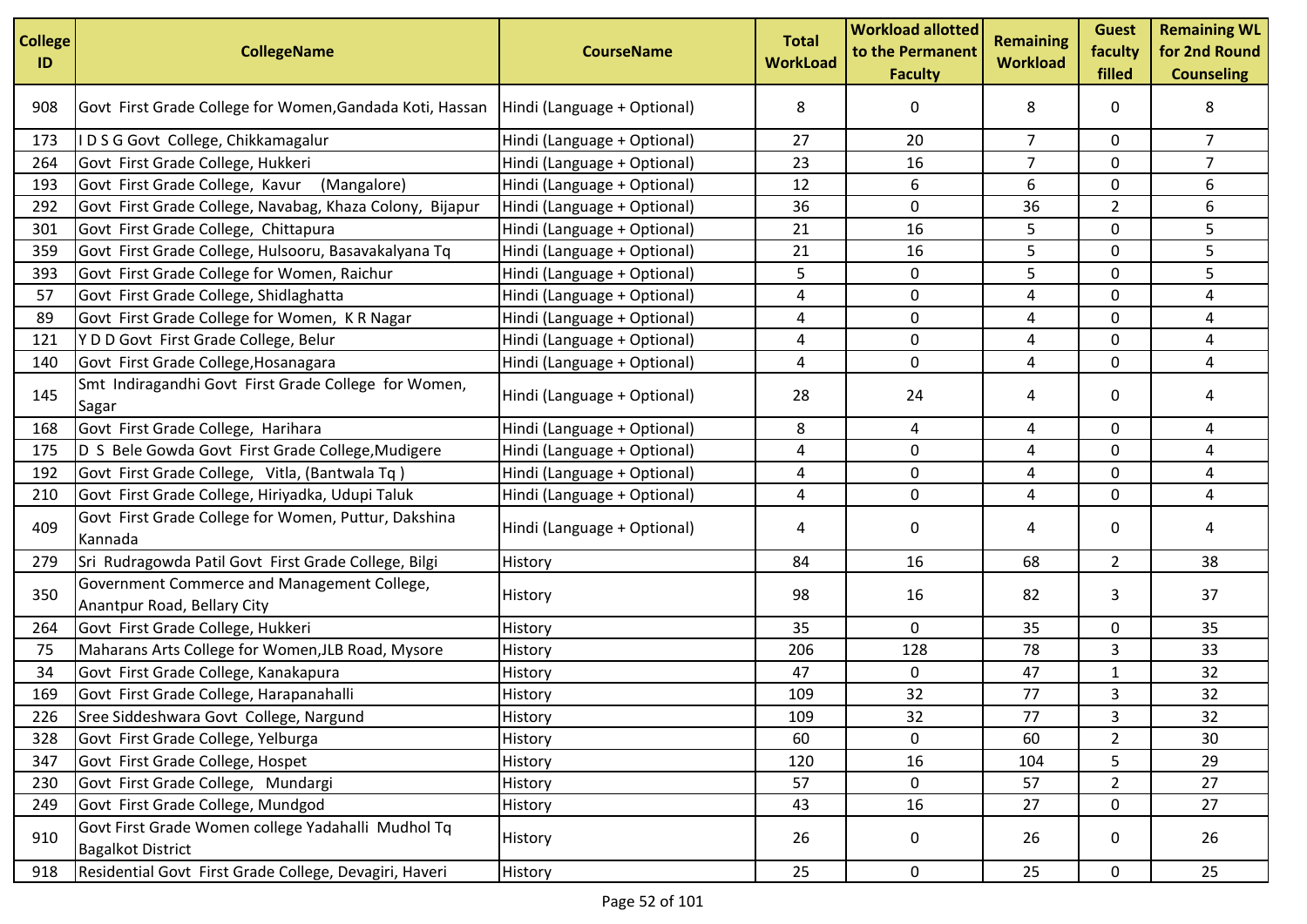| College ID | CollegeName | CourseName | Total WorkLoad | Workload allotted to the Permanent Faculty | Remaining Workload | Guest faculty filled | Remaining WL for 2nd Round Counseling |
|---|---|---|---|---|---|---|---|
| 908 | Govt First Grade College for Women,Gandada Koti, Hassan | Hindi (Language + Optional) | 8 | 0 | 8 | 0 | 8 |
| 173 | I D S G Govt College, Chikkamagalur | Hindi (Language + Optional) | 27 | 20 | 7 | 0 | 7 |
| 264 | Govt First Grade College, Hukkeri | Hindi (Language + Optional) | 23 | 16 | 7 | 0 | 7 |
| 193 | Govt First Grade College, Kavur (Mangalore) | Hindi (Language + Optional) | 12 | 6 | 6 | 0 | 6 |
| 292 | Govt First Grade College, Navabag, Khaza Colony, Bijapur | Hindi (Language + Optional) | 36 | 0 | 36 | 2 | 6 |
| 301 | Govt First Grade College, Chittapura | Hindi (Language + Optional) | 21 | 16 | 5 | 0 | 5 |
| 359 | Govt First Grade College, Hulsooru, Basavakalyana Tq | Hindi (Language + Optional) | 21 | 16 | 5 | 0 | 5 |
| 393 | Govt First Grade College for Women, Raichur | Hindi (Language + Optional) | 5 | 0 | 5 | 0 | 5 |
| 57 | Govt First Grade College, Shidlaghatta | Hindi (Language + Optional) | 4 | 0 | 4 | 0 | 4 |
| 89 | Govt First Grade College for Women, K R Nagar | Hindi (Language + Optional) | 4 | 0 | 4 | 0 | 4 |
| 121 | Y D D Govt First Grade College, Belur | Hindi (Language + Optional) | 4 | 0 | 4 | 0 | 4 |
| 140 | Govt First Grade College,Hosanagara | Hindi (Language + Optional) | 4 | 0 | 4 | 0 | 4 |
| 145 | Smt Indiragandhi Govt First Grade College for Women, Sagar | Hindi (Language + Optional) | 28 | 24 | 4 | 0 | 4 |
| 168 | Govt First Grade College, Harihara | Hindi (Language + Optional) | 8 | 4 | 4 | 0 | 4 |
| 175 | D S Bele Gowda Govt First Grade College,Mudigere | Hindi (Language + Optional) | 4 | 0 | 4 | 0 | 4 |
| 192 | Govt First Grade College, Vitla, (Bantwala Tq ) | Hindi (Language + Optional) | 4 | 0 | 4 | 0 | 4 |
| 210 | Govt First Grade College, Hiriyadka, Udupi Taluk | Hindi (Language + Optional) | 4 | 0 | 4 | 0 | 4 |
| 409 | Govt First Grade College for Women, Puttur, Dakshina Kannada | Hindi (Language + Optional) | 4 | 0 | 4 | 0 | 4 |
| 279 | Sri Rudragowda Patil Govt First Grade College, Bilgi | History | 84 | 16 | 68 | 2 | 38 |
| 350 | Government Commerce and Management College, Anantpur Road, Bellary City | History | 98 | 16 | 82 | 3 | 37 |
| 264 | Govt First Grade College, Hukkeri | History | 35 | 0 | 35 | 0 | 35 |
| 75 | Maharans Arts College for Women,JLB Road, Mysore | History | 206 | 128 | 78 | 3 | 33 |
| 34 | Govt First Grade College, Kanakapura | History | 47 | 0 | 47 | 1 | 32 |
| 169 | Govt First Grade College, Harapanahalli | History | 109 | 32 | 77 | 3 | 32 |
| 226 | Sree Siddeshwara Govt College, Nargund | History | 109 | 32 | 77 | 3 | 32 |
| 328 | Govt First Grade College, Yelburga | History | 60 | 0 | 60 | 2 | 30 |
| 347 | Govt First Grade College, Hospet | History | 120 | 16 | 104 | 5 | 29 |
| 230 | Govt First Grade College, Mundargi | History | 57 | 0 | 57 | 2 | 27 |
| 249 | Govt First Grade College, Mundgod | History | 43 | 16 | 27 | 0 | 27 |
| 910 | Govt First Grade Women college Yadahalli Mudhol Tq Bagalkot District | History | 26 | 0 | 26 | 0 | 26 |
| 918 | Residential Govt First Grade College, Devagiri, Haveri | History | 25 | 0 | 25 | 0 | 25 |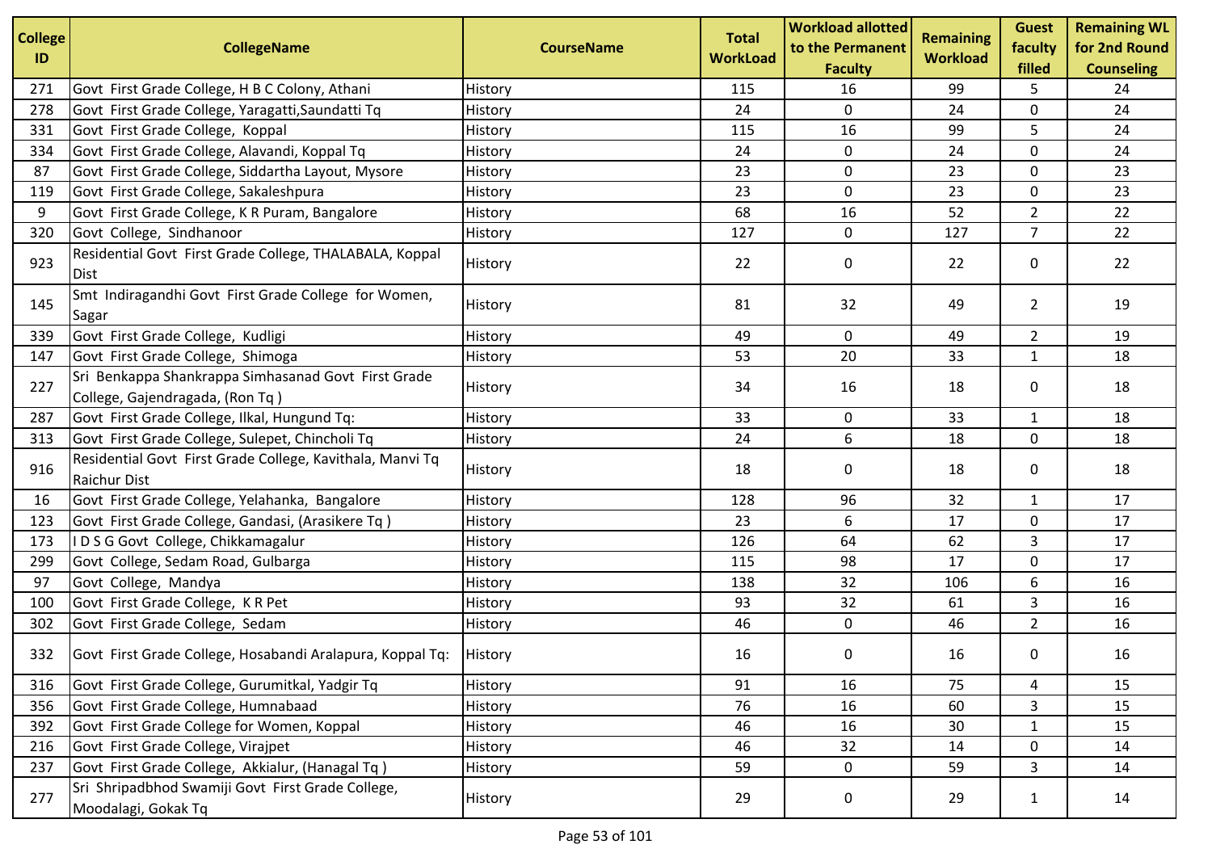| College ID | CollegeName | CourseName | Total WorkLoad | Workload allotted to the Permanent Faculty | Remaining Workload | Guest faculty filled | Remaining WL for 2nd Round Counseling |
|---|---|---|---|---|---|---|---|
| 271 | Govt First Grade College, H B C Colony, Athani | History | 115 | 16 | 99 | 5 | 24 |
| 278 | Govt First Grade College, Yaragatti,Saundatti Tq | History | 24 | 0 | 24 | 0 | 24 |
| 331 | Govt First Grade College, Koppal | History | 115 | 16 | 99 | 5 | 24 |
| 334 | Govt First Grade College, Alavandi, Koppal Tq | History | 24 | 0 | 24 | 0 | 24 |
| 87 | Govt First Grade College, Siddartha Layout, Mysore | History | 23 | 0 | 23 | 0 | 23 |
| 119 | Govt First Grade College, Sakaleshpura | History | 23 | 0 | 23 | 0 | 23 |
| 9 | Govt First Grade College, K R Puram, Bangalore | History | 68 | 16 | 52 | 2 | 22 |
| 320 | Govt College, Sindhanoor | History | 127 | 0 | 127 | 7 | 22 |
| 923 | Residential Govt First Grade College, THALABALA, Koppal Dist | History | 22 | 0 | 22 | 0 | 22 |
| 145 | Smt Indiragandhi Govt First Grade College for Women, Sagar | History | 81 | 32 | 49 | 2 | 19 |
| 339 | Govt First Grade College, Kudligi | History | 49 | 0 | 49 | 2 | 19 |
| 147 | Govt First Grade College, Shimoga | History | 53 | 20 | 33 | 1 | 18 |
| 227 | Sri Benkappa Shankrappa Simhasanad Govt First Grade College, Gajendragada, (Ron Tq ) | History | 34 | 16 | 18 | 0 | 18 |
| 287 | Govt First Grade College, Ilkal, Hungund Tq: | History | 33 | 0 | 33 | 1 | 18 |
| 313 | Govt First Grade College, Sulepet, Chincholi Tq | History | 24 | 6 | 18 | 0 | 18 |
| 916 | Residential Govt First Grade College, Kavithala, Manvi Tq Raichur Dist | History | 18 | 0 | 18 | 0 | 18 |
| 16 | Govt First Grade College, Yelahanka, Bangalore | History | 128 | 96 | 32 | 1 | 17 |
| 123 | Govt First Grade College, Gandasi, (Arasikere Tq ) | History | 23 | 6 | 17 | 0 | 17 |
| 173 | I D S G Govt College, Chikkamagalur | History | 126 | 64 | 62 | 3 | 17 |
| 299 | Govt College, Sedam Road, Gulbarga | History | 115 | 98 | 17 | 0 | 17 |
| 97 | Govt College, Mandya | History | 138 | 32 | 106 | 6 | 16 |
| 100 | Govt First Grade College, K R Pet | History | 93 | 32 | 61 | 3 | 16 |
| 302 | Govt First Grade College, Sedam | History | 46 | 0 | 46 | 2 | 16 |
| 332 | Govt First Grade College, Hosabandi Aralapura, Koppal Tq: | History | 16 | 0 | 16 | 0 | 16 |
| 316 | Govt First Grade College, Gurumitkal, Yadgir Tq | History | 91 | 16 | 75 | 4 | 15 |
| 356 | Govt First Grade College, Humnabaad | History | 76 | 16 | 60 | 3 | 15 |
| 392 | Govt First Grade College for Women, Koppal | History | 46 | 16 | 30 | 1 | 15 |
| 216 | Govt First Grade College, Virajpet | History | 46 | 32 | 14 | 0 | 14 |
| 237 | Govt First Grade College, Akkialur, (Hanagal Tq ) | History | 59 | 0 | 59 | 3 | 14 |
| 277 | Sri Shripadbhod Swamiji Govt First Grade College, Moodalagi, Gokak Tq | History | 29 | 0 | 29 | 1 | 14 |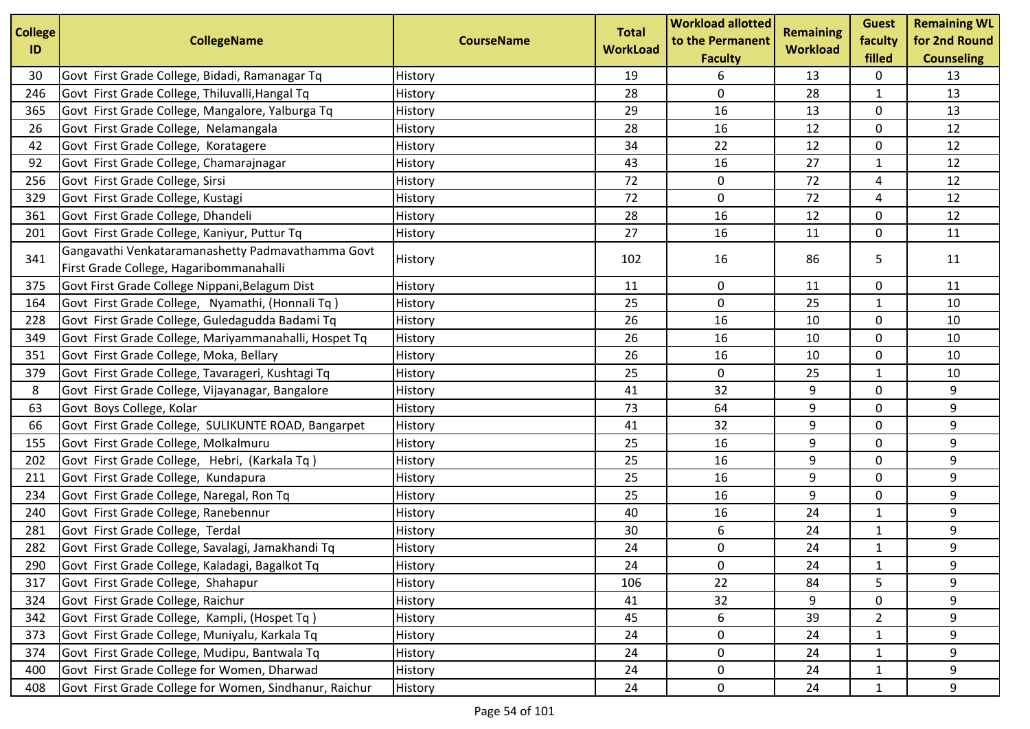| College ID | CollegeName | CourseName | Total WorkLoad | Workload allotted to the Permanent Faculty | Remaining Workload | Guest faculty filled | Remaining WL for 2nd Round Counseling |
|---|---|---|---|---|---|---|---|
| 30 | Govt First Grade College, Bidadi, Ramanagar Tq | History | 19 | 6 | 13 | 0 | 13 |
| 246 | Govt First Grade College, Thiluvalli,Hangal Tq | History | 28 | 0 | 28 | 1 | 13 |
| 365 | Govt First Grade College, Mangalore, Yalburga Tq | History | 29 | 16 | 13 | 0 | 13 |
| 26 | Govt First Grade College, Nelamangala | History | 28 | 16 | 12 | 0 | 12 |
| 42 | Govt First Grade College, Koratagere | History | 34 | 22 | 12 | 0 | 12 |
| 92 | Govt First Grade College, Chamarajnagar | History | 43 | 16 | 27 | 1 | 12 |
| 256 | Govt First Grade College, Sirsi | History | 72 | 0 | 72 | 4 | 12 |
| 329 | Govt First Grade College, Kustagi | History | 72 | 0 | 72 | 4 | 12 |
| 361 | Govt First Grade College, Dhandeli | History | 28 | 16 | 12 | 0 | 12 |
| 201 | Govt First Grade College, Kaniyur, Puttur Tq | History | 27 | 16 | 11 | 0 | 11 |
| 341 | Gangavathi Venkataramanashetty Padmavathamma Govt First Grade College, Hagaribommanahalli | History | 102 | 16 | 86 | 5 | 11 |
| 375 | Govt First Grade College Nippani,Belagum Dist | History | 11 | 0 | 11 | 0 | 11 |
| 164 | Govt First Grade College, Nyamathi, (Honnali Tq ) | History | 25 | 0 | 25 | 1 | 10 |
| 228 | Govt First Grade College, Guledagudda Badami Tq | History | 26 | 16 | 10 | 0 | 10 |
| 349 | Govt First Grade College, Mariyammanahalli, Hospet Tq | History | 26 | 16 | 10 | 0 | 10 |
| 351 | Govt First Grade College, Moka, Bellary | History | 26 | 16 | 10 | 0 | 10 |
| 379 | Govt First Grade College, Tavarageri, Kushtagi Tq | History | 25 | 0 | 25 | 1 | 10 |
| 8 | Govt First Grade College, Vijayanagar, Bangalore | History | 41 | 32 | 9 | 0 | 9 |
| 63 | Govt Boys College, Kolar | History | 73 | 64 | 9 | 0 | 9 |
| 66 | Govt First Grade College, SULIKUNTE ROAD, Bangarpet | History | 41 | 32 | 9 | 0 | 9 |
| 155 | Govt First Grade College, Molkalmuru | History | 25 | 16 | 9 | 0 | 9 |
| 202 | Govt First Grade College, Hebri, (Karkala Tq ) | History | 25 | 16 | 9 | 0 | 9 |
| 211 | Govt First Grade College, Kundapura | History | 25 | 16 | 9 | 0 | 9 |
| 234 | Govt First Grade College, Naregal, Ron Tq | History | 25 | 16 | 9 | 0 | 9 |
| 240 | Govt First Grade College, Ranebennur | History | 40 | 16 | 24 | 1 | 9 |
| 281 | Govt First Grade College, Terdal | History | 30 | 6 | 24 | 1 | 9 |
| 282 | Govt First Grade College, Savalagi, Jamakhandi Tq | History | 24 | 0 | 24 | 1 | 9 |
| 290 | Govt First Grade College, Kaladagi, Bagalkot Tq | History | 24 | 0 | 24 | 1 | 9 |
| 317 | Govt First Grade College, Shahapur | History | 106 | 22 | 84 | 5 | 9 |
| 324 | Govt First Grade College, Raichur | History | 41 | 32 | 9 | 0 | 9 |
| 342 | Govt First Grade College, Kampli, (Hospet Tq ) | History | 45 | 6 | 39 | 2 | 9 |
| 373 | Govt First Grade College, Muniyalu, Karkala Tq | History | 24 | 0 | 24 | 1 | 9 |
| 374 | Govt First Grade College, Mudipu, Bantwala Tq | History | 24 | 0 | 24 | 1 | 9 |
| 400 | Govt First Grade College for Women, Dharwad | History | 24 | 0 | 24 | 1 | 9 |
| 408 | Govt First Grade College for Women, Sindhanur, Raichur | History | 24 | 0 | 24 | 1 | 9 |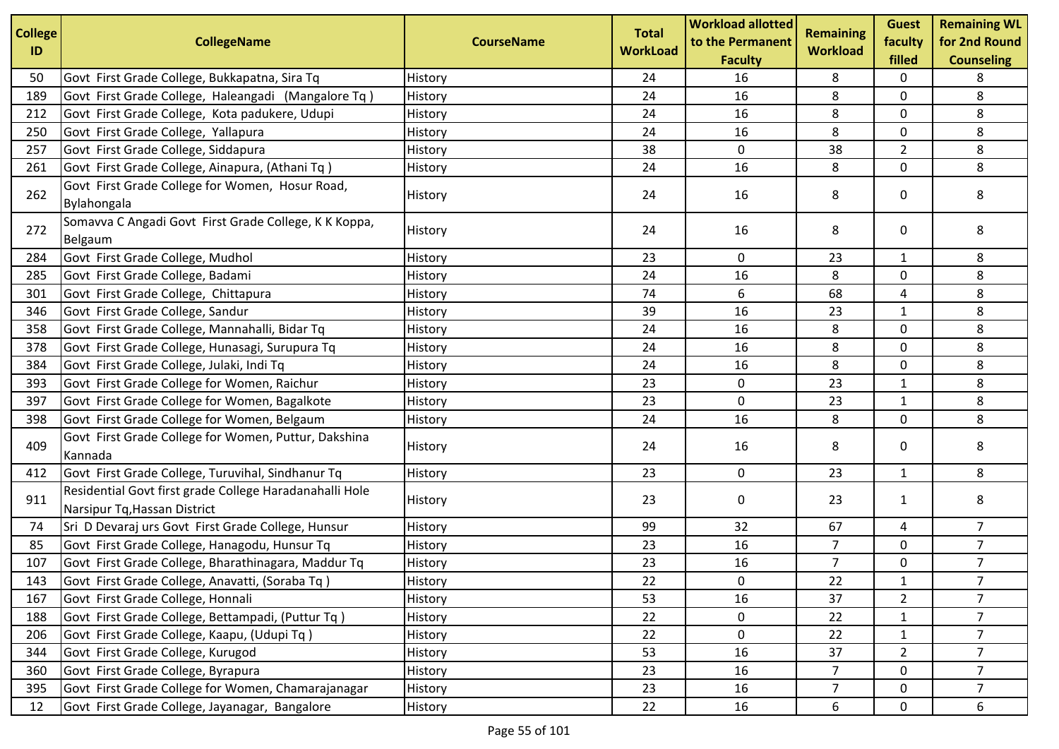| College ID | CollegeName | CourseName | Total WorkLoad | Workload allotted to the Permanent Faculty | Remaining Workload | Guest faculty filled | Remaining WL for 2nd Round Counseling |
|---|---|---|---|---|---|---|---|
| 50 | Govt First Grade College, Bukkapatna, Sira Tq | History | 24 | 16 | 8 | 0 | 8 |
| 189 | Govt First Grade College, Haleangadi (Mangalore Tq ) | History | 24 | 16 | 8 | 0 | 8 |
| 212 | Govt First Grade College, Kota padukere, Udupi | History | 24 | 16 | 8 | 0 | 8 |
| 250 | Govt First Grade College, Yallapura | History | 24 | 16 | 8 | 0 | 8 |
| 257 | Govt First Grade College, Siddapura | History | 38 | 0 | 38 | 2 | 8 |
| 261 | Govt First Grade College, Ainapura, (Athani Tq ) | History | 24 | 16 | 8 | 0 | 8 |
| 262 | Govt First Grade College for Women, Hosur Road, Bylahongala | History | 24 | 16 | 8 | 0 | 8 |
| 272 | Somavva C Angadi Govt First Grade College, K K Koppa, Belgaum | History | 24 | 16 | 8 | 0 | 8 |
| 284 | Govt First Grade College, Mudhol | History | 23 | 0 | 23 | 1 | 8 |
| 285 | Govt First Grade College, Badami | History | 24 | 16 | 8 | 0 | 8 |
| 301 | Govt First Grade College, Chittapura | History | 74 | 6 | 68 | 4 | 8 |
| 346 | Govt First Grade College, Sandur | History | 39 | 16 | 23 | 1 | 8 |
| 358 | Govt First Grade College, Mannahalli, Bidar Tq | History | 24 | 16 | 8 | 0 | 8 |
| 378 | Govt First Grade College, Hunasagi, Surupura Tq | History | 24 | 16 | 8 | 0 | 8 |
| 384 | Govt First Grade College, Julaki, Indi Tq | History | 24 | 16 | 8 | 0 | 8 |
| 393 | Govt First Grade College for Women, Raichur | History | 23 | 0 | 23 | 1 | 8 |
| 397 | Govt First Grade College for Women, Bagalkote | History | 23 | 0 | 23 | 1 | 8 |
| 398 | Govt First Grade College for Women, Belgaum | History | 24 | 16 | 8 | 0 | 8 |
| 409 | Govt First Grade College for Women, Puttur, Dakshina Kannada | History | 24 | 16 | 8 | 0 | 8 |
| 412 | Govt First Grade College, Turuvihal, Sindhanur Tq | History | 23 | 0 | 23 | 1 | 8 |
| 911 | Residential Govt first grade College Haradanahalli Hole Narsipur Tq,Hassan District | History | 23 | 0 | 23 | 1 | 8 |
| 74 | Sri D Devaraj urs Govt First Grade College, Hunsur | History | 99 | 32 | 67 | 4 | 7 |
| 85 | Govt First Grade College, Hanagodu, Hunsur Tq | History | 23 | 16 | 7 | 0 | 7 |
| 107 | Govt First Grade College, Bharathinagara, Maddur Tq | History | 23 | 16 | 7 | 0 | 7 |
| 143 | Govt First Grade College, Anavatti, (Soraba Tq ) | History | 22 | 0 | 22 | 1 | 7 |
| 167 | Govt First Grade College, Honnali | History | 53 | 16 | 37 | 2 | 7 |
| 188 | Govt First Grade College, Bettampadi, (Puttur Tq ) | History | 22 | 0 | 22 | 1 | 7 |
| 206 | Govt First Grade College, Kaapu, (Udupi Tq ) | History | 22 | 0 | 22 | 1 | 7 |
| 344 | Govt First Grade College, Kurugod | History | 53 | 16 | 37 | 2 | 7 |
| 360 | Govt First Grade College, Byrapura | History | 23 | 16 | 7 | 0 | 7 |
| 395 | Govt First Grade College for Women, Chamarajanagar | History | 23 | 16 | 7 | 0 | 7 |
| 12 | Govt First Grade College, Jayanagar, Bangalore | History | 22 | 16 | 6 | 0 | 6 |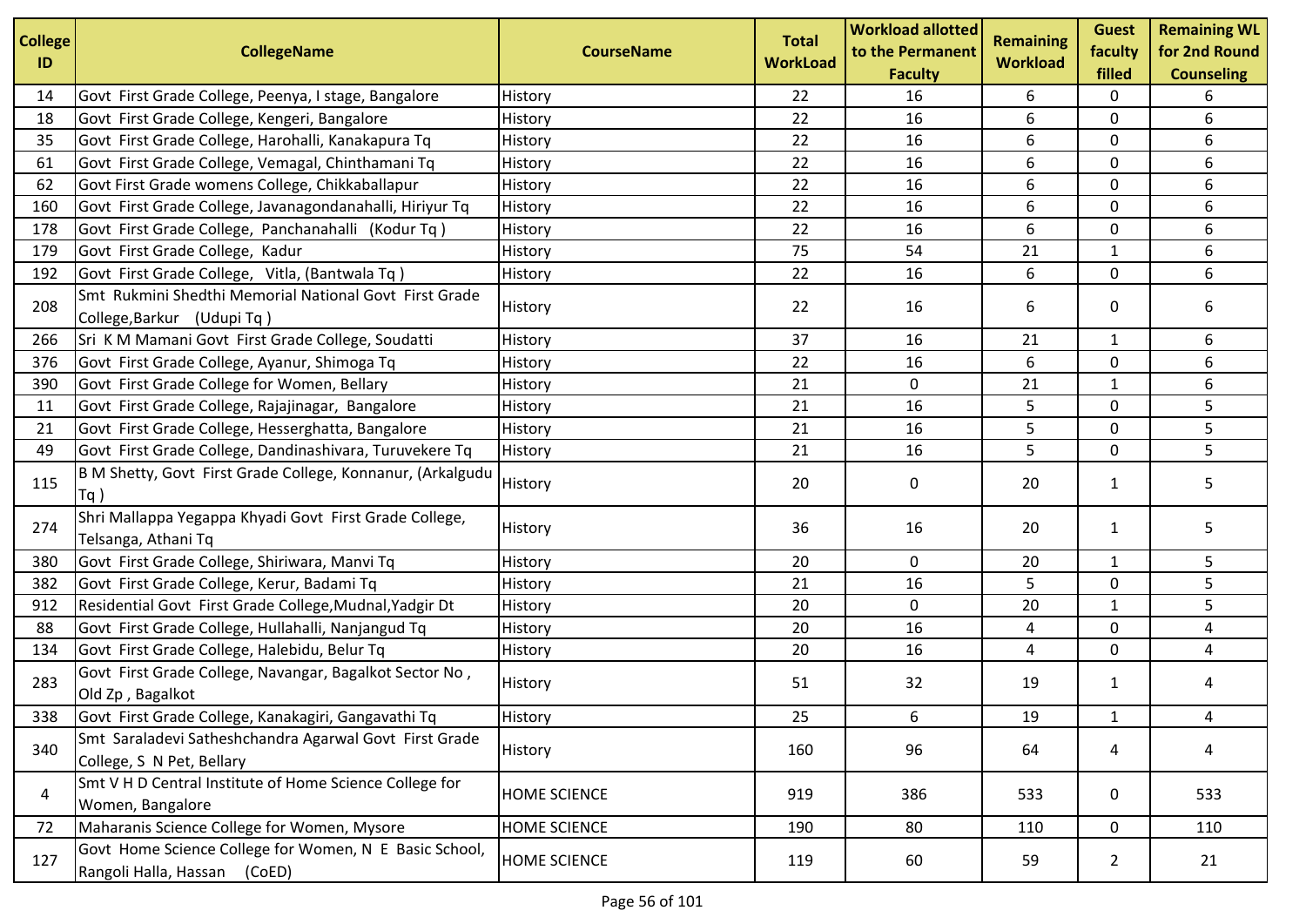| College ID | CollegeName | CourseName | Total WorkLoad | Workload allotted to the Permanent Faculty | Remaining Workload | Guest faculty filled | Remaining WL for 2nd Round Counseling |
|---|---|---|---|---|---|---|---|
| 14 | Govt First Grade College, Peenya, I stage, Bangalore | History | 22 | 16 | 6 | 0 | 6 |
| 18 | Govt First Grade College, Kengeri, Bangalore | History | 22 | 16 | 6 | 0 | 6 |
| 35 | Govt First Grade College, Harohalli, Kanakapura Tq | History | 22 | 16 | 6 | 0 | 6 |
| 61 | Govt First Grade College, Vemagal, Chinthamani Tq | History | 22 | 16 | 6 | 0 | 6 |
| 62 | Govt First Grade womens College, Chikkaballapur | History | 22 | 16 | 6 | 0 | 6 |
| 160 | Govt First Grade College, Javanagondanahalli, Hiriyur Tq | History | 22 | 16 | 6 | 0 | 6 |
| 178 | Govt First Grade College, Panchanahalli (Kodur Tq ) | History | 22 | 16 | 6 | 0 | 6 |
| 179 | Govt First Grade College, Kadur | History | 75 | 54 | 21 | 1 | 6 |
| 192 | Govt First Grade College, Vitla, (Bantwala Tq ) | History | 22 | 16 | 6 | 0 | 6 |
| 208 | Smt Rukmini Shedthi Memorial National Govt First Grade College,Barkur (Udupi Tq ) | History | 22 | 16 | 6 | 0 | 6 |
| 266 | Sri K M Mamani Govt First Grade College, Soudatti | History | 37 | 16 | 21 | 1 | 6 |
| 376 | Govt First Grade College, Ayanur, Shimoga Tq | History | 22 | 16 | 6 | 0 | 6 |
| 390 | Govt First Grade College for Women, Bellary | History | 21 | 0 | 21 | 1 | 6 |
| 11 | Govt First Grade College, Rajajinagar, Bangalore | History | 21 | 16 | 5 | 0 | 5 |
| 21 | Govt First Grade College, Hesserghatta, Bangalore | History | 21 | 16 | 5 | 0 | 5 |
| 49 | Govt First Grade College, Dandinashivara, Turuvekere Tq | History | 21 | 16 | 5 | 0 | 5 |
| 115 | B M Shetty, Govt First Grade College, Konnanur, (Arkalgudu Tq ) | History | 20 | 0 | 20 | 1 | 5 |
| 274 | Shri Mallappa Yegappa Khyadi Govt First Grade College, Telsanga, Athani Tq | History | 36 | 16 | 20 | 1 | 5 |
| 380 | Govt First Grade College, Shiriwara, Manvi Tq | History | 20 | 0 | 20 | 1 | 5 |
| 382 | Govt First Grade College, Kerur, Badami Tq | History | 21 | 16 | 5 | 0 | 5 |
| 912 | Residential Govt First Grade College,Mudnal,Yadgir Dt | History | 20 | 0 | 20 | 1 | 5 |
| 88 | Govt First Grade College, Hullahalli, Nanjangud Tq | History | 20 | 16 | 4 | 0 | 4 |
| 134 | Govt First Grade College, Halebidu, Belur Tq | History | 20 | 16 | 4 | 0 | 4 |
| 283 | Govt First Grade College, Navangar, Bagalkot Sector No , Old Zp , Bagalkot | History | 51 | 32 | 19 | 1 | 4 |
| 338 | Govt First Grade College, Kanakagiri, Gangavathi Tq | History | 25 | 6 | 19 | 1 | 4 |
| 340 | Smt Saraladevi Satheshchandra Agarwal Govt First Grade College, S N Pet, Bellary | History | 160 | 96 | 64 | 4 | 4 |
| 4 | Smt V H D Central Institute of Home Science College for Women, Bangalore | HOME SCIENCE | 919 | 386 | 533 | 0 | 533 |
| 72 | Maharanis Science College for Women, Mysore | HOME SCIENCE | 190 | 80 | 110 | 0 | 110 |
| 127 | Govt Home Science College for Women, N E Basic School, Rangoli Halla, Hassan (CoED) | HOME SCIENCE | 119 | 60 | 59 | 2 | 21 |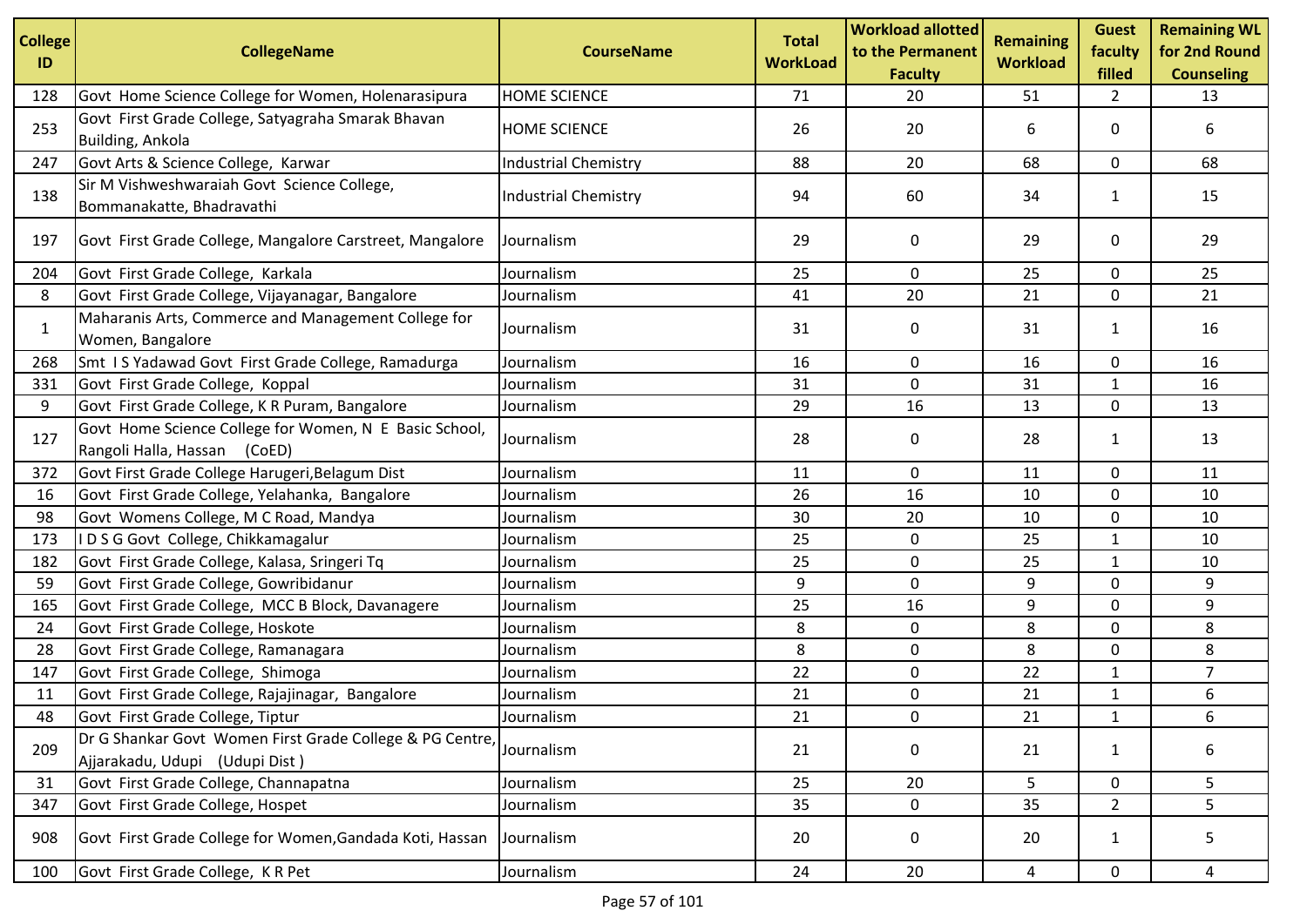| College ID | CollegeName | CourseName | Total WorkLoad | Workload allotted to the Permanent Faculty | Remaining Workload | Guest faculty filled | Remaining WL for 2nd Round Counseling |
|---|---|---|---|---|---|---|---|
| 128 | Govt Home Science College for Women, Holenarasipura | HOME SCIENCE | 71 | 20 | 51 | 2 | 13 |
| 253 | Govt First Grade College, Satyagraha Smarak Bhavan Building, Ankola | HOME SCIENCE | 26 | 20 | 6 | 0 | 6 |
| 247 | Govt Arts & Science College, Karwar | Industrial Chemistry | 88 | 20 | 68 | 0 | 68 |
| 138 | Sir M Vishweshwaraiah Govt Science College, Bommanakatte, Bhadravathi | Industrial Chemistry | 94 | 60 | 34 | 1 | 15 |
| 197 | Govt First Grade College, Mangalore Carstreet, Mangalore | Journalism | 29 | 0 | 29 | 0 | 29 |
| 204 | Govt First Grade College, Karkala | Journalism | 25 | 0 | 25 | 0 | 25 |
| 8 | Govt First Grade College, Vijayanagar, Bangalore | Journalism | 41 | 20 | 21 | 0 | 21 |
| 1 | Maharanis Arts, Commerce and Management College for Women, Bangalore | Journalism | 31 | 0 | 31 | 1 | 16 |
| 268 | Smt I S Yadawad Govt First Grade College, Ramadurga | Journalism | 16 | 0 | 16 | 0 | 16 |
| 331 | Govt First Grade College, Koppal | Journalism | 31 | 0 | 31 | 1 | 16 |
| 9 | Govt First Grade College, K R Puram, Bangalore | Journalism | 29 | 16 | 13 | 0 | 13 |
| 127 | Govt Home Science College for Women, N E Basic School, Rangoli Halla, Hassan (CoED) | Journalism | 28 | 0 | 28 | 1 | 13 |
| 372 | Govt First Grade College Harugeri,Belagum Dist | Journalism | 11 | 0 | 11 | 0 | 11 |
| 16 | Govt First Grade College, Yelahanka, Bangalore | Journalism | 26 | 16 | 10 | 0 | 10 |
| 98 | Govt Womens College, M C Road, Mandya | Journalism | 30 | 20 | 10 | 0 | 10 |
| 173 | I D S G Govt College, Chikkamagalur | Journalism | 25 | 0 | 25 | 1 | 10 |
| 182 | Govt First Grade College, Kalasa, Sringeri Tq | Journalism | 25 | 0 | 25 | 1 | 10 |
| 59 | Govt First Grade College, Gowribidanur | Journalism | 9 | 0 | 9 | 0 | 9 |
| 165 | Govt First Grade College, MCC B Block, Davanagere | Journalism | 25 | 16 | 9 | 0 | 9 |
| 24 | Govt First Grade College, Hoskote | Journalism | 8 | 0 | 8 | 0 | 8 |
| 28 | Govt First Grade College, Ramanagara | Journalism | 8 | 0 | 8 | 0 | 8 |
| 147 | Govt First Grade College, Shimoga | Journalism | 22 | 0 | 22 | 1 | 7 |
| 11 | Govt First Grade College, Rajajinagar, Bangalore | Journalism | 21 | 0 | 21 | 1 | 6 |
| 48 | Govt First Grade College, Tiptur | Journalism | 21 | 0 | 21 | 1 | 6 |
| 209 | Dr G Shankar Govt Women First Grade College & PG Centre, Ajjarakadu, Udupi (Udupi Dist ) | Journalism | 21 | 0 | 21 | 1 | 6 |
| 31 | Govt First Grade College, Channapatna | Journalism | 25 | 20 | 5 | 0 | 5 |
| 347 | Govt First Grade College, Hospet | Journalism | 35 | 0 | 35 | 2 | 5 |
| 908 | Govt First Grade College for Women,Gandada Koti, Hassan | Journalism | 20 | 0 | 20 | 1 | 5 |
| 100 | Govt First Grade College, K R Pet | Journalism | 24 | 20 | 4 | 0 | 4 |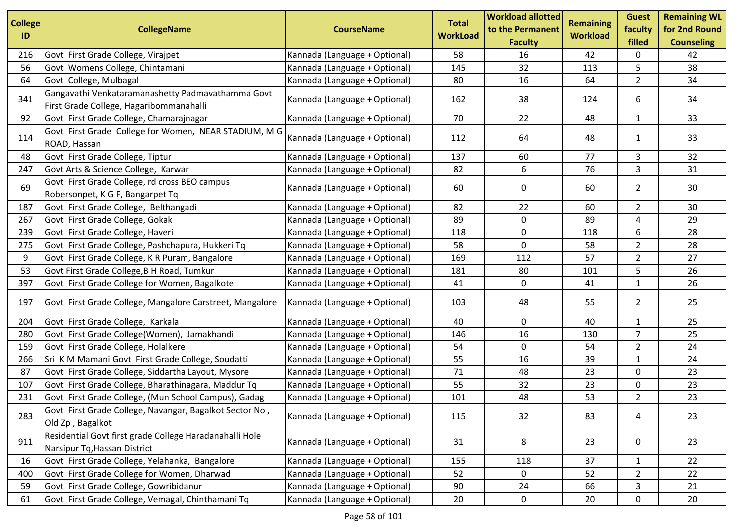| College ID | CollegeName | CourseName | Total WorkLoad | Workload allotted to the Permanent Faculty | Remaining Workload | Guest faculty filled | Remaining WL for 2nd Round Counseling |
|---|---|---|---|---|---|---|---|
| 216 | Govt First Grade College, Virajpet | Kannada (Language + Optional) | 58 | 16 | 42 | 0 | 42 |
| 56 | Govt Womens College, Chintamani | Kannada (Language + Optional) | 145 | 32 | 113 | 5 | 38 |
| 64 | Govt College, Mulbagal | Kannada (Language + Optional) | 80 | 16 | 64 | 2 | 34 |
| 341 | Gangavathi Venkataramanashetty Padmavathamma Govt First Grade College, Hagaribommanahalli | Kannada (Language + Optional) | 162 | 38 | 124 | 6 | 34 |
| 92 | Govt First Grade College, Chamarajnagar | Kannada (Language + Optional) | 70 | 22 | 48 | 1 | 33 |
| 114 | Govt First Grade College for Women, NEAR STADIUM, M G ROAD, Hassan | Kannada (Language + Optional) | 112 | 64 | 48 | 1 | 33 |
| 48 | Govt First Grade College, Tiptur | Kannada (Language + Optional) | 137 | 60 | 77 | 3 | 32 |
| 247 | Govt Arts & Science College, Karwar | Kannada (Language + Optional) | 82 | 6 | 76 | 3 | 31 |
| 69 | Govt First Grade College, rd cross BEO campus Robersonpet, K G F, Bangarpet Tq | Kannada (Language + Optional) | 60 | 0 | 60 | 2 | 30 |
| 187 | Govt First Grade College, Belthangadi | Kannada (Language + Optional) | 82 | 22 | 60 | 2 | 30 |
| 267 | Govt First Grade College, Gokak | Kannada (Language + Optional) | 89 | 0 | 89 | 4 | 29 |
| 239 | Govt First Grade College, Haveri | Kannada (Language + Optional) | 118 | 0 | 118 | 6 | 28 |
| 275 | Govt First Grade College, Pashchapura, Hukkeri Tq | Kannada (Language + Optional) | 58 | 0 | 58 | 2 | 28 |
| 9 | Govt First Grade College, K R Puram, Bangalore | Kannada (Language + Optional) | 169 | 112 | 57 | 2 | 27 |
| 53 | Govt First Grade College,B H Road, Tumkur | Kannada (Language + Optional) | 181 | 80 | 101 | 5 | 26 |
| 397 | Govt First Grade College for Women, Bagalkote | Kannada (Language + Optional) | 41 | 0 | 41 | 1 | 26 |
| 197 | Govt First Grade College, Mangalore Carstreet, Mangalore | Kannada (Language + Optional) | 103 | 48 | 55 | 2 | 25 |
| 204 | Govt First Grade College, Karkala | Kannada (Language + Optional) | 40 | 0 | 40 | 1 | 25 |
| 280 | Govt First Grade College(Women), Jamakhandi | Kannada (Language + Optional) | 146 | 16 | 130 | 7 | 25 |
| 159 | Govt First Grade College, Holalkere | Kannada (Language + Optional) | 54 | 0 | 54 | 2 | 24 |
| 266 | Sri K M Mamani Govt First Grade College, Soudatti | Kannada (Language + Optional) | 55 | 16 | 39 | 1 | 24 |
| 87 | Govt First Grade College, Siddartha Layout, Mysore | Kannada (Language + Optional) | 71 | 48 | 23 | 0 | 23 |
| 107 | Govt First Grade College, Bharathinagara, Maddur Tq | Kannada (Language + Optional) | 55 | 32 | 23 | 0 | 23 |
| 231 | Govt First Grade College, (Mun School Campus), Gadag | Kannada (Language + Optional) | 101 | 48 | 53 | 2 | 23 |
| 283 | Govt First Grade College, Navangar, Bagalkot Sector No , Old Zp , Bagalkot | Kannada (Language + Optional) | 115 | 32 | 83 | 4 | 23 |
| 911 | Residential Govt first grade College Haradanahalli Hole Narsipur Tq,Hassan District | Kannada (Language + Optional) | 31 | 8 | 23 | 0 | 23 |
| 16 | Govt First Grade College, Yelahanka, Bangalore | Kannada (Language + Optional) | 155 | 118 | 37 | 1 | 22 |
| 400 | Govt First Grade College for Women, Dharwad | Kannada (Language + Optional) | 52 | 0 | 52 | 2 | 22 |
| 59 | Govt First Grade College, Gowribidanur | Kannada (Language + Optional) | 90 | 24 | 66 | 3 | 21 |
| 61 | Govt First Grade College, Vemagal, Chinthamani Tq | Kannada (Language + Optional) | 20 | 0 | 20 | 0 | 20 |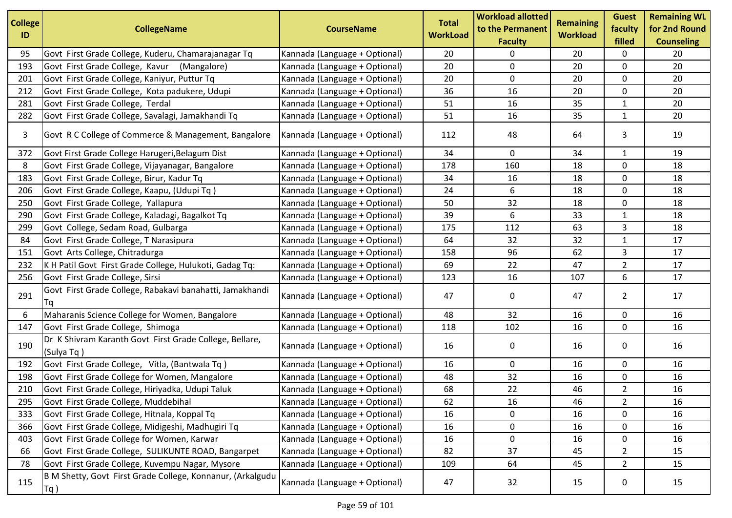| College ID | CollegeName | CourseName | Total WorkLoad | Workload allotted to the Permanent Faculty | Remaining Workload | Guest faculty filled | Remaining WL for 2nd Round Counseling |
|---|---|---|---|---|---|---|---|
| 95 | Govt First Grade College, Kuderu, Chamarajanagar Tq | Kannada (Language + Optional) | 20 | 0 | 20 | 0 | 20 |
| 193 | Govt First Grade College, Kavur (Mangalore) | Kannada (Language + Optional) | 20 | 0 | 20 | 0 | 20 |
| 201 | Govt First Grade College, Kaniyur, Puttur Tq | Kannada (Language + Optional) | 20 | 0 | 20 | 0 | 20 |
| 212 | Govt First Grade College, Kota padukere, Udupi | Kannada (Language + Optional) | 36 | 16 | 20 | 0 | 20 |
| 281 | Govt First Grade College, Terdal | Kannada (Language + Optional) | 51 | 16 | 35 | 1 | 20 |
| 282 | Govt First Grade College, Savalagi, Jamakhandi Tq | Kannada (Language + Optional) | 51 | 16 | 35 | 1 | 20 |
| 3 | Govt R C College of Commerce & Management, Bangalore | Kannada (Language + Optional) | 112 | 48 | 64 | 3 | 19 |
| 372 | Govt First Grade College Harugeri,Belagum Dist | Kannada (Language + Optional) | 34 | 0 | 34 | 1 | 19 |
| 8 | Govt First Grade College, Vijayanagar, Bangalore | Kannada (Language + Optional) | 178 | 160 | 18 | 0 | 18 |
| 183 | Govt First Grade College, Birur, Kadur Tq | Kannada (Language + Optional) | 34 | 16 | 18 | 0 | 18 |
| 206 | Govt First Grade College, Kaapu, (Udupi Tq ) | Kannada (Language + Optional) | 24 | 6 | 18 | 0 | 18 |
| 250 | Govt First Grade College, Yallapura | Kannada (Language + Optional) | 50 | 32 | 18 | 0 | 18 |
| 290 | Govt First Grade College, Kaladagi, Bagalkot Tq | Kannada (Language + Optional) | 39 | 6 | 33 | 1 | 18 |
| 299 | Govt College, Sedam Road, Gulbarga | Kannada (Language + Optional) | 175 | 112 | 63 | 3 | 18 |
| 84 | Govt First Grade College, T Narasipura | Kannada (Language + Optional) | 64 | 32 | 32 | 1 | 17 |
| 151 | Govt Arts College, Chitradurga | Kannada (Language + Optional) | 158 | 96 | 62 | 3 | 17 |
| 232 | K H Patil Govt First Grade College, Hulukoti, Gadag Tq: | Kannada (Language + Optional) | 69 | 22 | 47 | 2 | 17 |
| 256 | Govt First Grade College, Sirsi | Kannada (Language + Optional) | 123 | 16 | 107 | 6 | 17 |
| 291 | Govt First Grade College, Rabakavi banahatti, Jamakhandi Tq | Kannada (Language + Optional) | 47 | 0 | 47 | 2 | 17 |
| 6 | Maharanis Science College for Women, Bangalore | Kannada (Language + Optional) | 48 | 32 | 16 | 0 | 16 |
| 147 | Govt First Grade College, Shimoga | Kannada (Language + Optional) | 118 | 102 | 16 | 0 | 16 |
| 190 | Dr K Shivram Karanth Govt First Grade College, Bellare, (Sulya Tq ) | Kannada (Language + Optional) | 16 | 0 | 16 | 0 | 16 |
| 192 | Govt First Grade College, Vitla, (Bantwala Tq ) | Kannada (Language + Optional) | 16 | 0 | 16 | 0 | 16 |
| 198 | Govt First Grade College for Women, Mangalore | Kannada (Language + Optional) | 48 | 32 | 16 | 0 | 16 |
| 210 | Govt First Grade College, Hiriyadka, Udupi Taluk | Kannada (Language + Optional) | 68 | 22 | 46 | 2 | 16 |
| 295 | Govt First Grade College, Muddebihal | Kannada (Language + Optional) | 62 | 16 | 46 | 2 | 16 |
| 333 | Govt First Grade College, Hitnala, Koppal Tq | Kannada (Language + Optional) | 16 | 0 | 16 | 0 | 16 |
| 366 | Govt First Grade College, Midigeshi, Madhugiri Tq | Kannada (Language + Optional) | 16 | 0 | 16 | 0 | 16 |
| 403 | Govt First Grade College for Women, Karwar | Kannada (Language + Optional) | 16 | 0 | 16 | 0 | 16 |
| 66 | Govt First Grade College, SULIKUNTE ROAD, Bangarpet | Kannada (Language + Optional) | 82 | 37 | 45 | 2 | 15 |
| 78 | Govt First Grade College, Kuvempu Nagar, Mysore | Kannada (Language + Optional) | 109 | 64 | 45 | 2 | 15 |
| 115 | B M Shetty, Govt First Grade College, Konnanur, (Arkalgudu Tq ) | Kannada (Language + Optional) | 47 | 32 | 15 | 0 | 15 |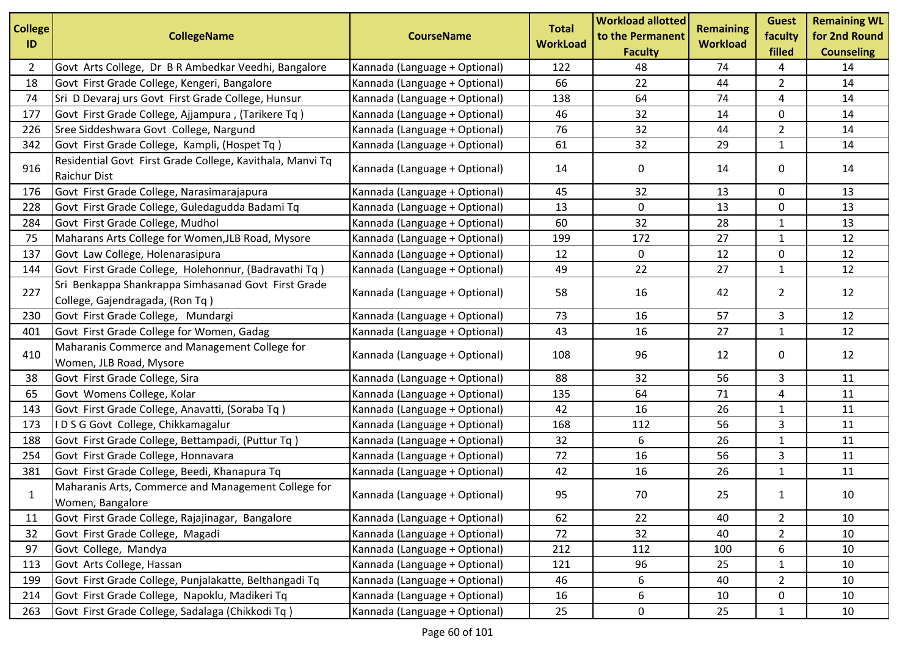| College ID | CollegeName | CourseName | Total WorkLoad | Workload allotted to the Permanent Faculty | Remaining Workload | Guest faculty filled | Remaining WL for 2nd Round Counseling |
|---|---|---|---|---|---|---|---|
| 2 | Govt Arts College, Dr B R Ambedkar Veedhi, Bangalore | Kannada (Language + Optional) | 122 | 48 | 74 | 4 | 14 |
| 18 | Govt First Grade College, Kengeri, Bangalore | Kannada (Language + Optional) | 66 | 22 | 44 | 2 | 14 |
| 74 | Sri D Devaraj urs Govt First Grade College, Hunsur | Kannada (Language + Optional) | 138 | 64 | 74 | 4 | 14 |
| 177 | Govt First Grade College, Ajjampura , (Tarikere Tq ) | Kannada (Language + Optional) | 46 | 32 | 14 | 0 | 14 |
| 226 | Sree Siddeshwara Govt College, Nargund | Kannada (Language + Optional) | 76 | 32 | 44 | 2 | 14 |
| 342 | Govt First Grade College, Kampli, (Hospet Tq ) | Kannada (Language + Optional) | 61 | 32 | 29 | 1 | 14 |
| 916 | Residential Govt First Grade College, Kavithala, Manvi Tq Raichur Dist | Kannada (Language + Optional) | 14 | 0 | 14 | 0 | 14 |
| 176 | Govt First Grade College, Narasimarajapura | Kannada (Language + Optional) | 45 | 32 | 13 | 0 | 13 |
| 228 | Govt First Grade College, Guledagudda Badami Tq | Kannada (Language + Optional) | 13 | 0 | 13 | 0 | 13 |
| 284 | Govt First Grade College, Mudhol | Kannada (Language + Optional) | 60 | 32 | 28 | 1 | 13 |
| 75 | Maharans Arts College for Women,JLB Road, Mysore | Kannada (Language + Optional) | 199 | 172 | 27 | 1 | 12 |
| 137 | Govt Law College, Holenarasipura | Kannada (Language + Optional) | 12 | 0 | 12 | 0 | 12 |
| 144 | Govt First Grade College, Holehonnur, (Badravathi Tq ) | Kannada (Language + Optional) | 49 | 22 | 27 | 1 | 12 |
| 227 | Sri Benkappa Shankrappa Simhasanad Govt First Grade College, Gajendragada, (Ron Tq ) | Kannada (Language + Optional) | 58 | 16 | 42 | 2 | 12 |
| 230 | Govt First Grade College, Mundargi | Kannada (Language + Optional) | 73 | 16 | 57 | 3 | 12 |
| 401 | Govt First Grade College for Women, Gadag | Kannada (Language + Optional) | 43 | 16 | 27 | 1 | 12 |
| 410 | Maharanis Commerce and Management College for Women, JLB Road, Mysore | Kannada (Language + Optional) | 108 | 96 | 12 | 0 | 12 |
| 38 | Govt First Grade College, Sira | Kannada (Language + Optional) | 88 | 32 | 56 | 3 | 11 |
| 65 | Govt Womens College, Kolar | Kannada (Language + Optional) | 135 | 64 | 71 | 4 | 11 |
| 143 | Govt First Grade College, Anavatti, (Soraba Tq ) | Kannada (Language + Optional) | 42 | 16 | 26 | 1 | 11 |
| 173 | I D S G Govt College, Chikkamagalur | Kannada (Language + Optional) | 168 | 112 | 56 | 3 | 11 |
| 188 | Govt First Grade College, Bettampadi, (Puttur Tq ) | Kannada (Language + Optional) | 32 | 6 | 26 | 1 | 11 |
| 254 | Govt First Grade College, Honnavara | Kannada (Language + Optional) | 72 | 16 | 56 | 3 | 11 |
| 381 | Govt First Grade College, Beedi, Khanapura Tq | Kannada (Language + Optional) | 42 | 16 | 26 | 1 | 11 |
| 1 | Maharanis Arts, Commerce and Management College for Women, Bangalore | Kannada (Language + Optional) | 95 | 70 | 25 | 1 | 10 |
| 11 | Govt First Grade College, Rajajinagar, Bangalore | Kannada (Language + Optional) | 62 | 22 | 40 | 2 | 10 |
| 32 | Govt First Grade College, Magadi | Kannada (Language + Optional) | 72 | 32 | 40 | 2 | 10 |
| 97 | Govt College, Mandya | Kannada (Language + Optional) | 212 | 112 | 100 | 6 | 10 |
| 113 | Govt Arts College, Hassan | Kannada (Language + Optional) | 121 | 96 | 25 | 1 | 10 |
| 199 | Govt First Grade College, Punjalakatte, Belthangadi Tq | Kannada (Language + Optional) | 46 | 6 | 40 | 2 | 10 |
| 214 | Govt First Grade College, Napoklu, Madikeri Tq | Kannada (Language + Optional) | 16 | 6 | 10 | 0 | 10 |
| 263 | Govt First Grade College, Sadalaga (Chikkodi Tq ) | Kannada (Language + Optional) | 25 | 0 | 25 | 1 | 10 |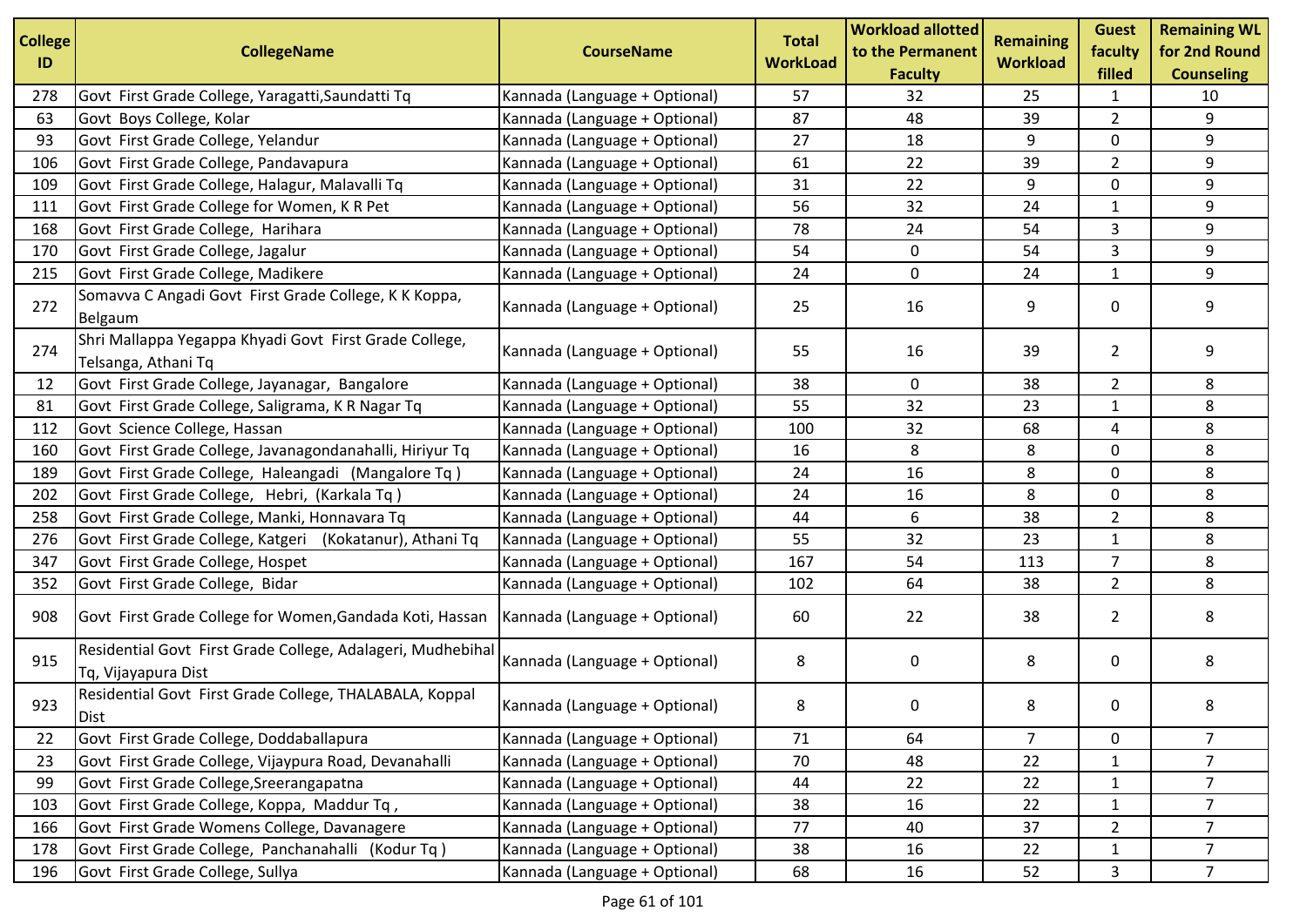| College ID | CollegeName | CourseName | Total WorkLoad | Workload allotted to the Permanent Faculty | Remaining Workload | Guest faculty filled | Remaining WL for 2nd Round Counseling |
|---|---|---|---|---|---|---|---|
| 278 | Govt  First Grade College, Yaragatti,Saundatti Tq | Kannada (Language + Optional) | 57 | 32 | 25 | 1 | 10 |
| 63 | Govt  Boys College, Kolar | Kannada (Language + Optional) | 87 | 48 | 39 | 2 | 9 |
| 93 | Govt  First Grade College, Yelandur | Kannada (Language + Optional) | 27 | 18 | 9 | 0 | 9 |
| 106 | Govt  First Grade College, Pandavapura | Kannada (Language + Optional) | 61 | 22 | 39 | 2 | 9 |
| 109 | Govt  First Grade College, Halagur, Malavalli Tq | Kannada (Language + Optional) | 31 | 22 | 9 | 0 | 9 |
| 111 | Govt  First Grade College for Women, K R Pet | Kannada (Language + Optional) | 56 | 32 | 24 | 1 | 9 |
| 168 | Govt  First Grade College,  Harihara | Kannada (Language + Optional) | 78 | 24 | 54 | 3 | 9 |
| 170 | Govt  First Grade College, Jagalur | Kannada (Language + Optional) | 54 | 0 | 54 | 3 | 9 |
| 215 | Govt  First Grade College, Madikere | Kannada (Language + Optional) | 24 | 0 | 24 | 1 | 9 |
| 272 | Somavva C Angadi Govt  First Grade College, K K Koppa, Belgaum | Kannada (Language + Optional) | 25 | 16 | 9 | 0 | 9 |
| 274 | Shri Mallappa Yegappa Khyadi Govt  First Grade College, Telsanga, Athani Tq | Kannada (Language + Optional) | 55 | 16 | 39 | 2 | 9 |
| 12 | Govt  First Grade College, Jayanagar,  Bangalore | Kannada (Language + Optional) | 38 | 0 | 38 | 2 | 8 |
| 81 | Govt  First Grade College, Saligrama, K R Nagar Tq | Kannada (Language + Optional) | 55 | 32 | 23 | 1 | 8 |
| 112 | Govt  Science College, Hassan | Kannada (Language + Optional) | 100 | 32 | 68 | 4 | 8 |
| 160 | Govt  First Grade College, Javanagondanahalli, Hiriyur Tq | Kannada (Language + Optional) | 16 | 8 | 8 | 0 | 8 |
| 189 | Govt  First Grade College,  Haleangadi   (Mangalore Tq ) | Kannada (Language + Optional) | 24 | 16 | 8 | 0 | 8 |
| 202 | Govt  First Grade College,   Hebri,  (Karkala Tq ) | Kannada (Language + Optional) | 24 | 16 | 8 | 0 | 8 |
| 258 | Govt  First Grade College, Manki, Honnavara Tq | Kannada (Language + Optional) | 44 | 6 | 38 | 2 | 8 |
| 276 | Govt  First Grade College, Katgeri   (Kokatanur), Athani Tq | Kannada (Language + Optional) | 55 | 32 | 23 | 1 | 8 |
| 347 | Govt  First Grade College, Hospet | Kannada (Language + Optional) | 167 | 54 | 113 | 7 | 8 |
| 352 | Govt  First Grade College,  Bidar | Kannada (Language + Optional) | 102 | 64 | 38 | 2 | 8 |
| 908 | Govt  First Grade College for Women,Gandada Koti, Hassan | Kannada (Language + Optional) | 60 | 22 | 38 | 2 | 8 |
| 915 | Residential Govt  First Grade College, Adalageri, Mudhebihal Tq, Vijayapura Dist | Kannada (Language + Optional) | 8 | 0 | 8 | 0 | 8 |
| 923 | Residential Govt  First Grade College, THALABALA, Koppal Dist | Kannada (Language + Optional) | 8 | 0 | 8 | 0 | 8 |
| 22 | Govt  First Grade College, Doddaballapura | Kannada (Language + Optional) | 71 | 64 | 7 | 0 | 7 |
| 23 | Govt  First Grade College, Vijaypura Road, Devanahalli | Kannada (Language + Optional) | 70 | 48 | 22 | 1 | 7 |
| 99 | Govt  First Grade College,Sreerangapatna | Kannada (Language + Optional) | 44 | 22 | 22 | 1 | 7 |
| 103 | Govt  First Grade College, Koppa,  Maddur Tq , | Kannada (Language + Optional) | 38 | 16 | 22 | 1 | 7 |
| 166 | Govt  First Grade Womens College, Davanagere | Kannada (Language + Optional) | 77 | 40 | 37 | 2 | 7 |
| 178 | Govt  First Grade College,  Panchanahalli   (Kodur Tq ) | Kannada (Language + Optional) | 38 | 16 | 22 | 1 | 7 |
| 196 | Govt  First Grade College, Sullya | Kannada (Language + Optional) | 68 | 16 | 52 | 3 | 7 |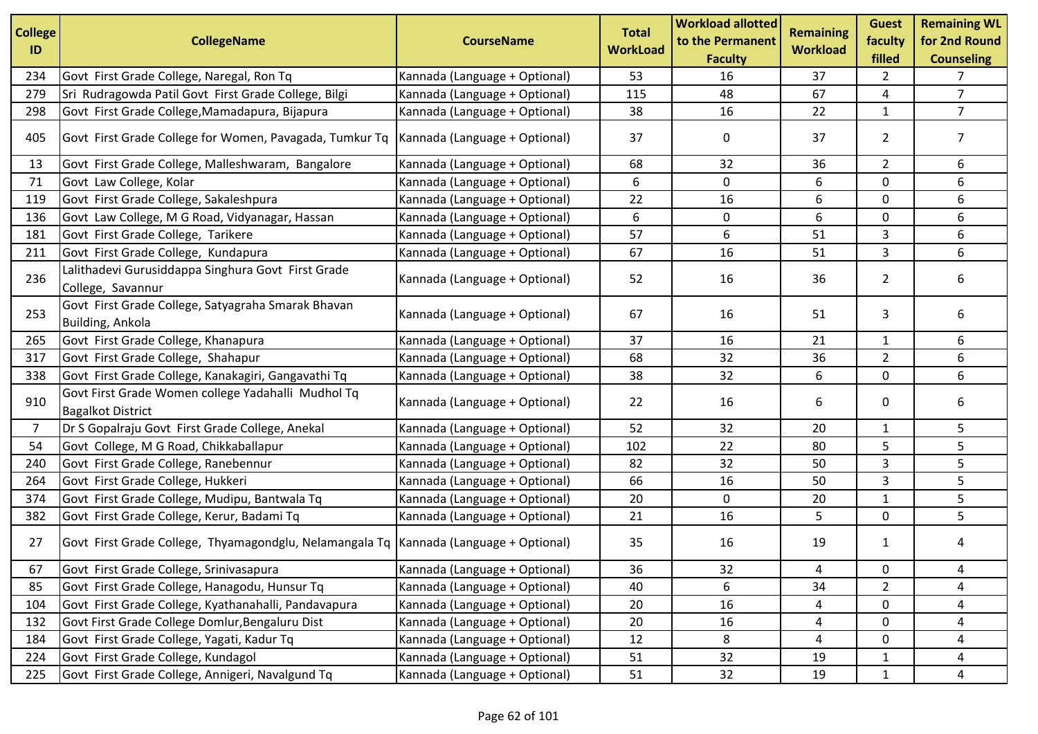| College ID | CollegeName | CourseName | Total WorkLoad | Workload allotted to the Permanent Faculty | Remaining Workload | Guest faculty filled | Remaining WL for 2nd Round Counseling |
|---|---|---|---|---|---|---|---|
| 234 | Govt First Grade College, Naregal, Ron Tq | Kannada (Language + Optional) | 53 | 16 | 37 | 2 | 7 |
| 279 | Sri Rudragowda Patil Govt First Grade College, Bilgi | Kannada (Language + Optional) | 115 | 48 | 67 | 4 | 7 |
| 298 | Govt First Grade College,Mamadapura, Bijapura | Kannada (Language + Optional) | 38 | 16 | 22 | 1 | 7 |
| 405 | Govt First Grade College for Women, Pavagada, Tumkur Tq | Kannada (Language + Optional) | 37 | 0 | 37 | 2 | 7 |
| 13 | Govt First Grade College, Malleshwaram, Bangalore | Kannada (Language + Optional) | 68 | 32 | 36 | 2 | 6 |
| 71 | Govt Law College, Kolar | Kannada (Language + Optional) | 6 | 0 | 6 | 0 | 6 |
| 119 | Govt First Grade College, Sakaleshpura | Kannada (Language + Optional) | 22 | 16 | 6 | 0 | 6 |
| 136 | Govt Law College, M G Road, Vidyanagar, Hassan | Kannada (Language + Optional) | 6 | 0 | 6 | 0 | 6 |
| 181 | Govt First Grade College, Tarikere | Kannada (Language + Optional) | 57 | 6 | 51 | 3 | 6 |
| 211 | Govt First Grade College, Kundapura | Kannada (Language + Optional) | 67 | 16 | 51 | 3 | 6 |
| 236 | Lalithadevi Gurusiddappa Singhura Govt First Grade College, Savannur | Kannada (Language + Optional) | 52 | 16 | 36 | 2 | 6 |
| 253 | Govt First Grade College, Satyagraha Smarak Bhavan Building, Ankola | Kannada (Language + Optional) | 67 | 16 | 51 | 3 | 6 |
| 265 | Govt First Grade College, Khanapura | Kannada (Language + Optional) | 37 | 16 | 21 | 1 | 6 |
| 317 | Govt First Grade College, Shahapur | Kannada (Language + Optional) | 68 | 32 | 36 | 2 | 6 |
| 338 | Govt First Grade College, Kanakagiri, Gangavathi Tq | Kannada (Language + Optional) | 38 | 32 | 6 | 0 | 6 |
| 910 | Govt First Grade Women college Yadahalli Mudhol Tq Bagalkot District | Kannada (Language + Optional) | 22 | 16 | 6 | 0 | 6 |
| 7 | Dr S Gopalraju Govt First Grade College, Anekal | Kannada (Language + Optional) | 52 | 32 | 20 | 1 | 5 |
| 54 | Govt College, M G Road, Chikkaballapur | Kannada (Language + Optional) | 102 | 22 | 80 | 5 | 5 |
| 240 | Govt First Grade College, Ranebennur | Kannada (Language + Optional) | 82 | 32 | 50 | 3 | 5 |
| 264 | Govt First Grade College, Hukkeri | Kannada (Language + Optional) | 66 | 16 | 50 | 3 | 5 |
| 374 | Govt First Grade College, Mudipu, Bantwala Tq | Kannada (Language + Optional) | 20 | 0 | 20 | 1 | 5 |
| 382 | Govt First Grade College, Kerur, Badami Tq | Kannada (Language + Optional) | 21 | 16 | 5 | 0 | 5 |
| 27 | Govt First Grade College, Thyamagondglu, Nelamangala Tq | Kannada (Language + Optional) | 35 | 16 | 19 | 1 | 4 |
| 67 | Govt First Grade College, Srinivasapura | Kannada (Language + Optional) | 36 | 32 | 4 | 0 | 4 |
| 85 | Govt First Grade College, Hanagodu, Hunsur Tq | Kannada (Language + Optional) | 40 | 6 | 34 | 2 | 4 |
| 104 | Govt First Grade College, Kyathanahalli, Pandavapura | Kannada (Language + Optional) | 20 | 16 | 4 | 0 | 4 |
| 132 | Govt First Grade College Domlur,Bengaluru Dist | Kannada (Language + Optional) | 20 | 16 | 4 | 0 | 4 |
| 184 | Govt First Grade College, Yagati, Kadur Tq | Kannada (Language + Optional) | 12 | 8 | 4 | 0 | 4 |
| 224 | Govt First Grade College, Kundagol | Kannada (Language + Optional) | 51 | 32 | 19 | 1 | 4 |
| 225 | Govt First Grade College, Annigeri, Navalgund Tq | Kannada (Language + Optional) | 51 | 32 | 19 | 1 | 4 |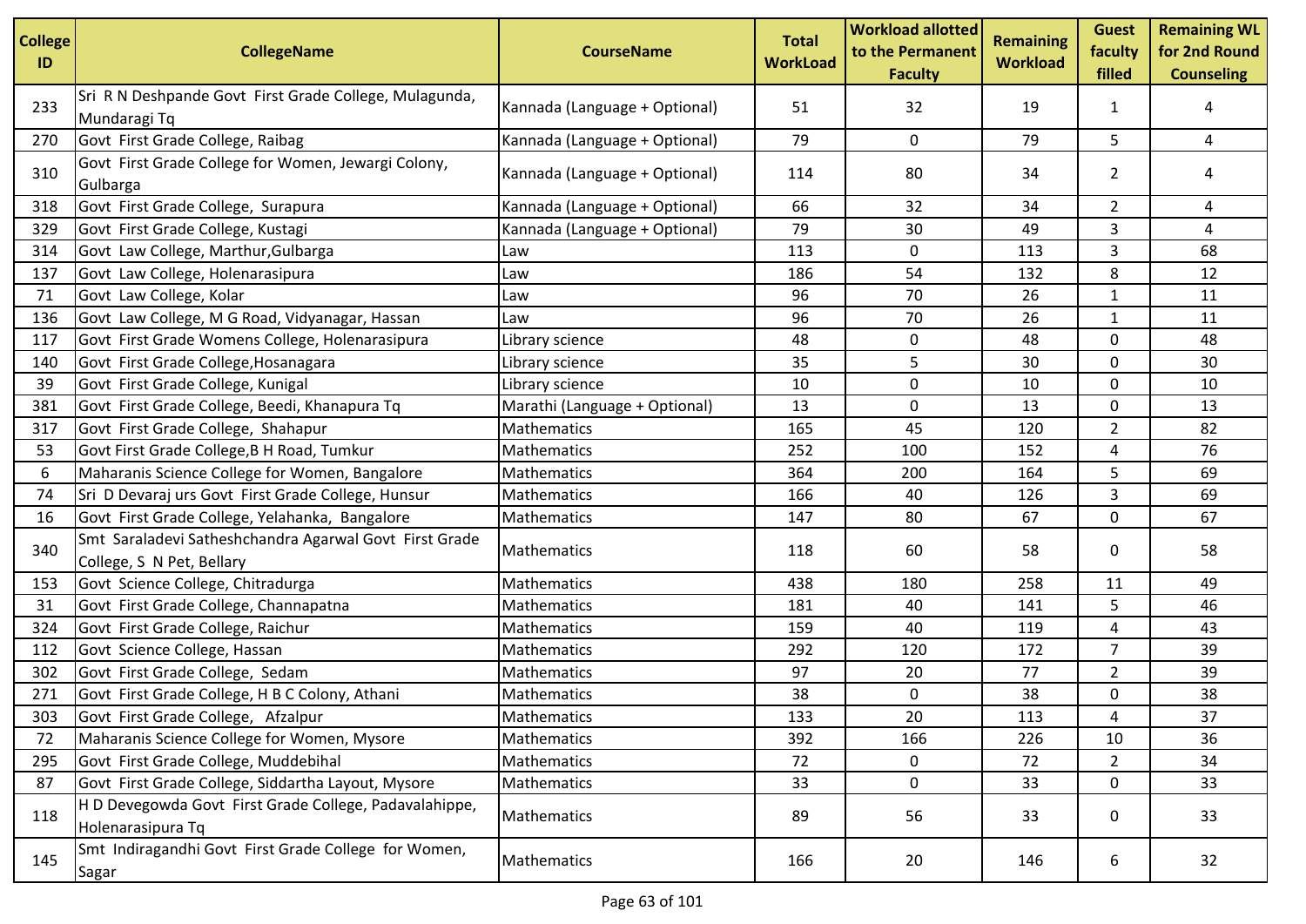| College ID | CollegeName | CourseName | Total WorkLoad | Workload allotted to the Permanent Faculty | Remaining Workload | Guest faculty filled | Remaining WL for 2nd Round Counseling |
|---|---|---|---|---|---|---|---|
| 233 | Sri R N Deshpande Govt First Grade College, Mulagunda, Mundaragi Tq | Kannada (Language + Optional) | 51 | 32 | 19 | 1 | 4 |
| 270 | Govt First Grade College, Raibag | Kannada (Language + Optional) | 79 | 0 | 79 | 5 | 4 |
| 310 | Govt First Grade College for Women, Jewargi Colony, Gulbarga | Kannada (Language + Optional) | 114 | 80 | 34 | 2 | 4 |
| 318 | Govt First Grade College, Surapura | Kannada (Language + Optional) | 66 | 32 | 34 | 2 | 4 |
| 329 | Govt First Grade College, Kustagi | Kannada (Language + Optional) | 79 | 30 | 49 | 3 | 4 |
| 314 | Govt Law College, Marthur,Gulbarga | Law | 113 | 0 | 113 | 3 | 68 |
| 137 | Govt Law College, Holenarasipura | Law | 186 | 54 | 132 | 8 | 12 |
| 71 | Govt Law College, Kolar | Law | 96 | 70 | 26 | 1 | 11 |
| 136 | Govt Law College, M G Road, Vidyanagar, Hassan | Law | 96 | 70 | 26 | 1 | 11 |
| 117 | Govt First Grade Womens College, Holenarasipura | Library science | 48 | 0 | 48 | 0 | 48 |
| 140 | Govt First Grade College,Hosanagara | Library science | 35 | 5 | 30 | 0 | 30 |
| 39 | Govt First Grade College, Kunigal | Library science | 10 | 0 | 10 | 0 | 10 |
| 381 | Govt First Grade College, Beedi, Khanapura Tq | Marathi (Language + Optional) | 13 | 0 | 13 | 0 | 13 |
| 317 | Govt First Grade College, Shahapur | Mathematics | 165 | 45 | 120 | 2 | 82 |
| 53 | Govt First Grade College,B H Road, Tumkur | Mathematics | 252 | 100 | 152 | 4 | 76 |
| 6 | Maharanis Science College for Women, Bangalore | Mathematics | 364 | 200 | 164 | 5 | 69 |
| 74 | Sri D Devaraj urs Govt First Grade College, Hunsur | Mathematics | 166 | 40 | 126 | 3 | 69 |
| 16 | Govt First Grade College, Yelahanka, Bangalore | Mathematics | 147 | 80 | 67 | 0 | 67 |
| 340 | Smt Saraladevi Satheshchandra Agarwal Govt First Grade College, S N Pet, Bellary | Mathematics | 118 | 60 | 58 | 0 | 58 |
| 153 | Govt Science College, Chitradurga | Mathematics | 438 | 180 | 258 | 11 | 49 |
| 31 | Govt First Grade College, Channapatna | Mathematics | 181 | 40 | 141 | 5 | 46 |
| 324 | Govt First Grade College, Raichur | Mathematics | 159 | 40 | 119 | 4 | 43 |
| 112 | Govt Science College, Hassan | Mathematics | 292 | 120 | 172 | 7 | 39 |
| 302 | Govt First Grade College, Sedam | Mathematics | 97 | 20 | 77 | 2 | 39 |
| 271 | Govt First Grade College, H B C Colony, Athani | Mathematics | 38 | 0 | 38 | 0 | 38 |
| 303 | Govt First Grade College, Afzalpur | Mathematics | 133 | 20 | 113 | 4 | 37 |
| 72 | Maharanis Science College for Women, Mysore | Mathematics | 392 | 166 | 226 | 10 | 36 |
| 295 | Govt First Grade College, Muddebihal | Mathematics | 72 | 0 | 72 | 2 | 34 |
| 87 | Govt First Grade College, Siddartha Layout, Mysore | Mathematics | 33 | 0 | 33 | 0 | 33 |
| 118 | H D Devegowda Govt First Grade College, Padavalahippe, Holenarasipura Tq | Mathematics | 89 | 56 | 33 | 0 | 33 |
| 145 | Smt Indiragandhi Govt First Grade College for Women, Sagar | Mathematics | 166 | 20 | 146 | 6 | 32 |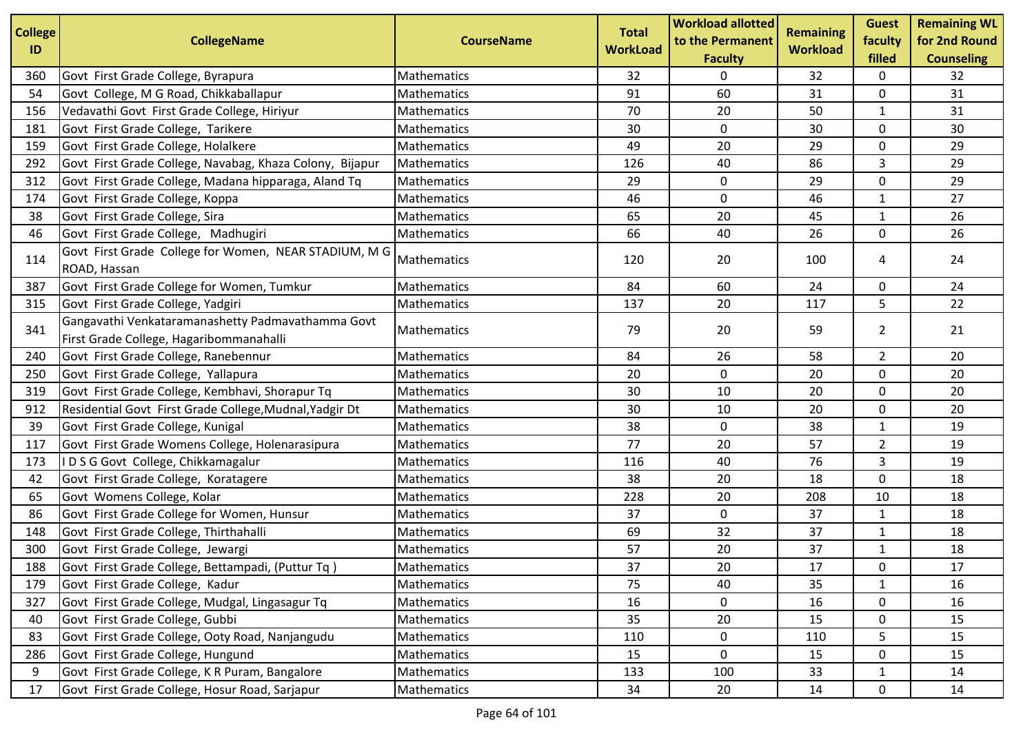| College ID | CollegeName | CourseName | Total WorkLoad | Workload allotted to the Permanent Faculty | Remaining Workload | Guest faculty filled | Remaining WL for 2nd Round Counseling |
|---|---|---|---|---|---|---|---|
| 360 | Govt First Grade College, Byrapura | Mathematics | 32 | 0 | 32 | 0 | 32 |
| 54 | Govt College, M G Road, Chikkaballapur | Mathematics | 91 | 60 | 31 | 0 | 31 |
| 156 | Vedavathi Govt First Grade College, Hiriyur | Mathematics | 70 | 20 | 50 | 1 | 31 |
| 181 | Govt First Grade College, Tarikere | Mathematics | 30 | 0 | 30 | 0 | 30 |
| 159 | Govt First Grade College, Holalkere | Mathematics | 49 | 20 | 29 | 0 | 29 |
| 292 | Govt First Grade College, Navabag, Khaza Colony, Bijapur | Mathematics | 126 | 40 | 86 | 3 | 29 |
| 312 | Govt First Grade College, Madana hipparaga, Aland Tq | Mathematics | 29 | 0 | 29 | 0 | 29 |
| 174 | Govt First Grade College, Koppa | Mathematics | 46 | 0 | 46 | 1 | 27 |
| 38 | Govt First Grade College, Sira | Mathematics | 65 | 20 | 45 | 1 | 26 |
| 46 | Govt First Grade College, Madhugiri | Mathematics | 66 | 40 | 26 | 0 | 26 |
| 114 | Govt First Grade College for Women, NEAR STADIUM, M G ROAD, Hassan | Mathematics | 120 | 20 | 100 | 4 | 24 |
| 387 | Govt First Grade College for Women, Tumkur | Mathematics | 84 | 60 | 24 | 0 | 24 |
| 315 | Govt First Grade College, Yadgiri | Mathematics | 137 | 20 | 117 | 5 | 22 |
| 341 | Gangavathi Venkataramanashetty Padmavathamma Govt First Grade College, Hagaribommanahalli | Mathematics | 79 | 20 | 59 | 2 | 21 |
| 240 | Govt First Grade College, Ranebennur | Mathematics | 84 | 26 | 58 | 2 | 20 |
| 250 | Govt First Grade College, Yallapura | Mathematics | 20 | 0 | 20 | 0 | 20 |
| 319 | Govt First Grade College, Kembhavi, Shorapur Tq | Mathematics | 30 | 10 | 20 | 0 | 20 |
| 912 | Residential Govt First Grade College,Mudnal,Yadgir Dt | Mathematics | 30 | 10 | 20 | 0 | 20 |
| 39 | Govt First Grade College, Kunigal | Mathematics | 38 | 0 | 38 | 1 | 19 |
| 117 | Govt First Grade Womens College, Holenarasipura | Mathematics | 77 | 20 | 57 | 2 | 19 |
| 173 | I D S G Govt College, Chikkamagalur | Mathematics | 116 | 40 | 76 | 3 | 19 |
| 42 | Govt First Grade College, Koratagere | Mathematics | 38 | 20 | 18 | 0 | 18 |
| 65 | Govt Womens College, Kolar | Mathematics | 228 | 20 | 208 | 10 | 18 |
| 86 | Govt First Grade College for Women, Hunsur | Mathematics | 37 | 0 | 37 | 1 | 18 |
| 148 | Govt First Grade College, Thirthahalli | Mathematics | 69 | 32 | 37 | 1 | 18 |
| 300 | Govt First Grade College, Jewargi | Mathematics | 57 | 20 | 37 | 1 | 18 |
| 188 | Govt First Grade College, Bettampadi, (Puttur Tq ) | Mathematics | 37 | 20 | 17 | 0 | 17 |
| 179 | Govt First Grade College, Kadur | Mathematics | 75 | 40 | 35 | 1 | 16 |
| 327 | Govt First Grade College, Mudgal, Lingasagur Tq | Mathematics | 16 | 0 | 16 | 0 | 16 |
| 40 | Govt First Grade College, Gubbi | Mathematics | 35 | 20 | 15 | 0 | 15 |
| 83 | Govt First Grade College, Ooty Road, Nanjangudu | Mathematics | 110 | 0 | 110 | 5 | 15 |
| 286 | Govt First Grade College, Hungund | Mathematics | 15 | 0 | 15 | 0 | 15 |
| 9 | Govt First Grade College, K R Puram, Bangalore | Mathematics | 133 | 100 | 33 | 1 | 14 |
| 17 | Govt First Grade College, Hosur Road, Sarjapur | Mathematics | 34 | 20 | 14 | 0 | 14 |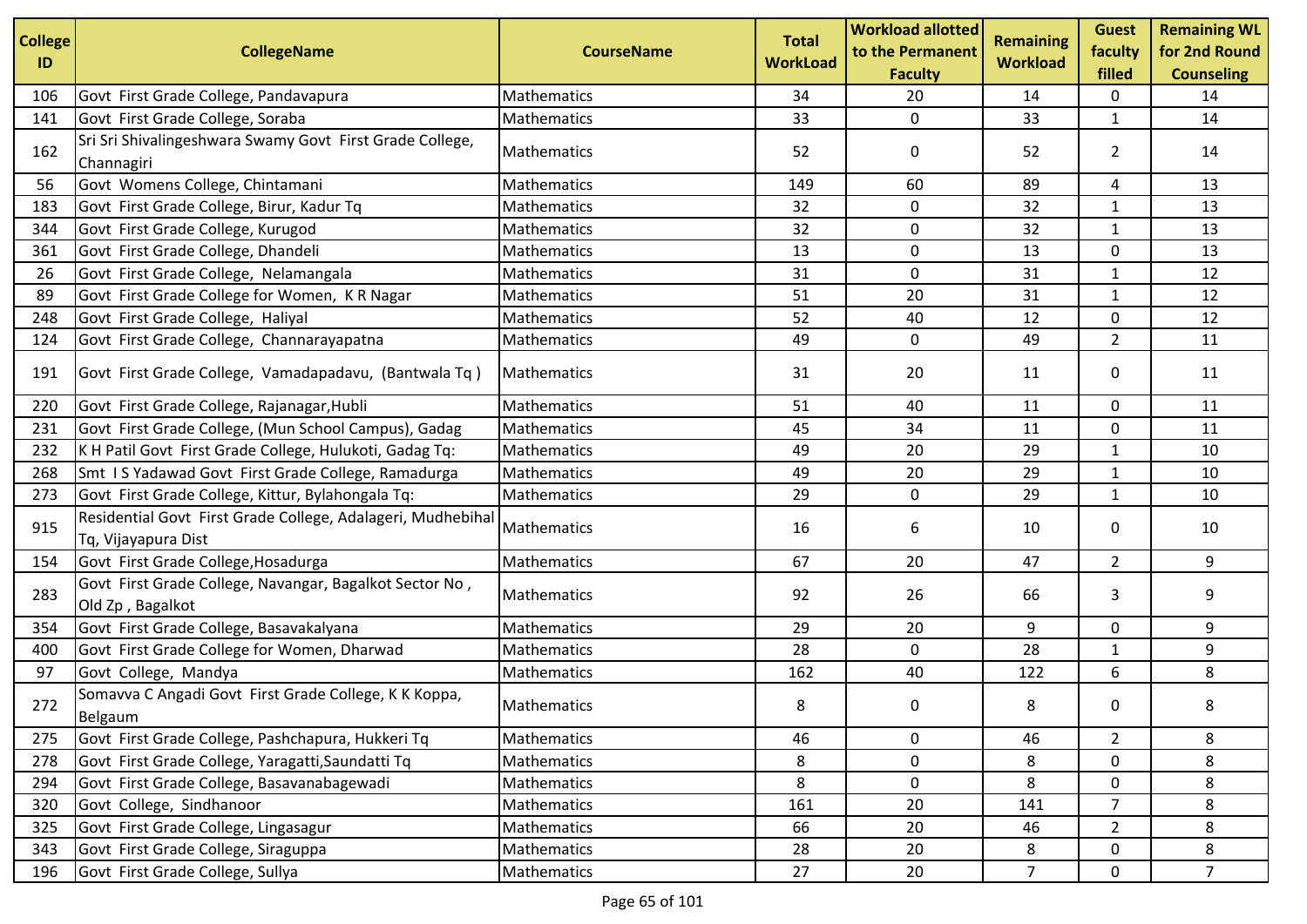| College ID | CollegeName | CourseName | Total WorkLoad | Workload allotted to the Permanent Faculty | Remaining Workload | Guest faculty filled | Remaining WL for 2nd Round Counseling |
|---|---|---|---|---|---|---|---|
| 106 | Govt First Grade College, Pandavapura | Mathematics | 34 | 20 | 14 | 0 | 14 |
| 141 | Govt First Grade College, Soraba | Mathematics | 33 | 0 | 33 | 1 | 14 |
| 162 | Sri Sri Shivalingeshwara Swamy Govt First Grade College, Channagiri | Mathematics | 52 | 0 | 52 | 2 | 14 |
| 56 | Govt Womens College, Chintamani | Mathematics | 149 | 60 | 89 | 4 | 13 |
| 183 | Govt First Grade College, Birur, Kadur Tq | Mathematics | 32 | 0 | 32 | 1 | 13 |
| 344 | Govt First Grade College, Kurugod | Mathematics | 32 | 0 | 32 | 1 | 13 |
| 361 | Govt First Grade College, Dhandeli | Mathematics | 13 | 0 | 13 | 0 | 13 |
| 26 | Govt First Grade College, Nelamangala | Mathematics | 31 | 0 | 31 | 1 | 12 |
| 89 | Govt First Grade College for Women, K R Nagar | Mathematics | 51 | 20 | 31 | 1 | 12 |
| 248 | Govt First Grade College, Haliyal | Mathematics | 52 | 40 | 12 | 0 | 12 |
| 124 | Govt First Grade College, Channarayapatna | Mathematics | 49 | 0 | 49 | 2 | 11 |
| 191 | Govt First Grade College, Vamadapadavu, (Bantwala Tq ) | Mathematics | 31 | 20 | 11 | 0 | 11 |
| 220 | Govt First Grade College, Rajanagar,Hubli | Mathematics | 51 | 40 | 11 | 0 | 11 |
| 231 | Govt First Grade College, (Mun School Campus), Gadag | Mathematics | 45 | 34 | 11 | 0 | 11 |
| 232 | K H Patil Govt First Grade College, Hulukoti, Gadag Tq: | Mathematics | 49 | 20 | 29 | 1 | 10 |
| 268 | Smt I S Yadawad Govt First Grade College, Ramadurga | Mathematics | 49 | 20 | 29 | 1 | 10 |
| 273 | Govt First Grade College, Kittur, Bylahongala Tq: | Mathematics | 29 | 0 | 29 | 1 | 10 |
| 915 | Residential Govt First Grade College, Adalageri, Mudhebihal Tq, Vijayapura Dist | Mathematics | 16 | 6 | 10 | 0 | 10 |
| 154 | Govt First Grade College,Hosadurga | Mathematics | 67 | 20 | 47 | 2 | 9 |
| 283 | Govt First Grade College, Navangar, Bagalkot Sector No , Old Zp , Bagalkot | Mathematics | 92 | 26 | 66 | 3 | 9 |
| 354 | Govt First Grade College, Basavakalyana | Mathematics | 29 | 20 | 9 | 0 | 9 |
| 400 | Govt First Grade College for Women, Dharwad | Mathematics | 28 | 0 | 28 | 1 | 9 |
| 97 | Govt College, Mandya | Mathematics | 162 | 40 | 122 | 6 | 8 |
| 272 | Somavva C Angadi Govt First Grade College, K K Koppa, Belgaum | Mathematics | 8 | 0 | 8 | 0 | 8 |
| 275 | Govt First Grade College, Pashchapura, Hukkeri Tq | Mathematics | 46 | 0 | 46 | 2 | 8 |
| 278 | Govt First Grade College, Yaragatti,Saundatti Tq | Mathematics | 8 | 0 | 8 | 0 | 8 |
| 294 | Govt First Grade College, Basavanabagewadi | Mathematics | 8 | 0 | 8 | 0 | 8 |
| 320 | Govt College, Sindhanoor | Mathematics | 161 | 20 | 141 | 7 | 8 |
| 325 | Govt First Grade College, Lingasagur | Mathematics | 66 | 20 | 46 | 2 | 8 |
| 343 | Govt First Grade College, Siraguppa | Mathematics | 28 | 20 | 8 | 0 | 8 |
| 196 | Govt First Grade College, Sullya | Mathematics | 27 | 20 | 7 | 0 | 7 |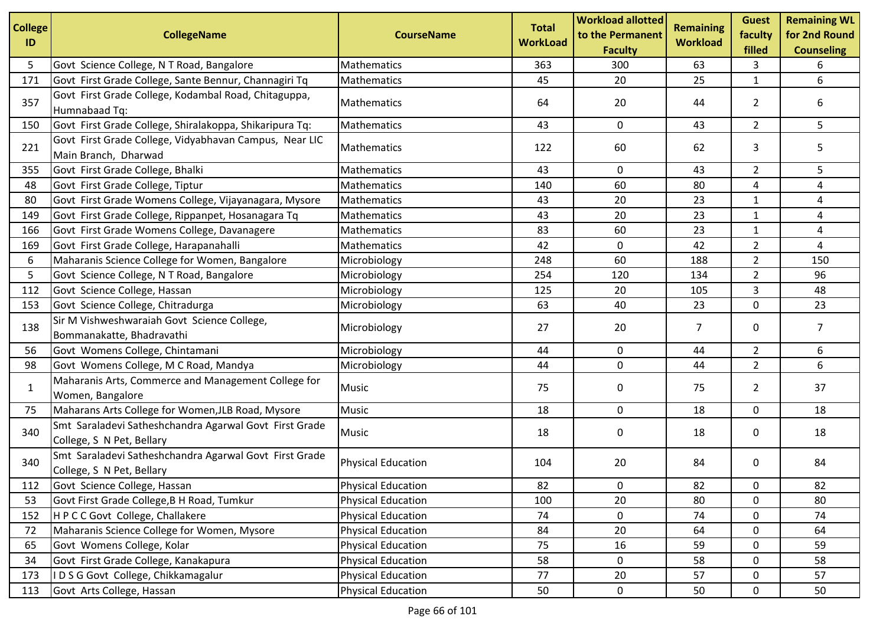| College ID | CollegeName | CourseName | Total WorkLoad | Workload allotted to the Permanent Faculty | Remaining Workload | Guest faculty filled | Remaining WL for 2nd Round Counseling |
|---|---|---|---|---|---|---|---|
| 5 | Govt Science College, N T Road, Bangalore | Mathematics | 363 | 300 | 63 | 3 | 6 |
| 171 | Govt First Grade College, Sante Bennur, Channagiri Tq | Mathematics | 45 | 20 | 25 | 1 | 6 |
| 357 | Govt First Grade College, Kodambal Road, Chitaguppa, Humnabaad Tq: | Mathematics | 64 | 20 | 44 | 2 | 6 |
| 150 | Govt First Grade College, Shiralakoppa, Shikaripura Tq: | Mathematics | 43 | 0 | 43 | 2 | 5 |
| 221 | Govt First Grade College, Vidyabhavan Campus, Near LIC Main Branch, Dharwad | Mathematics | 122 | 60 | 62 | 3 | 5 |
| 355 | Govt First Grade College, Bhalki | Mathematics | 43 | 0 | 43 | 2 | 5 |
| 48 | Govt First Grade College, Tiptur | Mathematics | 140 | 60 | 80 | 4 | 4 |
| 80 | Govt First Grade Womens College, Vijayanagara, Mysore | Mathematics | 43 | 20 | 23 | 1 | 4 |
| 149 | Govt First Grade College, Rippanpet, Hosanagara Tq | Mathematics | 43 | 20 | 23 | 1 | 4 |
| 166 | Govt First Grade Womens College, Davanagere | Mathematics | 83 | 60 | 23 | 1 | 4 |
| 169 | Govt First Grade College, Harapanahalli | Mathematics | 42 | 0 | 42 | 2 | 4 |
| 6 | Maharanis Science College for Women, Bangalore | Microbiology | 248 | 60 | 188 | 2 | 150 |
| 5 | Govt Science College, N T Road, Bangalore | Microbiology | 254 | 120 | 134 | 2 | 96 |
| 112 | Govt Science College, Hassan | Microbiology | 125 | 20 | 105 | 3 | 48 |
| 153 | Govt Science College, Chitradurga | Microbiology | 63 | 40 | 23 | 0 | 23 |
| 138 | Sir M Vishweshwaraiah Govt Science College, Bommanakatte, Bhadravathi | Microbiology | 27 | 20 | 7 | 0 | 7 |
| 56 | Govt Womens College, Chintamani | Microbiology | 44 | 0 | 44 | 2 | 6 |
| 98 | Govt Womens College, M C Road, Mandya | Microbiology | 44 | 0 | 44 | 2 | 6 |
| 1 | Maharanis Arts, Commerce and Management College for Women, Bangalore | Music | 75 | 0 | 75 | 2 | 37 |
| 75 | Maharans Arts College for Women,JLB Road, Mysore | Music | 18 | 0 | 18 | 0 | 18 |
| 340 | Smt Saraladevi Satheshchandra Agarwal Govt First Grade College, S N Pet, Bellary | Music | 18 | 0 | 18 | 0 | 18 |
| 340 | Smt Saraladevi Satheshchandra Agarwal Govt First Grade College, S N Pet, Bellary | Physical Education | 104 | 20 | 84 | 0 | 84 |
| 112 | Govt Science College, Hassan | Physical Education | 82 | 0 | 82 | 0 | 82 |
| 53 | Govt First Grade College,B H Road, Tumkur | Physical Education | 100 | 20 | 80 | 0 | 80 |
| 152 | H P C C Govt College, Challakere | Physical Education | 74 | 0 | 74 | 0 | 74 |
| 72 | Maharanis Science College for Women, Mysore | Physical Education | 84 | 20 | 64 | 0 | 64 |
| 65 | Govt Womens College, Kolar | Physical Education | 75 | 16 | 59 | 0 | 59 |
| 34 | Govt First Grade College, Kanakapura | Physical Education | 58 | 0 | 58 | 0 | 58 |
| 173 | I D S G Govt College, Chikkamagalur | Physical Education | 77 | 20 | 57 | 0 | 57 |
| 113 | Govt Arts College, Hassan | Physical Education | 50 | 0 | 50 | 0 | 50 |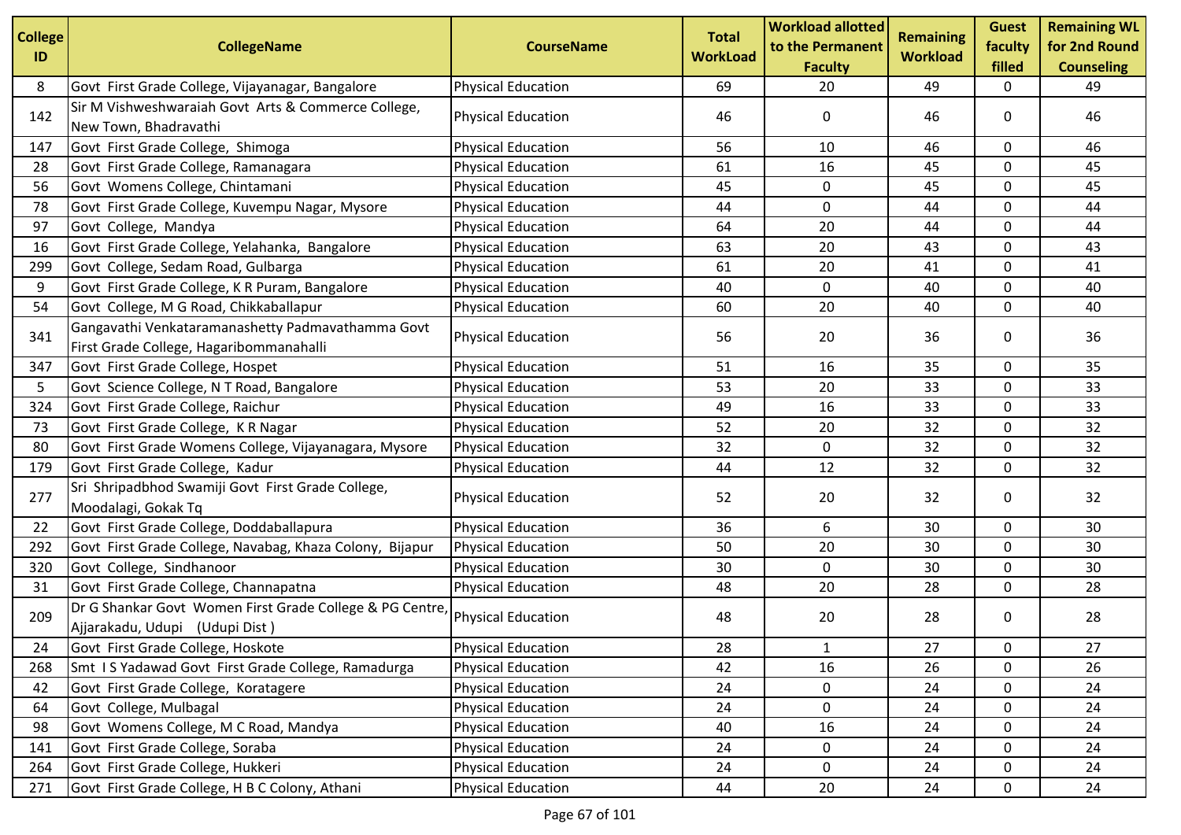| College ID | CollegeName | CourseName | Total WorkLoad | Workload allotted to the Permanent Faculty | Remaining Workload | Guest faculty filled | Remaining WL for 2nd Round Counseling |
|---|---|---|---|---|---|---|---|
| 8 | Govt First Grade College, Vijayanagar, Bangalore | Physical Education | 69 | 20 | 49 | 0 | 49 |
| 142 | Sir M Vishweshwaraiah Govt Arts & Commerce College, New Town, Bhadravathi | Physical Education | 46 | 0 | 46 | 0 | 46 |
| 147 | Govt First Grade College, Shimoga | Physical Education | 56 | 10 | 46 | 0 | 46 |
| 28 | Govt First Grade College, Ramanagara | Physical Education | 61 | 16 | 45 | 0 | 45 |
| 56 | Govt Womens College, Chintamani | Physical Education | 45 | 0 | 45 | 0 | 45 |
| 78 | Govt First Grade College, Kuvempu Nagar, Mysore | Physical Education | 44 | 0 | 44 | 0 | 44 |
| 97 | Govt College, Mandya | Physical Education | 64 | 20 | 44 | 0 | 44 |
| 16 | Govt First Grade College, Yelahanka, Bangalore | Physical Education | 63 | 20 | 43 | 0 | 43 |
| 299 | Govt College, Sedam Road, Gulbarga | Physical Education | 61 | 20 | 41 | 0 | 41 |
| 9 | Govt First Grade College, K R Puram, Bangalore | Physical Education | 40 | 0 | 40 | 0 | 40 |
| 54 | Govt College, M G Road, Chikkaballapur | Physical Education | 60 | 20 | 40 | 0 | 40 |
| 341 | Gangavathi Venkataramanashetty Padmavathamma Govt First Grade College, Hagaribommanahalli | Physical Education | 56 | 20 | 36 | 0 | 36 |
| 347 | Govt First Grade College, Hospet | Physical Education | 51 | 16 | 35 | 0 | 35 |
| 5 | Govt Science College, N T Road, Bangalore | Physical Education | 53 | 20 | 33 | 0 | 33 |
| 324 | Govt First Grade College, Raichur | Physical Education | 49 | 16 | 33 | 0 | 33 |
| 73 | Govt First Grade College, K R Nagar | Physical Education | 52 | 20 | 32 | 0 | 32 |
| 80 | Govt First Grade Womens College, Vijayanagara, Mysore | Physical Education | 32 | 0 | 32 | 0 | 32 |
| 179 | Govt First Grade College, Kadur | Physical Education | 44 | 12 | 32 | 0 | 32 |
| 277 | Sri Shripadbhod Swamiji Govt First Grade College, Moodalagi, Gokak Tq | Physical Education | 52 | 20 | 32 | 0 | 32 |
| 22 | Govt First Grade College, Doddaballapura | Physical Education | 36 | 6 | 30 | 0 | 30 |
| 292 | Govt First Grade College, Navabag, Khaza Colony, Bijapur | Physical Education | 50 | 20 | 30 | 0 | 30 |
| 320 | Govt College, Sindhanoor | Physical Education | 30 | 0 | 30 | 0 | 30 |
| 31 | Govt First Grade College, Channapatna | Physical Education | 48 | 20 | 28 | 0 | 28 |
| 209 | Dr G Shankar Govt Women First Grade College & PG Centre, Ajjarakadu, Udupi (Udupi Dist ) | Physical Education | 48 | 20 | 28 | 0 | 28 |
| 24 | Govt First Grade College, Hoskote | Physical Education | 28 | 1 | 27 | 0 | 27 |
| 268 | Smt I S Yadawad Govt First Grade College, Ramadurga | Physical Education | 42 | 16 | 26 | 0 | 26 |
| 42 | Govt First Grade College, Koratagere | Physical Education | 24 | 0 | 24 | 0 | 24 |
| 64 | Govt College, Mulbagal | Physical Education | 24 | 0 | 24 | 0 | 24 |
| 98 | Govt Womens College, M C Road, Mandya | Physical Education | 40 | 16 | 24 | 0 | 24 |
| 141 | Govt First Grade College, Soraba | Physical Education | 24 | 0 | 24 | 0 | 24 |
| 264 | Govt First Grade College, Hukkeri | Physical Education | 24 | 0 | 24 | 0 | 24 |
| 271 | Govt First Grade College, H B C Colony, Athani | Physical Education | 44 | 20 | 24 | 0 | 24 |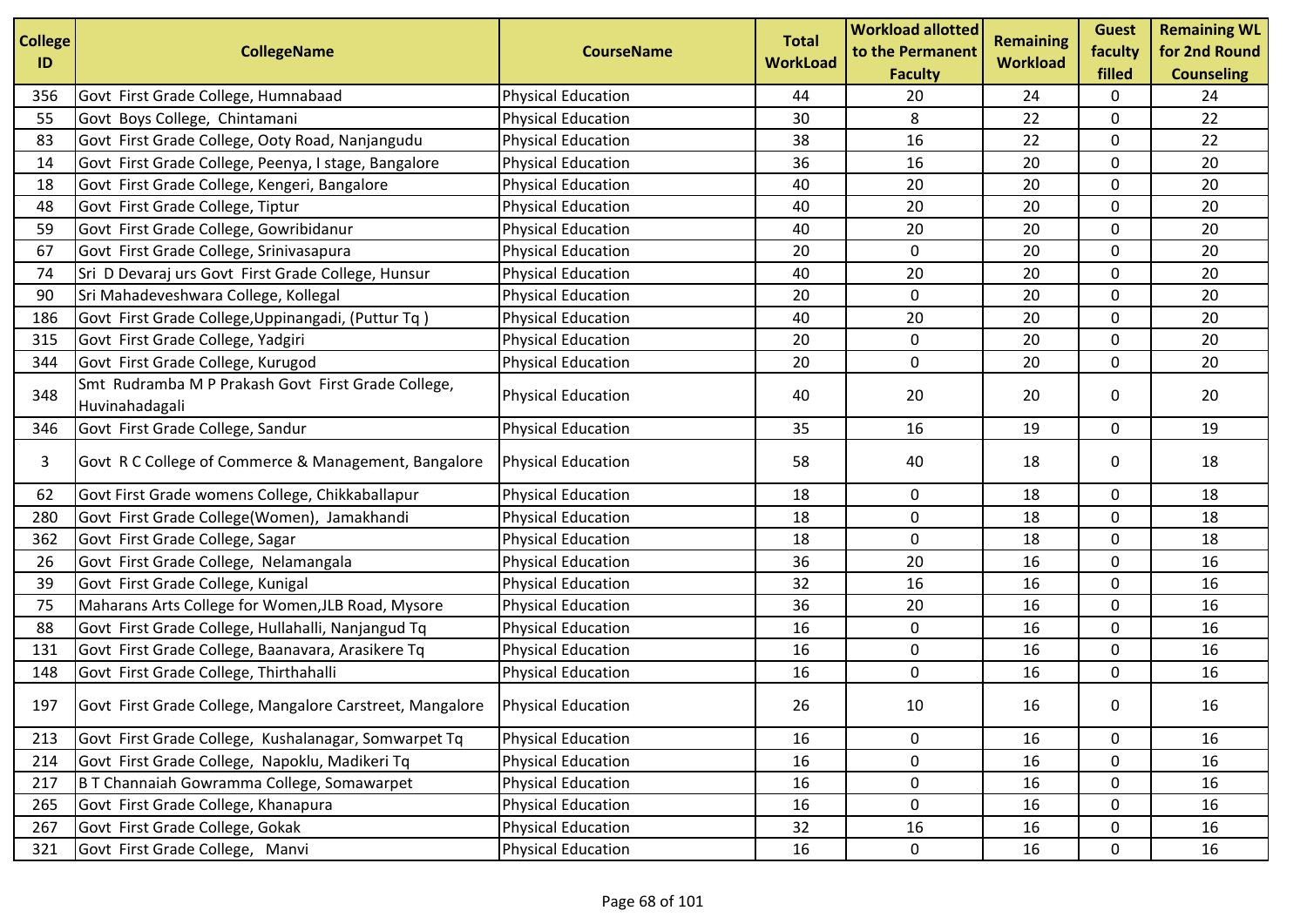| College ID | CollegeName | CourseName | Total WorkLoad | Workload allotted to the Permanent Faculty | Remaining Workload | Guest faculty filled | Remaining WL for 2nd Round Counseling |
|---|---|---|---|---|---|---|---|
| 356 | Govt First Grade College, Humnabaad | Physical Education | 44 | 20 | 24 | 0 | 24 |
| 55 | Govt Boys College, Chintamani | Physical Education | 30 | 8 | 22 | 0 | 22 |
| 83 | Govt First Grade College, Ooty Road, Nanjangudu | Physical Education | 38 | 16 | 22 | 0 | 22 |
| 14 | Govt First Grade College, Peenya, I stage, Bangalore | Physical Education | 36 | 16 | 20 | 0 | 20 |
| 18 | Govt First Grade College, Kengeri, Bangalore | Physical Education | 40 | 20 | 20 | 0 | 20 |
| 48 | Govt First Grade College, Tiptur | Physical Education | 40 | 20 | 20 | 0 | 20 |
| 59 | Govt First Grade College, Gowribidanur | Physical Education | 40 | 20 | 20 | 0 | 20 |
| 67 | Govt First Grade College, Srinivasapura | Physical Education | 20 | 0 | 20 | 0 | 20 |
| 74 | Sri D Devaraj urs Govt First Grade College, Hunsur | Physical Education | 40 | 20 | 20 | 0 | 20 |
| 90 | Sri Mahadeveshwara College, Kollegal | Physical Education | 20 | 0 | 20 | 0 | 20 |
| 186 | Govt First Grade College,Uppinangadi, (Puttur Tq ) | Physical Education | 40 | 20 | 20 | 0 | 20 |
| 315 | Govt First Grade College, Yadgiri | Physical Education | 20 | 0 | 20 | 0 | 20 |
| 344 | Govt First Grade College, Kurugod | Physical Education | 20 | 0 | 20 | 0 | 20 |
| 348 | Smt Rudramba M P Prakash Govt First Grade College, Huvinahadagali | Physical Education | 40 | 20 | 20 | 0 | 20 |
| 346 | Govt First Grade College, Sandur | Physical Education | 35 | 16 | 19 | 0 | 19 |
| 3 | Govt R C College of Commerce & Management, Bangalore | Physical Education | 58 | 40 | 18 | 0 | 18 |
| 62 | Govt First Grade womens College, Chikkaballapur | Physical Education | 18 | 0 | 18 | 0 | 18 |
| 280 | Govt First Grade College(Women), Jamakhandi | Physical Education | 18 | 0 | 18 | 0 | 18 |
| 362 | Govt First Grade College, Sagar | Physical Education | 18 | 0 | 18 | 0 | 18 |
| 26 | Govt First Grade College, Nelamangala | Physical Education | 36 | 20 | 16 | 0 | 16 |
| 39 | Govt First Grade College, Kunigal | Physical Education | 32 | 16 | 16 | 0 | 16 |
| 75 | Maharans Arts College for Women,JLB Road, Mysore | Physical Education | 36 | 20 | 16 | 0 | 16 |
| 88 | Govt First Grade College, Hullahalli, Nanjangud Tq | Physical Education | 16 | 0 | 16 | 0 | 16 |
| 131 | Govt First Grade College, Baanavara, Arasikere Tq | Physical Education | 16 | 0 | 16 | 0 | 16 |
| 148 | Govt First Grade College, Thirthahalli | Physical Education | 16 | 0 | 16 | 0 | 16 |
| 197 | Govt First Grade College, Mangalore Carstreet, Mangalore | Physical Education | 26 | 10 | 16 | 0 | 16 |
| 213 | Govt First Grade College, Kushalanagar, Somwarpet Tq | Physical Education | 16 | 0 | 16 | 0 | 16 |
| 214 | Govt First Grade College, Napoklu, Madikeri Tq | Physical Education | 16 | 0 | 16 | 0 | 16 |
| 217 | B T Channaiah Gowramma College, Somawarpet | Physical Education | 16 | 0 | 16 | 0 | 16 |
| 265 | Govt First Grade College, Khanapura | Physical Education | 16 | 0 | 16 | 0 | 16 |
| 267 | Govt First Grade College, Gokak | Physical Education | 32 | 16 | 16 | 0 | 16 |
| 321 | Govt First Grade College, Manvi | Physical Education | 16 | 0 | 16 | 0 | 16 |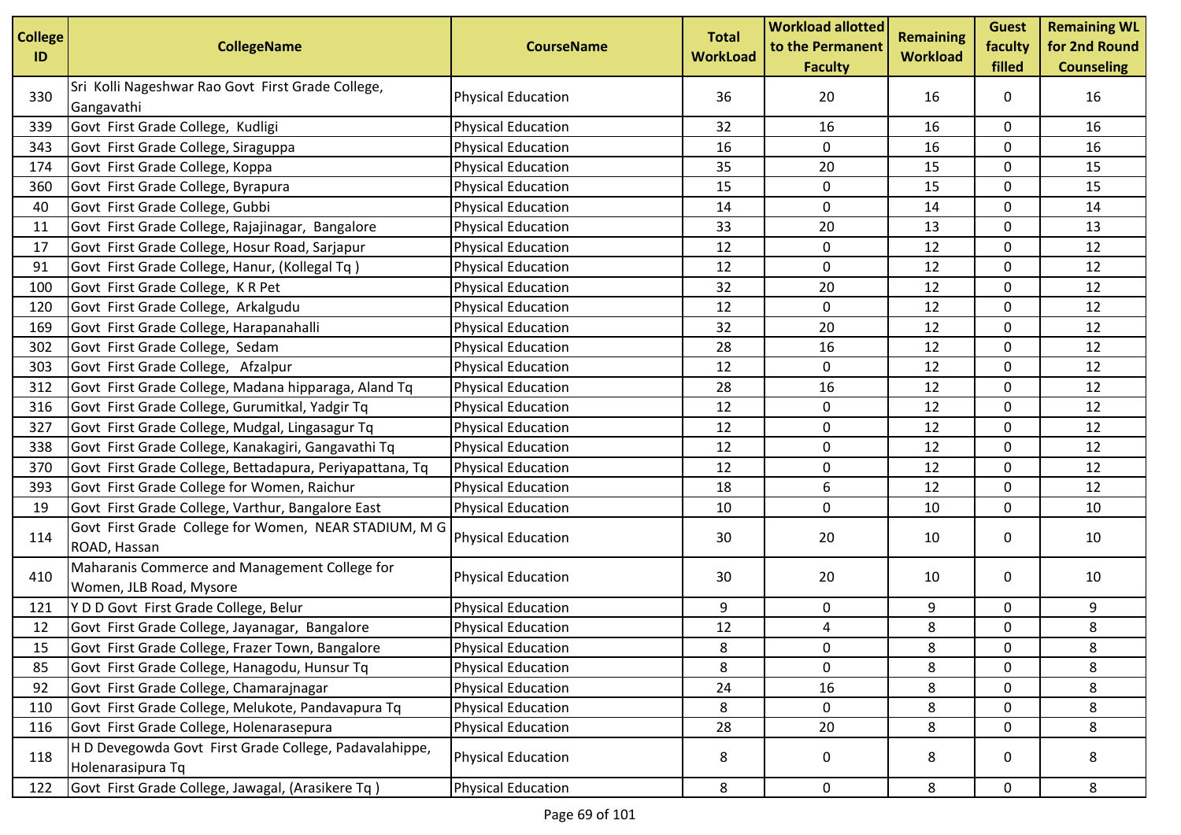| College ID | CollegeName | CourseName | Total WorkLoad | Workload allotted to the Permanent Faculty | Remaining Workload | Guest faculty filled | Remaining WL for 2nd Round Counseling |
|---|---|---|---|---|---|---|---|
| 330 | Sri Kolli Nageshwar Rao Govt First Grade College, Gangavathi | Physical Education | 36 | 20 | 16 | 0 | 16 |
| 339 | Govt First Grade College, Kudligi | Physical Education | 32 | 16 | 16 | 0 | 16 |
| 343 | Govt First Grade College, Siraguppa | Physical Education | 16 | 0 | 16 | 0 | 16 |
| 174 | Govt First Grade College, Koppa | Physical Education | 35 | 20 | 15 | 0 | 15 |
| 360 | Govt First Grade College, Byrapura | Physical Education | 15 | 0 | 15 | 0 | 15 |
| 40 | Govt First Grade College, Gubbi | Physical Education | 14 | 0 | 14 | 0 | 14 |
| 11 | Govt First Grade College, Rajajinagar, Bangalore | Physical Education | 33 | 20 | 13 | 0 | 13 |
| 17 | Govt First Grade College, Hosur Road, Sarjapur | Physical Education | 12 | 0 | 12 | 0 | 12 |
| 91 | Govt First Grade College, Hanur, (Kollegal Tq ) | Physical Education | 12 | 0 | 12 | 0 | 12 |
| 100 | Govt First Grade College, K R Pet | Physical Education | 32 | 20 | 12 | 0 | 12 |
| 120 | Govt First Grade College, Arkalgudu | Physical Education | 12 | 0 | 12 | 0 | 12 |
| 169 | Govt First Grade College, Harapanahalli | Physical Education | 32 | 20 | 12 | 0 | 12 |
| 302 | Govt First Grade College, Sedam | Physical Education | 28 | 16 | 12 | 0 | 12 |
| 303 | Govt First Grade College, Afzalpur | Physical Education | 12 | 0 | 12 | 0 | 12 |
| 312 | Govt First Grade College, Madana hipparaga, Aland Tq | Physical Education | 28 | 16 | 12 | 0 | 12 |
| 316 | Govt First Grade College, Gurumitkal, Yadgir Tq | Physical Education | 12 | 0 | 12 | 0 | 12 |
| 327 | Govt First Grade College, Mudgal, Lingasagur Tq | Physical Education | 12 | 0 | 12 | 0 | 12 |
| 338 | Govt First Grade College, Kanakagiri, Gangavathi Tq | Physical Education | 12 | 0 | 12 | 0 | 12 |
| 370 | Govt First Grade College, Bettadapura, Periyapattana, Tq | Physical Education | 12 | 0 | 12 | 0 | 12 |
| 393 | Govt First Grade College for Women, Raichur | Physical Education | 18 | 6 | 12 | 0 | 12 |
| 19 | Govt First Grade College, Varthur, Bangalore East | Physical Education | 10 | 0 | 10 | 0 | 10 |
| 114 | Govt First Grade College for Women, NEAR STADIUM, M G ROAD, Hassan | Physical Education | 30 | 20 | 10 | 0 | 10 |
| 410 | Maharanis Commerce and Management College for Women, JLB Road, Mysore | Physical Education | 30 | 20 | 10 | 0 | 10 |
| 121 | Y D D Govt First Grade College, Belur | Physical Education | 9 | 0 | 9 | 0 | 9 |
| 12 | Govt First Grade College, Jayanagar, Bangalore | Physical Education | 12 | 4 | 8 | 0 | 8 |
| 15 | Govt First Grade College, Frazer Town, Bangalore | Physical Education | 8 | 0 | 8 | 0 | 8 |
| 85 | Govt First Grade College, Hanagodu, Hunsur Tq | Physical Education | 8 | 0 | 8 | 0 | 8 |
| 92 | Govt First Grade College, Chamarajnagar | Physical Education | 24 | 16 | 8 | 0 | 8 |
| 110 | Govt First Grade College, Melukote, Pandavapura Tq | Physical Education | 8 | 0 | 8 | 0 | 8 |
| 116 | Govt First Grade College, Holenarasepura | Physical Education | 28 | 20 | 8 | 0 | 8 |
| 118 | H D Devegowda Govt First Grade College, Padavalahippe, Holenarasipura Tq | Physical Education | 8 | 0 | 8 | 0 | 8 |
| 122 | Govt First Grade College, Jawagal, (Arasikere Tq ) | Physical Education | 8 | 0 | 8 | 0 | 8 |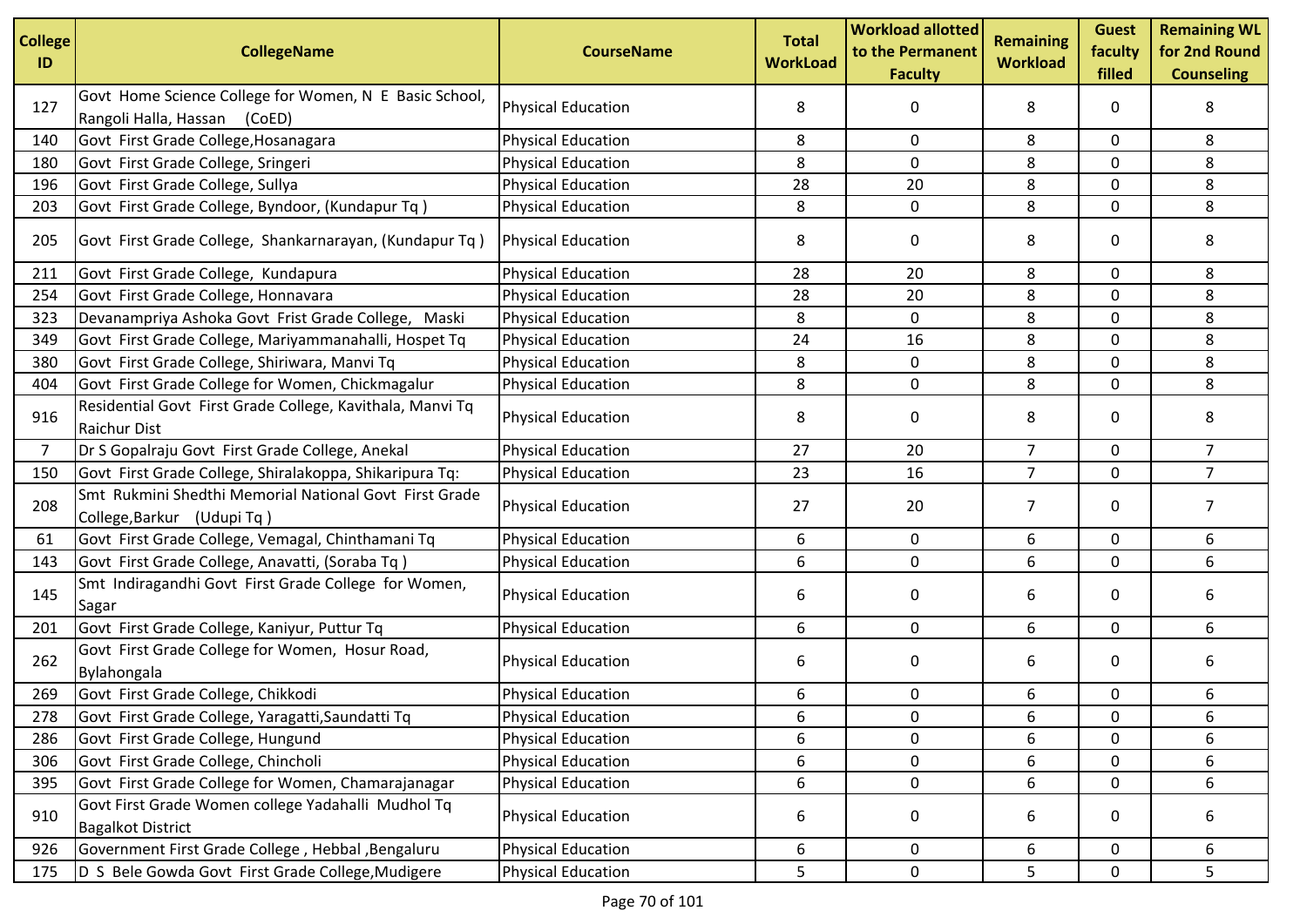| College ID | CollegeName | CourseName | Total WorkLoad | Workload allotted to the Permanent Faculty | Remaining Workload | Guest faculty filled | Remaining WL for 2nd Round Counseling |
|---|---|---|---|---|---|---|---|
| 127 | Govt Home Science College for Women, N E Basic School, Rangoli Halla, Hassan (CoED) | Physical Education | 8 | 0 | 8 | 0 | 8 |
| 140 | Govt First Grade College,Hosanagara | Physical Education | 8 | 0 | 8 | 0 | 8 |
| 180 | Govt First Grade College, Sringeri | Physical Education | 8 | 0 | 8 | 0 | 8 |
| 196 | Govt First Grade College, Sullya | Physical Education | 28 | 20 | 8 | 0 | 8 |
| 203 | Govt First Grade College, Byndoor, (Kundapur Tq ) | Physical Education | 8 | 0 | 8 | 0 | 8 |
| 205 | Govt First Grade College, Shankarnarayan, (Kundapur Tq ) | Physical Education | 8 | 0 | 8 | 0 | 8 |
| 211 | Govt First Grade College, Kundapura | Physical Education | 28 | 20 | 8 | 0 | 8 |
| 254 | Govt First Grade College, Honnavara | Physical Education | 28 | 20 | 8 | 0 | 8 |
| 323 | Devanampriya Ashoka Govt Frist Grade College, Maski | Physical Education | 8 | 0 | 8 | 0 | 8 |
| 349 | Govt First Grade College, Mariyammanahalli, Hospet Tq | Physical Education | 24 | 16 | 8 | 0 | 8 |
| 380 | Govt First Grade College, Shiriwara, Manvi Tq | Physical Education | 8 | 0 | 8 | 0 | 8 |
| 404 | Govt First Grade College for Women, Chickmagalur | Physical Education | 8 | 0 | 8 | 0 | 8 |
| 916 | Residential Govt First Grade College, Kavithala, Manvi Tq Raichur Dist | Physical Education | 8 | 0 | 8 | 0 | 8 |
| 7 | Dr S Gopalraju Govt First Grade College, Anekal | Physical Education | 27 | 20 | 7 | 0 | 7 |
| 150 | Govt First Grade College, Shiralakoppa, Shikaripura Tq: | Physical Education | 23 | 16 | 7 | 0 | 7 |
| 208 | Smt Rukmini Shedthi Memorial National Govt First Grade College,Barkur (Udupi Tq ) | Physical Education | 27 | 20 | 7 | 0 | 7 |
| 61 | Govt First Grade College, Vemagal, Chinthamani Tq | Physical Education | 6 | 0 | 6 | 0 | 6 |
| 143 | Govt First Grade College, Anavatti, (Soraba Tq ) | Physical Education | 6 | 0 | 6 | 0 | 6 |
| 145 | Smt Indiragandhi Govt First Grade College for Women, Sagar | Physical Education | 6 | 0 | 6 | 0 | 6 |
| 201 | Govt First Grade College, Kaniyur, Puttur Tq | Physical Education | 6 | 0 | 6 | 0 | 6 |
| 262 | Govt First Grade College for Women, Hosur Road, Bylahongala | Physical Education | 6 | 0 | 6 | 0 | 6 |
| 269 | Govt First Grade College, Chikkodi | Physical Education | 6 | 0 | 6 | 0 | 6 |
| 278 | Govt First Grade College, Yaragatti,Saundatti Tq | Physical Education | 6 | 0 | 6 | 0 | 6 |
| 286 | Govt First Grade College, Hungund | Physical Education | 6 | 0 | 6 | 0 | 6 |
| 306 | Govt First Grade College, Chincholi | Physical Education | 6 | 0 | 6 | 0 | 6 |
| 395 | Govt First Grade College for Women, Chamarajanagar | Physical Education | 6 | 0 | 6 | 0 | 6 |
| 910 | Govt First Grade Women college Yadahalli Mudhol Tq Bagalkot District | Physical Education | 6 | 0 | 6 | 0 | 6 |
| 926 | Government First Grade College , Hebbal ,Bengaluru | Physical Education | 6 | 0 | 6 | 0 | 6 |
| 175 | D S Bele Gowda Govt First Grade College,Mudigere | Physical Education | 5 | 0 | 5 | 0 | 5 |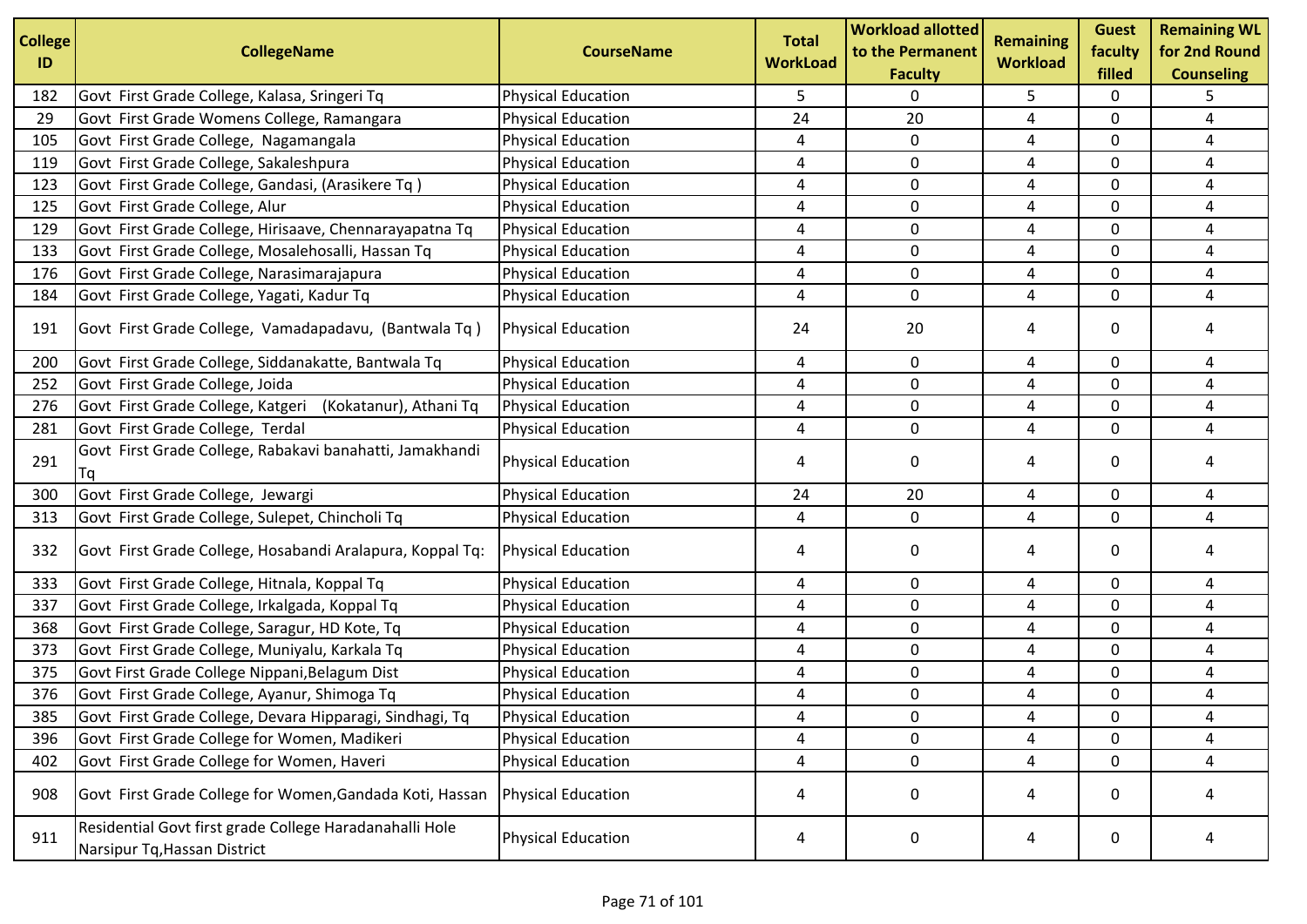| College ID | CollegeName | CourseName | Total WorkLoad | Workload allotted to the Permanent Faculty | Remaining Workload | Guest faculty filled | Remaining WL for 2nd Round Counseling |
|---|---|---|---|---|---|---|---|
| 182 | Govt First Grade College, Kalasa, Sringeri Tq | Physical Education | 5 | 0 | 5 | 0 | 5 |
| 29 | Govt First Grade Womens College, Ramangara | Physical Education | 24 | 20 | 4 | 0 | 4 |
| 105 | Govt First Grade College, Nagamangala | Physical Education | 4 | 0 | 4 | 0 | 4 |
| 119 | Govt First Grade College, Sakaleshpura | Physical Education | 4 | 0 | 4 | 0 | 4 |
| 123 | Govt First Grade College, Gandasi, (Arasikere Tq ) | Physical Education | 4 | 0 | 4 | 0 | 4 |
| 125 | Govt First Grade College, Alur | Physical Education | 4 | 0 | 4 | 0 | 4 |
| 129 | Govt First Grade College, Hirisaave, Chennarayapatna Tq | Physical Education | 4 | 0 | 4 | 0 | 4 |
| 133 | Govt First Grade College, Mosalehosalli, Hassan Tq | Physical Education | 4 | 0 | 4 | 0 | 4 |
| 176 | Govt First Grade College, Narasimarajapura | Physical Education | 4 | 0 | 4 | 0 | 4 |
| 184 | Govt First Grade College, Yagati, Kadur Tq | Physical Education | 4 | 0 | 4 | 0 | 4 |
| 191 | Govt First Grade College, Vamadapadavu, (Bantwala Tq ) | Physical Education | 24 | 20 | 4 | 0 | 4 |
| 200 | Govt First Grade College, Siddanakatte, Bantwala Tq | Physical Education | 4 | 0 | 4 | 0 | 4 |
| 252 | Govt First Grade College, Joida | Physical Education | 4 | 0 | 4 | 0 | 4 |
| 276 | Govt First Grade College, Katgeri (Kokatanur), Athani Tq | Physical Education | 4 | 0 | 4 | 0 | 4 |
| 281 | Govt First Grade College, Terdal | Physical Education | 4 | 0 | 4 | 0 | 4 |
| 291 | Govt First Grade College, Rabakavi banahatti, Jamakhandi Tq | Physical Education | 4 | 0 | 4 | 0 | 4 |
| 300 | Govt First Grade College, Jewargi | Physical Education | 24 | 20 | 4 | 0 | 4 |
| 313 | Govt First Grade College, Sulepet, Chincholi Tq | Physical Education | 4 | 0 | 4 | 0 | 4 |
| 332 | Govt First Grade College, Hosabandi Aralapura, Koppal Tq: | Physical Education | 4 | 0 | 4 | 0 | 4 |
| 333 | Govt First Grade College, Hitnala, Koppal Tq | Physical Education | 4 | 0 | 4 | 0 | 4 |
| 337 | Govt First Grade College, Irkalgada, Koppal Tq | Physical Education | 4 | 0 | 4 | 0 | 4 |
| 368 | Govt First Grade College, Saragur, HD Kote, Tq | Physical Education | 4 | 0 | 4 | 0 | 4 |
| 373 | Govt First Grade College, Muniyalu, Karkala Tq | Physical Education | 4 | 0 | 4 | 0 | 4 |
| 375 | Govt First Grade College Nippani,Belagum Dist | Physical Education | 4 | 0 | 4 | 0 | 4 |
| 376 | Govt First Grade College, Ayanur, Shimoga Tq | Physical Education | 4 | 0 | 4 | 0 | 4 |
| 385 | Govt First Grade College, Devara Hipparagi, Sindhagi, Tq | Physical Education | 4 | 0 | 4 | 0 | 4 |
| 396 | Govt First Grade College for Women, Madikeri | Physical Education | 4 | 0 | 4 | 0 | 4 |
| 402 | Govt First Grade College for Women, Haveri | Physical Education | 4 | 0 | 4 | 0 | 4 |
| 908 | Govt First Grade College for Women,Gandada Koti, Hassan | Physical Education | 4 | 0 | 4 | 0 | 4 |
| 911 | Residential Govt first grade College Haradanahalli Hole Narsipur Tq,Hassan District | Physical Education | 4 | 0 | 4 | 0 | 4 |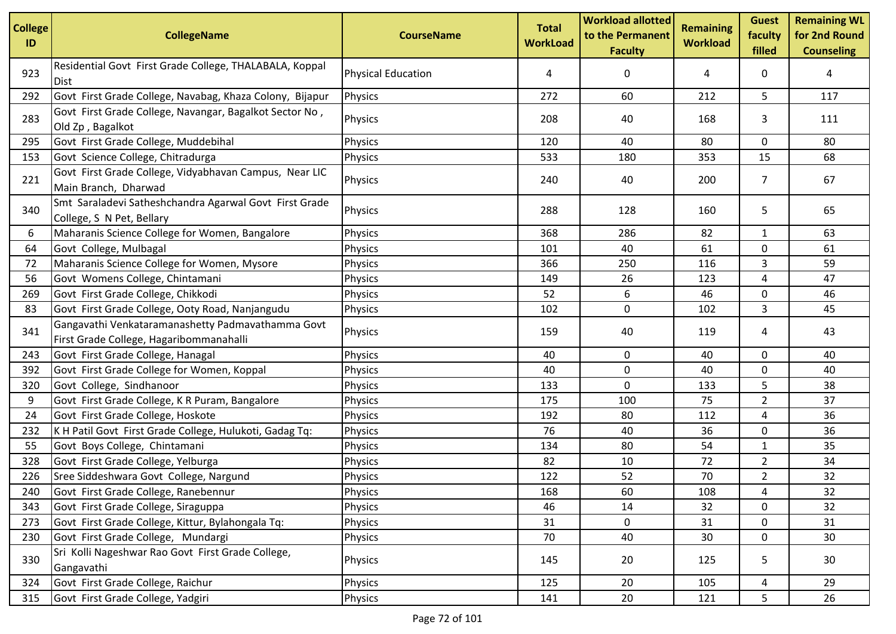| College ID | CollegeName | CourseName | Total WorkLoad | Workload allotted to the Permanent Faculty | Remaining Workload | Guest faculty filled | Remaining WL for 2nd Round Counseling |
|---|---|---|---|---|---|---|---|
| 923 | Residential Govt First Grade College, THALABALA, Koppal Dist | Physical Education | 4 | 0 | 4 | 0 | 4 |
| 292 | Govt First Grade College, Navabag, Khaza Colony, Bijapur | Physics | 272 | 60 | 212 | 5 | 117 |
| 283 | Govt First Grade College, Navangar, Bagalkot Sector No , Old Zp , Bagalkot | Physics | 208 | 40 | 168 | 3 | 111 |
| 295 | Govt First Grade College, Muddebihal | Physics | 120 | 40 | 80 | 0 | 80 |
| 153 | Govt Science College, Chitradurga | Physics | 533 | 180 | 353 | 15 | 68 |
| 221 | Govt First Grade College, Vidyabhavan Campus, Near LIC Main Branch, Dharwad | Physics | 240 | 40 | 200 | 7 | 67 |
| 340 | Smt Saraladevi Satheshchandra Agarwal Govt First Grade College, S N Pet, Bellary | Physics | 288 | 128 | 160 | 5 | 65 |
| 6 | Maharanis Science College for Women, Bangalore | Physics | 368 | 286 | 82 | 1 | 63 |
| 64 | Govt College, Mulbagal | Physics | 101 | 40 | 61 | 0 | 61 |
| 72 | Maharanis Science College for Women, Mysore | Physics | 366 | 250 | 116 | 3 | 59 |
| 56 | Govt Womens College, Chintamani | Physics | 149 | 26 | 123 | 4 | 47 |
| 269 | Govt First Grade College, Chikkodi | Physics | 52 | 6 | 46 | 0 | 46 |
| 83 | Govt First Grade College, Ooty Road, Nanjangudu | Physics | 102 | 0 | 102 | 3 | 45 |
| 341 | Gangavathi Venkataramanashetty Padmavathamma Govt First Grade College, Hagaribommanahalli | Physics | 159 | 40 | 119 | 4 | 43 |
| 243 | Govt First Grade College, Hanagal | Physics | 40 | 0 | 40 | 0 | 40 |
| 392 | Govt First Grade College for Women, Koppal | Physics | 40 | 0 | 40 | 0 | 40 |
| 320 | Govt College, Sindhanoor | Physics | 133 | 0 | 133 | 5 | 38 |
| 9 | Govt First Grade College, K R Puram, Bangalore | Physics | 175 | 100 | 75 | 2 | 37 |
| 24 | Govt First Grade College, Hoskote | Physics | 192 | 80 | 112 | 4 | 36 |
| 232 | K H Patil Govt First Grade College, Hulukoti, Gadag Tq: | Physics | 76 | 40 | 36 | 0 | 36 |
| 55 | Govt Boys College, Chintamani | Physics | 134 | 80 | 54 | 1 | 35 |
| 328 | Govt First Grade College, Yelburga | Physics | 82 | 10 | 72 | 2 | 34 |
| 226 | Sree Siddeshwara Govt College, Nargund | Physics | 122 | 52 | 70 | 2 | 32 |
| 240 | Govt First Grade College, Ranebennur | Physics | 168 | 60 | 108 | 4 | 32 |
| 343 | Govt First Grade College, Siraguppa | Physics | 46 | 14 | 32 | 0 | 32 |
| 273 | Govt First Grade College, Kittur, Bylahongala Tq: | Physics | 31 | 0 | 31 | 0 | 31 |
| 230 | Govt First Grade College, Mundargi | Physics | 70 | 40 | 30 | 0 | 30 |
| 330 | Sri Kolli Nageshwar Rao Govt First Grade College, Gangavathi | Physics | 145 | 20 | 125 | 5 | 30 |
| 324 | Govt First Grade College, Raichur | Physics | 125 | 20 | 105 | 4 | 29 |
| 315 | Govt First Grade College, Yadgiri | Physics | 141 | 20 | 121 | 5 | 26 |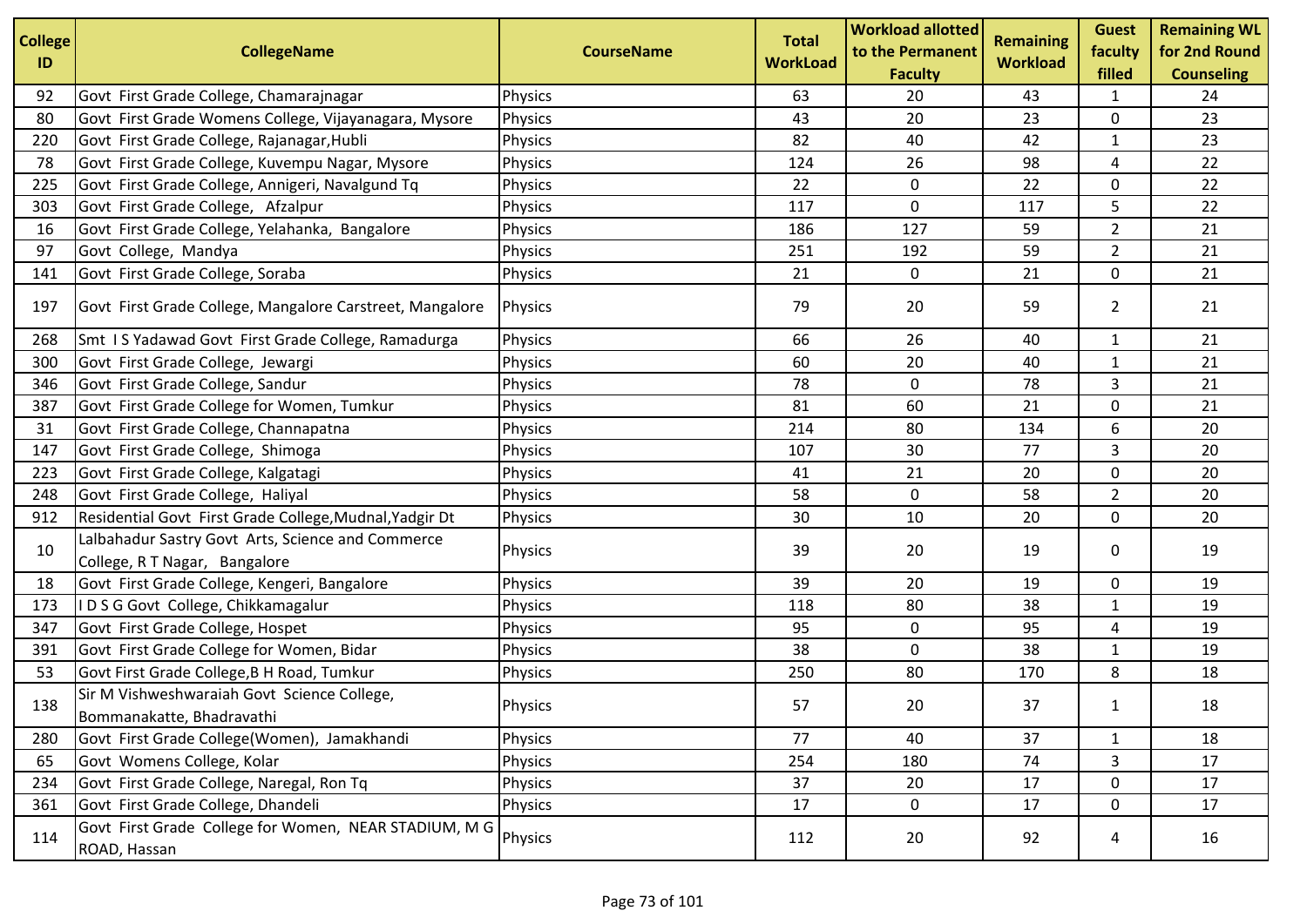| College ID | CollegeName | CourseName | Total WorkLoad | Workload allotted to the Permanent Faculty | Remaining Workload | Guest faculty filled | Remaining WL for 2nd Round Counseling |
|---|---|---|---|---|---|---|---|
| 92 | Govt First Grade College, Chamarajnagar | Physics | 63 | 20 | 43 | 1 | 24 |
| 80 | Govt First Grade Womens College, Vijayanagara, Mysore | Physics | 43 | 20 | 23 | 0 | 23 |
| 220 | Govt First Grade College, Rajanagar,Hubli | Physics | 82 | 40 | 42 | 1 | 23 |
| 78 | Govt First Grade College, Kuvempu Nagar, Mysore | Physics | 124 | 26 | 98 | 4 | 22 |
| 225 | Govt First Grade College, Annigeri, Navalgund Tq | Physics | 22 | 0 | 22 | 0 | 22 |
| 303 | Govt First Grade College, Afzalpur | Physics | 117 | 0 | 117 | 5 | 22 |
| 16 | Govt First Grade College, Yelahanka, Bangalore | Physics | 186 | 127 | 59 | 2 | 21 |
| 97 | Govt College, Mandya | Physics | 251 | 192 | 59 | 2 | 21 |
| 141 | Govt First Grade College, Soraba | Physics | 21 | 0 | 21 | 0 | 21 |
| 197 | Govt First Grade College, Mangalore Carstreet, Mangalore | Physics | 79 | 20 | 59 | 2 | 21 |
| 268 | Smt I S Yadawad Govt First Grade College, Ramadurga | Physics | 66 | 26 | 40 | 1 | 21 |
| 300 | Govt First Grade College, Jewargi | Physics | 60 | 20 | 40 | 1 | 21 |
| 346 | Govt First Grade College, Sandur | Physics | 78 | 0 | 78 | 3 | 21 |
| 387 | Govt First Grade College for Women, Tumkur | Physics | 81 | 60 | 21 | 0 | 21 |
| 31 | Govt First Grade College, Channapatna | Physics | 214 | 80 | 134 | 6 | 20 |
| 147 | Govt First Grade College, Shimoga | Physics | 107 | 30 | 77 | 3 | 20 |
| 223 | Govt First Grade College, Kalgatagi | Physics | 41 | 21 | 20 | 0 | 20 |
| 248 | Govt First Grade College, Haliyal | Physics | 58 | 0 | 58 | 2 | 20 |
| 912 | Residential Govt First Grade College,Mudnal,Yadgir Dt | Physics | 30 | 10 | 20 | 0 | 20 |
| 10 | Lalbahadur Sastry Govt Arts, Science and Commerce College, R T Nagar, Bangalore | Physics | 39 | 20 | 19 | 0 | 19 |
| 18 | Govt First Grade College, Kengeri, Bangalore | Physics | 39 | 20 | 19 | 0 | 19 |
| 173 | I D S G Govt College, Chikkamagalur | Physics | 118 | 80 | 38 | 1 | 19 |
| 347 | Govt First Grade College, Hospet | Physics | 95 | 0 | 95 | 4 | 19 |
| 391 | Govt First Grade College for Women, Bidar | Physics | 38 | 0 | 38 | 1 | 19 |
| 53 | Govt First Grade College,B H Road, Tumkur | Physics | 250 | 80 | 170 | 8 | 18 |
| 138 | Sir M Vishweshwaraiah Govt Science College, Bommanakatte, Bhadravathi | Physics | 57 | 20 | 37 | 1 | 18 |
| 280 | Govt First Grade College(Women), Jamakhandi | Physics | 77 | 40 | 37 | 1 | 18 |
| 65 | Govt Womens College, Kolar | Physics | 254 | 180 | 74 | 3 | 17 |
| 234 | Govt First Grade College, Naregal, Ron Tq | Physics | 37 | 20 | 17 | 0 | 17 |
| 361 | Govt First Grade College, Dhandeli | Physics | 17 | 0 | 17 | 0 | 17 |
| 114 | Govt First Grade College for Women, NEAR STADIUM, M G ROAD, Hassan | Physics | 112 | 20 | 92 | 4 | 16 |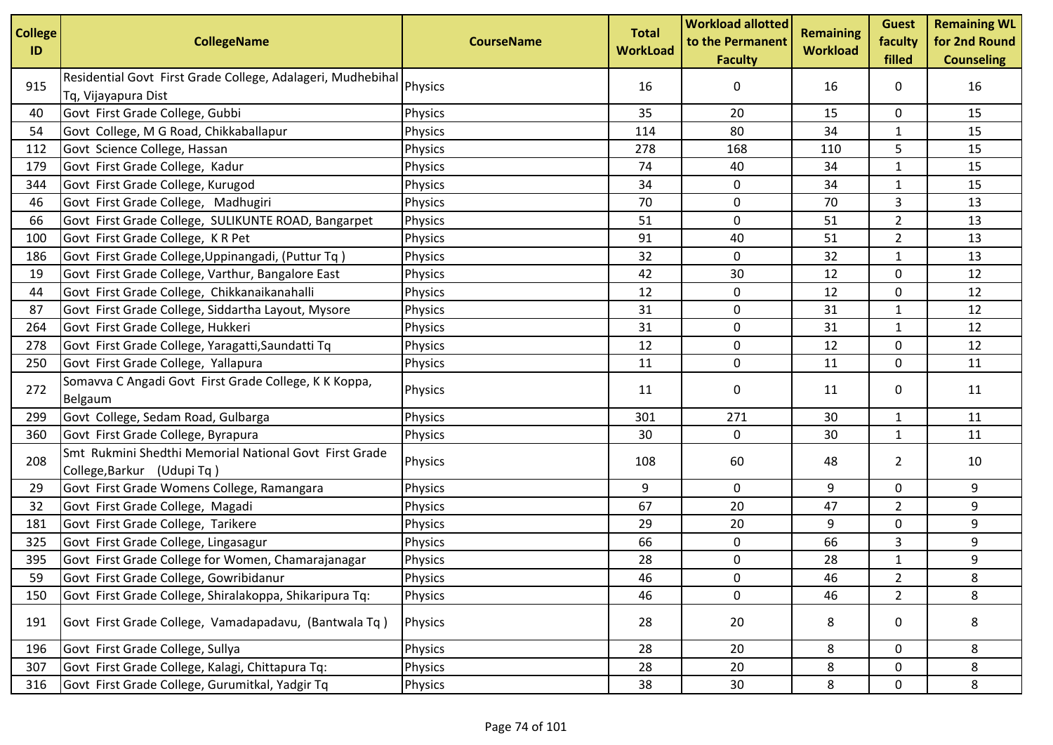| College ID | CollegeName | CourseName | Total WorkLoad | Workload allotted to the Permanent Faculty | Remaining Workload | Guest faculty filled | Remaining WL for 2nd Round Counseling |
|---|---|---|---|---|---|---|---|
| 915 | Residential Govt First Grade College, Adalageri, Mudhebihal Tq, Vijayapura Dist | Physics | 16 | 0 | 16 | 0 | 16 |
| 40 | Govt First Grade College, Gubbi | Physics | 35 | 20 | 15 | 0 | 15 |
| 54 | Govt College, M G Road, Chikkaballapur | Physics | 114 | 80 | 34 | 1 | 15 |
| 112 | Govt Science College, Hassan | Physics | 278 | 168 | 110 | 5 | 15 |
| 179 | Govt First Grade College, Kadur | Physics | 74 | 40 | 34 | 1 | 15 |
| 344 | Govt First Grade College, Kurugod | Physics | 34 | 0 | 34 | 1 | 15 |
| 46 | Govt First Grade College, Madhugiri | Physics | 70 | 0 | 70 | 3 | 13 |
| 66 | Govt First Grade College, SULIKUNTE ROAD, Bangarpet | Physics | 51 | 0 | 51 | 2 | 13 |
| 100 | Govt First Grade College, K R Pet | Physics | 91 | 40 | 51 | 2 | 13 |
| 186 | Govt First Grade College,Uppinangadi, (Puttur Tq ) | Physics | 32 | 0 | 32 | 1 | 13 |
| 19 | Govt First Grade College, Varthur, Bangalore East | Physics | 42 | 30 | 12 | 0 | 12 |
| 44 | Govt First Grade College, Chikkanaikanahalli | Physics | 12 | 0 | 12 | 0 | 12 |
| 87 | Govt First Grade College, Siddartha Layout, Mysore | Physics | 31 | 0 | 31 | 1 | 12 |
| 264 | Govt First Grade College, Hukkeri | Physics | 31 | 0 | 31 | 1 | 12 |
| 278 | Govt First Grade College, Yaragatti,Saundatti Tq | Physics | 12 | 0 | 12 | 0 | 12 |
| 250 | Govt First Grade College, Yallapura | Physics | 11 | 0 | 11 | 0 | 11 |
| 272 | Somavva C Angadi Govt First Grade College, K K Koppa, Belgaum | Physics | 11 | 0 | 11 | 0 | 11 |
| 299 | Govt College, Sedam Road, Gulbarga | Physics | 301 | 271 | 30 | 1 | 11 |
| 360 | Govt First Grade College, Byrapura | Physics | 30 | 0 | 30 | 1 | 11 |
| 208 | Smt Rukmini Shedthi Memorial National Govt First Grade College,Barkur (Udupi Tq ) | Physics | 108 | 60 | 48 | 2 | 10 |
| 29 | Govt First Grade Womens College, Ramangara | Physics | 9 | 0 | 9 | 0 | 9 |
| 32 | Govt First Grade College, Magadi | Physics | 67 | 20 | 47 | 2 | 9 |
| 181 | Govt First Grade College, Tarikere | Physics | 29 | 20 | 9 | 0 | 9 |
| 325 | Govt First Grade College, Lingasagur | Physics | 66 | 0 | 66 | 3 | 9 |
| 395 | Govt First Grade College for Women, Chamarajanagar | Physics | 28 | 0 | 28 | 1 | 9 |
| 59 | Govt First Grade College, Gowribidanur | Physics | 46 | 0 | 46 | 2 | 8 |
| 150 | Govt First Grade College, Shiralakoppa, Shikaripura Tq: | Physics | 46 | 0 | 46 | 2 | 8 |
| 191 | Govt First Grade College, Vamadapadavu, (Bantwala Tq ) | Physics | 28 | 20 | 8 | 0 | 8 |
| 196 | Govt First Grade College, Sullya | Physics | 28 | 20 | 8 | 0 | 8 |
| 307 | Govt First Grade College, Kalagi, Chittapura Tq: | Physics | 28 | 20 | 8 | 0 | 8 |
| 316 | Govt First Grade College, Gurumitkal, Yadgir Tq | Physics | 38 | 30 | 8 | 0 | 8 |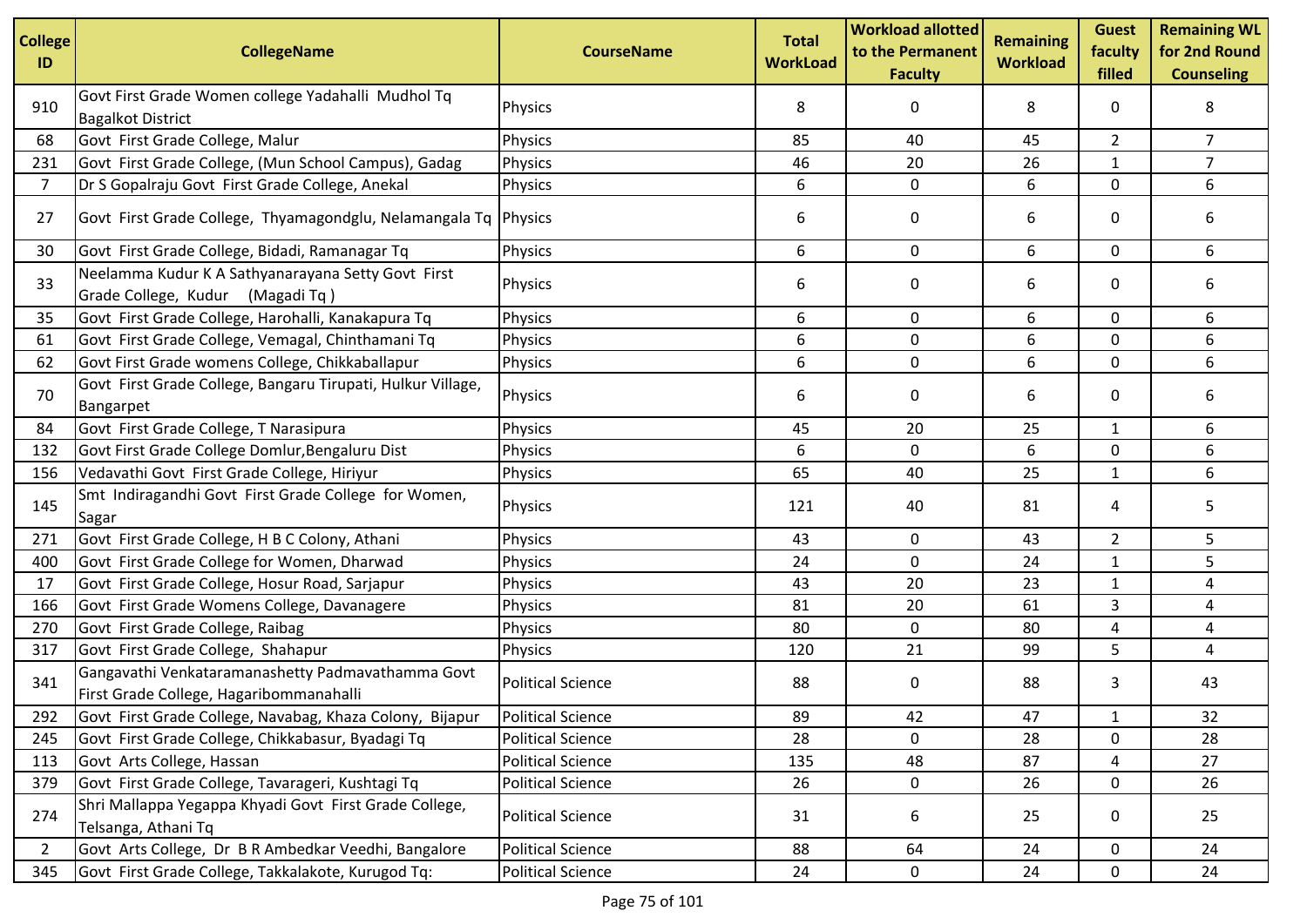| College ID | CollegeName | CourseName | Total WorkLoad | Workload allotted to the Permanent Faculty | Remaining Workload | Guest faculty filled | Remaining WL for 2nd Round Counseling |
|---|---|---|---|---|---|---|---|
| 910 | Govt First Grade Women college Yadahalli Mudhol Tq Bagalkot District | Physics | 8 | 0 | 8 | 0 | 8 |
| 68 | Govt First Grade College, Malur | Physics | 85 | 40 | 45 | 2 | 7 |
| 231 | Govt First Grade College, (Mun School Campus), Gadag | Physics | 46 | 20 | 26 | 1 | 7 |
| 7 | Dr S Gopalraju Govt First Grade College, Anekal | Physics | 6 | 0 | 6 | 0 | 6 |
| 27 | Govt First Grade College, Thyamagondglu, Nelamangala Tq | Physics | 6 | 0 | 6 | 0 | 6 |
| 30 | Govt First Grade College, Bidadi, Ramanagar Tq | Physics | 6 | 0 | 6 | 0 | 6 |
| 33 | Neelamma Kudur K A Sathyanarayana Setty Govt First Grade College, Kudur (Magadi Tq ) | Physics | 6 | 0 | 6 | 0 | 6 |
| 35 | Govt First Grade College, Harohalli, Kanakapura Tq | Physics | 6 | 0 | 6 | 0 | 6 |
| 61 | Govt First Grade College, Vemagal, Chinthamani Tq | Physics | 6 | 0 | 6 | 0 | 6 |
| 62 | Govt First Grade womens College, Chikkaballapur | Physics | 6 | 0 | 6 | 0 | 6 |
| 70 | Govt First Grade College, Bangaru Tirupati, Hulkur Village, Bangarpet | Physics | 6 | 0 | 6 | 0 | 6 |
| 84 | Govt First Grade College, T Narasipura | Physics | 45 | 20 | 25 | 1 | 6 |
| 132 | Govt First Grade College Domlur,Bengaluru Dist | Physics | 6 | 0 | 6 | 0 | 6 |
| 156 | Vedavathi Govt First Grade College, Hiriyur | Physics | 65 | 40 | 25 | 1 | 6 |
| 145 | Smt Indiragandhi Govt First Grade College for Women, Sagar | Physics | 121 | 40 | 81 | 4 | 5 |
| 271 | Govt First Grade College, H B C Colony, Athani | Physics | 43 | 0 | 43 | 2 | 5 |
| 400 | Govt First Grade College for Women, Dharwad | Physics | 24 | 0 | 24 | 1 | 5 |
| 17 | Govt First Grade College, Hosur Road, Sarjapur | Physics | 43 | 20 | 23 | 1 | 4 |
| 166 | Govt First Grade Womens College, Davanagere | Physics | 81 | 20 | 61 | 3 | 4 |
| 270 | Govt First Grade College, Raibag | Physics | 80 | 0 | 80 | 4 | 4 |
| 317 | Govt First Grade College, Shahapur | Physics | 120 | 21 | 99 | 5 | 4 |
| 341 | Gangavathi Venkataramanashetty Padmavathamma Govt First Grade College, Hagaribommanahalli | Political Science | 88 | 0 | 88 | 3 | 43 |
| 292 | Govt First Grade College, Navabag, Khaza Colony, Bijapur | Political Science | 89 | 42 | 47 | 1 | 32 |
| 245 | Govt First Grade College, Chikkabasur, Byadagi Tq | Political Science | 28 | 0 | 28 | 0 | 28 |
| 113 | Govt Arts College, Hassan | Political Science | 135 | 48 | 87 | 4 | 27 |
| 379 | Govt First Grade College, Tavarageri, Kushtagi Tq | Political Science | 26 | 0 | 26 | 0 | 26 |
| 274 | Shri Mallappa Yegappa Khyadi Govt First Grade College, Telsanga, Athani Tq | Political Science | 31 | 6 | 25 | 0 | 25 |
| 2 | Govt Arts College, Dr B R Ambedkar Veedhi, Bangalore | Political Science | 88 | 64 | 24 | 0 | 24 |
| 345 | Govt First Grade College, Takkalakote, Kurugod Tq: | Political Science | 24 | 0 | 24 | 0 | 24 |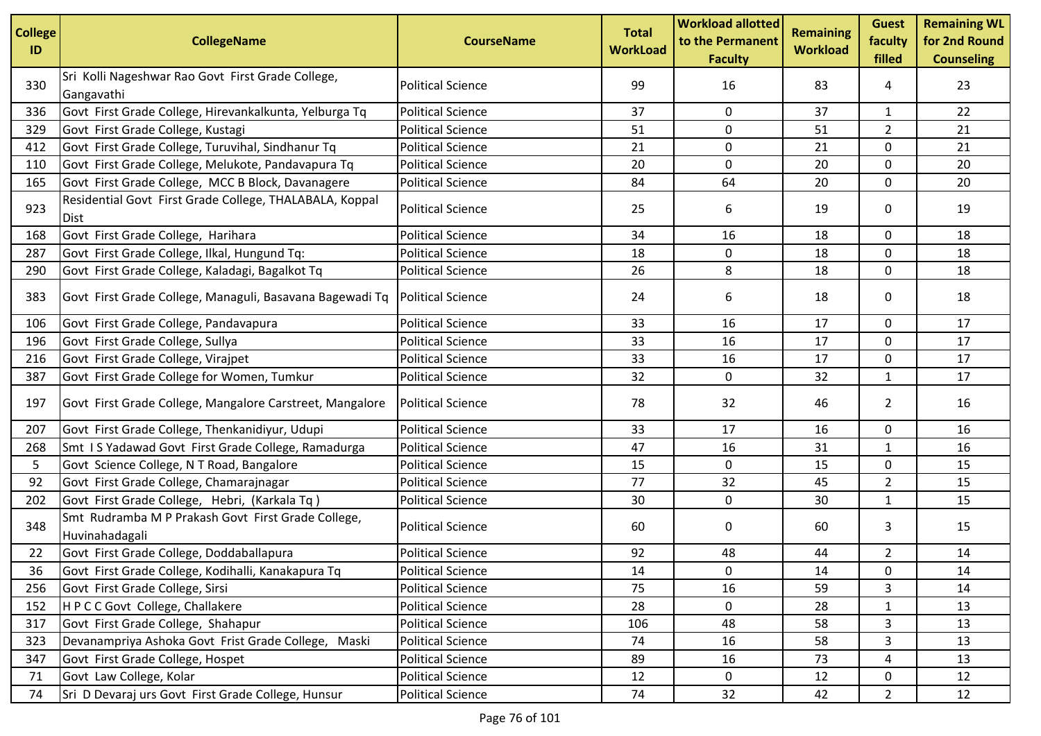| College ID | CollegeName | CourseName | Total WorkLoad | Workload allotted to the Permanent Faculty | Remaining Workload | Guest faculty filled | Remaining WL for 2nd Round Counseling |
|---|---|---|---|---|---|---|---|
| 330 | Sri Kolli Nageshwar Rao Govt First Grade College, Gangavathi | Political Science | 99 | 16 | 83 | 4 | 23 |
| 336 | Govt First Grade College, Hirevankalkunta, Yelburga Tq | Political Science | 37 | 0 | 37 | 1 | 22 |
| 329 | Govt First Grade College, Kustagi | Political Science | 51 | 0 | 51 | 2 | 21 |
| 412 | Govt First Grade College, Turuvihal, Sindhanur Tq | Political Science | 21 | 0 | 21 | 0 | 21 |
| 110 | Govt First Grade College, Melukote, Pandavapura Tq | Political Science | 20 | 0 | 20 | 0 | 20 |
| 165 | Govt First Grade College, MCC B Block, Davanagere | Political Science | 84 | 64 | 20 | 0 | 20 |
| 923 | Residential Govt First Grade College, THALABALA, Koppal Dist | Political Science | 25 | 6 | 19 | 0 | 19 |
| 168 | Govt First Grade College, Harihara | Political Science | 34 | 16 | 18 | 0 | 18 |
| 287 | Govt First Grade College, Ilkal, Hungund Tq: | Political Science | 18 | 0 | 18 | 0 | 18 |
| 290 | Govt First Grade College, Kaladagi, Bagalkot Tq | Political Science | 26 | 8 | 18 | 0 | 18 |
| 383 | Govt First Grade College, Managuli, Basavana Bagewadi Tq | Political Science | 24 | 6 | 18 | 0 | 18 |
| 106 | Govt First Grade College, Pandavapura | Political Science | 33 | 16 | 17 | 0 | 17 |
| 196 | Govt First Grade College, Sullya | Political Science | 33 | 16 | 17 | 0 | 17 |
| 216 | Govt First Grade College, Virajpet | Political Science | 33 | 16 | 17 | 0 | 17 |
| 387 | Govt First Grade College for Women, Tumkur | Political Science | 32 | 0 | 32 | 1 | 17 |
| 197 | Govt First Grade College, Mangalore Carstreet, Mangalore | Political Science | 78 | 32 | 46 | 2 | 16 |
| 207 | Govt First Grade College, Thenkanidiyur, Udupi | Political Science | 33 | 17 | 16 | 0 | 16 |
| 268 | Smt I S Yadawad Govt First Grade College, Ramadurga | Political Science | 47 | 16 | 31 | 1 | 16 |
| 5 | Govt Science College, N T Road, Bangalore | Political Science | 15 | 0 | 15 | 0 | 15 |
| 92 | Govt First Grade College, Chamarajnagar | Political Science | 77 | 32 | 45 | 2 | 15 |
| 202 | Govt First Grade College, Hebri, (Karkala Tq ) | Political Science | 30 | 0 | 30 | 1 | 15 |
| 348 | Smt Rudramba M P Prakash Govt First Grade College, Huvinahadagali | Political Science | 60 | 0 | 60 | 3 | 15 |
| 22 | Govt First Grade College, Doddaballapura | Political Science | 92 | 48 | 44 | 2 | 14 |
| 36 | Govt First Grade College, Kodihalli, Kanakapura Tq | Political Science | 14 | 0 | 14 | 0 | 14 |
| 256 | Govt First Grade College, Sirsi | Political Science | 75 | 16 | 59 | 3 | 14 |
| 152 | H P C C Govt College, Challakere | Political Science | 28 | 0 | 28 | 1 | 13 |
| 317 | Govt First Grade College, Shahapur | Political Science | 106 | 48 | 58 | 3 | 13 |
| 323 | Devanampriya Ashoka Govt Frist Grade College, Maski | Political Science | 74 | 16 | 58 | 3 | 13 |
| 347 | Govt First Grade College, Hospet | Political Science | 89 | 16 | 73 | 4 | 13 |
| 71 | Govt Law College, Kolar | Political Science | 12 | 0 | 12 | 0 | 12 |
| 74 | Sri D Devaraj urs Govt First Grade College, Hunsur | Political Science | 74 | 32 | 42 | 2 | 12 |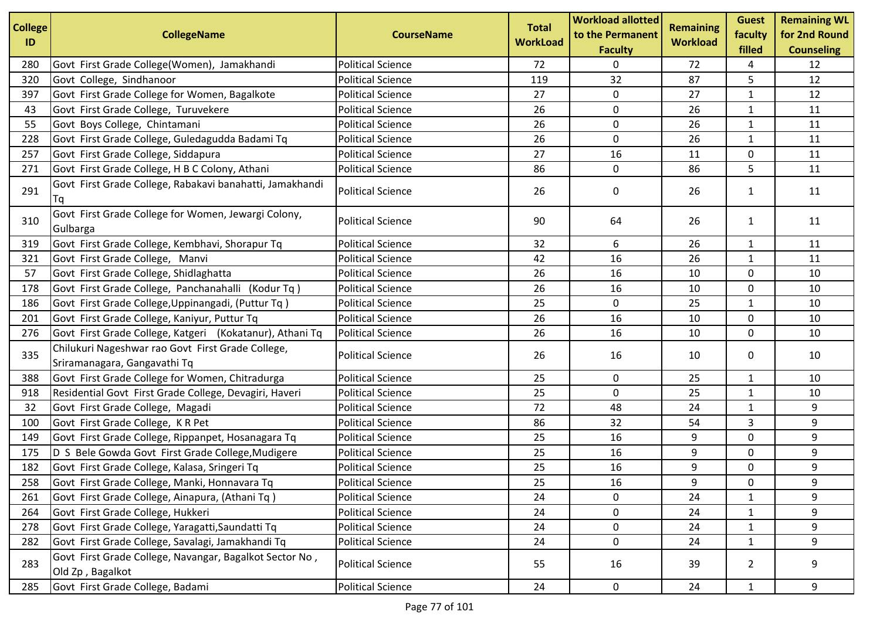| College ID | CollegeName | CourseName | Total WorkLoad | Workload allotted to the Permanent Faculty | Remaining Workload | Guest faculty filled | Remaining WL for 2nd Round Counseling |
|---|---|---|---|---|---|---|---|
| 280 | Govt First Grade College(Women), Jamakhandi | Political Science | 72 | 0 | 72 | 4 | 12 |
| 320 | Govt College, Sindhanoor | Political Science | 119 | 32 | 87 | 5 | 12 |
| 397 | Govt First Grade College for Women, Bagalkote | Political Science | 27 | 0 | 27 | 1 | 12 |
| 43 | Govt First Grade College, Turuvekere | Political Science | 26 | 0 | 26 | 1 | 11 |
| 55 | Govt Boys College, Chintamani | Political Science | 26 | 0 | 26 | 1 | 11 |
| 228 | Govt First Grade College, Guledagudda Badami Tq | Political Science | 26 | 0 | 26 | 1 | 11 |
| 257 | Govt First Grade College, Siddapura | Political Science | 27 | 16 | 11 | 0 | 11 |
| 271 | Govt First Grade College, H B C Colony, Athani | Political Science | 86 | 0 | 86 | 5 | 11 |
| 291 | Govt First Grade College, Rabakavi banahatti, Jamakhandi Tq | Political Science | 26 | 0 | 26 | 1 | 11 |
| 310 | Govt First Grade College for Women, Jewargi Colony, Gulbarga | Political Science | 90 | 64 | 26 | 1 | 11 |
| 319 | Govt First Grade College, Kembhavi, Shorapur Tq | Political Science | 32 | 6 | 26 | 1 | 11 |
| 321 | Govt First Grade College, Manvi | Political Science | 42 | 16 | 26 | 1 | 11 |
| 57 | Govt First Grade College, Shidlaghatta | Political Science | 26 | 16 | 10 | 0 | 10 |
| 178 | Govt First Grade College, Panchanahalli (Kodur Tq ) | Political Science | 26 | 16 | 10 | 0 | 10 |
| 186 | Govt First Grade College,Uppinangadi, (Puttur Tq ) | Political Science | 25 | 0 | 25 | 1 | 10 |
| 201 | Govt First Grade College, Kaniyur, Puttur Tq | Political Science | 26 | 16 | 10 | 0 | 10 |
| 276 | Govt First Grade College, Katgeri (Kokatanur), Athani Tq | Political Science | 26 | 16 | 10 | 0 | 10 |
| 335 | Chilukuri Nageshwar rao Govt First Grade College, Sriramanagara, Gangavathi Tq | Political Science | 26 | 16 | 10 | 0 | 10 |
| 388 | Govt First Grade College for Women, Chitradurga | Political Science | 25 | 0 | 25 | 1 | 10 |
| 918 | Residential Govt First Grade College, Devagiri, Haveri | Political Science | 25 | 0 | 25 | 1 | 10 |
| 32 | Govt First Grade College, Magadi | Political Science | 72 | 48 | 24 | 1 | 9 |
| 100 | Govt First Grade College, K R Pet | Political Science | 86 | 32 | 54 | 3 | 9 |
| 149 | Govt First Grade College, Rippanpet, Hosanagara Tq | Political Science | 25 | 16 | 9 | 0 | 9 |
| 175 | D S Bele Gowda Govt First Grade College,Mudigere | Political Science | 25 | 16 | 9 | 0 | 9 |
| 182 | Govt First Grade College, Kalasa, Sringeri Tq | Political Science | 25 | 16 | 9 | 0 | 9 |
| 258 | Govt First Grade College, Manki, Honnavara Tq | Political Science | 25 | 16 | 9 | 0 | 9 |
| 261 | Govt First Grade College, Ainapura, (Athani Tq ) | Political Science | 24 | 0 | 24 | 1 | 9 |
| 264 | Govt First Grade College, Hukkeri | Political Science | 24 | 0 | 24 | 1 | 9 |
| 278 | Govt First Grade College, Yaragatti,Saundatti Tq | Political Science | 24 | 0 | 24 | 1 | 9 |
| 282 | Govt First Grade College, Savalagi, Jamakhandi Tq | Political Science | 24 | 0 | 24 | 1 | 9 |
| 283 | Govt First Grade College, Navangar, Bagalkot Sector No , Old Zp , Bagalkot | Political Science | 55 | 16 | 39 | 2 | 9 |
| 285 | Govt First Grade College, Badami | Political Science | 24 | 0 | 24 | 1 | 9 |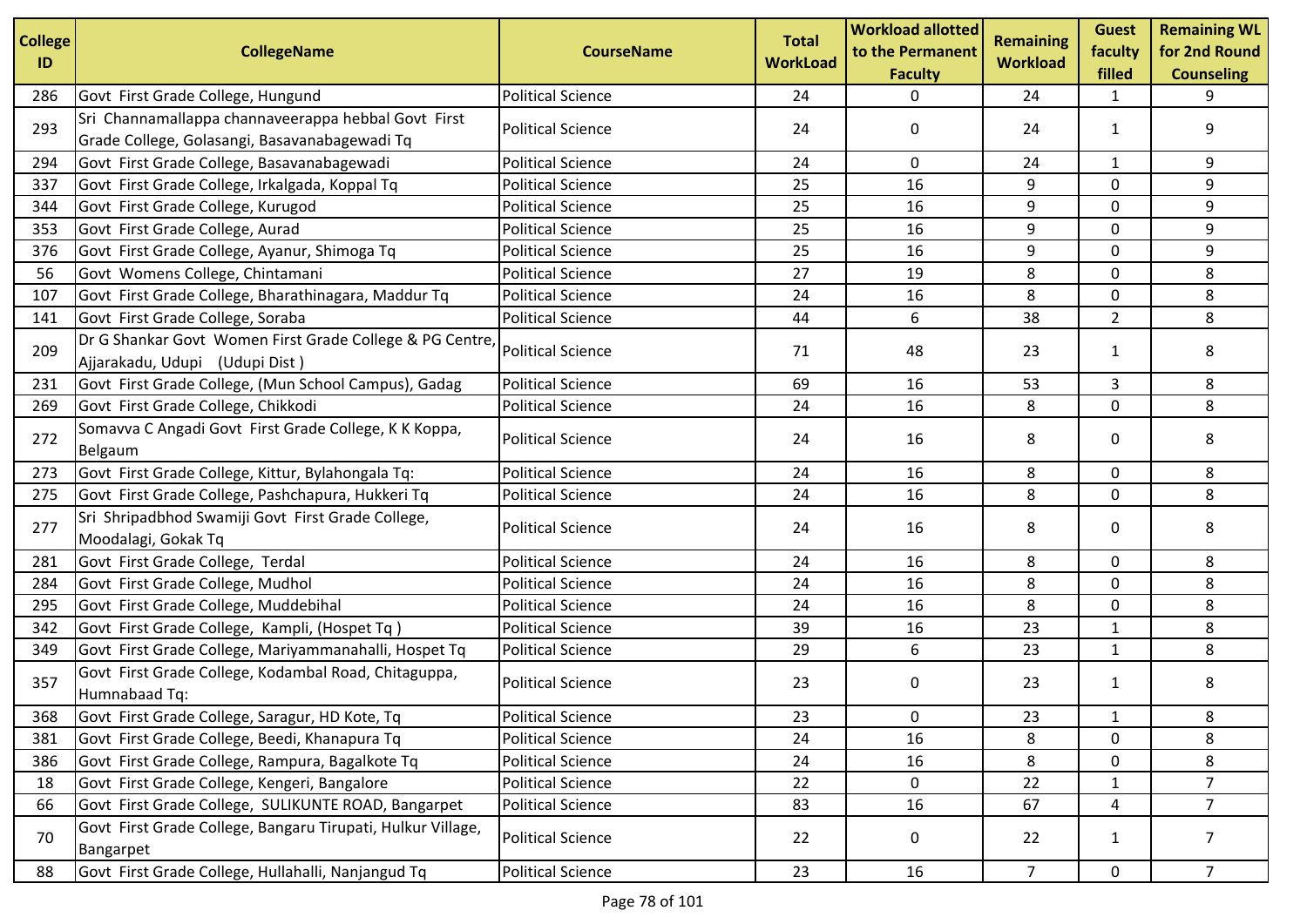| College ID | CollegeName | CourseName | Total WorkLoad | Workload allotted to the Permanent Faculty | Remaining Workload | Guest faculty filled | Remaining WL for 2nd Round Counseling |
|---|---|---|---|---|---|---|---|
| 286 | Govt First Grade College, Hungund | Political Science | 24 | 0 | 24 | 1 | 9 |
| 293 | Sri Channamallappa channaveerappa hebbal Govt First Grade College, Golasangi, Basavanabagewadi Tq | Political Science | 24 | 0 | 24 | 1 | 9 |
| 294 | Govt First Grade College, Basavanabagewadi | Political Science | 24 | 0 | 24 | 1 | 9 |
| 337 | Govt First Grade College, Irkalgada, Koppal Tq | Political Science | 25 | 16 | 9 | 0 | 9 |
| 344 | Govt First Grade College, Kurugod | Political Science | 25 | 16 | 9 | 0 | 9 |
| 353 | Govt First Grade College, Aurad | Political Science | 25 | 16 | 9 | 0 | 9 |
| 376 | Govt First Grade College, Ayanur, Shimoga Tq | Political Science | 25 | 16 | 9 | 0 | 9 |
| 56 | Govt Womens College, Chintamani | Political Science | 27 | 19 | 8 | 0 | 8 |
| 107 | Govt First Grade College, Bharathinagara, Maddur Tq | Political Science | 24 | 16 | 8 | 0 | 8 |
| 141 | Govt First Grade College, Soraba | Political Science | 44 | 6 | 38 | 2 | 8 |
| 209 | Dr G Shankar Govt Women First Grade College & PG Centre, Ajjarakadu, Udupi (Udupi Dist ) | Political Science | 71 | 48 | 23 | 1 | 8 |
| 231 | Govt First Grade College, (Mun School Campus), Gadag | Political Science | 69 | 16 | 53 | 3 | 8 |
| 269 | Govt First Grade College, Chikkodi | Political Science | 24 | 16 | 8 | 0 | 8 |
| 272 | Somavva C Angadi Govt First Grade College, K K Koppa, Belgaum | Political Science | 24 | 16 | 8 | 0 | 8 |
| 273 | Govt First Grade College, Kittur, Bylahongala Tq: | Political Science | 24 | 16 | 8 | 0 | 8 |
| 275 | Govt First Grade College, Pashchapura, Hukkeri Tq | Political Science | 24 | 16 | 8 | 0 | 8 |
| 277 | Sri Shripadbhod Swamiji Govt First Grade College, Moodalagi, Gokak Tq | Political Science | 24 | 16 | 8 | 0 | 8 |
| 281 | Govt First Grade College, Terdal | Political Science | 24 | 16 | 8 | 0 | 8 |
| 284 | Govt First Grade College, Mudhol | Political Science | 24 | 16 | 8 | 0 | 8 |
| 295 | Govt First Grade College, Muddebihal | Political Science | 24 | 16 | 8 | 0 | 8 |
| 342 | Govt First Grade College, Kampli, (Hospet Tq ) | Political Science | 39 | 16 | 23 | 1 | 8 |
| 349 | Govt First Grade College, Mariyammanahalli, Hospet Tq | Political Science | 29 | 6 | 23 | 1 | 8 |
| 357 | Govt First Grade College, Kodambal Road, Chitaguppa, Humnabaad Tq: | Political Science | 23 | 0 | 23 | 1 | 8 |
| 368 | Govt First Grade College, Saragur, HD Kote, Tq | Political Science | 23 | 0 | 23 | 1 | 8 |
| 381 | Govt First Grade College, Beedi, Khanapura Tq | Political Science | 24 | 16 | 8 | 0 | 8 |
| 386 | Govt First Grade College, Rampura, Bagalkote Tq | Political Science | 24 | 16 | 8 | 0 | 8 |
| 18 | Govt First Grade College, Kengeri, Bangalore | Political Science | 22 | 0 | 22 | 1 | 7 |
| 66 | Govt First Grade College, SULIKUNTE ROAD, Bangarpet | Political Science | 83 | 16 | 67 | 4 | 7 |
| 70 | Govt First Grade College, Bangaru Tirupati, Hulkur Village, Bangarpet | Political Science | 22 | 0 | 22 | 1 | 7 |
| 88 | Govt First Grade College, Hullahalli, Nanjangud Tq | Political Science | 23 | 16 | 7 | 0 | 7 |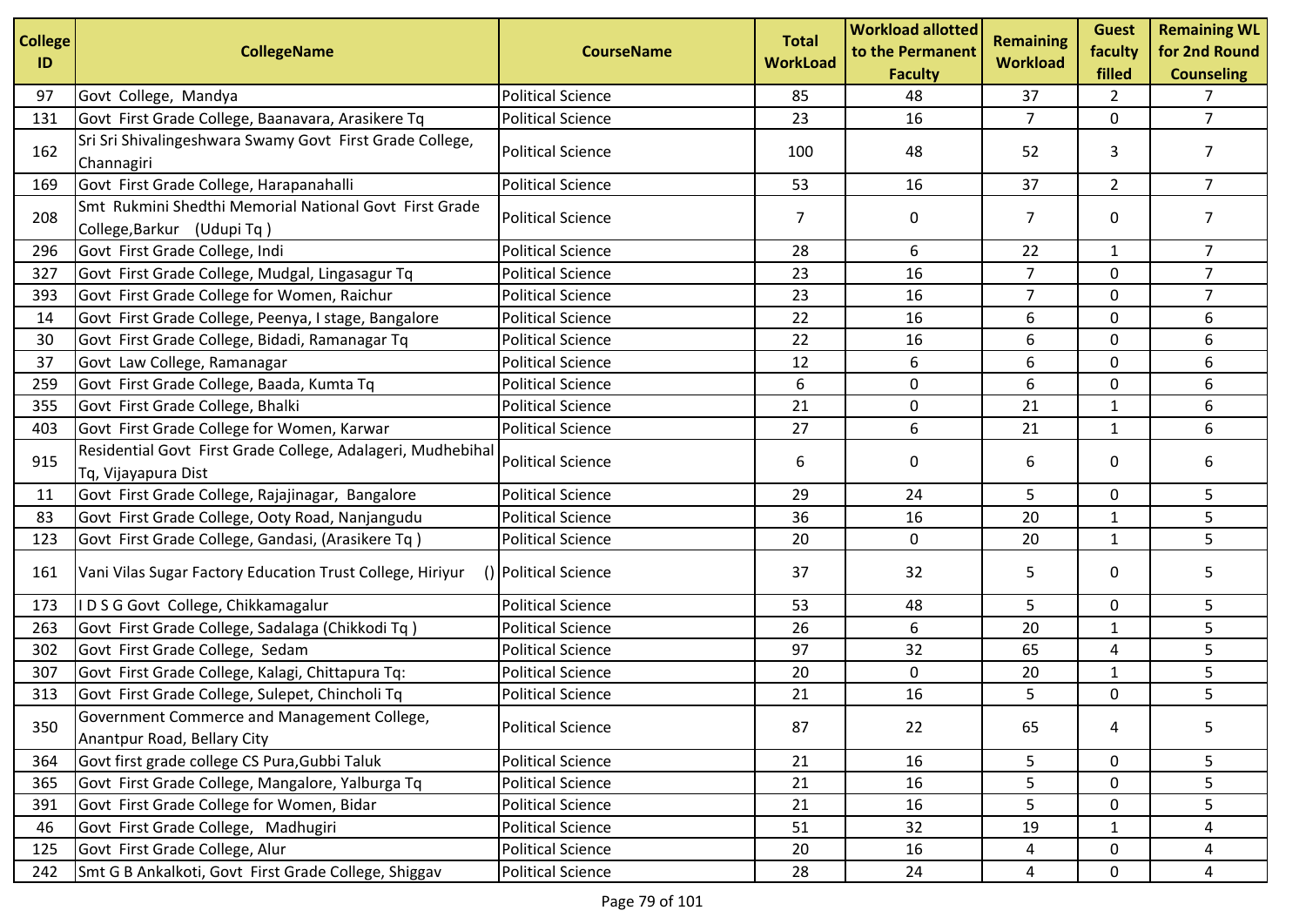| College ID | CollegeName | CourseName | Total WorkLoad | Workload allotted to the Permanent Faculty | Remaining Workload | Guest faculty filled | Remaining WL for 2nd Round Counseling |
|---|---|---|---|---|---|---|---|
| 97 | Govt College, Mandya | Political Science | 85 | 48 | 37 | 2 | 7 |
| 131 | Govt First Grade College, Baanavara, Arasikere Tq | Political Science | 23 | 16 | 7 | 0 | 7 |
| 162 | Sri Sri Shivalingeshwara Swamy Govt First Grade College, Channagiri | Political Science | 100 | 48 | 52 | 3 | 7 |
| 169 | Govt First Grade College, Harapanahalli | Political Science | 53 | 16 | 37 | 2 | 7 |
| 208 | Smt Rukmini Shedthi Memorial National Govt First Grade College,Barkur (Udupi Tq ) | Political Science | 7 | 0 | 7 | 0 | 7 |
| 296 | Govt First Grade College, Indi | Political Science | 28 | 6 | 22 | 1 | 7 |
| 327 | Govt First Grade College, Mudgal, Lingasagur Tq | Political Science | 23 | 16 | 7 | 0 | 7 |
| 393 | Govt First Grade College for Women, Raichur | Political Science | 23 | 16 | 7 | 0 | 7 |
| 14 | Govt First Grade College, Peenya, I stage, Bangalore | Political Science | 22 | 16 | 6 | 0 | 6 |
| 30 | Govt First Grade College, Bidadi, Ramanagar Tq | Political Science | 22 | 16 | 6 | 0 | 6 |
| 37 | Govt Law College, Ramanagar | Political Science | 12 | 6 | 6 | 0 | 6 |
| 259 | Govt First Grade College, Baada, Kumta Tq | Political Science | 6 | 0 | 6 | 0 | 6 |
| 355 | Govt First Grade College, Bhalki | Political Science | 21 | 0 | 21 | 1 | 6 |
| 403 | Govt First Grade College for Women, Karwar | Political Science | 27 | 6 | 21 | 1 | 6 |
| 915 | Residential Govt First Grade College, Adalageri, Mudhebihal Tq, Vijayapura Dist | Political Science | 6 | 0 | 6 | 0 | 6 |
| 11 | Govt First Grade College, Rajajinagar, Bangalore | Political Science | 29 | 24 | 5 | 0 | 5 |
| 83 | Govt First Grade College, Ooty Road, Nanjangudu | Political Science | 36 | 16 | 20 | 1 | 5 |
| 123 | Govt First Grade College, Gandasi, (Arasikere Tq ) | Political Science | 20 | 0 | 20 | 1 | 5 |
| 161 | Vani Vilas Sugar Factory Education Trust College, Hiriyur () | Political Science | 37 | 32 | 5 | 0 | 5 |
| 173 | I D S G Govt College, Chikkamagalur | Political Science | 53 | 48 | 5 | 0 | 5 |
| 263 | Govt First Grade College, Sadalaga (Chikkodi Tq ) | Political Science | 26 | 6 | 20 | 1 | 5 |
| 302 | Govt First Grade College, Sedam | Political Science | 97 | 32 | 65 | 4 | 5 |
| 307 | Govt First Grade College, Kalagi, Chittapura Tq: | Political Science | 20 | 0 | 20 | 1 | 5 |
| 313 | Govt First Grade College, Sulepet, Chincholi Tq | Political Science | 21 | 16 | 5 | 0 | 5 |
| 350 | Government Commerce and Management College, Anantpur Road, Bellary City | Political Science | 87 | 22 | 65 | 4 | 5 |
| 364 | Govt first grade college CS Pura,Gubbi Taluk | Political Science | 21 | 16 | 5 | 0 | 5 |
| 365 | Govt First Grade College, Mangalore, Yalburga Tq | Political Science | 21 | 16 | 5 | 0 | 5 |
| 391 | Govt First Grade College for Women, Bidar | Political Science | 21 | 16 | 5 | 0 | 5 |
| 46 | Govt First Grade College, Madhugiri | Political Science | 51 | 32 | 19 | 1 | 4 |
| 125 | Govt First Grade College, Alur | Political Science | 20 | 16 | 4 | 0 | 4 |
| 242 | Smt G B Ankalkoti, Govt First Grade College, Shiggav | Political Science | 28 | 24 | 4 | 0 | 4 |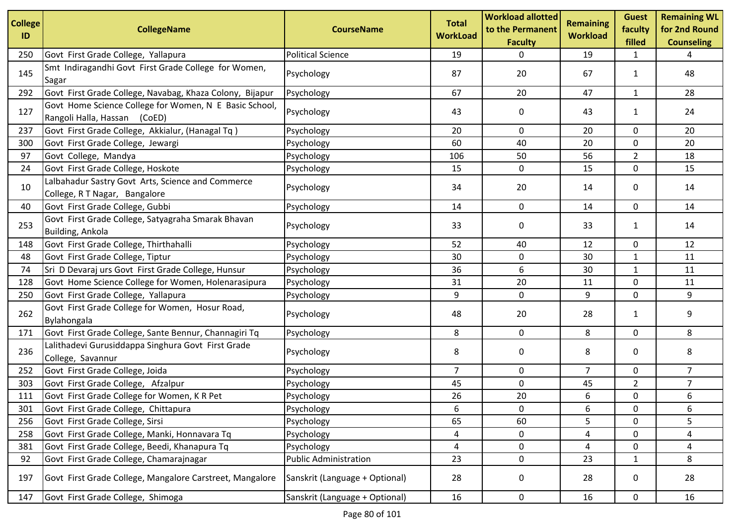| College ID | CollegeName | CourseName | Total WorkLoad | Workload allotted to the Permanent Faculty | Remaining Workload | Guest faculty filled | Remaining WL for 2nd Round Counseling |
|---|---|---|---|---|---|---|---|
| 250 | Govt First Grade College, Yallapura | Political Science | 19 | 0 | 19 | 1 | 4 |
| 145 | Smt Indiragandhi Govt First Grade College for Women, Sagar | Psychology | 87 | 20 | 67 | 1 | 48 |
| 292 | Govt First Grade College, Navabag, Khaza Colony, Bijapur | Psychology | 67 | 20 | 47 | 1 | 28 |
| 127 | Govt Home Science College for Women, N E Basic School, Rangoli Halla, Hassan (CoED) | Psychology | 43 | 0 | 43 | 1 | 24 |
| 237 | Govt First Grade College, Akkialur, (Hanagal Tq ) | Psychology | 20 | 0 | 20 | 0 | 20 |
| 300 | Govt First Grade College, Jewargi | Psychology | 60 | 40 | 20 | 0 | 20 |
| 97 | Govt College, Mandya | Psychology | 106 | 50 | 56 | 2 | 18 |
| 24 | Govt First Grade College, Hoskote | Psychology | 15 | 0 | 15 | 0 | 15 |
| 10 | Lalbahadur Sastry Govt Arts, Science and Commerce College, R T Nagar, Bangalore | Psychology | 34 | 20 | 14 | 0 | 14 |
| 40 | Govt First Grade College, Gubbi | Psychology | 14 | 0 | 14 | 0 | 14 |
| 253 | Govt First Grade College, Satyagraha Smarak Bhavan Building, Ankola | Psychology | 33 | 0 | 33 | 1 | 14 |
| 148 | Govt First Grade College, Thirthahalli | Psychology | 52 | 40 | 12 | 0 | 12 |
| 48 | Govt First Grade College, Tiptur | Psychology | 30 | 0 | 30 | 1 | 11 |
| 74 | Sri D Devaraj urs Govt First Grade College, Hunsur | Psychology | 36 | 6 | 30 | 1 | 11 |
| 128 | Govt Home Science College for Women, Holenarasipura | Psychology | 31 | 20 | 11 | 0 | 11 |
| 250 | Govt First Grade College, Yallapura | Psychology | 9 | 0 | 9 | 0 | 9 |
| 262 | Govt First Grade College for Women, Hosur Road, Bylahongala | Psychology | 48 | 20 | 28 | 1 | 9 |
| 171 | Govt First Grade College, Sante Bennur, Channagiri Tq | Psychology | 8 | 0 | 8 | 0 | 8 |
| 236 | Lalithadevi Gurusiddappa Singhura Govt First Grade College, Savannur | Psychology | 8 | 0 | 8 | 0 | 8 |
| 252 | Govt First Grade College, Joida | Psychology | 7 | 0 | 7 | 0 | 7 |
| 303 | Govt First Grade College, Afzalpur | Psychology | 45 | 0 | 45 | 2 | 7 |
| 111 | Govt First Grade College for Women, K R Pet | Psychology | 26 | 20 | 6 | 0 | 6 |
| 301 | Govt First Grade College, Chittapura | Psychology | 6 | 0 | 6 | 0 | 6 |
| 256 | Govt First Grade College, Sirsi | Psychology | 65 | 60 | 5 | 0 | 5 |
| 258 | Govt First Grade College, Manki, Honnavara Tq | Psychology | 4 | 0 | 4 | 0 | 4 |
| 381 | Govt First Grade College, Beedi, Khanapura Tq | Psychology | 4 | 0 | 4 | 0 | 4 |
| 92 | Govt First Grade College, Chamarajnagar | Public Administration | 23 | 0 | 23 | 1 | 8 |
| 197 | Govt First Grade College, Mangalore Carstreet, Mangalore | Sanskrit (Language + Optional) | 28 | 0 | 28 | 0 | 28 |
| 147 | Govt First Grade College, Shimoga | Sanskrit (Language + Optional) | 16 | 0 | 16 | 0 | 16 |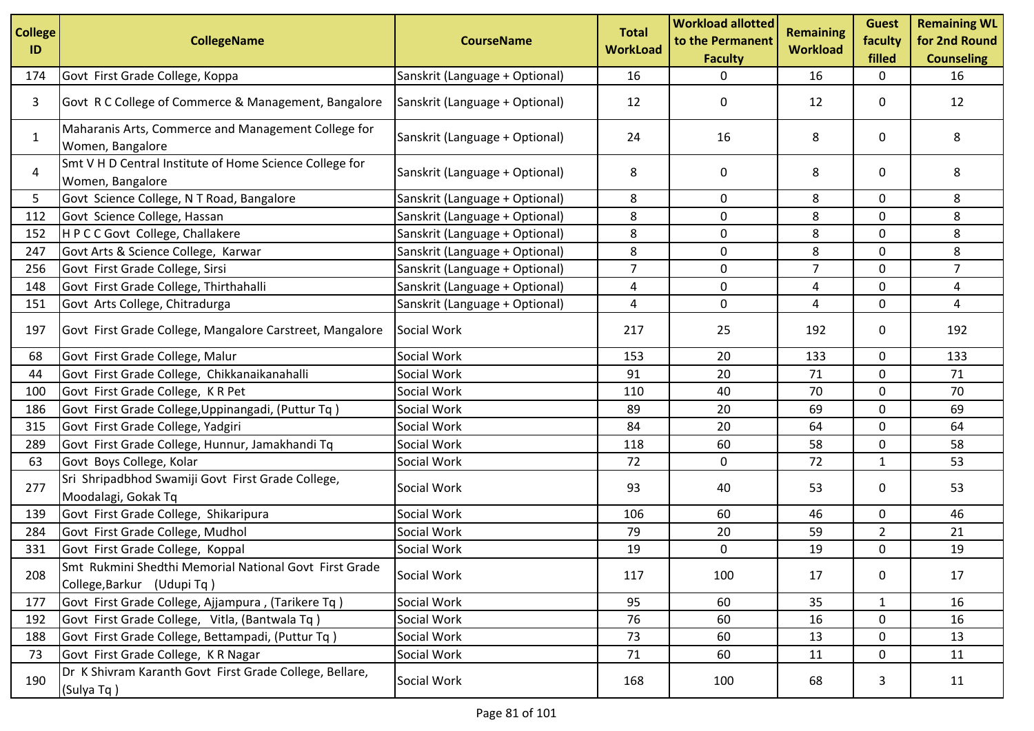| College ID | CollegeName | CourseName | Total WorkLoad | Workload allotted to the Permanent Faculty | Remaining Workload | Guest faculty filled | Remaining WL for 2nd Round Counseling |
|---|---|---|---|---|---|---|---|
| 174 | Govt First Grade College, Koppa | Sanskrit (Language + Optional) | 16 | 0 | 16 | 0 | 16 |
| 3 | Govt R C College of Commerce & Management, Bangalore | Sanskrit (Language + Optional) | 12 | 0 | 12 | 0 | 12 |
| 1 | Maharanis Arts, Commerce and Management College for Women, Bangalore | Sanskrit (Language + Optional) | 24 | 16 | 8 | 0 | 8 |
| 4 | Smt V H D Central Institute of Home Science College for Women, Bangalore | Sanskrit (Language + Optional) | 8 | 0 | 8 | 0 | 8 |
| 5 | Govt Science College, N T Road, Bangalore | Sanskrit (Language + Optional) | 8 | 0 | 8 | 0 | 8 |
| 112 | Govt Science College, Hassan | Sanskrit (Language + Optional) | 8 | 0 | 8 | 0 | 8 |
| 152 | H P C C Govt College, Challakere | Sanskrit (Language + Optional) | 8 | 0 | 8 | 0 | 8 |
| 247 | Govt Arts & Science College, Karwar | Sanskrit (Language + Optional) | 8 | 0 | 8 | 0 | 8 |
| 256 | Govt First Grade College, Sirsi | Sanskrit (Language + Optional) | 7 | 0 | 7 | 0 | 7 |
| 148 | Govt First Grade College, Thirthahalli | Sanskrit (Language + Optional) | 4 | 0 | 4 | 0 | 4 |
| 151 | Govt Arts College, Chitradurga | Sanskrit (Language + Optional) | 4 | 0 | 4 | 0 | 4 |
| 197 | Govt First Grade College, Mangalore Carstreet, Mangalore | Social Work | 217 | 25 | 192 | 0 | 192 |
| 68 | Govt First Grade College, Malur | Social Work | 153 | 20 | 133 | 0 | 133 |
| 44 | Govt First Grade College, Chikkanaikanahalli | Social Work | 91 | 20 | 71 | 0 | 71 |
| 100 | Govt First Grade College, K R Pet | Social Work | 110 | 40 | 70 | 0 | 70 |
| 186 | Govt First Grade College,Uppinangadi, (Puttur Tq ) | Social Work | 89 | 20 | 69 | 0 | 69 |
| 315 | Govt First Grade College, Yadgiri | Social Work | 84 | 20 | 64 | 0 | 64 |
| 289 | Govt First Grade College, Hunnur, Jamakhandi Tq | Social Work | 118 | 60 | 58 | 0 | 58 |
| 63 | Govt Boys College, Kolar | Social Work | 72 | 0 | 72 | 1 | 53 |
| 277 | Sri Shripadbhod Swamiji Govt First Grade College, Moodalagi, Gokak Tq | Social Work | 93 | 40 | 53 | 0 | 53 |
| 139 | Govt First Grade College, Shikaripura | Social Work | 106 | 60 | 46 | 0 | 46 |
| 284 | Govt First Grade College, Mudhol | Social Work | 79 | 20 | 59 | 2 | 21 |
| 331 | Govt First Grade College, Koppal | Social Work | 19 | 0 | 19 | 0 | 19 |
| 208 | Smt Rukmini Shedthi Memorial National Govt First Grade College,Barkur (Udupi Tq ) | Social Work | 117 | 100 | 17 | 0 | 17 |
| 177 | Govt First Grade College, Ajjampura , (Tarikere Tq ) | Social Work | 95 | 60 | 35 | 1 | 16 |
| 192 | Govt First Grade College, Vitla, (Bantwala Tq ) | Social Work | 76 | 60 | 16 | 0 | 16 |
| 188 | Govt First Grade College, Bettampadi, (Puttur Tq ) | Social Work | 73 | 60 | 13 | 0 | 13 |
| 73 | Govt First Grade College, K R Nagar | Social Work | 71 | 60 | 11 | 0 | 11 |
| 190 | Dr K Shivram Karanth Govt First Grade College, Bellare, (Sulya Tq ) | Social Work | 168 | 100 | 68 | 3 | 11 |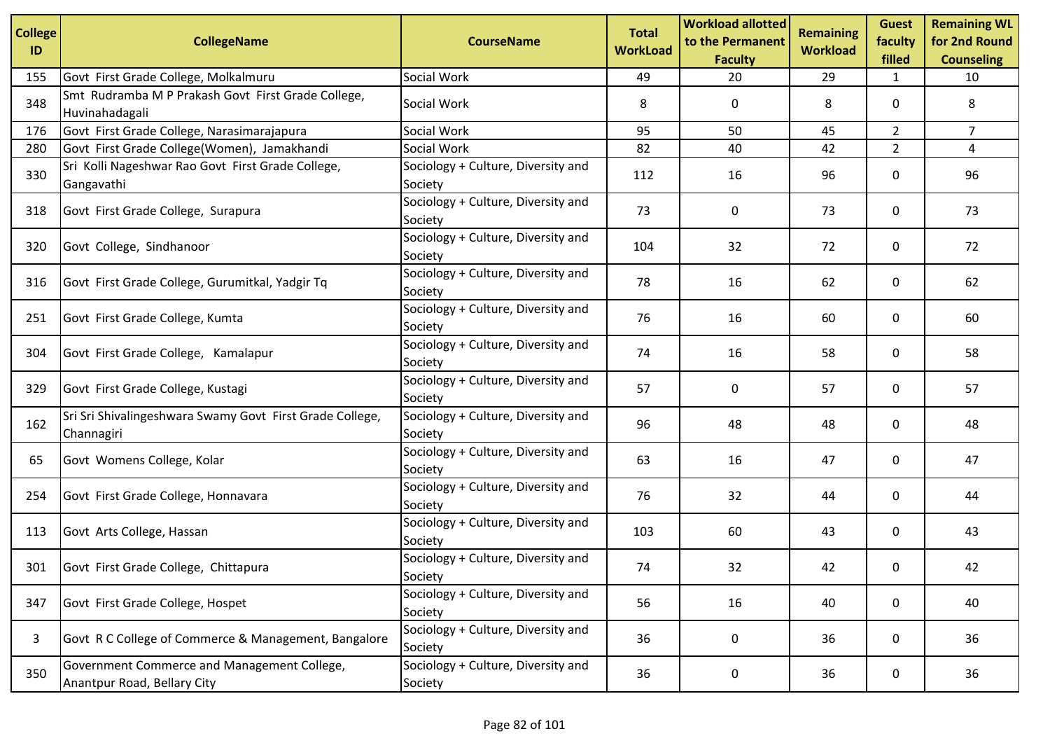| College ID | CollegeName | CourseName | Total WorkLoad | Workload allotted to the Permanent Faculty | Remaining Workload | Guest faculty filled | Remaining WL for 2nd Round Counseling |
|---|---|---|---|---|---|---|---|
| 155 | Govt First Grade College, Molkalmuru | Social Work | 49 | 20 | 29 | 1 | 10 |
| 348 | Smt Rudramba M P Prakash Govt First Grade College, Huvinahadagali | Social Work | 8 | 0 | 8 | 0 | 8 |
| 176 | Govt First Grade College, Narasimarajapura | Social Work | 95 | 50 | 45 | 2 | 7 |
| 280 | Govt First Grade College(Women), Jamakhandi | Social Work | 82 | 40 | 42 | 2 | 4 |
| 330 | Sri Kolli Nageshwar Rao Govt First Grade College, Gangavathi | Sociology + Culture, Diversity and Society | 112 | 16 | 96 | 0 | 96 |
| 318 | Govt First Grade College, Surapura | Sociology + Culture, Diversity and Society | 73 | 0 | 73 | 0 | 73 |
| 320 | Govt College, Sindhanoor | Sociology + Culture, Diversity and Society | 104 | 32 | 72 | 0 | 72 |
| 316 | Govt First Grade College, Gurumitkal, Yadgir Tq | Sociology + Culture, Diversity and Society | 78 | 16 | 62 | 0 | 62 |
| 251 | Govt First Grade College, Kumta | Sociology + Culture, Diversity and Society | 76 | 16 | 60 | 0 | 60 |
| 304 | Govt First Grade College, Kamalapur | Sociology + Culture, Diversity and Society | 74 | 16 | 58 | 0 | 58 |
| 329 | Govt First Grade College, Kustagi | Sociology + Culture, Diversity and Society | 57 | 0 | 57 | 0 | 57 |
| 162 | Sri Sri Shivalingeshwara Swamy Govt First Grade College, Channagiri | Sociology + Culture, Diversity and Society | 96 | 48 | 48 | 0 | 48 |
| 65 | Govt Womens College, Kolar | Sociology + Culture, Diversity and Society | 63 | 16 | 47 | 0 | 47 |
| 254 | Govt First Grade College, Honnavara | Sociology + Culture, Diversity and Society | 76 | 32 | 44 | 0 | 44 |
| 113 | Govt Arts College, Hassan | Sociology + Culture, Diversity and Society | 103 | 60 | 43 | 0 | 43 |
| 301 | Govt First Grade College, Chittapura | Sociology + Culture, Diversity and Society | 74 | 32 | 42 | 0 | 42 |
| 347 | Govt First Grade College, Hospet | Sociology + Culture, Diversity and Society | 56 | 16 | 40 | 0 | 40 |
| 3 | Govt R C College of Commerce & Management, Bangalore | Sociology + Culture, Diversity and Society | 36 | 0 | 36 | 0 | 36 |
| 350 | Government Commerce and Management College, Anantpur Road, Bellary City | Sociology + Culture, Diversity and Society | 36 | 0 | 36 | 0 | 36 |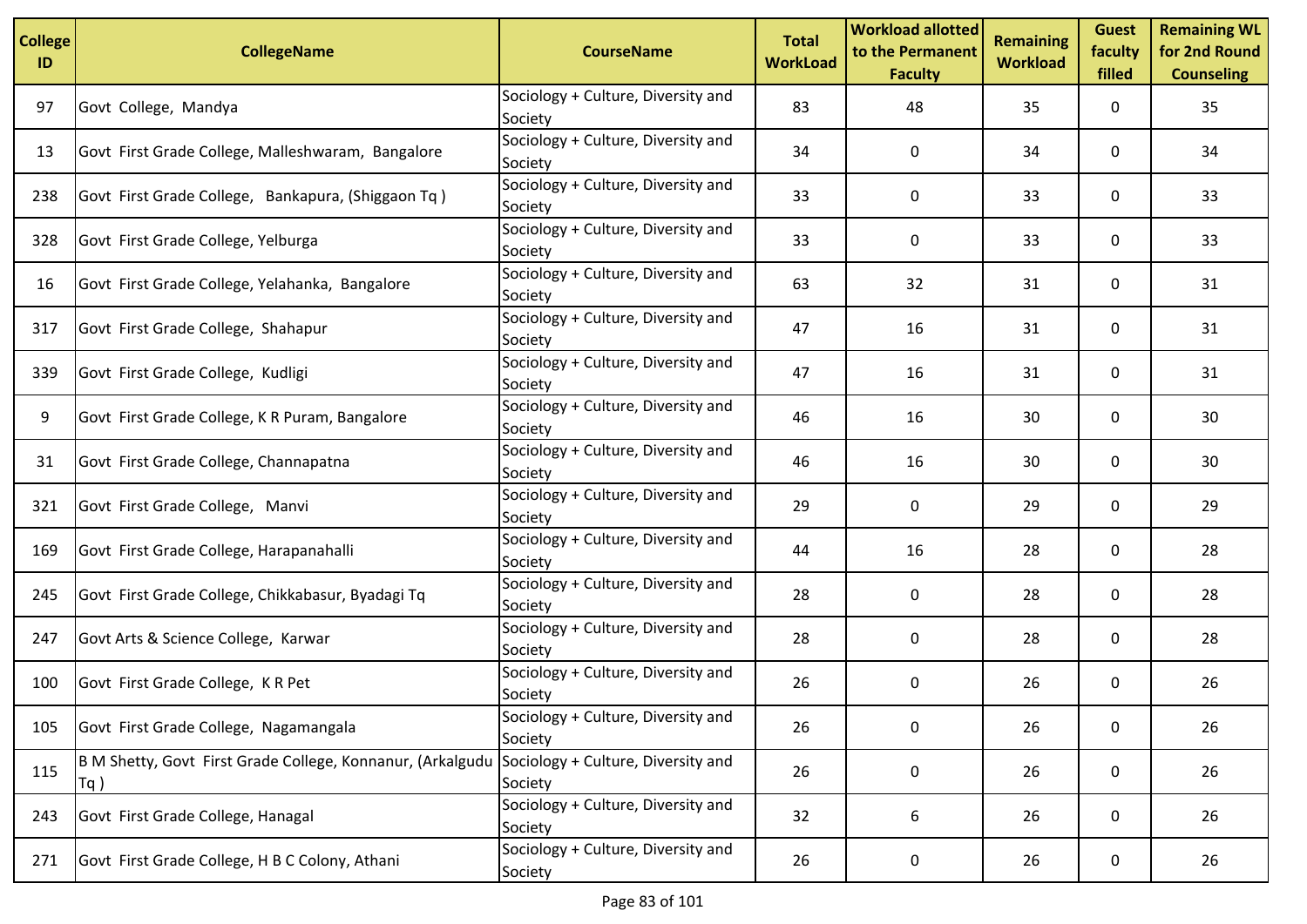| College ID | CollegeName | CourseName | Total WorkLoad | Workload allotted to the Permanent Faculty | Remaining Workload | Guest faculty filled | Remaining WL for 2nd Round Counseling |
|---|---|---|---|---|---|---|---|
| 97 | Govt College, Mandya | Sociology + Culture, Diversity and Society | 83 | 48 | 35 | 0 | 35 |
| 13 | Govt First Grade College, Malleshwaram, Bangalore | Sociology + Culture, Diversity and Society | 34 | 0 | 34 | 0 | 34 |
| 238 | Govt First Grade College, Bankapura, (Shiggaon Tq ) | Sociology + Culture, Diversity and Society | 33 | 0 | 33 | 0 | 33 |
| 328 | Govt First Grade College, Yelburga | Sociology + Culture, Diversity and Society | 33 | 0 | 33 | 0 | 33 |
| 16 | Govt First Grade College, Yelahanka, Bangalore | Sociology + Culture, Diversity and Society | 63 | 32 | 31 | 0 | 31 |
| 317 | Govt First Grade College, Shahapur | Sociology + Culture, Diversity and Society | 47 | 16 | 31 | 0 | 31 |
| 339 | Govt First Grade College, Kudligi | Sociology + Culture, Diversity and Society | 47 | 16 | 31 | 0 | 31 |
| 9 | Govt First Grade College, K R Puram, Bangalore | Sociology + Culture, Diversity and Society | 46 | 16 | 30 | 0 | 30 |
| 31 | Govt First Grade College, Channapatna | Sociology + Culture, Diversity and Society | 46 | 16 | 30 | 0 | 30 |
| 321 | Govt First Grade College, Manvi | Sociology + Culture, Diversity and Society | 29 | 0 | 29 | 0 | 29 |
| 169 | Govt First Grade College, Harapanahalli | Sociology + Culture, Diversity and Society | 44 | 16 | 28 | 0 | 28 |
| 245 | Govt First Grade College, Chikkabasur, Byadagi Tq | Sociology + Culture, Diversity and Society | 28 | 0 | 28 | 0 | 28 |
| 247 | Govt Arts & Science College, Karwar | Sociology + Culture, Diversity and Society | 28 | 0 | 28 | 0 | 28 |
| 100 | Govt First Grade College, K R Pet | Sociology + Culture, Diversity and Society | 26 | 0 | 26 | 0 | 26 |
| 105 | Govt First Grade College, Nagamangala | Sociology + Culture, Diversity and Society | 26 | 0 | 26 | 0 | 26 |
| 115 | B M Shetty, Govt First Grade College, Konnanur, (Arkalgudu Tq ) | Sociology + Culture, Diversity and Society | 26 | 0 | 26 | 0 | 26 |
| 243 | Govt First Grade College, Hanagal | Sociology + Culture, Diversity and Society | 32 | 6 | 26 | 0 | 26 |
| 271 | Govt First Grade College, H B C Colony, Athani | Sociology + Culture, Diversity and Society | 26 | 0 | 26 | 0 | 26 |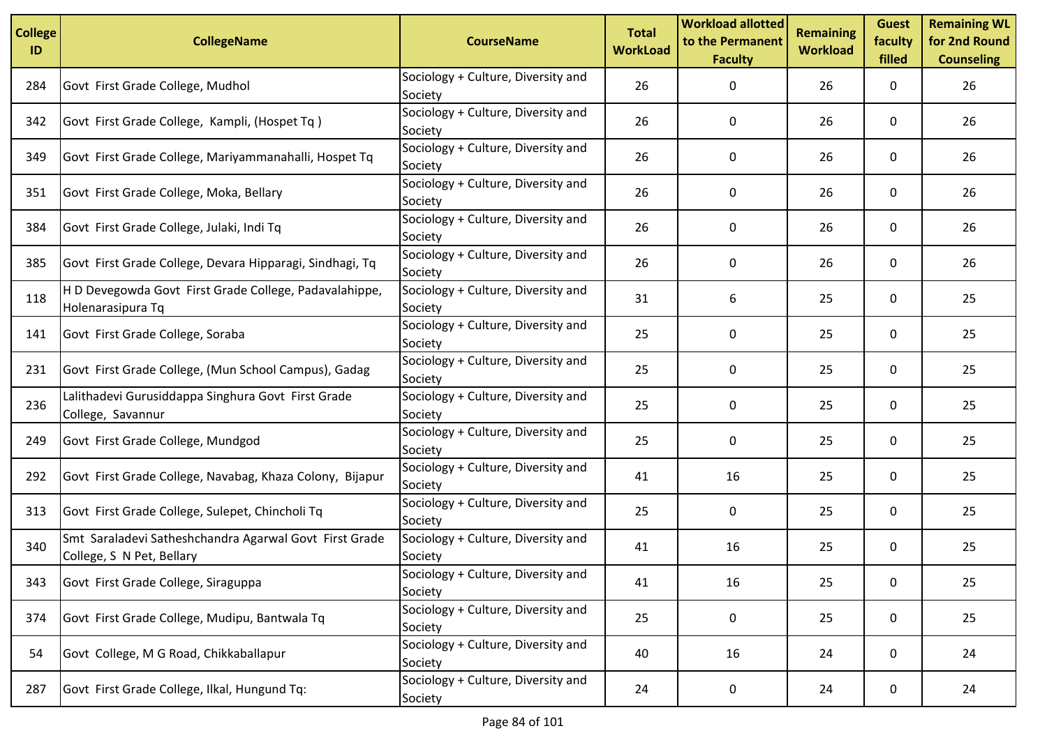| College ID | CollegeName | CourseName | Total WorkLoad | Workload allotted to the Permanent Faculty | Remaining Workload | Guest faculty filled | Remaining WL for 2nd Round Counseling |
|---|---|---|---|---|---|---|---|
| 284 | Govt First Grade College, Mudhol | Sociology + Culture, Diversity and Society | 26 | 0 | 26 | 0 | 26 |
| 342 | Govt First Grade College, Kampli, (Hospet Tq ) | Sociology + Culture, Diversity and Society | 26 | 0 | 26 | 0 | 26 |
| 349 | Govt First Grade College, Mariyammanahalli, Hospet Tq | Sociology + Culture, Diversity and Society | 26 | 0 | 26 | 0 | 26 |
| 351 | Govt First Grade College, Moka, Bellary | Sociology + Culture, Diversity and Society | 26 | 0 | 26 | 0 | 26 |
| 384 | Govt First Grade College, Julaki, Indi Tq | Sociology + Culture, Diversity and Society | 26 | 0 | 26 | 0 | 26 |
| 385 | Govt First Grade College, Devara Hipparagi, Sindhagi, Tq | Sociology + Culture, Diversity and Society | 26 | 0 | 26 | 0 | 26 |
| 118 | H D Devegowda Govt First Grade College, Padavalahippe, Holenarasipura Tq | Sociology + Culture, Diversity and Society | 31 | 6 | 25 | 0 | 25 |
| 141 | Govt First Grade College, Soraba | Sociology + Culture, Diversity and Society | 25 | 0 | 25 | 0 | 25 |
| 231 | Govt First Grade College, (Mun School Campus), Gadag | Sociology + Culture, Diversity and Society | 25 | 0 | 25 | 0 | 25 |
| 236 | Lalithadevi Gurusiddappa Singhura Govt First Grade College, Savannur | Sociology + Culture, Diversity and Society | 25 | 0 | 25 | 0 | 25 |
| 249 | Govt First Grade College, Mundgod | Sociology + Culture, Diversity and Society | 25 | 0 | 25 | 0 | 25 |
| 292 | Govt First Grade College, Navabag, Khaza Colony, Bijapur | Sociology + Culture, Diversity and Society | 41 | 16 | 25 | 0 | 25 |
| 313 | Govt First Grade College, Sulepet, Chincholi Tq | Sociology + Culture, Diversity and Society | 25 | 0 | 25 | 0 | 25 |
| 340 | Smt Saraladevi Satheshchandra Agarwal Govt First Grade College, S N Pet, Bellary | Sociology + Culture, Diversity and Society | 41 | 16 | 25 | 0 | 25 |
| 343 | Govt First Grade College, Siraguppa | Sociology + Culture, Diversity and Society | 41 | 16 | 25 | 0 | 25 |
| 374 | Govt First Grade College, Mudipu, Bantwala Tq | Sociology + Culture, Diversity and Society | 25 | 0 | 25 | 0 | 25 |
| 54 | Govt College, M G Road, Chikkaballapur | Sociology + Culture, Diversity and Society | 40 | 16 | 24 | 0 | 24 |
| 287 | Govt First Grade College, Ilkal, Hungund Tq: | Sociology + Culture, Diversity and Society | 24 | 0 | 24 | 0 | 24 |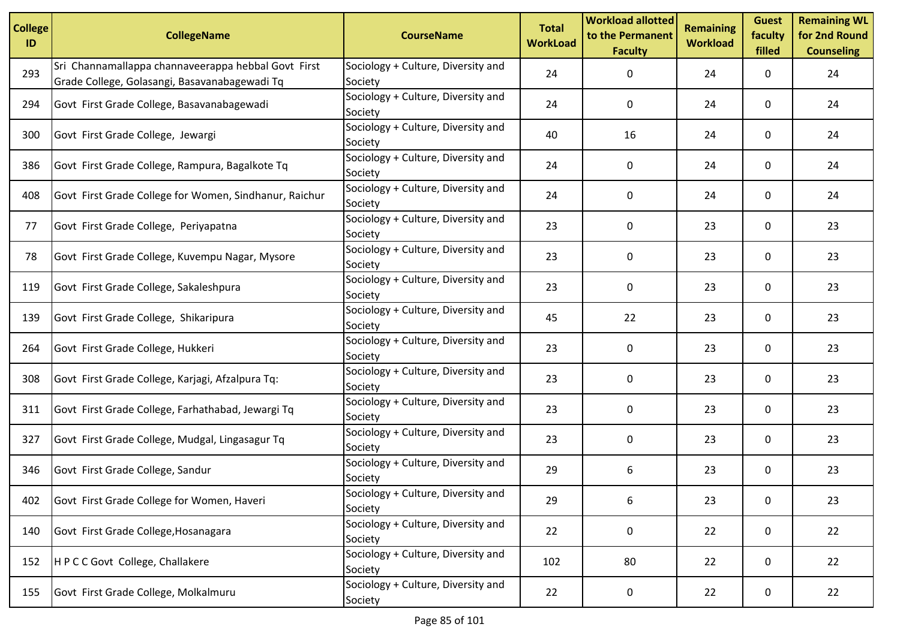| College ID | CollegeName | CourseName | Total WorkLoad | Workload allotted to the Permanent Faculty | Remaining Workload | Guest faculty filled | Remaining WL for 2nd Round Counseling |
|---|---|---|---|---|---|---|---|
| 293 | Sri Channamallappa channaveerappa hebbal Govt First Grade College, Golasangi, Basavanabagewadi Tq | Sociology + Culture, Diversity and Society | 24 | 0 | 24 | 0 | 24 |
| 294 | Govt First Grade College, Basavanabagewadi | Sociology + Culture, Diversity and Society | 24 | 0 | 24 | 0 | 24 |
| 300 | Govt First Grade College, Jewargi | Sociology + Culture, Diversity and Society | 40 | 16 | 24 | 0 | 24 |
| 386 | Govt First Grade College, Rampura, Bagalkote Tq | Sociology + Culture, Diversity and Society | 24 | 0 | 24 | 0 | 24 |
| 408 | Govt First Grade College for Women, Sindhanur, Raichur | Sociology + Culture, Diversity and Society | 24 | 0 | 24 | 0 | 24 |
| 77 | Govt First Grade College, Periyapatna | Sociology + Culture, Diversity and Society | 23 | 0 | 23 | 0 | 23 |
| 78 | Govt First Grade College, Kuvempu Nagar, Mysore | Sociology + Culture, Diversity and Society | 23 | 0 | 23 | 0 | 23 |
| 119 | Govt First Grade College, Sakaleshpura | Sociology + Culture, Diversity and Society | 23 | 0 | 23 | 0 | 23 |
| 139 | Govt First Grade College, Shikaripura | Sociology + Culture, Diversity and Society | 45 | 22 | 23 | 0 | 23 |
| 264 | Govt First Grade College, Hukkeri | Sociology + Culture, Diversity and Society | 23 | 0 | 23 | 0 | 23 |
| 308 | Govt First Grade College, Karjagi, Afzalpura Tq: | Sociology + Culture, Diversity and Society | 23 | 0 | 23 | 0 | 23 |
| 311 | Govt First Grade College, Farhathabad, Jewargi Tq | Sociology + Culture, Diversity and Society | 23 | 0 | 23 | 0 | 23 |
| 327 | Govt First Grade College, Mudgal, Lingasagur Tq | Sociology + Culture, Diversity and Society | 23 | 0 | 23 | 0 | 23 |
| 346 | Govt First Grade College, Sandur | Sociology + Culture, Diversity and Society | 29 | 6 | 23 | 0 | 23 |
| 402 | Govt First Grade College for Women, Haveri | Sociology + Culture, Diversity and Society | 29 | 6 | 23 | 0 | 23 |
| 140 | Govt First Grade College,Hosanagara | Sociology + Culture, Diversity and Society | 22 | 0 | 22 | 0 | 22 |
| 152 | H P C C Govt College, Challakere | Sociology + Culture, Diversity and Society | 102 | 80 | 22 | 0 | 22 |
| 155 | Govt First Grade College, Molkalmuru | Sociology + Culture, Diversity and Society | 22 | 0 | 22 | 0 | 22 |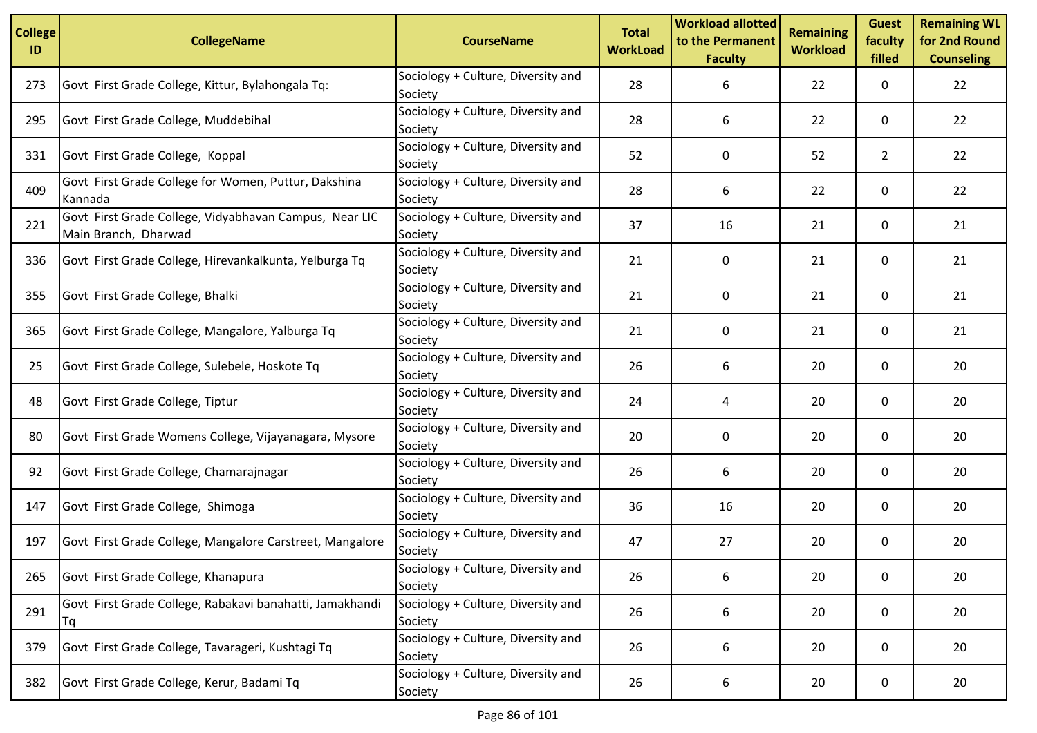| College ID | CollegeName | CourseName | Total WorkLoad | Workload allotted to the Permanent Faculty | Remaining Workload | Guest faculty filled | Remaining WL for 2nd Round Counseling |
|---|---|---|---|---|---|---|---|
| 273 | Govt First Grade College, Kittur, Bylahongala Tq: | Sociology + Culture, Diversity and Society | 28 | 6 | 22 | 0 | 22 |
| 295 | Govt First Grade College, Muddebihal | Sociology + Culture, Diversity and Society | 28 | 6 | 22 | 0 | 22 |
| 331 | Govt First Grade College, Koppal | Sociology + Culture, Diversity and Society | 52 | 0 | 52 | 2 | 22 |
| 409 | Govt First Grade College for Women, Puttur, Dakshina Kannada | Sociology + Culture, Diversity and Society | 28 | 6 | 22 | 0 | 22 |
| 221 | Govt First Grade College, Vidyabhavan Campus, Near LIC Main Branch, Dharwad | Sociology + Culture, Diversity and Society | 37 | 16 | 21 | 0 | 21 |
| 336 | Govt First Grade College, Hirevankalkunta, Yelburga Tq | Sociology + Culture, Diversity and Society | 21 | 0 | 21 | 0 | 21 |
| 355 | Govt First Grade College, Bhalki | Sociology + Culture, Diversity and Society | 21 | 0 | 21 | 0 | 21 |
| 365 | Govt First Grade College, Mangalore, Yalburga Tq | Sociology + Culture, Diversity and Society | 21 | 0 | 21 | 0 | 21 |
| 25 | Govt First Grade College, Sulebele, Hoskote Tq | Sociology + Culture, Diversity and Society | 26 | 6 | 20 | 0 | 20 |
| 48 | Govt First Grade College, Tiptur | Sociology + Culture, Diversity and Society | 24 | 4 | 20 | 0 | 20 |
| 80 | Govt First Grade Womens College, Vijayanagara, Mysore | Sociology + Culture, Diversity and Society | 20 | 0 | 20 | 0 | 20 |
| 92 | Govt First Grade College, Chamarajnagar | Sociology + Culture, Diversity and Society | 26 | 6 | 20 | 0 | 20 |
| 147 | Govt First Grade College, Shimoga | Sociology + Culture, Diversity and Society | 36 | 16 | 20 | 0 | 20 |
| 197 | Govt First Grade College, Mangalore Carstreet, Mangalore | Sociology + Culture, Diversity and Society | 47 | 27 | 20 | 0 | 20 |
| 265 | Govt First Grade College, Khanapura | Sociology + Culture, Diversity and Society | 26 | 6 | 20 | 0 | 20 |
| 291 | Govt First Grade College, Rabakavi banahatti, Jamakhandi Tq | Sociology + Culture, Diversity and Society | 26 | 6 | 20 | 0 | 20 |
| 379 | Govt First Grade College, Tavarageri, Kushtagi Tq | Sociology + Culture, Diversity and Society | 26 | 6 | 20 | 0 | 20 |
| 382 | Govt First Grade College, Kerur, Badami Tq | Sociology + Culture, Diversity and Society | 26 | 6 | 20 | 0 | 20 |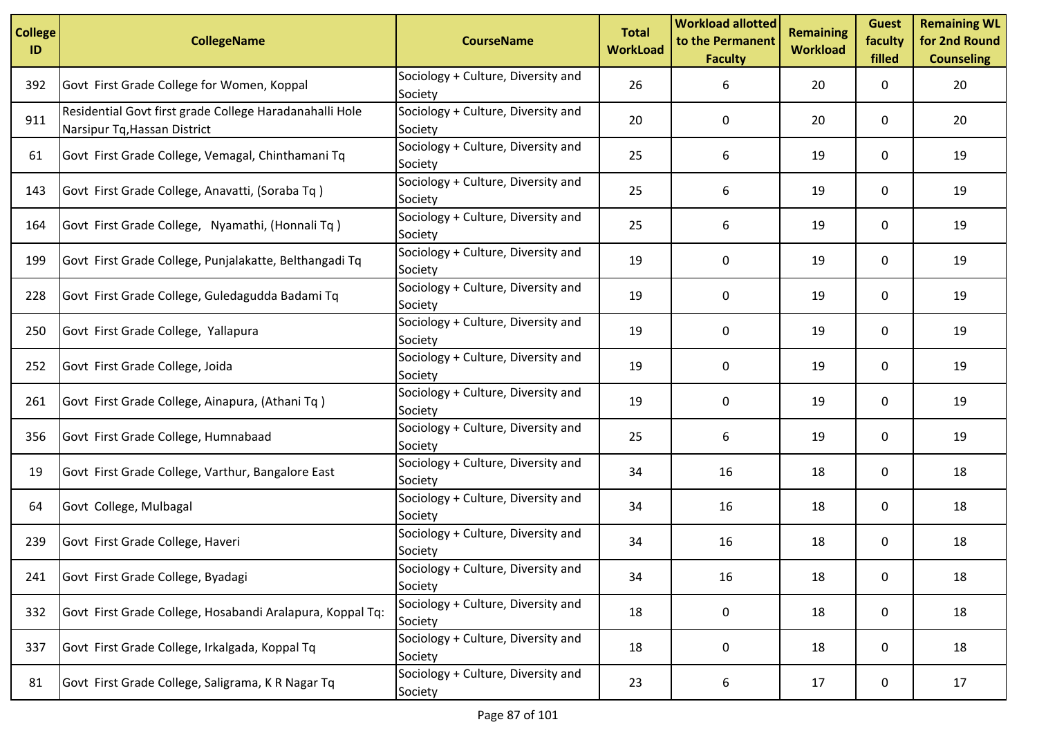| College ID | CollegeName | CourseName | Total WorkLoad | Workload allotted to the Permanent Faculty | Remaining Workload | Guest faculty filled | Remaining WL for 2nd Round Counseling |
|---|---|---|---|---|---|---|---|
| 392 | Govt First Grade College for Women, Koppal | Sociology + Culture, Diversity and Society | 26 | 6 | 20 | 0 | 20 |
| 911 | Residential Govt first grade College Haradanahalli Hole Narsipur Tq,Hassan District | Sociology + Culture, Diversity and Society | 20 | 0 | 20 | 0 | 20 |
| 61 | Govt First Grade College, Vemagal, Chinthamani Tq | Sociology + Culture, Diversity and Society | 25 | 6 | 19 | 0 | 19 |
| 143 | Govt First Grade College, Anavatti, (Soraba Tq ) | Sociology + Culture, Diversity and Society | 25 | 6 | 19 | 0 | 19 |
| 164 | Govt First Grade College, Nyamathi, (Honnali Tq ) | Sociology + Culture, Diversity and Society | 25 | 6 | 19 | 0 | 19 |
| 199 | Govt First Grade College, Punjalakatte, Belthangadi Tq | Sociology + Culture, Diversity and Society | 19 | 0 | 19 | 0 | 19 |
| 228 | Govt First Grade College, Guledagudda Badami Tq | Sociology + Culture, Diversity and Society | 19 | 0 | 19 | 0 | 19 |
| 250 | Govt First Grade College, Yallapura | Sociology + Culture, Diversity and Society | 19 | 0 | 19 | 0 | 19 |
| 252 | Govt First Grade College, Joida | Sociology + Culture, Diversity and Society | 19 | 0 | 19 | 0 | 19 |
| 261 | Govt First Grade College, Ainapura, (Athani Tq ) | Sociology + Culture, Diversity and Society | 19 | 0 | 19 | 0 | 19 |
| 356 | Govt First Grade College, Humnabaad | Sociology + Culture, Diversity and Society | 25 | 6 | 19 | 0 | 19 |
| 19 | Govt First Grade College, Varthur, Bangalore East | Sociology + Culture, Diversity and Society | 34 | 16 | 18 | 0 | 18 |
| 64 | Govt College, Mulbagal | Sociology + Culture, Diversity and Society | 34 | 16 | 18 | 0 | 18 |
| 239 | Govt First Grade College, Haveri | Sociology + Culture, Diversity and Society | 34 | 16 | 18 | 0 | 18 |
| 241 | Govt First Grade College, Byadagi | Sociology + Culture, Diversity and Society | 34 | 16 | 18 | 0 | 18 |
| 332 | Govt First Grade College, Hosabandi Aralapura, Koppal Tq: | Sociology + Culture, Diversity and Society | 18 | 0 | 18 | 0 | 18 |
| 337 | Govt First Grade College, Irkalgada, Koppal Tq | Sociology + Culture, Diversity and Society | 18 | 0 | 18 | 0 | 18 |
| 81 | Govt First Grade College, Saligrama, K R Nagar Tq | Sociology + Culture, Diversity and Society | 23 | 6 | 17 | 0 | 17 |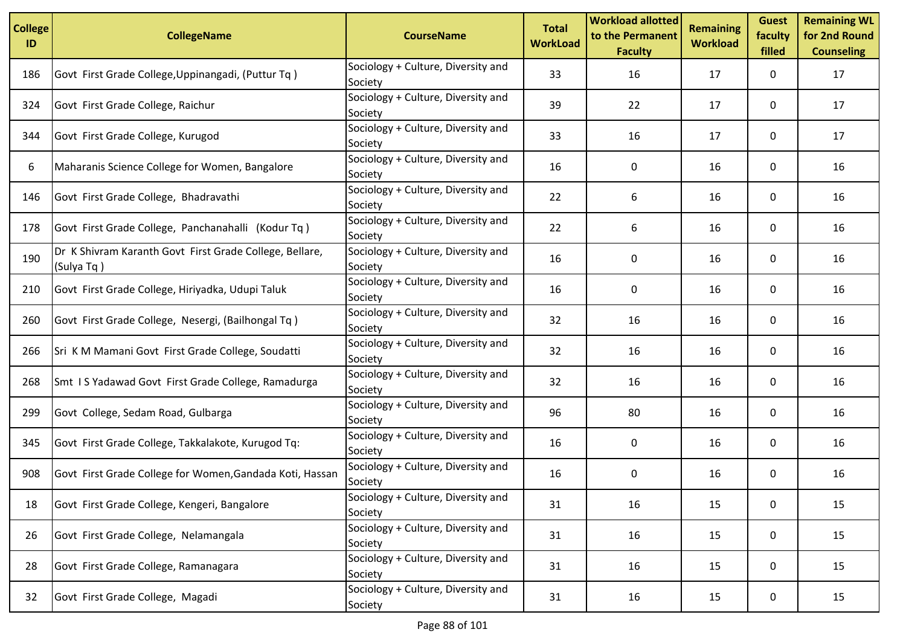| College ID | CollegeName | CourseName | Total WorkLoad | Workload allotted to the Permanent Faculty | Remaining Workload | Guest faculty filled | Remaining WL for 2nd Round Counseling |
|---|---|---|---|---|---|---|---|
| 186 | Govt First Grade College,Uppinangadi, (Puttur Tq ) | Sociology + Culture, Diversity and Society | 33 | 16 | 17 | 0 | 17 |
| 324 | Govt First Grade College, Raichur | Sociology + Culture, Diversity and Society | 39 | 22 | 17 | 0 | 17 |
| 344 | Govt First Grade College, Kurugod | Sociology + Culture, Diversity and Society | 33 | 16 | 17 | 0 | 17 |
| 6 | Maharanis Science College for Women, Bangalore | Sociology + Culture, Diversity and Society | 16 | 0 | 16 | 0 | 16 |
| 146 | Govt First Grade College, Bhadravathi | Sociology + Culture, Diversity and Society | 22 | 6 | 16 | 0 | 16 |
| 178 | Govt First Grade College, Panchanahalli (Kodur Tq ) | Sociology + Culture, Diversity and Society | 22 | 6 | 16 | 0 | 16 |
| 190 | Dr K Shivram Karanth Govt First Grade College, Bellare, (Sulya Tq ) | Sociology + Culture, Diversity and Society | 16 | 0 | 16 | 0 | 16 |
| 210 | Govt First Grade College, Hiriyadka, Udupi Taluk | Sociology + Culture, Diversity and Society | 16 | 0 | 16 | 0 | 16 |
| 260 | Govt First Grade College, Nesergi, (Bailhongal Tq ) | Sociology + Culture, Diversity and Society | 32 | 16 | 16 | 0 | 16 |
| 266 | Sri K M Mamani Govt First Grade College, Soudatti | Sociology + Culture, Diversity and Society | 32 | 16 | 16 | 0 | 16 |
| 268 | Smt I S Yadawad Govt First Grade College, Ramadurga | Sociology + Culture, Diversity and Society | 32 | 16 | 16 | 0 | 16 |
| 299 | Govt College, Sedam Road, Gulbarga | Sociology + Culture, Diversity and Society | 96 | 80 | 16 | 0 | 16 |
| 345 | Govt First Grade College, Takkalakote, Kurugod Tq: | Sociology + Culture, Diversity and Society | 16 | 0 | 16 | 0 | 16 |
| 908 | Govt First Grade College for Women,Gandada Koti, Hassan | Sociology + Culture, Diversity and Society | 16 | 0 | 16 | 0 | 16 |
| 18 | Govt First Grade College, Kengeri, Bangalore | Sociology + Culture, Diversity and Society | 31 | 16 | 15 | 0 | 15 |
| 26 | Govt First Grade College, Nelamangala | Sociology + Culture, Diversity and Society | 31 | 16 | 15 | 0 | 15 |
| 28 | Govt First Grade College, Ramanagara | Sociology + Culture, Diversity and Society | 31 | 16 | 15 | 0 | 15 |
| 32 | Govt First Grade College, Magadi | Sociology + Culture, Diversity and Society | 31 | 16 | 15 | 0 | 15 |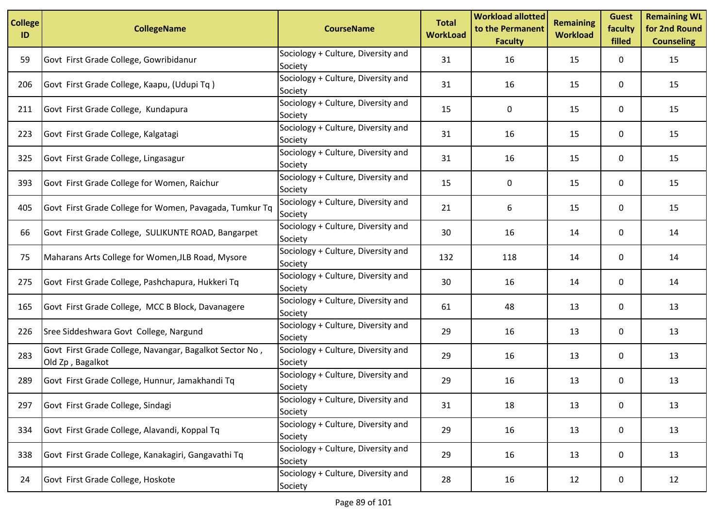| College ID | CollegeName | CourseName | Total WorkLoad | Workload allotted to the Permanent Faculty | Remaining Workload | Guest faculty filled | Remaining WL for 2nd Round Counseling |
|---|---|---|---|---|---|---|---|
| 59 | Govt First Grade College, Gowribidanur | Sociology + Culture, Diversity and Society | 31 | 16 | 15 | 0 | 15 |
| 206 | Govt First Grade College, Kaapu, (Udupi Tq ) | Sociology + Culture, Diversity and Society | 31 | 16 | 15 | 0 | 15 |
| 211 | Govt First Grade College, Kundapura | Sociology + Culture, Diversity and Society | 15 | 0 | 15 | 0 | 15 |
| 223 | Govt First Grade College, Kalgatagi | Sociology + Culture, Diversity and Society | 31 | 16 | 15 | 0 | 15 |
| 325 | Govt First Grade College, Lingasagur | Sociology + Culture, Diversity and Society | 31 | 16 | 15 | 0 | 15 |
| 393 | Govt First Grade College for Women, Raichur | Sociology + Culture, Diversity and Society | 15 | 0 | 15 | 0 | 15 |
| 405 | Govt First Grade College for Women, Pavagada, Tumkur Tq | Sociology + Culture, Diversity and Society | 21 | 6 | 15 | 0 | 15 |
| 66 | Govt First Grade College, SULIKUNTE ROAD, Bangarpet | Sociology + Culture, Diversity and Society | 30 | 16 | 14 | 0 | 14 |
| 75 | Maharans Arts College for Women,JLB Road, Mysore | Sociology + Culture, Diversity and Society | 132 | 118 | 14 | 0 | 14 |
| 275 | Govt First Grade College, Pashchapura, Hukkeri Tq | Sociology + Culture, Diversity and Society | 30 | 16 | 14 | 0 | 14 |
| 165 | Govt First Grade College, MCC B Block, Davanagere | Sociology + Culture, Diversity and Society | 61 | 48 | 13 | 0 | 13 |
| 226 | Sree Siddeshwara Govt College, Nargund | Sociology + Culture, Diversity and Society | 29 | 16 | 13 | 0 | 13 |
| 283 | Govt First Grade College, Navangar, Bagalkot Sector No , Old Zp , Bagalkot | Sociology + Culture, Diversity and Society | 29 | 16 | 13 | 0 | 13 |
| 289 | Govt First Grade College, Hunnur, Jamakhandi Tq | Sociology + Culture, Diversity and Society | 29 | 16 | 13 | 0 | 13 |
| 297 | Govt First Grade College, Sindagi | Sociology + Culture, Diversity and Society | 31 | 18 | 13 | 0 | 13 |
| 334 | Govt First Grade College, Alavandi, Koppal Tq | Sociology + Culture, Diversity and Society | 29 | 16 | 13 | 0 | 13 |
| 338 | Govt First Grade College, Kanakagiri, Gangavathi Tq | Sociology + Culture, Diversity and Society | 29 | 16 | 13 | 0 | 13 |
| 24 | Govt First Grade College, Hoskote | Sociology + Culture, Diversity and Society | 28 | 16 | 12 | 0 | 12 |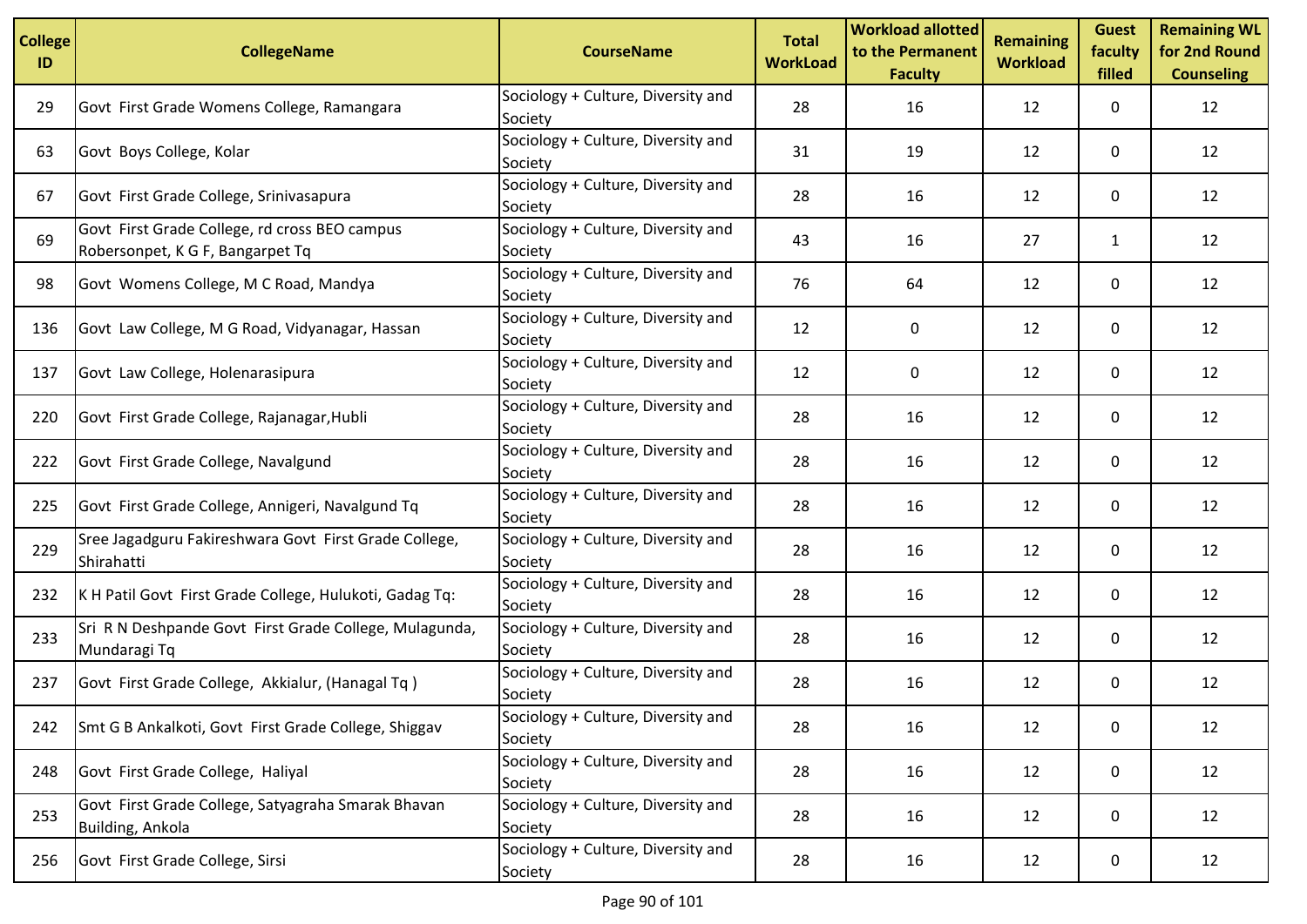| College ID | CollegeName | CourseName | Total WorkLoad | Workload allotted to the Permanent Faculty | Remaining Workload | Guest faculty filled | Remaining WL for 2nd Round Counseling |
|---|---|---|---|---|---|---|---|
| 29 | Govt First Grade Womens College, Ramangara | Sociology + Culture, Diversity and Society | 28 | 16 | 12 | 0 | 12 |
| 63 | Govt Boys College, Kolar | Sociology + Culture, Diversity and Society | 31 | 19 | 12 | 0 | 12 |
| 67 | Govt First Grade College, Srinivasapura | Sociology + Culture, Diversity and Society | 28 | 16 | 12 | 0 | 12 |
| 69 | Govt First Grade College, rd cross BEO campus Robersonpet, K G F, Bangarpet Tq | Sociology + Culture, Diversity and Society | 43 | 16 | 27 | 1 | 12 |
| 98 | Govt Womens College, M C Road, Mandya | Sociology + Culture, Diversity and Society | 76 | 64 | 12 | 0 | 12 |
| 136 | Govt Law College, M G Road, Vidyanagar, Hassan | Sociology + Culture, Diversity and Society | 12 | 0 | 12 | 0 | 12 |
| 137 | Govt Law College, Holenarasipura | Sociology + Culture, Diversity and Society | 12 | 0 | 12 | 0 | 12 |
| 220 | Govt First Grade College, Rajanagar,Hubli | Sociology + Culture, Diversity and Society | 28 | 16 | 12 | 0 | 12 |
| 222 | Govt First Grade College, Navalgund | Sociology + Culture, Diversity and Society | 28 | 16 | 12 | 0 | 12 |
| 225 | Govt First Grade College, Annigeri, Navalgund Tq | Sociology + Culture, Diversity and Society | 28 | 16 | 12 | 0 | 12 |
| 229 | Sree Jagadguru Fakireshwara Govt First Grade College, Shirahatti | Sociology + Culture, Diversity and Society | 28 | 16 | 12 | 0 | 12 |
| 232 | K H Patil Govt First Grade College, Hulukoti, Gadag Tq: | Sociology + Culture, Diversity and Society | 28 | 16 | 12 | 0 | 12 |
| 233 | Sri R N Deshpande Govt First Grade College, Mulagunda, Mundaragi Tq | Sociology + Culture, Diversity and Society | 28 | 16 | 12 | 0 | 12 |
| 237 | Govt First Grade College, Akkialur, (Hanagal Tq ) | Sociology + Culture, Diversity and Society | 28 | 16 | 12 | 0 | 12 |
| 242 | Smt G B Ankalkoti, Govt First Grade College, Shiggav | Sociology + Culture, Diversity and Society | 28 | 16 | 12 | 0 | 12 |
| 248 | Govt First Grade College, Haliyal | Sociology + Culture, Diversity and Society | 28 | 16 | 12 | 0 | 12 |
| 253 | Govt First Grade College, Satyagraha Smarak Bhavan Building, Ankola | Sociology + Culture, Diversity and Society | 28 | 16 | 12 | 0 | 12 |
| 256 | Govt First Grade College, Sirsi | Sociology + Culture, Diversity and Society | 28 | 16 | 12 | 0 | 12 |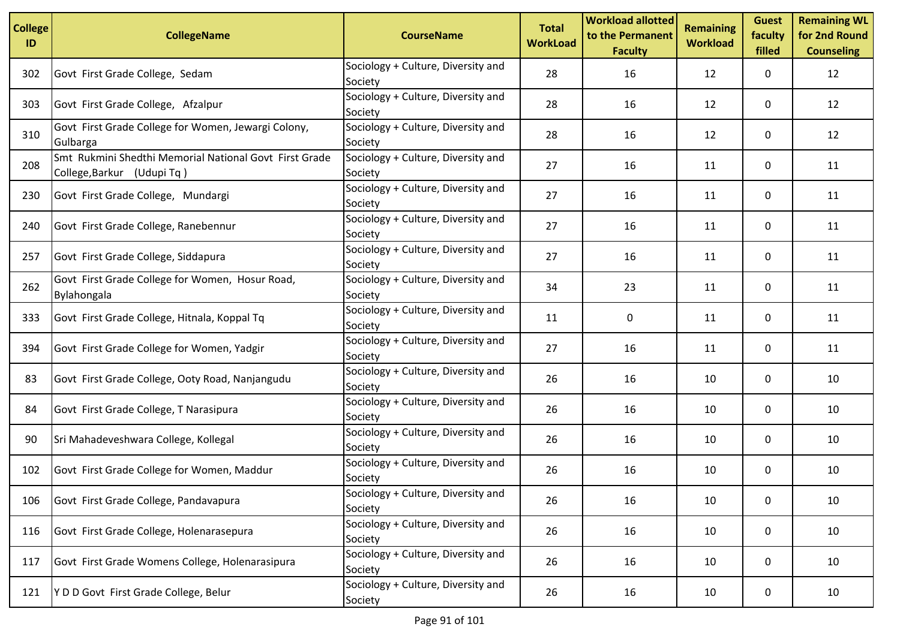| College ID | CollegeName | CourseName | Total WorkLoad | Workload allotted to the Permanent Faculty | Remaining Workload | Guest faculty filled | Remaining WL for 2nd Round Counseling |
|---|---|---|---|---|---|---|---|
| 302 | Govt First Grade College, Sedam | Sociology + Culture, Diversity and Society | 28 | 16 | 12 | 0 | 12 |
| 303 | Govt First Grade College, Afzalpur | Sociology + Culture, Diversity and Society | 28 | 16 | 12 | 0 | 12 |
| 310 | Govt First Grade College for Women, Jewargi Colony, Gulbarga | Sociology + Culture, Diversity and Society | 28 | 16 | 12 | 0 | 12 |
| 208 | Smt Rukmini Shedthi Memorial National Govt First Grade College,Barkur (Udupi Tq ) | Sociology + Culture, Diversity and Society | 27 | 16 | 11 | 0 | 11 |
| 230 | Govt First Grade College, Mundargi | Sociology + Culture, Diversity and Society | 27 | 16 | 11 | 0 | 11 |
| 240 | Govt First Grade College, Ranebennur | Sociology + Culture, Diversity and Society | 27 | 16 | 11 | 0 | 11 |
| 257 | Govt First Grade College, Siddapura | Sociology + Culture, Diversity and Society | 27 | 16 | 11 | 0 | 11 |
| 262 | Govt First Grade College for Women, Hosur Road, Bylahongala | Sociology + Culture, Diversity and Society | 34 | 23 | 11 | 0 | 11 |
| 333 | Govt First Grade College, Hitnala, Koppal Tq | Sociology + Culture, Diversity and Society | 11 | 0 | 11 | 0 | 11 |
| 394 | Govt First Grade College for Women, Yadgir | Sociology + Culture, Diversity and Society | 27 | 16 | 11 | 0 | 11 |
| 83 | Govt First Grade College, Ooty Road, Nanjangudu | Sociology + Culture, Diversity and Society | 26 | 16 | 10 | 0 | 10 |
| 84 | Govt First Grade College, T Narasipura | Sociology + Culture, Diversity and Society | 26 | 16 | 10 | 0 | 10 |
| 90 | Sri Mahadeveshwara College, Kollegal | Sociology + Culture, Diversity and Society | 26 | 16 | 10 | 0 | 10 |
| 102 | Govt First Grade College for Women, Maddur | Sociology + Culture, Diversity and Society | 26 | 16 | 10 | 0 | 10 |
| 106 | Govt First Grade College, Pandavapura | Sociology + Culture, Diversity and Society | 26 | 16 | 10 | 0 | 10 |
| 116 | Govt First Grade College, Holenarasepura | Sociology + Culture, Diversity and Society | 26 | 16 | 10 | 0 | 10 |
| 117 | Govt First Grade Womens College, Holenarasipura | Sociology + Culture, Diversity and Society | 26 | 16 | 10 | 0 | 10 |
| 121 | Y D D Govt First Grade College, Belur | Sociology + Culture, Diversity and Society | 26 | 16 | 10 | 0 | 10 |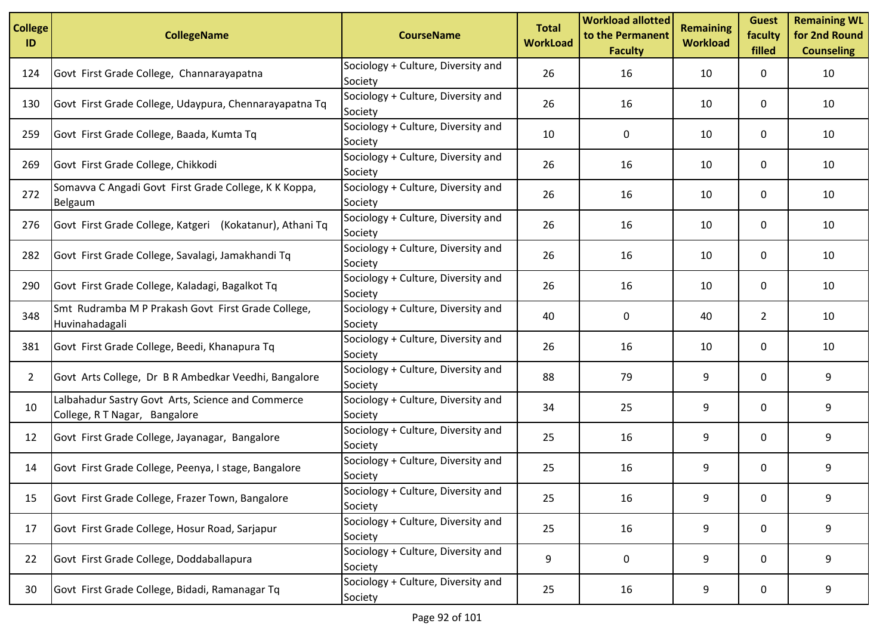| College ID | CollegeName | CourseName | Total WorkLoad | Workload allotted to the Permanent Faculty | Remaining Workload | Guest faculty filled | Remaining WL for 2nd Round Counseling |
|---|---|---|---|---|---|---|---|
| 124 | Govt First Grade College, Channarayapatna | Sociology + Culture, Diversity and Society | 26 | 16 | 10 | 0 | 10 |
| 130 | Govt First Grade College, Udaypura, Chennarayapatna Tq | Sociology + Culture, Diversity and Society | 26 | 16 | 10 | 0 | 10 |
| 259 | Govt First Grade College, Baada, Kumta Tq | Sociology + Culture, Diversity and Society | 10 | 0 | 10 | 0 | 10 |
| 269 | Govt First Grade College, Chikkodi | Sociology + Culture, Diversity and Society | 26 | 16 | 10 | 0 | 10 |
| 272 | Somavva C Angadi Govt First Grade College, K K Koppa, Belgaum | Sociology + Culture, Diversity and Society | 26 | 16 | 10 | 0 | 10 |
| 276 | Govt First Grade College, Katgeri (Kokatanur), Athani Tq | Sociology + Culture, Diversity and Society | 26 | 16 | 10 | 0 | 10 |
| 282 | Govt First Grade College, Savalagi, Jamakhandi Tq | Sociology + Culture, Diversity and Society | 26 | 16 | 10 | 0 | 10 |
| 290 | Govt First Grade College, Kaladagi, Bagalkot Tq | Sociology + Culture, Diversity and Society | 26 | 16 | 10 | 0 | 10 |
| 348 | Smt Rudramba M P Prakash Govt First Grade College, Huvinahadagali | Sociology + Culture, Diversity and Society | 40 | 0 | 40 | 2 | 10 |
| 381 | Govt First Grade College, Beedi, Khanapura Tq | Sociology + Culture, Diversity and Society | 26 | 16 | 10 | 0 | 10 |
| 2 | Govt Arts College, Dr B R Ambedkar Veedhi, Bangalore | Sociology + Culture, Diversity and Society | 88 | 79 | 9 | 0 | 9 |
| 10 | Lalbahadur Sastry Govt Arts, Science and Commerce College, R T Nagar, Bangalore | Sociology + Culture, Diversity and Society | 34 | 25 | 9 | 0 | 9 |
| 12 | Govt First Grade College, Jayanagar, Bangalore | Sociology + Culture, Diversity and Society | 25 | 16 | 9 | 0 | 9 |
| 14 | Govt First Grade College, Peenya, I stage, Bangalore | Sociology + Culture, Diversity and Society | 25 | 16 | 9 | 0 | 9 |
| 15 | Govt First Grade College, Frazer Town, Bangalore | Sociology + Culture, Diversity and Society | 25 | 16 | 9 | 0 | 9 |
| 17 | Govt First Grade College, Hosur Road, Sarjapur | Sociology + Culture, Diversity and Society | 25 | 16 | 9 | 0 | 9 |
| 22 | Govt First Grade College, Doddaballapura | Sociology + Culture, Diversity and Society | 9 | 0 | 9 | 0 | 9 |
| 30 | Govt First Grade College, Bidadi, Ramanagar Tq | Sociology + Culture, Diversity and Society | 25 | 16 | 9 | 0 | 9 |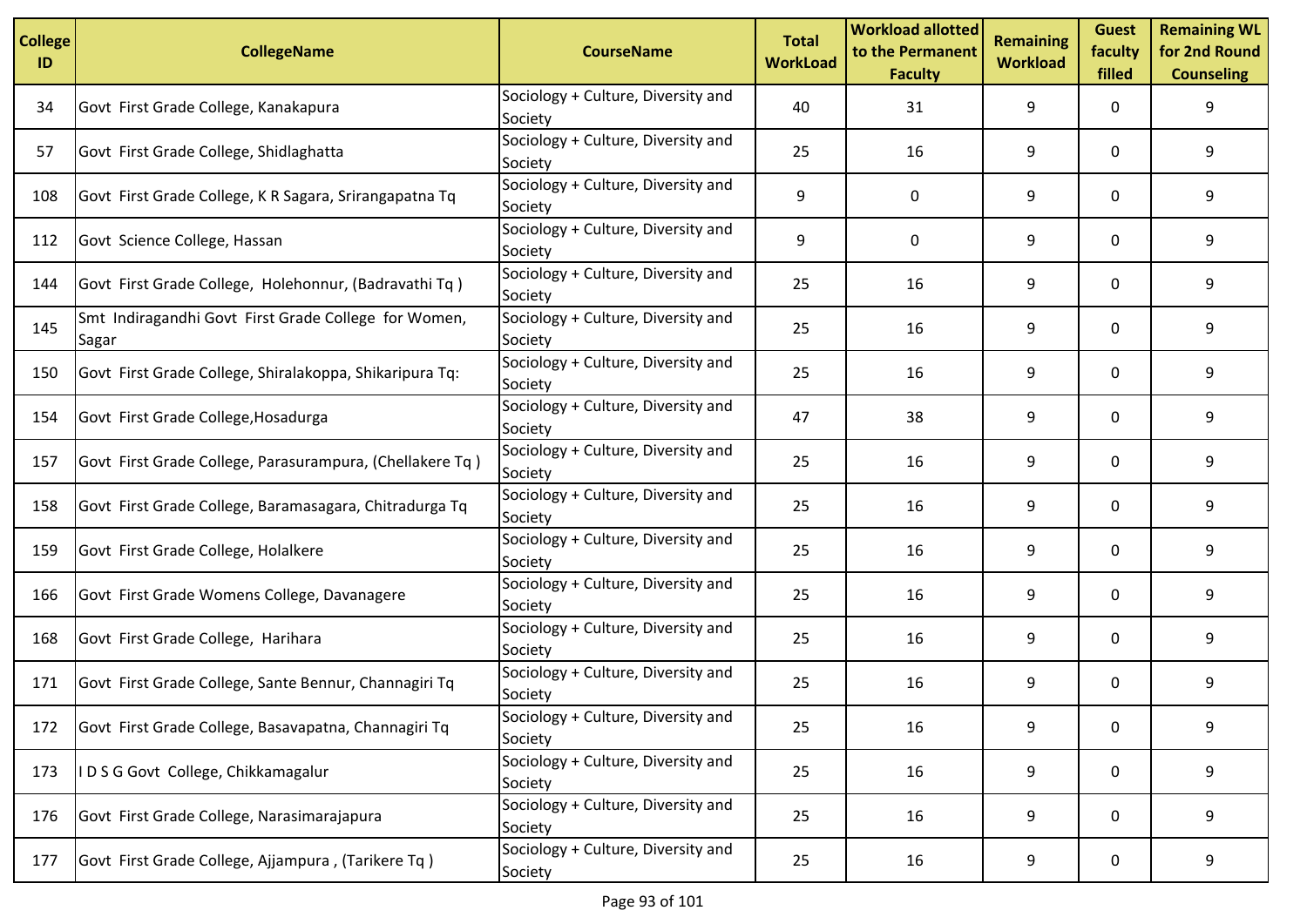| College ID | CollegeName | CourseName | Total WorkLoad | Workload allotted to the Permanent Faculty | Remaining Workload | Guest faculty filled | Remaining WL for 2nd Round Counseling |
|---|---|---|---|---|---|---|---|
| 34 | Govt First Grade College, Kanakapura | Sociology + Culture, Diversity and Society | 40 | 31 | 9 | 0 | 9 |
| 57 | Govt First Grade College, Shidlaghatta | Sociology + Culture, Diversity and Society | 25 | 16 | 9 | 0 | 9 |
| 108 | Govt First Grade College, K R Sagara, Srirangapatna Tq | Sociology + Culture, Diversity and Society | 9 | 0 | 9 | 0 | 9 |
| 112 | Govt Science College, Hassan | Sociology + Culture, Diversity and Society | 9 | 0 | 9 | 0 | 9 |
| 144 | Govt First Grade College, Holehonnur, (Badravathi Tq ) | Sociology + Culture, Diversity and Society | 25 | 16 | 9 | 0 | 9 |
| 145 | Smt Indiragandhi Govt First Grade College for Women, Sagar | Sociology + Culture, Diversity and Society | 25 | 16 | 9 | 0 | 9 |
| 150 | Govt First Grade College, Shiralakoppa, Shikaripura Tq: | Sociology + Culture, Diversity and Society | 25 | 16 | 9 | 0 | 9 |
| 154 | Govt First Grade College,Hosadurga | Sociology + Culture, Diversity and Society | 47 | 38 | 9 | 0 | 9 |
| 157 | Govt First Grade College, Parasurampura, (Chellakere Tq ) | Sociology + Culture, Diversity and Society | 25 | 16 | 9 | 0 | 9 |
| 158 | Govt First Grade College, Baramasagara, Chitradurga Tq | Sociology + Culture, Diversity and Society | 25 | 16 | 9 | 0 | 9 |
| 159 | Govt First Grade College, Holalkere | Sociology + Culture, Diversity and Society | 25 | 16 | 9 | 0 | 9 |
| 166 | Govt First Grade Womens College, Davanagere | Sociology + Culture, Diversity and Society | 25 | 16 | 9 | 0 | 9 |
| 168 | Govt First Grade College, Harihara | Sociology + Culture, Diversity and Society | 25 | 16 | 9 | 0 | 9 |
| 171 | Govt First Grade College, Sante Bennur, Channagiri Tq | Sociology + Culture, Diversity and Society | 25 | 16 | 9 | 0 | 9 |
| 172 | Govt First Grade College, Basavapatna, Channagiri Tq | Sociology + Culture, Diversity and Society | 25 | 16 | 9 | 0 | 9 |
| 173 | I D S G Govt College, Chikkamagalur | Sociology + Culture, Diversity and Society | 25 | 16 | 9 | 0 | 9 |
| 176 | Govt First Grade College, Narasimarajapura | Sociology + Culture, Diversity and Society | 25 | 16 | 9 | 0 | 9 |
| 177 | Govt First Grade College, Ajjampura , (Tarikere Tq ) | Sociology + Culture, Diversity and Society | 25 | 16 | 9 | 0 | 9 |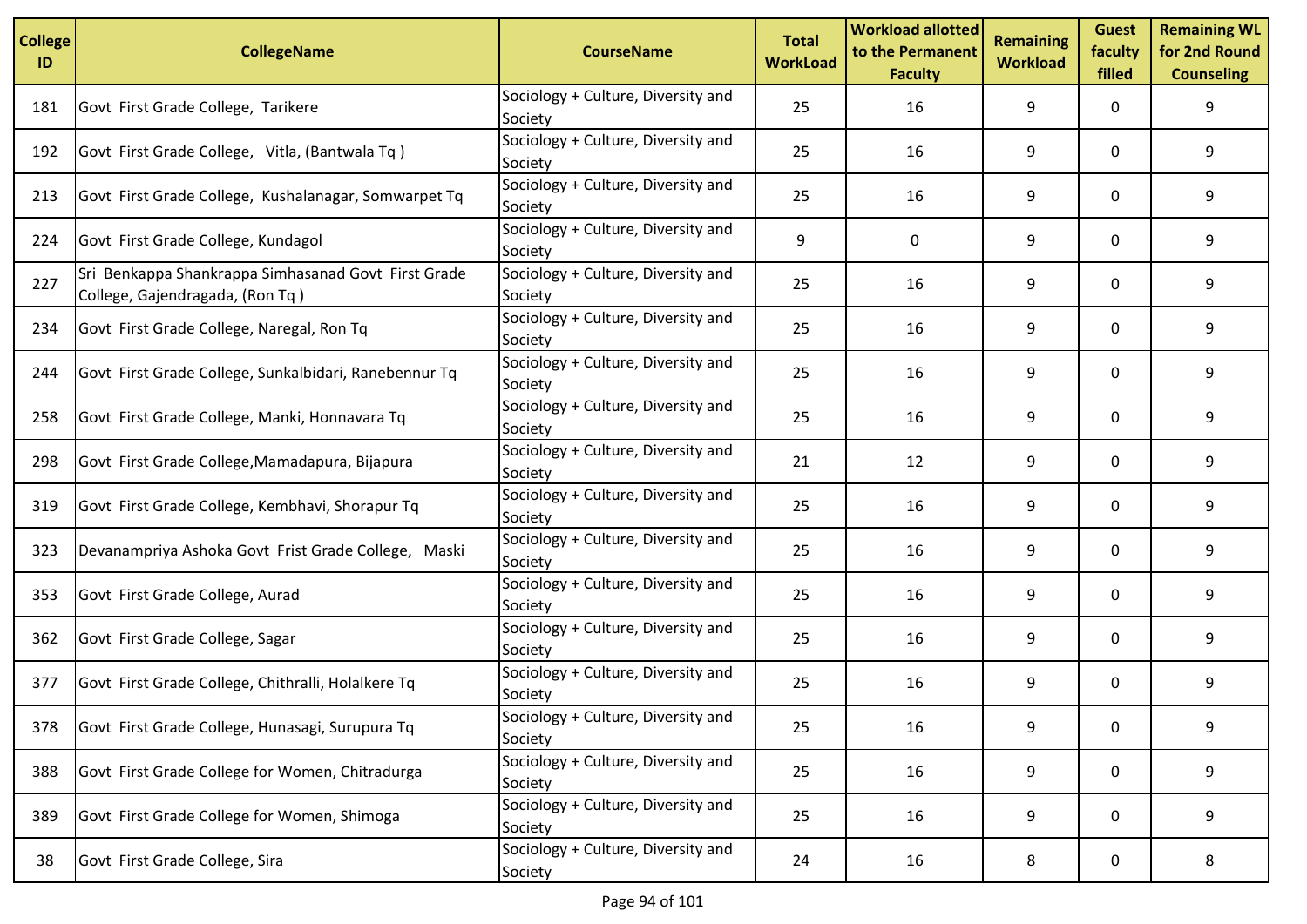| College ID | CollegeName | CourseName | Total WorkLoad | Workload allotted to the Permanent Faculty | Remaining Workload | Guest faculty filled | Remaining WL for 2nd Round Counseling |
|---|---|---|---|---|---|---|---|
| 181 | Govt First Grade College, Tarikere | Sociology + Culture, Diversity and Society | 25 | 16 | 9 | 0 | 9 |
| 192 | Govt First Grade College, Vitla, (Bantwala Tq ) | Sociology + Culture, Diversity and Society | 25 | 16 | 9 | 0 | 9 |
| 213 | Govt First Grade College, Kushalanagar, Somwarpet Tq | Sociology + Culture, Diversity and Society | 25 | 16 | 9 | 0 | 9 |
| 224 | Govt First Grade College, Kundagol | Sociology + Culture, Diversity and Society | 9 | 0 | 9 | 0 | 9 |
| 227 | Sri Benkappa Shankrappa Simhasanad Govt First Grade College, Gajendragada, (Ron Tq ) | Sociology + Culture, Diversity and Society | 25 | 16 | 9 | 0 | 9 |
| 234 | Govt First Grade College, Naregal, Ron Tq | Sociology + Culture, Diversity and Society | 25 | 16 | 9 | 0 | 9 |
| 244 | Govt First Grade College, Sunkalbidari, Ranebennur Tq | Sociology + Culture, Diversity and Society | 25 | 16 | 9 | 0 | 9 |
| 258 | Govt First Grade College, Manki, Honnavara Tq | Sociology + Culture, Diversity and Society | 25 | 16 | 9 | 0 | 9 |
| 298 | Govt First Grade College,Mamadapura, Bijapura | Sociology + Culture, Diversity and Society | 21 | 12 | 9 | 0 | 9 |
| 319 | Govt First Grade College, Kembhavi, Shorapur Tq | Sociology + Culture, Diversity and Society | 25 | 16 | 9 | 0 | 9 |
| 323 | Devanampriya Ashoka Govt Frist Grade College, Maski | Sociology + Culture, Diversity and Society | 25 | 16 | 9 | 0 | 9 |
| 353 | Govt First Grade College, Aurad | Sociology + Culture, Diversity and Society | 25 | 16 | 9 | 0 | 9 |
| 362 | Govt First Grade College, Sagar | Sociology + Culture, Diversity and Society | 25 | 16 | 9 | 0 | 9 |
| 377 | Govt First Grade College, Chithralli, Holalkere Tq | Sociology + Culture, Diversity and Society | 25 | 16 | 9 | 0 | 9 |
| 378 | Govt First Grade College, Hunasagi, Surupura Tq | Sociology + Culture, Diversity and Society | 25 | 16 | 9 | 0 | 9 |
| 388 | Govt First Grade College for Women, Chitradurga | Sociology + Culture, Diversity and Society | 25 | 16 | 9 | 0 | 9 |
| 389 | Govt First Grade College for Women, Shimoga | Sociology + Culture, Diversity and Society | 25 | 16 | 9 | 0 | 9 |
| 38 | Govt First Grade College, Sira | Sociology + Culture, Diversity and Society | 24 | 16 | 8 | 0 | 8 |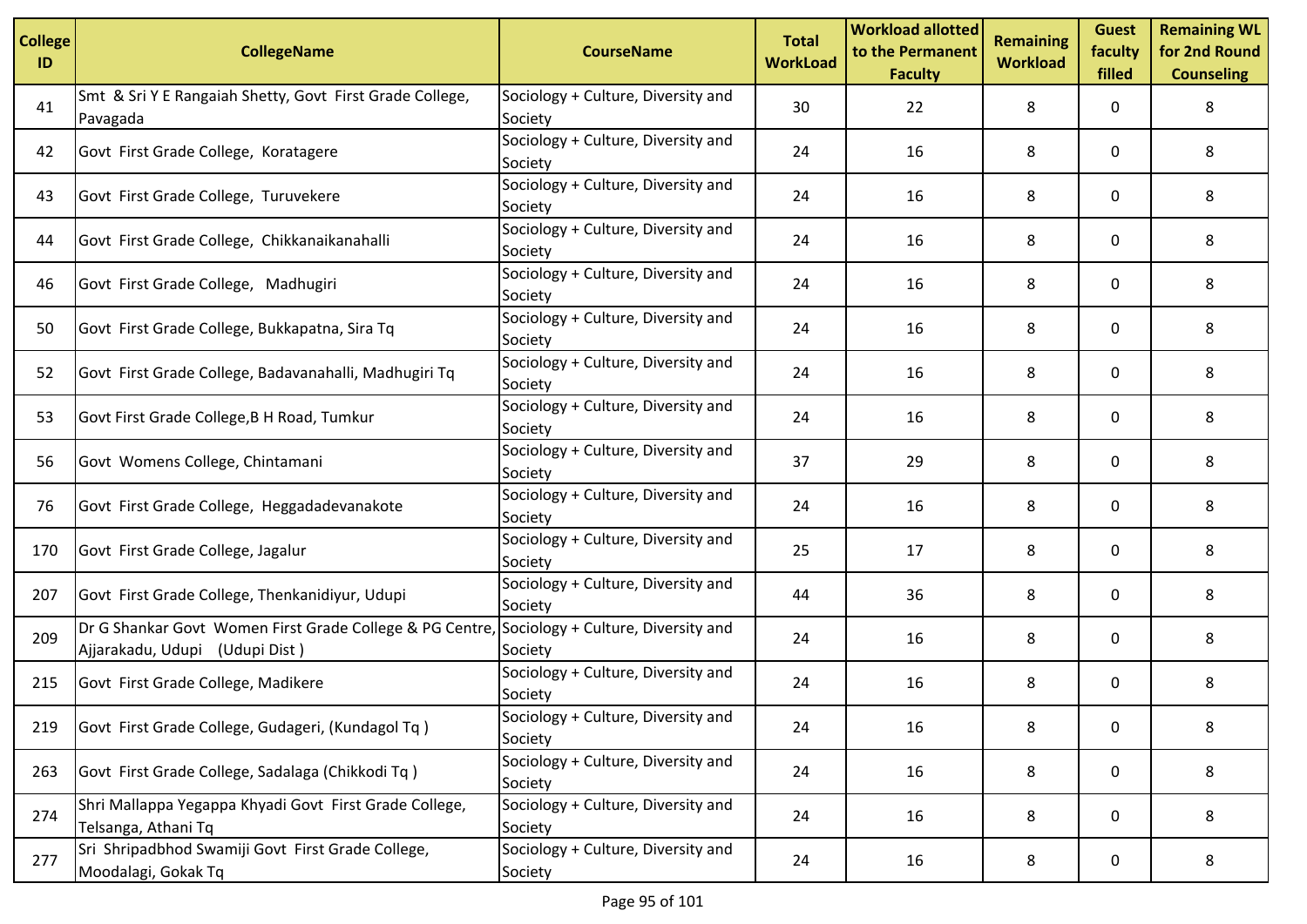| College ID | CollegeName | CourseName | Total WorkLoad | Workload allotted to the Permanent Faculty | Remaining Workload | Guest faculty filled | Remaining WL for 2nd Round Counseling |
|---|---|---|---|---|---|---|---|
| 41 | Smt & Sri Y E Rangaiah Shetty, Govt First Grade College, Pavagada | Sociology + Culture, Diversity and Society | 30 | 22 | 8 | 0 | 8 |
| 42 | Govt First Grade College, Koratagere | Sociology + Culture, Diversity and Society | 24 | 16 | 8 | 0 | 8 |
| 43 | Govt First Grade College, Turuvekere | Sociology + Culture, Diversity and Society | 24 | 16 | 8 | 0 | 8 |
| 44 | Govt First Grade College, Chikkanaikanahalli | Sociology + Culture, Diversity and Society | 24 | 16 | 8 | 0 | 8 |
| 46 | Govt First Grade College, Madhugiri | Sociology + Culture, Diversity and Society | 24 | 16 | 8 | 0 | 8 |
| 50 | Govt First Grade College, Bukkapatna, Sira Tq | Sociology + Culture, Diversity and Society | 24 | 16 | 8 | 0 | 8 |
| 52 | Govt First Grade College, Badavanahalli, Madhugiri Tq | Sociology + Culture, Diversity and Society | 24 | 16 | 8 | 0 | 8 |
| 53 | Govt First Grade College,B H Road, Tumkur | Sociology + Culture, Diversity and Society | 24 | 16 | 8 | 0 | 8 |
| 56 | Govt Womens College, Chintamani | Sociology + Culture, Diversity and Society | 37 | 29 | 8 | 0 | 8 |
| 76 | Govt First Grade College, Heggadadevanakote | Sociology + Culture, Diversity and Society | 24 | 16 | 8 | 0 | 8 |
| 170 | Govt First Grade College, Jagalur | Sociology + Culture, Diversity and Society | 25 | 17 | 8 | 0 | 8 |
| 207 | Govt First Grade College, Thenkanidiyur, Udupi | Sociology + Culture, Diversity and Society | 44 | 36 | 8 | 0 | 8 |
| 209 | Dr G Shankar Govt Women First Grade College & PG Centre, Ajjarakadu, Udupi (Udupi Dist ) | Sociology + Culture, Diversity and Society | 24 | 16 | 8 | 0 | 8 |
| 215 | Govt First Grade College, Madikere | Sociology + Culture, Diversity and Society | 24 | 16 | 8 | 0 | 8 |
| 219 | Govt First Grade College, Gudageri, (Kundagol Tq ) | Sociology + Culture, Diversity and Society | 24 | 16 | 8 | 0 | 8 |
| 263 | Govt First Grade College, Sadalaga (Chikkodi Tq ) | Sociology + Culture, Diversity and Society | 24 | 16 | 8 | 0 | 8 |
| 274 | Shri Mallappa Yegappa Khyadi Govt First Grade College, Telsanga, Athani Tq | Sociology + Culture, Diversity and Society | 24 | 16 | 8 | 0 | 8 |
| 277 | Sri Shripadbhod Swamiji Govt First Grade College, Moodalagi, Gokak Tq | Sociology + Culture, Diversity and Society | 24 | 16 | 8 | 0 | 8 |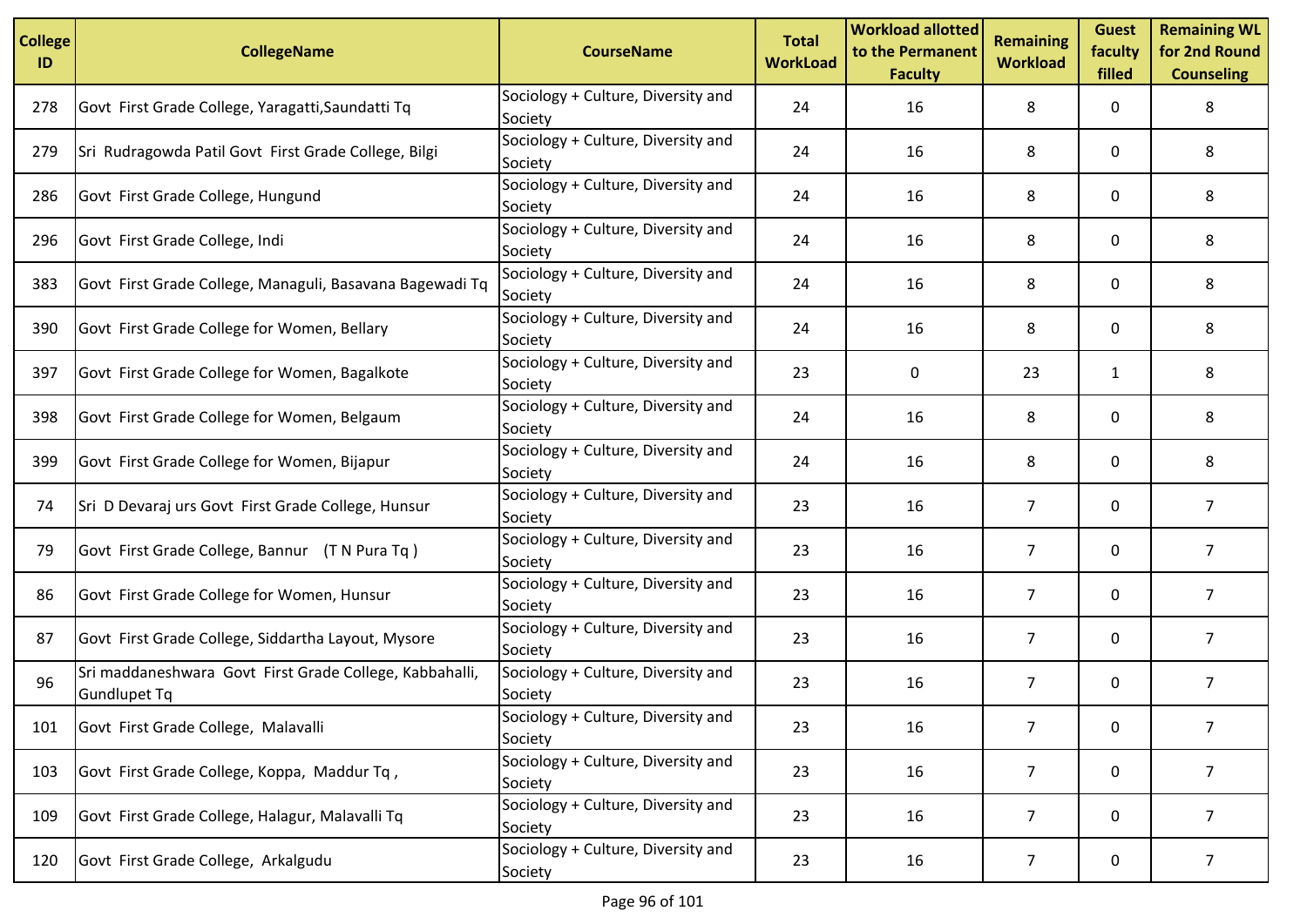| College ID | CollegeName | CourseName | Total WorkLoad | Workload allotted to the Permanent Faculty | Remaining Workload | Guest faculty filled | Remaining WL for 2nd Round Counseling |
|---|---|---|---|---|---|---|---|
| 278 | Govt First Grade College, Yaragatti,Saundatti Tq | Sociology + Culture, Diversity and Society | 24 | 16 | 8 | 0 | 8 |
| 279 | Sri Rudragowda Patil Govt First Grade College, Bilgi | Sociology + Culture, Diversity and Society | 24 | 16 | 8 | 0 | 8 |
| 286 | Govt First Grade College, Hungund | Sociology + Culture, Diversity and Society | 24 | 16 | 8 | 0 | 8 |
| 296 | Govt First Grade College, Indi | Sociology + Culture, Diversity and Society | 24 | 16 | 8 | 0 | 8 |
| 383 | Govt First Grade College, Managuli, Basavana Bagewadi Tq | Sociology + Culture, Diversity and Society | 24 | 16 | 8 | 0 | 8 |
| 390 | Govt First Grade College for Women, Bellary | Sociology + Culture, Diversity and Society | 24 | 16 | 8 | 0 | 8 |
| 397 | Govt First Grade College for Women, Bagalkote | Sociology + Culture, Diversity and Society | 23 | 0 | 23 | 1 | 8 |
| 398 | Govt First Grade College for Women, Belgaum | Sociology + Culture, Diversity and Society | 24 | 16 | 8 | 0 | 8 |
| 399 | Govt First Grade College for Women, Bijapur | Sociology + Culture, Diversity and Society | 24 | 16 | 8 | 0 | 8 |
| 74 | Sri D Devaraj urs Govt First Grade College, Hunsur | Sociology + Culture, Diversity and Society | 23 | 16 | 7 | 0 | 7 |
| 79 | Govt First Grade College, Bannur (T N Pura Tq ) | Sociology + Culture, Diversity and Society | 23 | 16 | 7 | 0 | 7 |
| 86 | Govt First Grade College for Women, Hunsur | Sociology + Culture, Diversity and Society | 23 | 16 | 7 | 0 | 7 |
| 87 | Govt First Grade College, Siddartha Layout, Mysore | Sociology + Culture, Diversity and Society | 23 | 16 | 7 | 0 | 7 |
| 96 | Sri maddaneshwara Govt First Grade College, Kabbahalli, Gundlupet Tq | Sociology + Culture, Diversity and Society | 23 | 16 | 7 | 0 | 7 |
| 101 | Govt First Grade College, Malavalli | Sociology + Culture, Diversity and Society | 23 | 16 | 7 | 0 | 7 |
| 103 | Govt First Grade College, Koppa, Maddur Tq , | Sociology + Culture, Diversity and Society | 23 | 16 | 7 | 0 | 7 |
| 109 | Govt First Grade College, Halagur, Malavalli Tq | Sociology + Culture, Diversity and Society | 23 | 16 | 7 | 0 | 7 |
| 120 | Govt First Grade College, Arkalgudu | Sociology + Culture, Diversity and Society | 23 | 16 | 7 | 0 | 7 |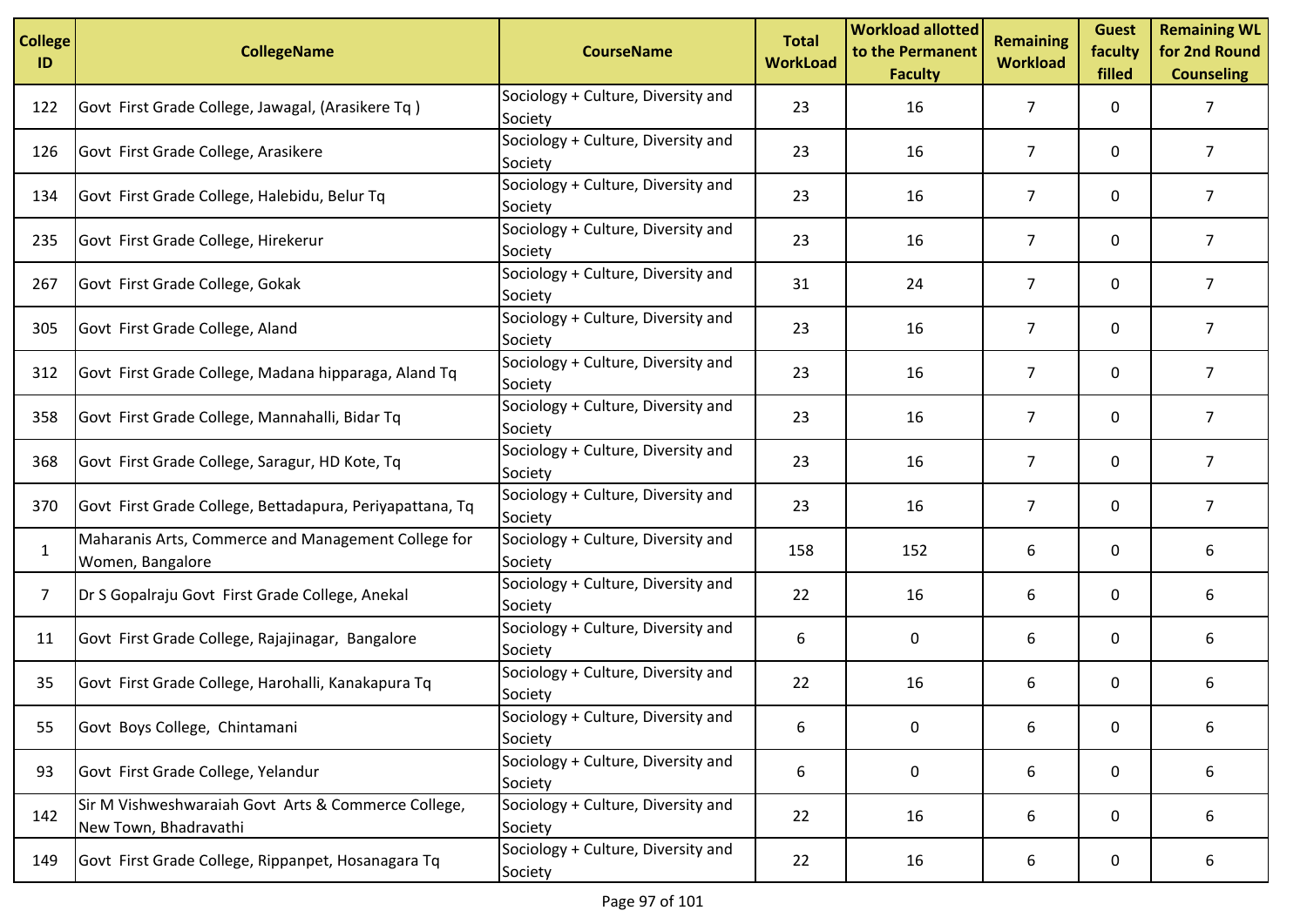| College ID | CollegeName | CourseName | Total WorkLoad | Workload allotted to the Permanent Faculty | Remaining Workload | Guest faculty filled | Remaining WL for 2nd Round Counseling |
|---|---|---|---|---|---|---|---|
| 122 | Govt First Grade College, Jawagal, (Arasikere Tq ) | Sociology + Culture, Diversity and Society | 23 | 16 | 7 | 0 | 7 |
| 126 | Govt First Grade College, Arasikere | Sociology + Culture, Diversity and Society | 23 | 16 | 7 | 0 | 7 |
| 134 | Govt First Grade College, Halebidu, Belur Tq | Sociology + Culture, Diversity and Society | 23 | 16 | 7 | 0 | 7 |
| 235 | Govt First Grade College, Hirekerur | Sociology + Culture, Diversity and Society | 23 | 16 | 7 | 0 | 7 |
| 267 | Govt First Grade College, Gokak | Sociology + Culture, Diversity and Society | 31 | 24 | 7 | 0 | 7 |
| 305 | Govt First Grade College, Aland | Sociology + Culture, Diversity and Society | 23 | 16 | 7 | 0 | 7 |
| 312 | Govt First Grade College, Madana hipparaga, Aland Tq | Sociology + Culture, Diversity and Society | 23 | 16 | 7 | 0 | 7 |
| 358 | Govt First Grade College, Mannahalli, Bidar Tq | Sociology + Culture, Diversity and Society | 23 | 16 | 7 | 0 | 7 |
| 368 | Govt First Grade College, Saragur, HD Kote, Tq | Sociology + Culture, Diversity and Society | 23 | 16 | 7 | 0 | 7 |
| 370 | Govt First Grade College, Bettadapura, Periyapattana, Tq | Sociology + Culture, Diversity and Society | 23 | 16 | 7 | 0 | 7 |
| 1 | Maharanis Arts, Commerce and Management College for Women, Bangalore | Sociology + Culture, Diversity and Society | 158 | 152 | 6 | 0 | 6 |
| 7 | Dr S Gopalraju Govt First Grade College, Anekal | Sociology + Culture, Diversity and Society | 22 | 16 | 6 | 0 | 6 |
| 11 | Govt First Grade College, Rajajinagar, Bangalore | Sociology + Culture, Diversity and Society | 6 | 0 | 6 | 0 | 6 |
| 35 | Govt First Grade College, Harohalli, Kanakapura Tq | Sociology + Culture, Diversity and Society | 22 | 16 | 6 | 0 | 6 |
| 55 | Govt Boys College, Chintamani | Sociology + Culture, Diversity and Society | 6 | 0 | 6 | 0 | 6 |
| 93 | Govt First Grade College, Yelandur | Sociology + Culture, Diversity and Society | 6 | 0 | 6 | 0 | 6 |
| 142 | Sir M Vishweshwaraiah Govt Arts & Commerce College, New Town, Bhadravathi | Sociology + Culture, Diversity and Society | 22 | 16 | 6 | 0 | 6 |
| 149 | Govt First Grade College, Rippanpet, Hosanagara Tq | Sociology + Culture, Diversity and Society | 22 | 16 | 6 | 0 | 6 |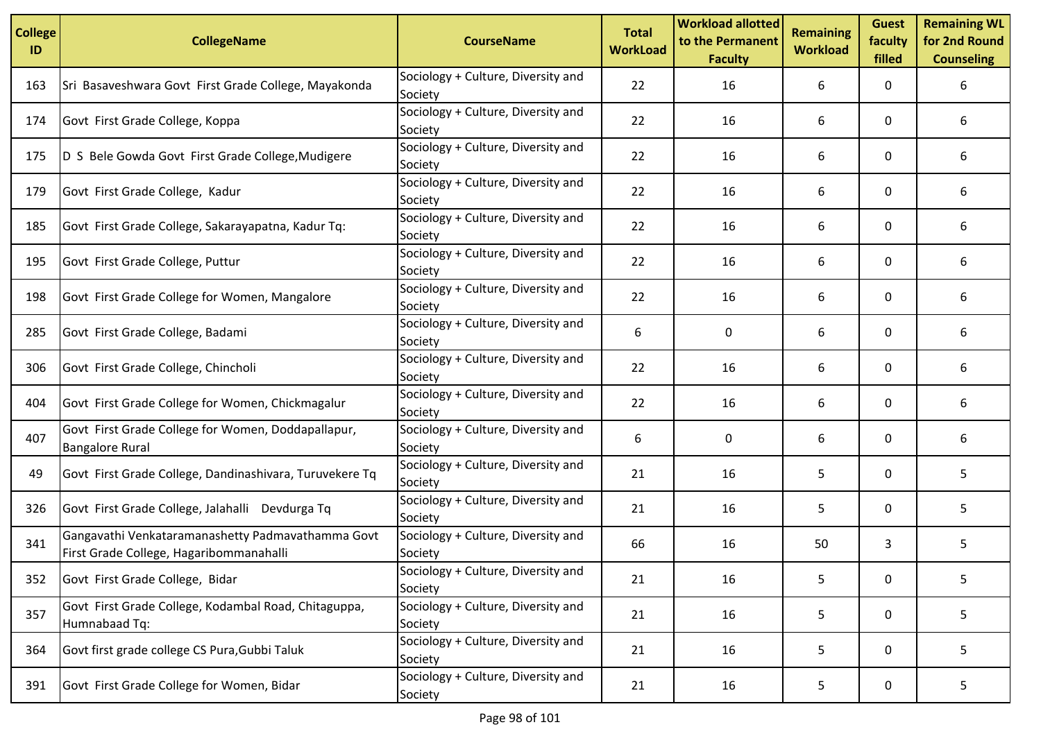| College ID | CollegeName | CourseName | Total WorkLoad | Workload allotted to the Permanent Faculty | Remaining Workload | Guest faculty filled | Remaining WL for 2nd Round Counseling |
|---|---|---|---|---|---|---|---|
| 163 | Sri Basaveshwara Govt First Grade College, Mayakonda | Sociology + Culture, Diversity and Society | 22 | 16 | 6 | 0 | 6 |
| 174 | Govt First Grade College, Koppa | Sociology + Culture, Diversity and Society | 22 | 16 | 6 | 0 | 6 |
| 175 | D S Bele Gowda Govt First Grade College,Mudigere | Sociology + Culture, Diversity and Society | 22 | 16 | 6 | 0 | 6 |
| 179 | Govt First Grade College, Kadur | Sociology + Culture, Diversity and Society | 22 | 16 | 6 | 0 | 6 |
| 185 | Govt First Grade College, Sakarayapatna, Kadur Tq: | Sociology + Culture, Diversity and Society | 22 | 16 | 6 | 0 | 6 |
| 195 | Govt First Grade College, Puttur | Sociology + Culture, Diversity and Society | 22 | 16 | 6 | 0 | 6 |
| 198 | Govt First Grade College for Women, Mangalore | Sociology + Culture, Diversity and Society | 22 | 16 | 6 | 0 | 6 |
| 285 | Govt First Grade College, Badami | Sociology + Culture, Diversity and Society | 6 | 0 | 6 | 0 | 6 |
| 306 | Govt First Grade College, Chincholi | Sociology + Culture, Diversity and Society | 22 | 16 | 6 | 0 | 6 |
| 404 | Govt First Grade College for Women, Chickmagalur | Sociology + Culture, Diversity and Society | 22 | 16 | 6 | 0 | 6 |
| 407 | Govt First Grade College for Women, Doddapallapur, Bangalore Rural | Sociology + Culture, Diversity and Society | 6 | 0 | 6 | 0 | 6 |
| 49 | Govt First Grade College, Dandinashivara, Turuvekere Tq | Sociology + Culture, Diversity and Society | 21 | 16 | 5 | 0 | 5 |
| 326 | Govt First Grade College, Jalahalli Devdurga Tq | Sociology + Culture, Diversity and Society | 21 | 16 | 5 | 0 | 5 |
| 341 | Gangavathi Venkataramanashetty Padmavathamma Govt First Grade College, Hagaribommanahalli | Sociology + Culture, Diversity and Society | 66 | 16 | 50 | 3 | 5 |
| 352 | Govt First Grade College, Bidar | Sociology + Culture, Diversity and Society | 21 | 16 | 5 | 0 | 5 |
| 357 | Govt First Grade College, Kodambal Road, Chitaguppa, Humnabaad Tq: | Sociology + Culture, Diversity and Society | 21 | 16 | 5 | 0 | 5 |
| 364 | Govt first grade college CS Pura,Gubbi Taluk | Sociology + Culture, Diversity and Society | 21 | 16 | 5 | 0 | 5 |
| 391 | Govt First Grade College for Women, Bidar | Sociology + Culture, Diversity and Society | 21 | 16 | 5 | 0 | 5 |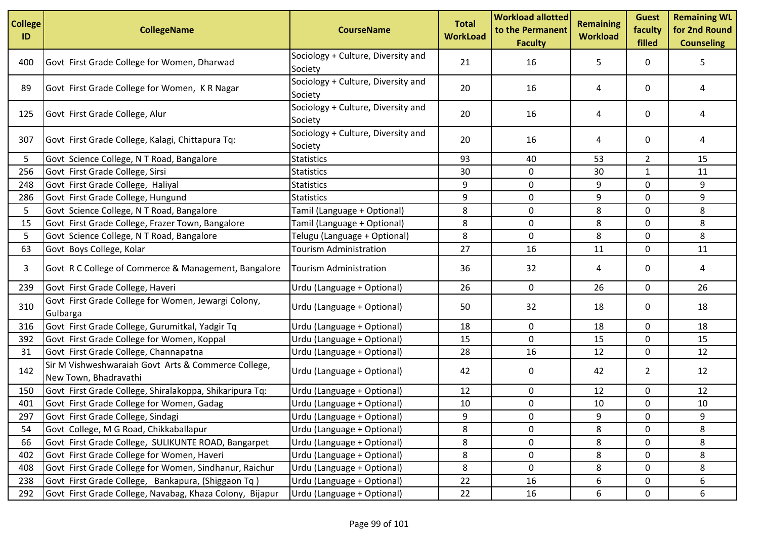| College ID | CollegeName | CourseName | Total WorkLoad | Workload allotted to the Permanent Faculty | Remaining Workload | Guest faculty filled | Remaining WL for 2nd Round Counseling |
|---|---|---|---|---|---|---|---|
| 400 | Govt First Grade College for Women, Dharwad | Sociology + Culture, Diversity and Society | 21 | 16 | 5 | 0 | 5 |
| 89 | Govt First Grade College for Women, K R Nagar | Sociology + Culture, Diversity and Society | 20 | 16 | 4 | 0 | 4 |
| 125 | Govt First Grade College, Alur | Sociology + Culture, Diversity and Society | 20 | 16 | 4 | 0 | 4 |
| 307 | Govt First Grade College, Kalagi, Chittapura Tq: | Sociology + Culture, Diversity and Society | 20 | 16 | 4 | 0 | 4 |
| 5 | Govt Science College, N T Road, Bangalore | Statistics | 93 | 40 | 53 | 2 | 15 |
| 256 | Govt First Grade College, Sirsi | Statistics | 30 | 0 | 30 | 1 | 11 |
| 248 | Govt First Grade College, Haliyal | Statistics | 9 | 0 | 9 | 0 | 9 |
| 286 | Govt First Grade College, Hungund | Statistics | 9 | 0 | 9 | 0 | 9 |
| 5 | Govt Science College, N T Road, Bangalore | Tamil (Language + Optional) | 8 | 0 | 8 | 0 | 8 |
| 15 | Govt First Grade College, Frazer Town, Bangalore | Tamil (Language + Optional) | 8 | 0 | 8 | 0 | 8 |
| 5 | Govt Science College, N T Road, Bangalore | Telugu (Language + Optional) | 8 | 0 | 8 | 0 | 8 |
| 63 | Govt Boys College, Kolar | Tourism Administration | 27 | 16 | 11 | 0 | 11 |
| 3 | Govt R C College of Commerce & Management, Bangalore | Tourism Administration | 36 | 32 | 4 | 0 | 4 |
| 239 | Govt First Grade College, Haveri | Urdu (Language + Optional) | 26 | 0 | 26 | 0 | 26 |
| 310 | Govt First Grade College for Women, Jewargi Colony, Gulbarga | Urdu (Language + Optional) | 50 | 32 | 18 | 0 | 18 |
| 316 | Govt First Grade College, Gurumitkal, Yadgir Tq | Urdu (Language + Optional) | 18 | 0 | 18 | 0 | 18 |
| 392 | Govt First Grade College for Women, Koppal | Urdu (Language + Optional) | 15 | 0 | 15 | 0 | 15 |
| 31 | Govt First Grade College, Channapatna | Urdu (Language + Optional) | 28 | 16 | 12 | 0 | 12 |
| 142 | Sir M Vishweshwaraiah Govt Arts & Commerce College, New Town, Bhadravathi | Urdu (Language + Optional) | 42 | 0 | 42 | 2 | 12 |
| 150 | Govt First Grade College, Shiralakoppa, Shikaripura Tq: | Urdu (Language + Optional) | 12 | 0 | 12 | 0 | 12 |
| 401 | Govt First Grade College for Women, Gadag | Urdu (Language + Optional) | 10 | 0 | 10 | 0 | 10 |
| 297 | Govt First Grade College, Sindagi | Urdu (Language + Optional) | 9 | 0 | 9 | 0 | 9 |
| 54 | Govt College, M G Road, Chikkaballapur | Urdu (Language + Optional) | 8 | 0 | 8 | 0 | 8 |
| 66 | Govt First Grade College, SULIKUNTE ROAD, Bangarpet | Urdu (Language + Optional) | 8 | 0 | 8 | 0 | 8 |
| 402 | Govt First Grade College for Women, Haveri | Urdu (Language + Optional) | 8 | 0 | 8 | 0 | 8 |
| 408 | Govt First Grade College for Women, Sindhanur, Raichur | Urdu (Language + Optional) | 8 | 0 | 8 | 0 | 8 |
| 238 | Govt First Grade College, Bankapura, (Shiggaon Tq ) | Urdu (Language + Optional) | 22 | 16 | 6 | 0 | 6 |
| 292 | Govt First Grade College, Navabag, Khaza Colony, Bijapur | Urdu (Language + Optional) | 22 | 16 | 6 | 0 | 6 |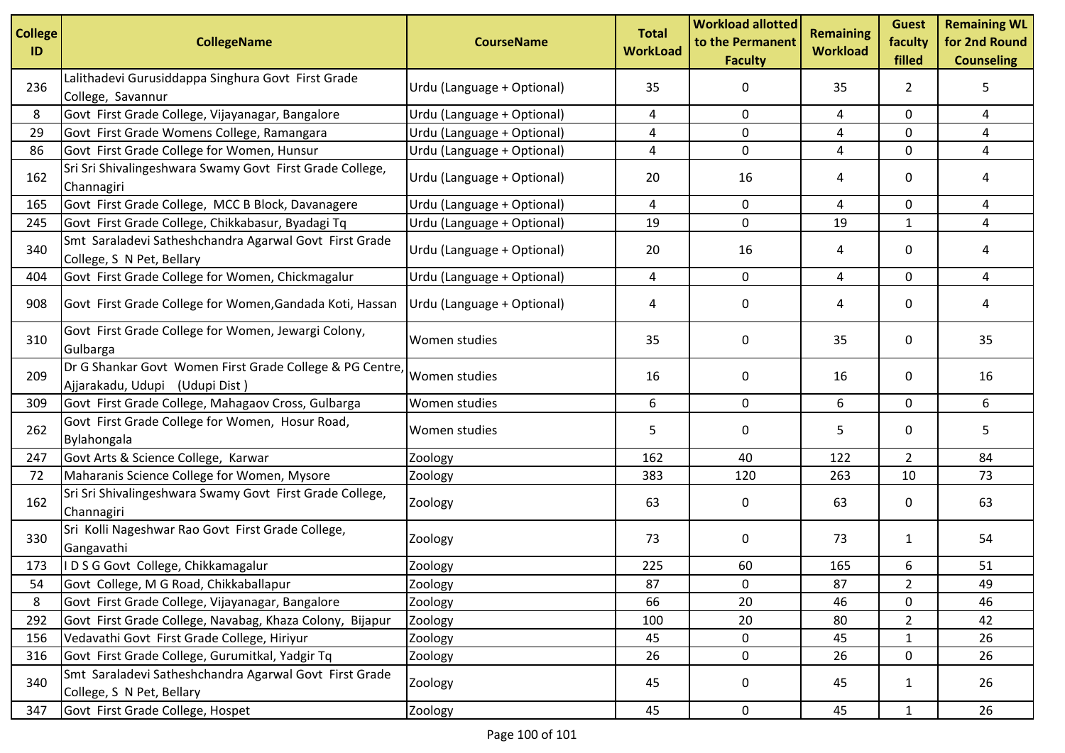| College ID | CollegeName | CourseName | Total WorkLoad | Workload allotted to the Permanent Faculty | Remaining Workload | Guest faculty filled | Remaining WL for 2nd Round Counseling |
|---|---|---|---|---|---|---|---|
| 236 | Lalithadevi Gurusiddappa Singhura Govt First Grade College, Savannur | Urdu (Language + Optional) | 35 | 0 | 35 | 2 | 5 |
| 8 | Govt First Grade College, Vijayanagar, Bangalore | Urdu (Language + Optional) | 4 | 0 | 4 | 0 | 4 |
| 29 | Govt First Grade Womens College, Ramangara | Urdu (Language + Optional) | 4 | 0 | 4 | 0 | 4 |
| 86 | Govt First Grade College for Women, Hunsur | Urdu (Language + Optional) | 4 | 0 | 4 | 0 | 4 |
| 162 | Sri Sri Shivalingeshwara Swamy Govt First Grade College, Channagiri | Urdu (Language + Optional) | 20 | 16 | 4 | 0 | 4 |
| 165 | Govt First Grade College, MCC B Block, Davanagere | Urdu (Language + Optional) | 4 | 0 | 4 | 0 | 4 |
| 245 | Govt First Grade College, Chikkabasur, Byadagi Tq | Urdu (Language + Optional) | 19 | 0 | 19 | 1 | 4 |
| 340 | Smt Saraladevi Satheshchandra Agarwal Govt First Grade College, S N Pet, Bellary | Urdu (Language + Optional) | 20 | 16 | 4 | 0 | 4 |
| 404 | Govt First Grade College for Women, Chickmagalur | Urdu (Language + Optional) | 4 | 0 | 4 | 0 | 4 |
| 908 | Govt First Grade College for Women,Gandada Koti, Hassan | Urdu (Language + Optional) | 4 | 0 | 4 | 0 | 4 |
| 310 | Govt First Grade College for Women, Jewargi Colony, Gulbarga | Women studies | 35 | 0 | 35 | 0 | 35 |
| 209 | Dr G Shankar Govt Women First Grade College & PG Centre, Ajjarakadu, Udupi (Udupi Dist ) | Women studies | 16 | 0 | 16 | 0 | 16 |
| 309 | Govt First Grade College, Mahagaov Cross, Gulbarga | Women studies | 6 | 0 | 6 | 0 | 6 |
| 262 | Govt First Grade College for Women, Hosur Road, Bylahongala | Women studies | 5 | 0 | 5 | 0 | 5 |
| 247 | Govt Arts & Science College, Karwar | Zoology | 162 | 40 | 122 | 2 | 84 |
| 72 | Maharanis Science College for Women, Mysore | Zoology | 383 | 120 | 263 | 10 | 73 |
| 162 | Sri Sri Shivalingeshwara Swamy Govt First Grade College, Channagiri | Zoology | 63 | 0 | 63 | 0 | 63 |
| 330 | Sri Kolli Nageshwar Rao Govt First Grade College, Gangavathi | Zoology | 73 | 0 | 73 | 1 | 54 |
| 173 | I D S G Govt College, Chikkamagalur | Zoology | 225 | 60 | 165 | 6 | 51 |
| 54 | Govt College, M G Road, Chikkaballapur | Zoology | 87 | 0 | 87 | 2 | 49 |
| 8 | Govt First Grade College, Vijayanagar, Bangalore | Zoology | 66 | 20 | 46 | 0 | 46 |
| 292 | Govt First Grade College, Navabag, Khaza Colony, Bijapur | Zoology | 100 | 20 | 80 | 2 | 42 |
| 156 | Vedavathi Govt First Grade College, Hiriyur | Zoology | 45 | 0 | 45 | 1 | 26 |
| 316 | Govt First Grade College, Gurumitkal, Yadgir Tq | Zoology | 26 | 0 | 26 | 0 | 26 |
| 340 | Smt Saraladevi Satheshchandra Agarwal Govt First Grade College, S N Pet, Bellary | Zoology | 45 | 0 | 45 | 1 | 26 |
| 347 | Govt First Grade College, Hospet | Zoology | 45 | 0 | 45 | 1 | 26 |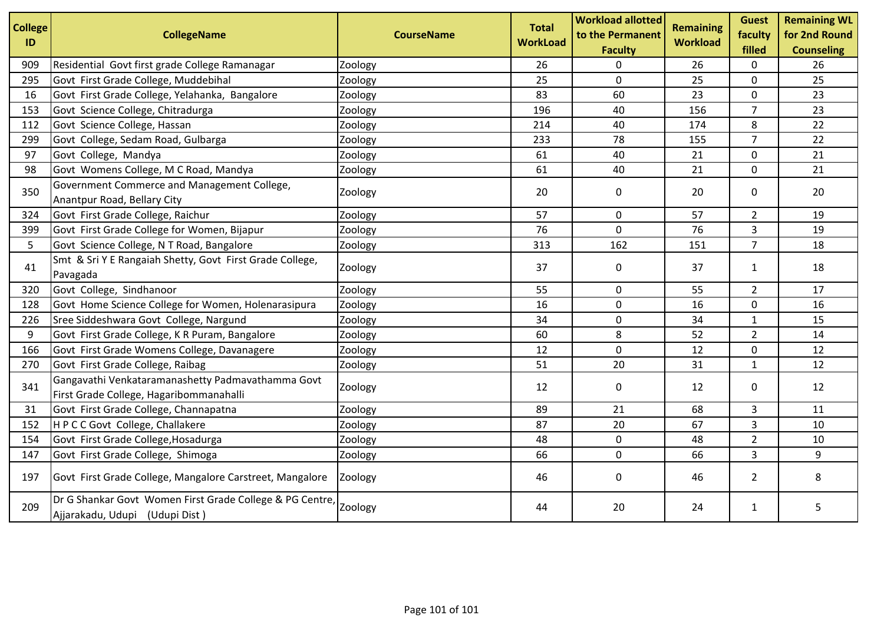| College ID | CollegeName | CourseName | Total WorkLoad | Workload allotted to the Permanent Faculty | Remaining Workload | Guest faculty filled | Remaining WL for 2nd Round Counseling |
|---|---|---|---|---|---|---|---|
| 909 | Residential Govt first grade College Ramanagar | Zoology | 26 | 0 | 26 | 0 | 26 |
| 295 | Govt First Grade College, Muddebihal | Zoology | 25 | 0 | 25 | 0 | 25 |
| 16 | Govt First Grade College, Yelahanka, Bangalore | Zoology | 83 | 60 | 23 | 0 | 23 |
| 153 | Govt Science College, Chitradurga | Zoology | 196 | 40 | 156 | 7 | 23 |
| 112 | Govt Science College, Hassan | Zoology | 214 | 40 | 174 | 8 | 22 |
| 299 | Govt College, Sedam Road, Gulbarga | Zoology | 233 | 78 | 155 | 7 | 22 |
| 97 | Govt College, Mandya | Zoology | 61 | 40 | 21 | 0 | 21 |
| 98 | Govt Womens College, M C Road, Mandya | Zoology | 61 | 40 | 21 | 0 | 21 |
| 350 | Government Commerce and Management College, Anantpur Road, Bellary City | Zoology | 20 | 0 | 20 | 0 | 20 |
| 324 | Govt First Grade College, Raichur | Zoology | 57 | 0 | 57 | 2 | 19 |
| 399 | Govt First Grade College for Women, Bijapur | Zoology | 76 | 0 | 76 | 3 | 19 |
| 5 | Govt Science College, N T Road, Bangalore | Zoology | 313 | 162 | 151 | 7 | 18 |
| 41 | Smt & Sri Y E Rangaiah Shetty, Govt First Grade College, Pavagada | Zoology | 37 | 0 | 37 | 1 | 18 |
| 320 | Govt College, Sindhanoor | Zoology | 55 | 0 | 55 | 2 | 17 |
| 128 | Govt Home Science College for Women, Holenarasipura | Zoology | 16 | 0 | 16 | 0 | 16 |
| 226 | Sree Siddeshwara Govt College, Nargund | Zoology | 34 | 0 | 34 | 1 | 15 |
| 9 | Govt First Grade College, K R Puram, Bangalore | Zoology | 60 | 8 | 52 | 2 | 14 |
| 166 | Govt First Grade Womens College, Davanagere | Zoology | 12 | 0 | 12 | 0 | 12 |
| 270 | Govt First Grade College, Raibag | Zoology | 51 | 20 | 31 | 1 | 12 |
| 341 | Gangavathi Venkataramanashetty Padmavathamma Govt First Grade College, Hagaribommanahalli | Zoology | 12 | 0 | 12 | 0 | 12 |
| 31 | Govt First Grade College, Channapatna | Zoology | 89 | 21 | 68 | 3 | 11 |
| 152 | H P C C Govt College, Challakere | Zoology | 87 | 20 | 67 | 3 | 10 |
| 154 | Govt First Grade College,Hosadurga | Zoology | 48 | 0 | 48 | 2 | 10 |
| 147 | Govt First Grade College, Shimoga | Zoology | 66 | 0 | 66 | 3 | 9 |
| 197 | Govt First Grade College, Mangalore Carstreet, Mangalore | Zoology | 46 | 0 | 46 | 2 | 8 |
| 209 | Dr G Shankar Govt Women First Grade College & PG Centre, Ajjarakadu, Udupi (Udupi Dist ) | Zoology | 44 | 20 | 24 | 1 | 5 |